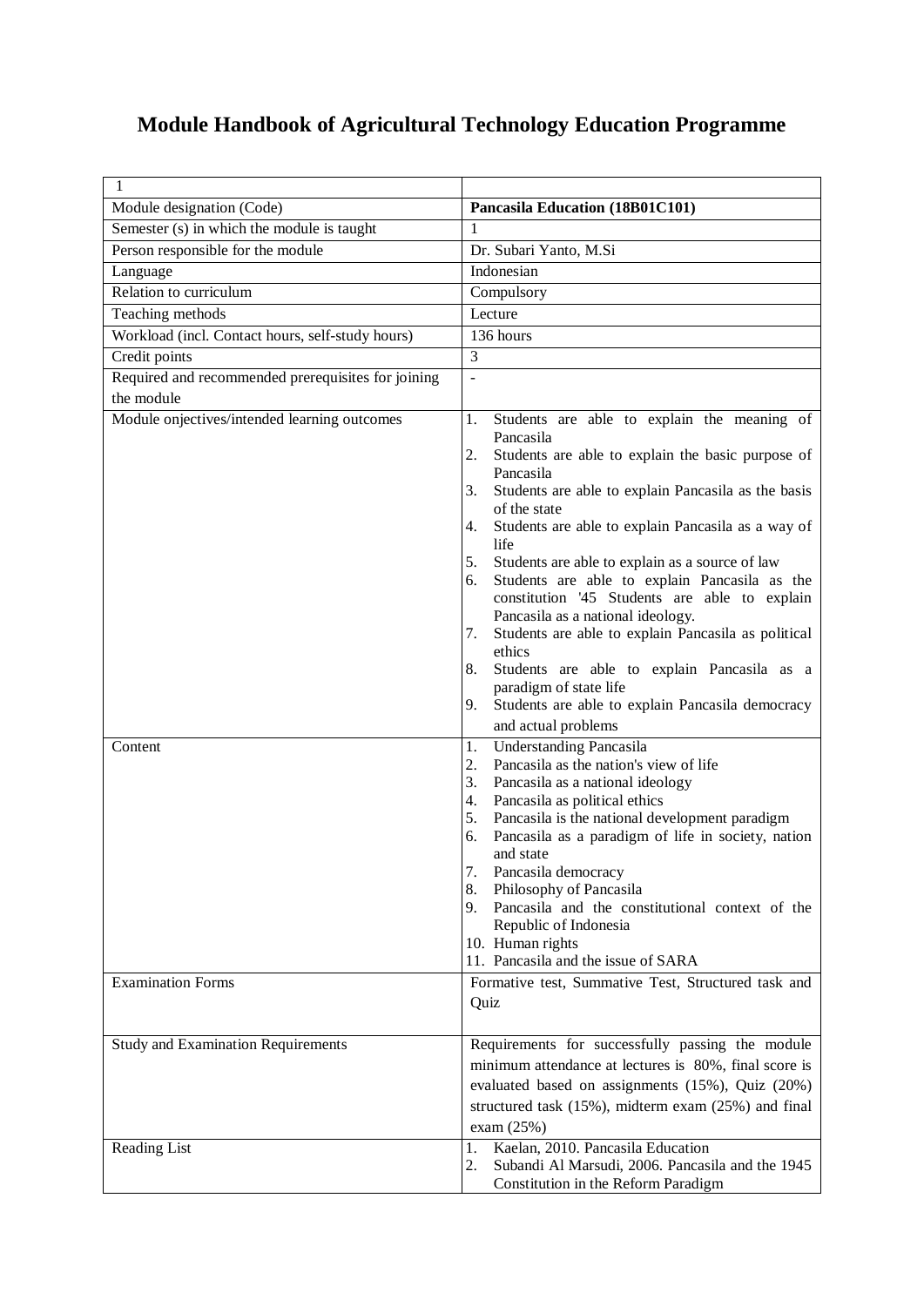# Module Handbook of Agricultural Technology Education Programme

| 1 | |
|---|---|
| Module designation (Code) | **Pancasila Education (18B01C101)** |
| Semester (s) in which the module is taught | 1 |
| Person responsible for the module | Dr. Subari Yanto, M.Si |
| Language | Indonesian |
| Relation to curriculum | Compulsory |
| Teaching methods | Lecture |
| Workload (incl. Contact hours, self-study hours) | 136 hours |
| Credit points | 3 |
| Required and recommended prerequisites for joining the module | - |
| Module onjectives/intended learning outcomes | 1. Students are able to explain the meaning of Pancasila<br>2. Students are able to explain the basic purpose of Pancasila<br>3. Students are able to explain Pancasila as the basis of the state<br>4. Students are able to explain Pancasila as a way of life<br>5. Students are able to explain as a source of law<br>6. Students are able to explain Pancasila as the constitution '45 Students are able to explain Pancasila as a national ideology.<br>7. Students are able to explain Pancasila as political ethics<br>8. Students are able to explain Pancasila as a paradigm of state life<br>9. Students are able to explain Pancasila democracy and actual problems |
| Content | 1. Understanding Pancasila<br>2. Pancasila as the nation's view of life<br>3. Pancasila as a national ideology<br>4. Pancasila as political ethics<br>5. Pancasila is the national development paradigm<br>6. Pancasila as a paradigm of life in society, nation and state<br>7. Pancasila democracy<br>8. Philosophy of Pancasila<br>9. Pancasila and the constitutional context of the Republic of Indonesia<br>10. Human rights<br>11. Pancasila and the issue of SARA |
| Examination Forms | Formative test, Summative Test, Structured task and Quiz |
| Study and Examination Requirements | Requirements for successfully passing the module minimum attendance at lectures is 80%, final score is evaluated based on assignments (15%), Quiz (20%) structured task (15%), midterm exam (25%) and final exam (25%) |
| Reading List | 1. Kaelan, 2010. Pancasila Education<br>2. Subandi Al Marsudi, 2006. Pancasila and the 1945 Constitution in the Reform Paradigm |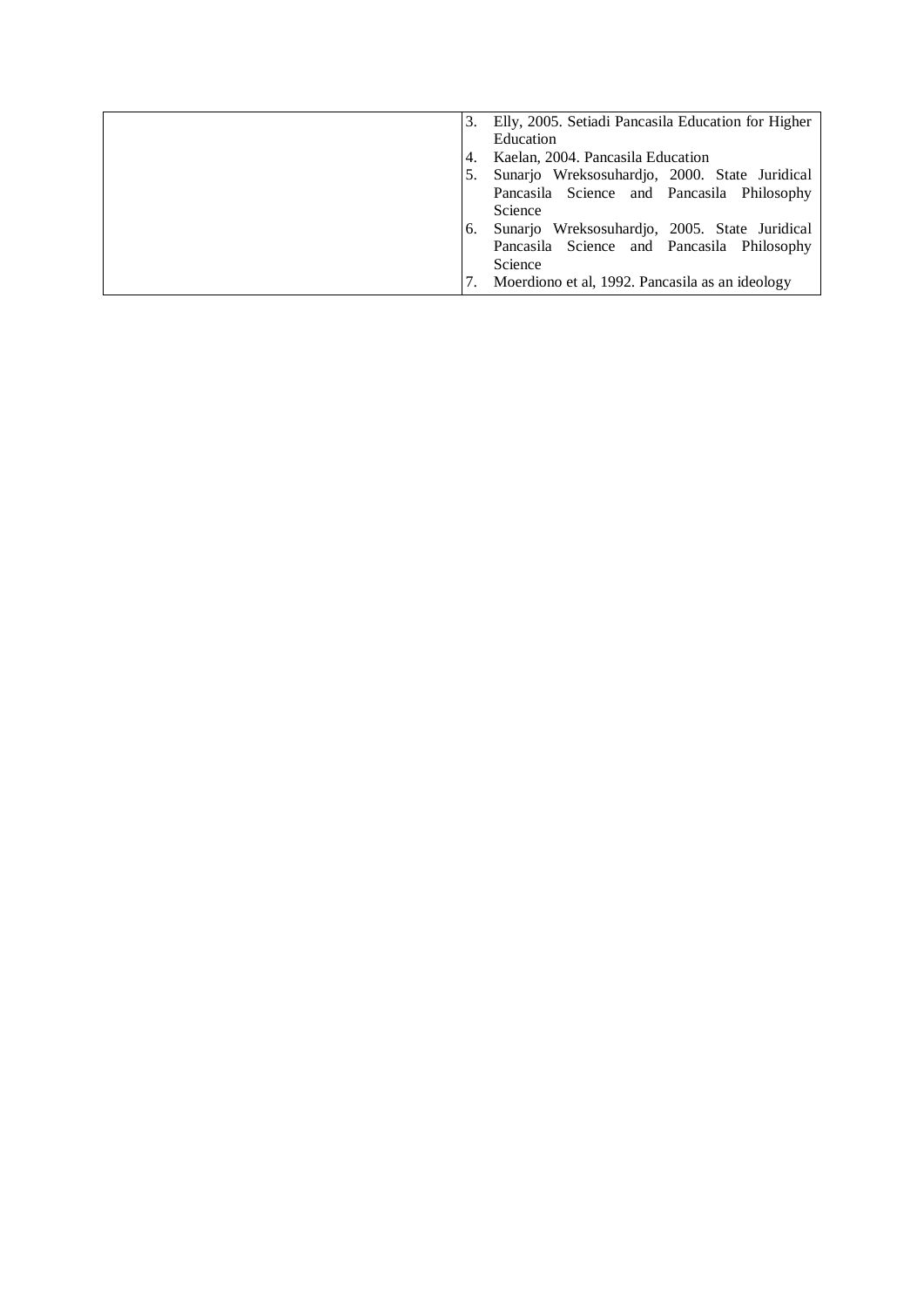|  | 3. Elly, 2005. Setiadi Pancasila Education for Higher Education<br>4. Kaelan, 2004. Pancasila Education<br>5. Sunarjo Wreksosuhardjo, 2000. State Juridical Pancasila Science and Pancasila Philosophy Science<br>6. Sunarjo Wreksosuhardjo, 2005. State Juridical Pancasila Science and Pancasila Philosophy Science<br>7. Moerdiono et al, 1992. Pancasila as an ideology |
|---|---|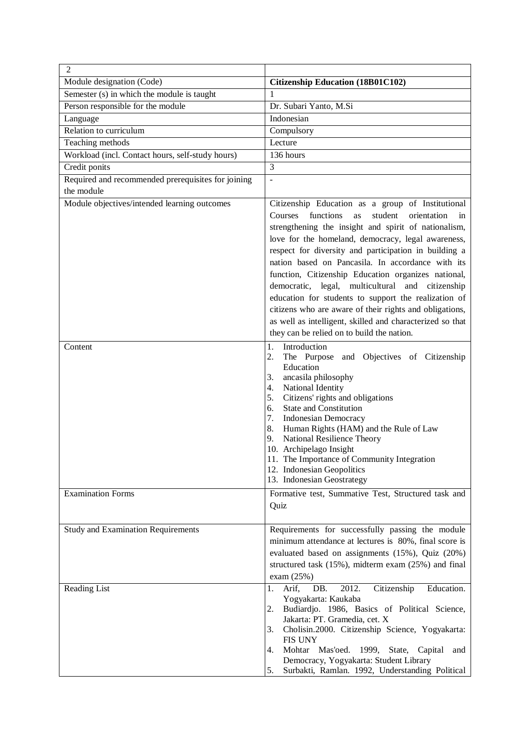| 2 | |
|---|---|
| Module designation (Code) | **Citizenship Education (18B01C102)** |
| Semester (s) in which the module is taught | 1 |
| Person responsible for the module | Dr. Subari Yanto, M.Si |
| Language | Indonesian |
| Relation to curriculum | Compulsory |
| Teaching methods | Lecture |
| Workload (incl. Contact hours, self-study hours) | 136 hours |
| Credit ponits | 3 |
| Required and recommended prerequisites for joining the module | - |
| Module objectives/intended learning outcomes | Citizenship Education as a group of Institutional Courses functions as student orientation in strengthening the insight and spirit of nationalism, love for the homeland, democracy, legal awareness, respect for diversity and participation in building a nation based on Pancasila. In accordance with its function, Citizenship Education organizes national, democratic, legal, multicultural and citizenship education for students to support the realization of citizens who are aware of their rights and obligations, as well as intelligent, skilled and characterized so that they can be relied on to build the nation. |
| Content | 1. Introduction<br>2. The Purpose and Objectives of Citizenship Education<br>3. ancasila philosophy<br>4. National Identity<br>5. Citizens' rights and obligations<br>6. State and Constitution<br>7. Indonesian Democracy<br>8. Human Rights (HAM) and the Rule of Law<br>9. National Resilience Theory<br>10. Archipelago Insight<br>11. The Importance of Community Integration<br>12. Indonesian Geopolitics<br>13. Indonesian Geostrategy |
| Examination Forms | Formative test, Summative Test, Structured task and Quiz |
| Study and Examination Requirements | Requirements for successfully passing the module minimum attendance at lectures is 80%, final score is evaluated based on assignments (15%), Quiz (20%) structured task (15%), midterm exam (25%) and final exam (25%) |
| Reading List | 1. Arif, DB. 2012. Citizenship Education. Yogyakarta: Kaukaba<br>2. Budiardjo. 1986, Basics of Political Science, Jakarta: PT. Gramedia, cet. X<br>3. Cholisin.2000. Citizenship Science, Yogyakarta: FIS UNY<br>4. Mohtar Mas'oed. 1999, State, Capital and Democracy, Yogyakarta: Student Library<br>5. Surbakti, Ramlan. 1992, Understanding Political |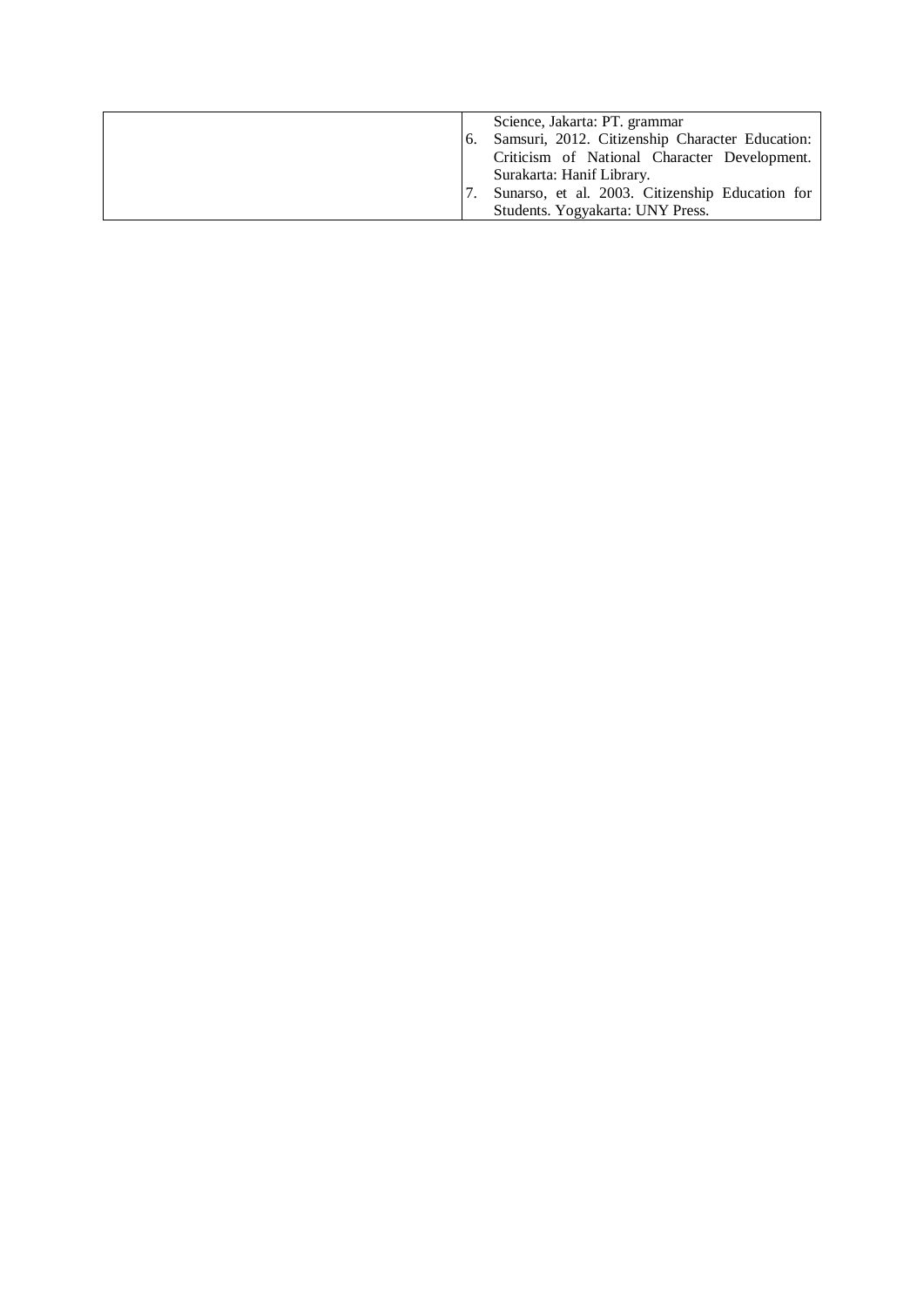| | |
|---|---|
| | Science, Jakarta: PT. grammar<br>6. Samsuri, 2012. Citizenship Character Education: Criticism of National Character Development. Surakarta: Hanif Library.<br>7. Sunarso, et al. 2003. Citizenship Education for Students. Yogyakarta: UNY Press. |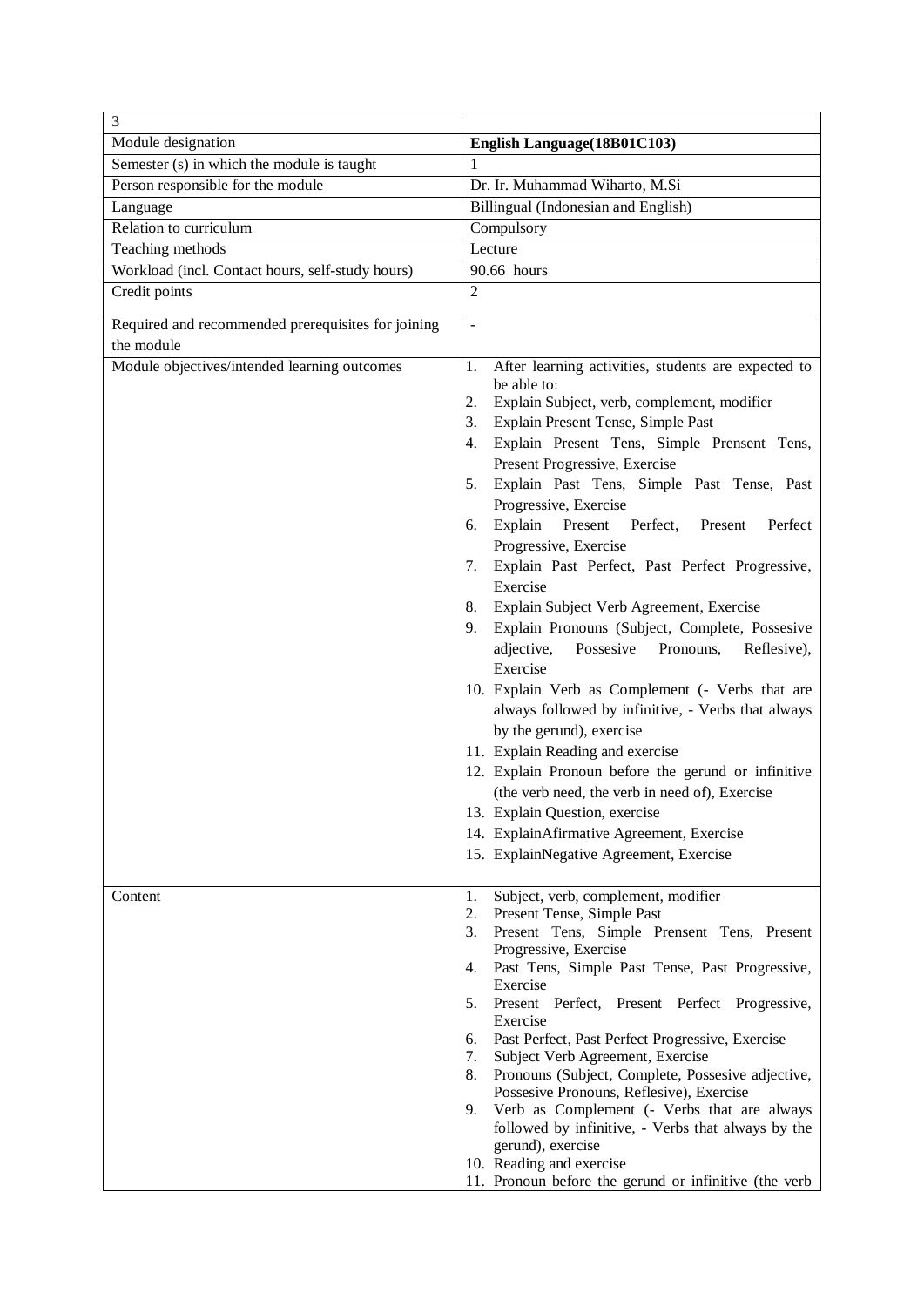| 3 | |
|---|---|
| Module designation | **English Language(18B01C103)** |
| Semester (s) in which the module is taught | 1 |
| Person responsible for the module | Dr. Ir. Muhammad Wiharto, M.Si |
| Language | Billingual (Indonesian and English) |
| Relation to curriculum | Compulsory |
| Teaching methods | Lecture |
| Workload (incl. Contact hours, self-study hours) | 90.66 hours |
| Credit points | 2 |
| Required and recommended prerequisites for joining the module | - |
| Module objectives/intended learning outcomes | 1. After learning activities, students are expected to be able to:<br>2. Explain Subject, verb, complement, modifier<br>3. Explain Present Tense, Simple Past<br>4. Explain Present Tens, Simple Prensent Tens, Present Progressive, Exercise<br>5. Explain Past Tens, Simple Past Tense, Past Progressive, Exercise<br>6. Explain Present Perfect, Present Perfect Progressive, Exercise<br>7. Explain Past Perfect, Past Perfect Progressive, Exercise<br>8. Explain Subject Verb Agreement, Exercise<br>9. Explain Pronouns (Subject, Complete, Possesive adjective, Possesive Pronouns, Reflesive), Exercise<br>10. Explain Verb as Complement (- Verbs that are always followed by infinitive, - Verbs that always by the gerund), exercise<br>11. Explain Reading and exercise<br>12. Explain Pronoun before the gerund or infinitive (the verb need, the verb in need of), Exercise<br>13. Explain Question, exercise<br>14. ExplainAfirmative Agreement, Exercise<br>15. ExplainNegative Agreement, Exercise |
| Content | 1. Subject, verb, complement, modifier<br>2. Present Tense, Simple Past<br>3. Present Tens, Simple Prensent Tens, Present Progressive, Exercise<br>4. Past Tens, Simple Past Tense, Past Progressive, Exercise<br>5. Present Perfect, Present Perfect Progressive, Exercise<br>6. Past Perfect, Past Perfect Progressive, Exercise<br>7. Subject Verb Agreement, Exercise<br>8. Pronouns (Subject, Complete, Possesive adjective, Possesive Pronouns, Reflesive), Exercise<br>9. Verb as Complement (- Verbs that are always followed by infinitive, - Verbs that always by the gerund), exercise<br>10. Reading and exercise<br>11. Pronoun before the gerund or infinitive (the verb |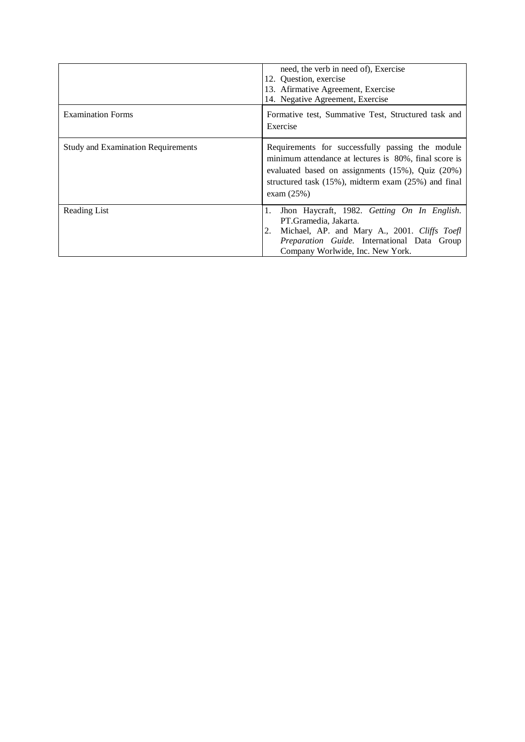| | |
|---|---|
| | need, the verb in need of), Exercise<br>12. Question, exercise<br>13. Afirmative Agreement, Exercise<br>14. Negative Agreement, Exercise |
| Examination Forms | Formative test, Summative Test, Structured task and Exercise |
| Study and Examination Requirements | Requirements for successfully passing the module minimum attendance at lectures is 80%, final score is evaluated based on assignments (15%), Quiz (20%) structured task (15%), midterm exam (25%) and final exam (25%) |
| Reading List | 1. Jhon Haycraft, 1982. *Getting On In English.* PT.Gramedia, Jakarta.<br>2. Michael, AP. and Mary A., 2001. *Cliffs Toefl Preparation Guide.* International Data Group Company Worlwide, Inc. New York. |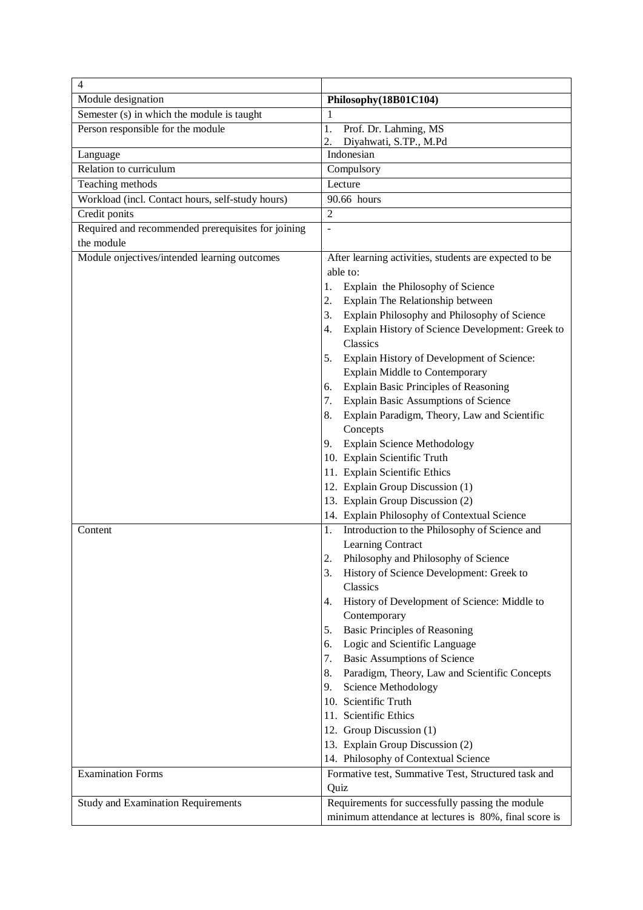| 4 | |
|---|---|
| Module designation | **Philosophy(18B01C104)** |
| Semester (s) in which the module is taught | 1 |
| Person responsible for the module | 1. Prof. Dr. Lahming, MS<br>2. Diyahwati, S.TP., M.Pd |
| Language | Indonesian |
| Relation to curriculum | Compulsory |
| Teaching methods | Lecture |
| Workload (incl. Contact hours, self-study hours) | 90.66 hours |
| Credit ponits | 2 |
| Required and recommended prerequisites for joining the module | - |
| Module onjectives/intended learning outcomes | After learning activities, students are expected to be able to:<br>1. Explain the Philosophy of Science<br>2. Explain The Relationship between<br>3. Explain Philosophy and Philosophy of Science<br>4. Explain History of Science Development: Greek to Classics<br>5. Explain History of Development of Science: Explain Middle to Contemporary<br>6. Explain Basic Principles of Reasoning<br>7. Explain Basic Assumptions of Science<br>8. Explain Paradigm, Theory, Law and Scientific Concepts<br>9. Explain Science Methodology<br>10. Explain Scientific Truth<br>11. Explain Scientific Ethics<br>12. Explain Group Discussion (1)<br>13. Explain Group Discussion (2)<br>14. Explain Philosophy of Contextual Science |
| Content | 1. Introduction to the Philosophy of Science and Learning Contract<br>2. Philosophy and Philosophy of Science<br>3. History of Science Development: Greek to Classics<br>4. History of Development of Science: Middle to Contemporary<br>5. Basic Principles of Reasoning<br>6. Logic and Scientific Language<br>7. Basic Assumptions of Science<br>8. Paradigm, Theory, Law and Scientific Concepts<br>9. Science Methodology<br>10. Scientific Truth<br>11. Scientific Ethics<br>12. Group Discussion (1)<br>13. Explain Group Discussion (2)<br>14. Philosophy of Contextual Science |
| Examination Forms | Formative test, Summative Test, Structured task and Quiz |
| Study and Examination Requirements | Requirements for successfully passing the module minimum attendance at lectures is 80%, final score is |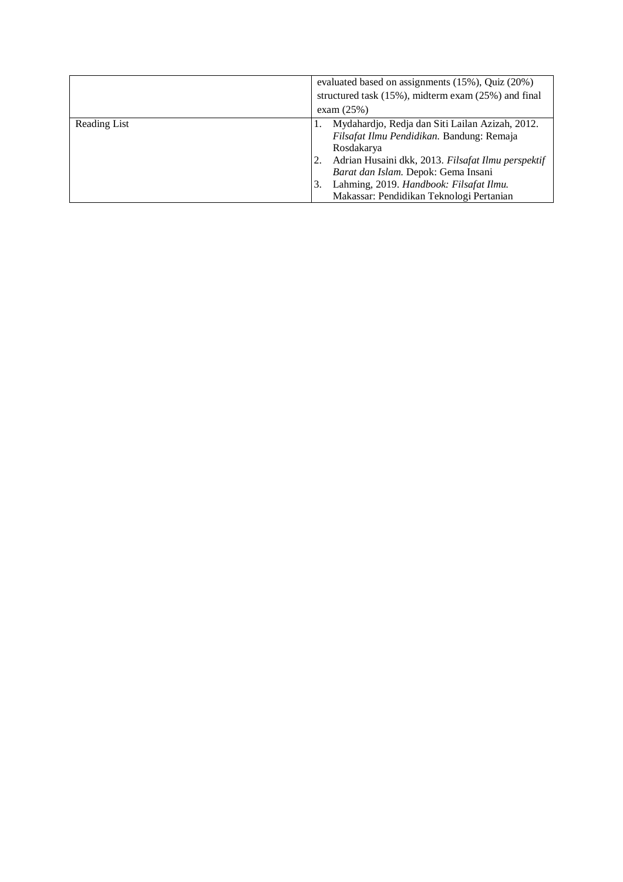| | |
|---|---|
| | evaluated based on assignments (15%), Quiz (20%) structured task (15%), midterm exam (25%) and final exam (25%) |
| Reading List | 1. Mydahardjo, Redja dan Siti Lailan Azizah, 2012. *Filsafat Ilmu Pendidikan.* Bandung: Remaja Rosdakarya<br>2. Adrian Husaini dkk, 2013. *Filsafat Ilmu perspektif Barat dan Islam.* Depok: Gema Insani<br>3. Lahming, 2019. *Handbook: Filsafat Ilmu.* Makassar: Pendidikan Teknologi Pertanian |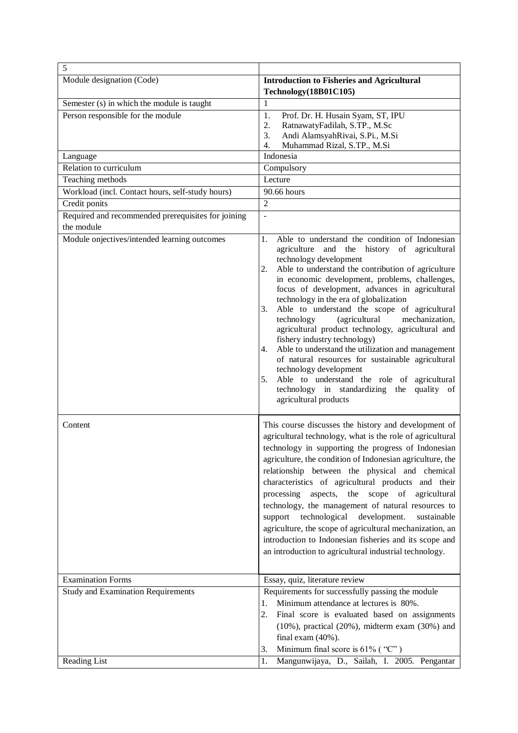| 5 | |
|---|---|
| Module designation (Code) | **Introduction to Fisheries and Agricultural Technology(18B01C105)** |
| Semester (s) in which the module is taught | 1 |
| Person responsible for the module | 1. Prof. Dr. H. Husain Syam, ST, IPU<br>2. RatnawatyFadilah, S.TP., M.Sc<br>3. Andi AlamsyahRivai, S.Pi., M.Si<br>4. Muhammad Rizal, S.TP., M.Si |
| Language | Indonesia |
| Relation to curriculum | Compulsory |
| Teaching methods | Lecture |
| Workload (incl. Contact hours, self-study hours) | 90.66 hours |
| Credit ponits | 2 |
| Required and recommended prerequisites for joining the module | - |
| Module onjectives/intended learning outcomes | 1. Able to understand the condition of Indonesian agriculture and the history of agricultural technology development<br>2. Able to understand the contribution of agriculture in economic development, problems, challenges, focus of development, advances in agricultural technology in the era of globalization<br>3. Able to understand the scope of agricultural technology (agricultural mechanization, agricultural product technology, agricultural and fishery industry technology)<br>4. Able to understand the utilization and management of natural resources for sustainable agricultural technology development<br>5. Able to understand the role of agricultural technology in standardizing the quality of agricultural products |
| Content | This course discusses the history and development of agricultural technology, what is the role of agricultural technology in supporting the progress of Indonesian agriculture, the condition of Indonesian agriculture, the relationship between the physical and chemical characteristics of agricultural products and their processing aspects, the scope of agricultural technology, the management of natural resources to support technological development. sustainable agriculture, the scope of agricultural mechanization, an introduction to Indonesian fisheries and its scope and an introduction to agricultural industrial technology. |
| Examination Forms | Essay, quiz, literature review |
| Study and Examination Requirements | Requirements for successfully passing the module<br>1. Minimum attendance at lectures is 80%.<br>2. Final score is evaluated based on assignments (10%), practical (20%), midterm exam (30%) and final exam (40%).<br>3. Minimum final score is 61% ( "C" ) |
| Reading List | 1. Mangunwijaya, D., Sailah, I. 2005. Pengantar |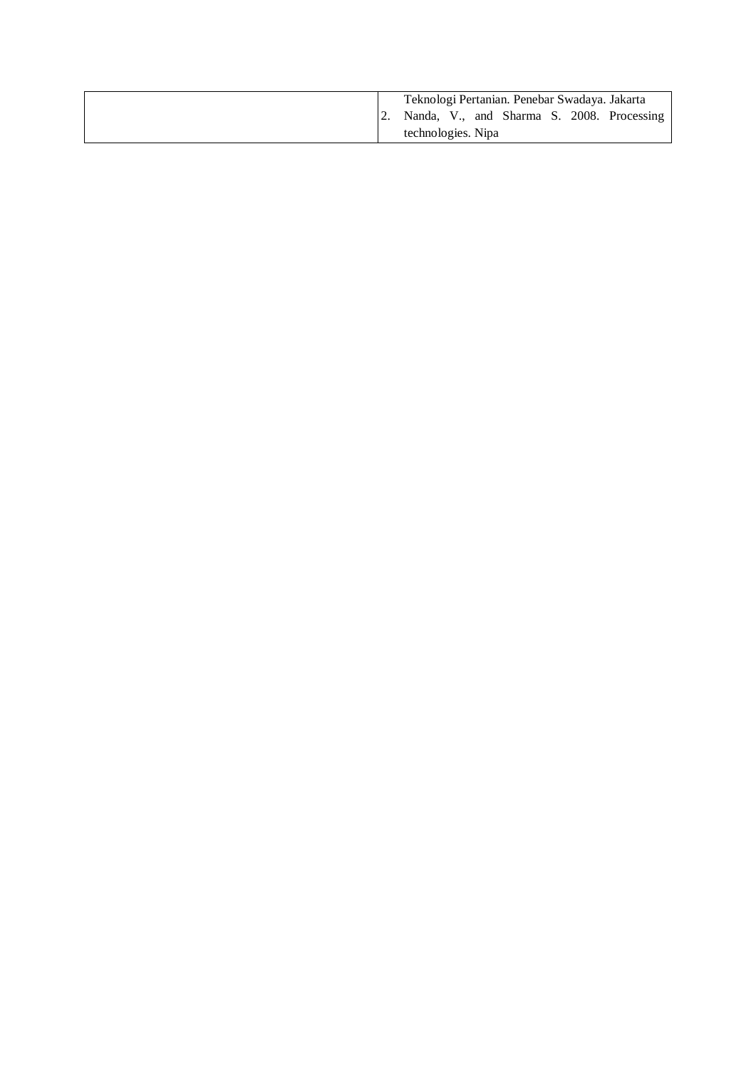| | |
|---|---|
| | Teknologi Pertanian. Penebar Swadaya. Jakarta<br>2. Nanda, V., and Sharma S. 2008. Processing technologies. Nipa |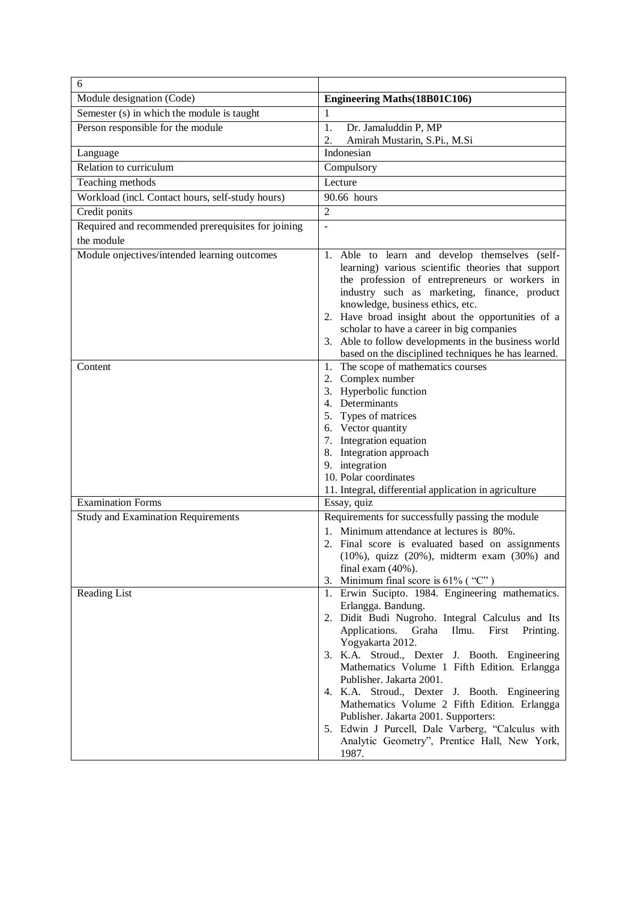| 6 | |
|---|---|
| Module designation (Code) | **Engineering Maths(18B01C106)** |
| Semester (s) in which the module is taught | 1 |
| Person responsible for the module | 1. Dr. Jamaluddin P, MP<br>2. Amirah Mustarin, S.Pi., M.Si |
| Language | Indonesian |
| Relation to curriculum | Compulsory |
| Teaching methods | Lecture |
| Workload (incl. Contact hours, self-study hours) | 90.66 hours |
| Credit ponits | 2 |
| Required and recommended prerequisites for joining the module | - |
| Module onjectives/intended learning outcomes | 1. Able to learn and develop themselves (self-learning) various scientific theories that support the profession of entrepreneurs or workers in industry such as marketing, finance, product knowledge, business ethics, etc.<br>2. Have broad insight about the opportunities of a scholar to have a career in big companies<br>3. Able to follow developments in the business world based on the disciplined techniques he has learned. |
| Content | 1. The scope of mathematics courses<br>2. Complex number<br>3. Hyperbolic function<br>4. Determinants<br>5. Types of matrices<br>6. Vector quantity<br>7. Integration equation<br>8. Integration approach<br>9. integration<br>10. Polar coordinates<br>11. Integral, differential application in agriculture |
| Examination Forms | Essay, quiz |
| Study and Examination Requirements | Requirements for successfully passing the module<br>1. Minimum attendance at lectures is 80%.<br>2. Final score is evaluated based on assignments (10%), quizz (20%), midterm exam (30%) and final exam (40%).<br>3. Minimum final score is 61% ( "C" ) |
| Reading List | 1. Erwin Sucipto. 1984. Engineering mathematics. Erlangga. Bandung.<br>2. Didit Budi Nugroho. Integral Calculus and Its Applications. Graha Ilmu. First Printing. Yogyakarta 2012.<br>3. K.A. Stroud., Dexter J. Booth. Engineering Mathematics Volume 1 Fifth Edition. Erlangga Publisher. Jakarta 2001.<br>4. K.A. Stroud., Dexter J. Booth. Engineering Mathematics Volume 2 Fifth Edition. Erlangga Publisher. Jakarta 2001. Supporters:<br>5. Edwin J Purcell, Dale Varberg, "Calculus with Analytic Geometry", Prentice Hall, New York, 1987. |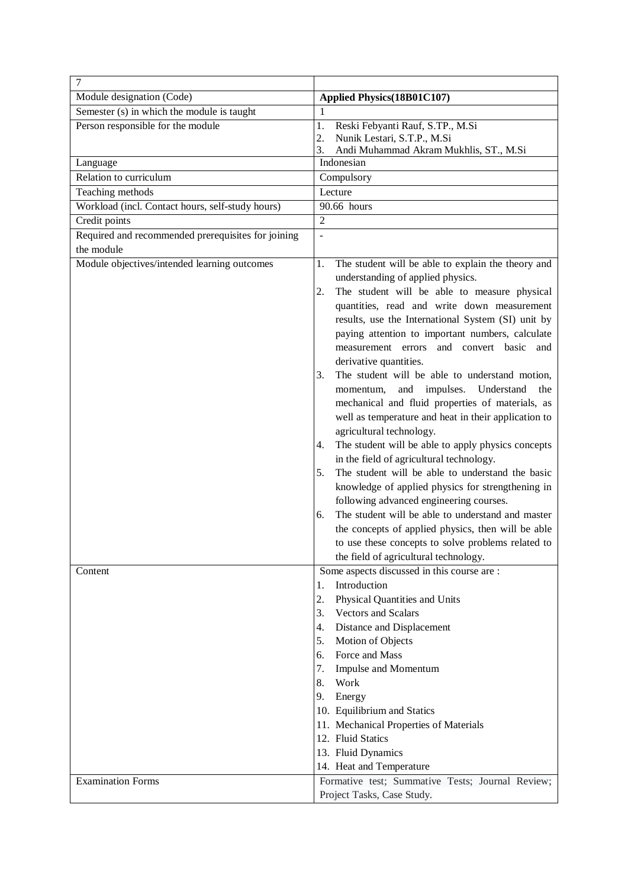| 7 | |
|---|---|
| Module designation (Code) | **Applied Physics(18B01C107)** |
| Semester (s) in which the module is taught | 1 |
| Person responsible for the module | 1. Reski Febyanti Rauf, S.TP., M.Si<br>2. Nunik Lestari, S.T.P., M.Si<br>3. Andi Muhammad Akram Mukhlis, ST., M.Si |
| Language | Indonesian |
| Relation to curriculum | Compulsory |
| Teaching methods | Lecture |
| Workload (incl. Contact hours, self-study hours) | 90.66 hours |
| Credit points | 2 |
| Required and recommended prerequisites for joining the module | - |
| Module objectives/intended learning outcomes | 1. The student will be able to explain the theory and understanding of applied physics.<br>2. The student will be able to measure physical quantities, read and write down measurement results, use the International System (SI) unit by paying attention to important numbers, calculate measurement errors and convert basic and derivative quantities.<br>3. The student will be able to understand motion, momentum, and impulses. Understand the mechanical and fluid properties of materials, as well as temperature and heat in their application to agricultural technology.<br>4. The student will be able to apply physics concepts in the field of agricultural technology.<br>5. The student will be able to understand the basic knowledge of applied physics for strengthening in following advanced engineering courses.<br>6. The student will be able to understand and master the concepts of applied physics, then will be able to use these concepts to solve problems related to the field of agricultural technology. |
| Content | Some aspects discussed in this course are :<br>1. Introduction<br>2. Physical Quantities and Units<br>3. Vectors and Scalars<br>4. Distance and Displacement<br>5. Motion of Objects<br>6. Force and Mass<br>7. Impulse and Momentum<br>8. Work<br>9. Energy<br>10. Equilibrium and Statics<br>11. Mechanical Properties of Materials<br>12. Fluid Statics<br>13. Fluid Dynamics<br>14. Heat and Temperature |
| Examination Forms | Formative test; Summative Tests; Journal Review; Project Tasks, Case Study. |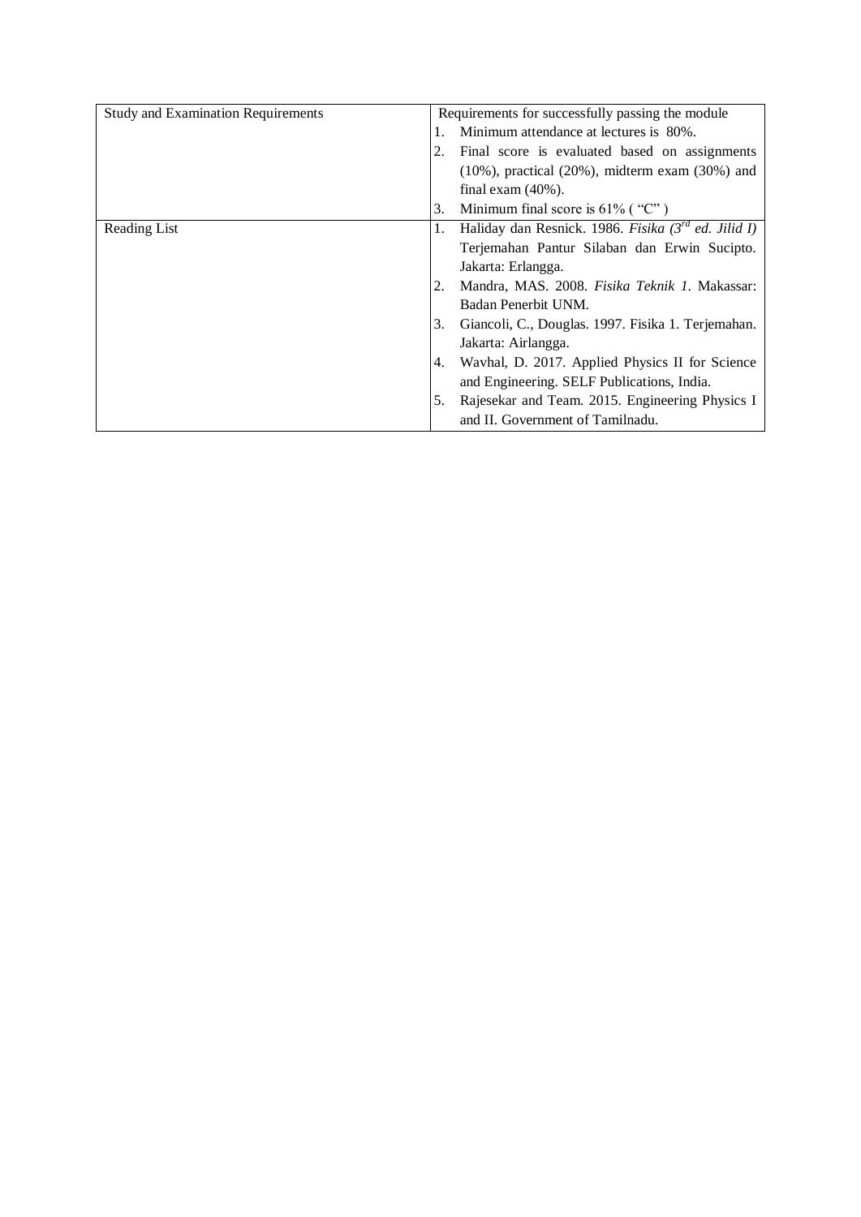| Study and Examination Requirements | Requirements for successfully passing the module<br>1. Minimum attendance at lectures is 80%.<br>2. Final score is evaluated based on assignments (10%), practical (20%), midterm exam (30%) and final exam (40%).<br>3. Minimum final score is 61% ( "C" ) |
|---|---|
| Reading List | 1. Haliday dan Resnick. 1986. *Fisika (3rd ed. Jilid I)* Terjemahan Pantur Silaban dan Erwin Sucipto. Jakarta: Erlangga.<br>2. Mandra, MAS. 2008. *Fisika Teknik 1*. Makassar: Badan Penerbit UNM.<br>3. Giancoli, C., Douglas. 1997. Fisika 1. Terjemahan. Jakarta: Airlangga.<br>4. Wavhal, D. 2017. Applied Physics II for Science and Engineering. SELF Publications, India.<br>5. Rajesekar and Team. 2015. Engineering Physics I and II. Government of Tamilnadu. |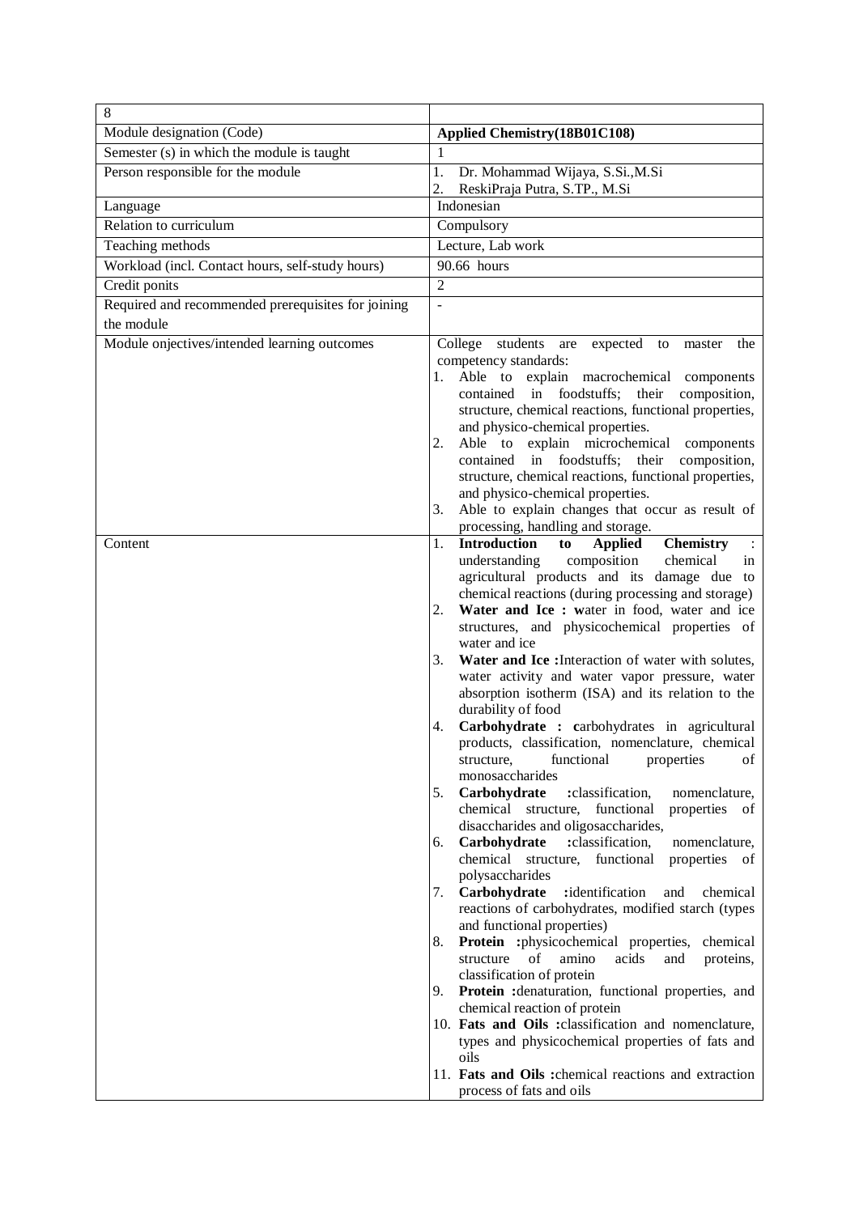| 8 | |
|---|---|
| Module designation (Code) | **Applied Chemistry(18B01C108)** |
| Semester (s) in which the module is taught | 1 |
| Person responsible for the module | 1. Dr. Mohammad Wijaya, S.Si.,M.Si<br>2. ReskiPraja Putra, S.TP., M.Si |
| Language | Indonesian |
| Relation to curriculum | Compulsory |
| Teaching methods | Lecture, Lab work |
| Workload (incl. Contact hours, self-study hours) | 90.66 hours |
| Credit ponits | 2 |
| Required and recommended prerequisites for joining the module | - |
| Module onjectives/intended learning outcomes | College students are expected to master the competency standards:<br>1. Able to explain macrochemical components contained in foodstuffs; their composition, structure, chemical reactions, functional properties, and physico-chemical properties.<br>2. Able to explain microchemical components contained in foodstuffs; their composition, structure, chemical reactions, functional properties, and physico-chemical properties.<br>3. Able to explain changes that occur as result of processing, handling and storage. |
| Content | 1. **Introduction to Applied Chemistry** : understanding composition chemical in agricultural products and its damage due to chemical reactions (during processing and storage)<br>2. **Water and Ice : w**ater in food, water and ice structures, and physicochemical properties of water and ice<br>3. **Water and Ice :**Interaction of water with solutes, water activity and water vapor pressure, water absorption isotherm (ISA) and its relation to the durability of food<br>4. **Carbohydrate : c**arbohydrates in agricultural products, classification, nomenclature, chemical structure, functional properties of monosaccharides<br>5. **Carbohydrate :**classification, nomenclature, chemical structure, functional properties of disaccharides and oligosaccharides,<br>6. **Carbohydrate :**classification, nomenclature, chemical structure, functional properties of polysaccharides<br>7. **Carbohydrate :**identification and chemical reactions of carbohydrates, modified starch (types and functional properties)<br>8. **Protein :**physicochemical properties, chemical structure of amino acids and proteins, classification of protein<br>9. **Protein :**denaturation, functional properties, and chemical reaction of protein<br>10. **Fats and Oils :**classification and nomenclature, types and physicochemical properties of fats and oils<br>11. **Fats and Oils :**chemical reactions and extraction process of fats and oils |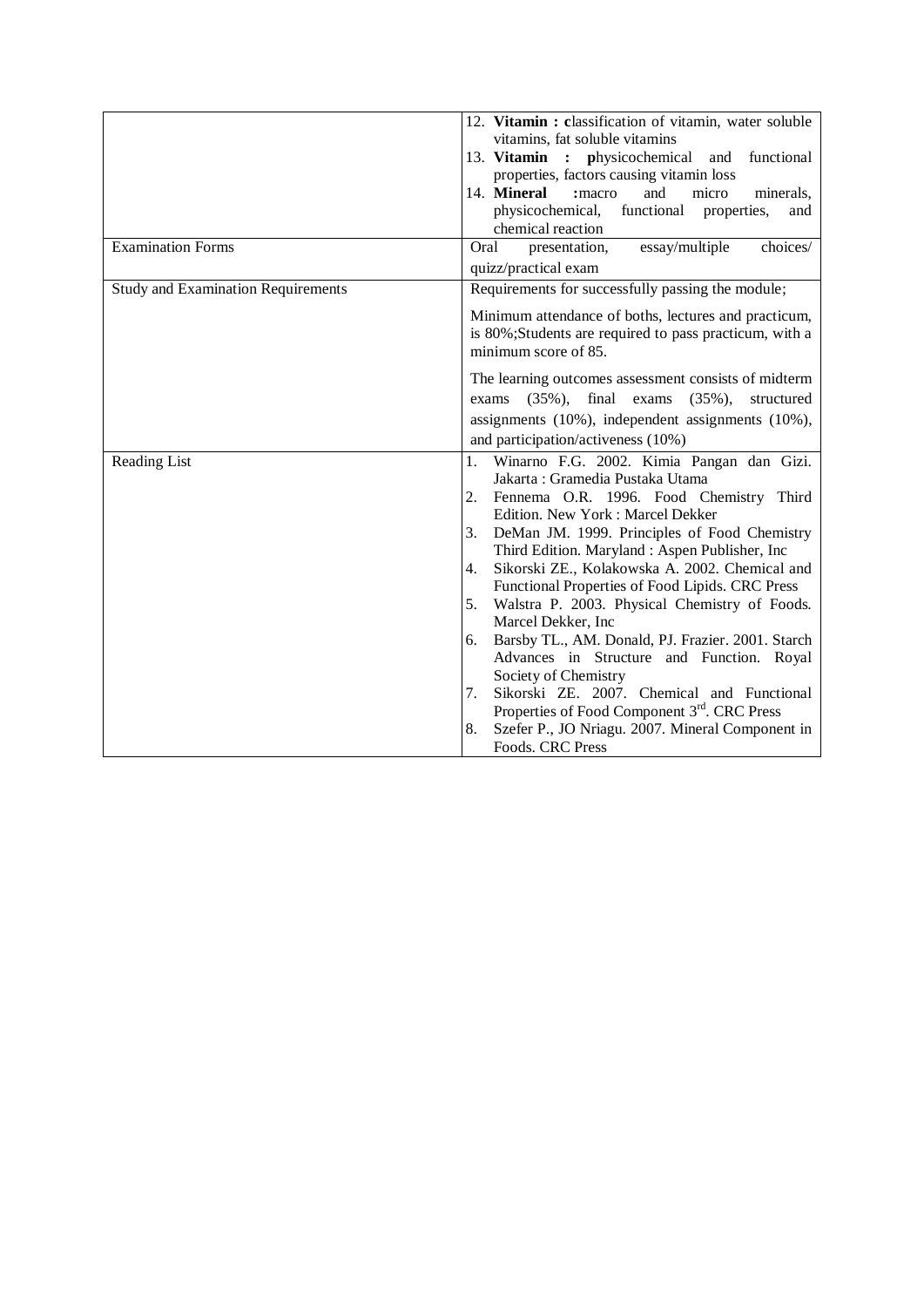| | |
|---|---|
| | 12. **Vitamin : c**lassification of vitamin, water soluble vitamins, fat soluble vitamins<br>13. **Vitamin : p**hysicochemical and functional properties, factors causing vitamin loss<br>14. **Mineral** :macro and micro minerals, physicochemical, functional properties, and chemical reaction |
| Examination Forms | Oral presentation, essay/multiple choices/ quizz/practical exam |
| Study and Examination Requirements | Requirements for successfully passing the module;<br><br>Minimum attendance of boths, lectures and practicum, is 80%;Students are required to pass practicum, with a minimum score of 85.<br><br>The learning outcomes assessment consists of midterm exams (35%), final exams (35%), structured assignments (10%), independent assignments (10%), and participation/activeness (10%) |
| Reading List | 1. Winarno F.G. 2002. Kimia Pangan dan Gizi. Jakarta : Gramedia Pustaka Utama<br>2. Fennema O.R. 1996. Food Chemistry Third Edition. New York : Marcel Dekker<br>3. DeMan JM. 1999. Principles of Food Chemistry Third Edition. Maryland : Aspen Publisher, Inc<br>4. Sikorski ZE., Kolakowska A. 2002. Chemical and Functional Properties of Food Lipids. CRC Press<br>5. Walstra P. 2003. Physical Chemistry of Foods. Marcel Dekker, Inc<br>6. Barsby TL., AM. Donald, PJ. Frazier. 2001. Starch Advances in Structure and Function. Royal Society of Chemistry<br>7. Sikorski ZE. 2007. Chemical and Functional Properties of Food Component 3rd. CRC Press<br>8. Szefer P., JO Nriagu. 2007. Mineral Component in Foods. CRC Press |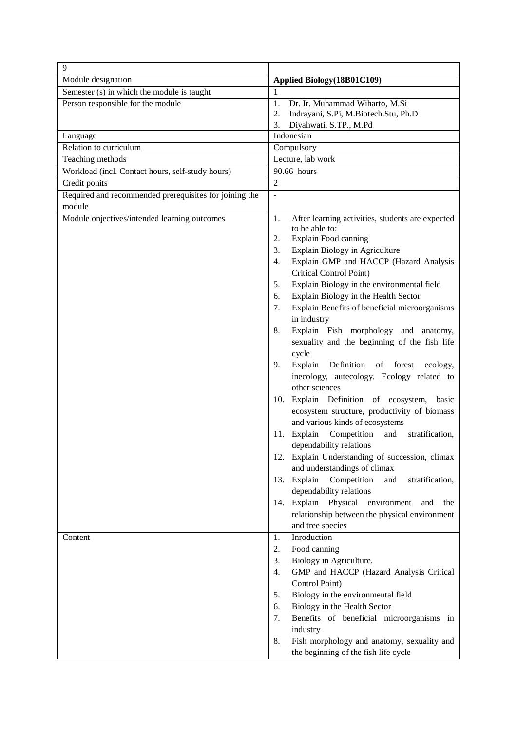| 9 | |
|---|---|
| Module designation | **Applied Biology(18B01C109)** |
| Semester (s) in which the module is taught | 1 |
| Person responsible for the module | 1. Dr. Ir. Muhammad Wiharto, M.Si<br>2. Indrayani, S.Pi, M.Biotech.Stu, Ph.D<br>3. Diyahwati, S.TP., M.Pd |
| Language | Indonesian |
| Relation to curriculum | Compulsory |
| Teaching methods | Lecture, lab work |
| Workload (incl. Contact hours, self-study hours) | 90.66 hours |
| Credit ponits | 2 |
| Required and recommended prerequisites for joining the module | - |
| Module onjectives/intended learning outcomes | 1. After learning activities, students are expected to be able to:<br>2. Explain Food canning<br>3. Explain Biology in Agriculture<br>4. Explain GMP and HACCP (Hazard Analysis Critical Control Point)<br>5. Explain Biology in the environmental field<br>6. Explain Biology in the Health Sector<br>7. Explain Benefits of beneficial microorganisms in industry<br>8. Explain Fish morphology and anatomy, sexuality and the beginning of the fish life cycle<br>9. Explain Definition of forest ecology, inecology, autecology. Ecology related to other sciences<br>10. Explain Definition of ecosystem, basic ecosystem structure, productivity of biomass and various kinds of ecosystems<br>11. Explain Competition and stratification, dependability relations<br>12. Explain Understanding of succession, climax and understandings of climax<br>13. Explain Competition and stratification, dependability relations<br>14. Explain Physical environment and the relationship between the physical environment and tree species |
| Content | 1. Inroduction<br>2. Food canning<br>3. Biology in Agriculture.<br>4. GMP and HACCP (Hazard Analysis Critical Control Point)<br>5. Biology in the environmental field<br>6. Biology in the Health Sector<br>7. Benefits of beneficial microorganisms in industry<br>8. Fish morphology and anatomy, sexuality and the beginning of the fish life cycle |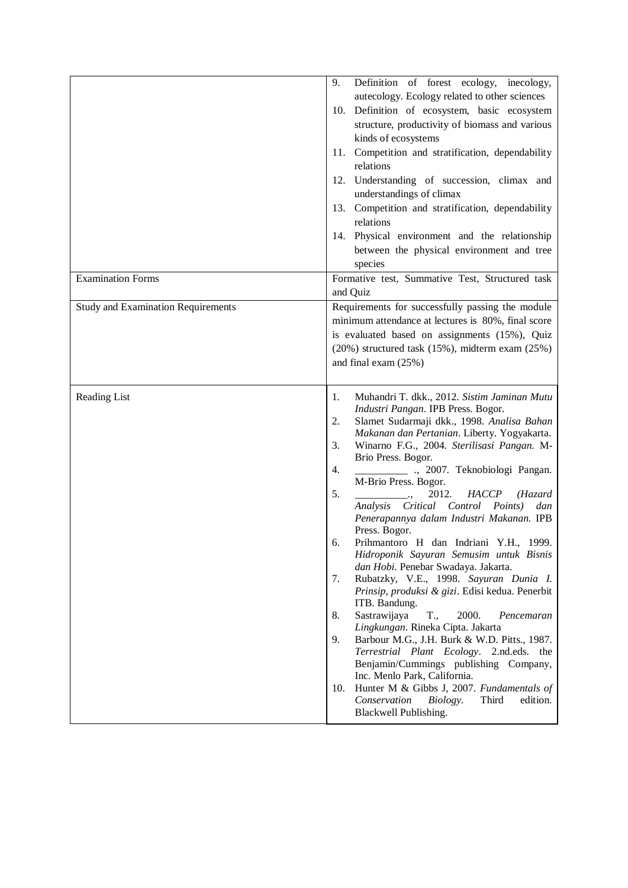| | |
|---|---|
| | 9. Definition of forest ecology, inecology, autecology. Ecology related to other sciences<br>10. Definition of ecosystem, basic ecosystem structure, productivity of biomass and various kinds of ecosystems<br>11. Competition and stratification, dependability relations<br>12. Understanding of succession, climax and understandings of climax<br>13. Competition and stratification, dependability relations<br>14. Physical environment and the relationship between the physical environment and tree species |
| Examination Forms | Formative test, Summative Test, Structured task and Quiz |
| Study and Examination Requirements | Requirements for successfully passing the module minimum attendance at lectures is 80%, final score is evaluated based on assignments (15%), Quiz (20%) structured task (15%), midterm exam (25%) and final exam (25%) |
| Reading List | 1. Muhandri T. dkk., 2012. *Sistim Jaminan Mutu Industri Pangan*. IPB Press. Bogor.<br>2. Slamet Sudarmaji dkk., 1998. *Analisa Bahan Makanan dan Pertanian*. Liberty. Yogyakarta.<br>3. Winarno F.G., 2004. *Sterilisasi Pangan.* M-Brio Press. Bogor.<br>4. __________ ., 2007. Teknobiologi Pangan. M-Brio Press. Bogor.<br>5. __________., 2012. *HACCP (Hazard Analysis Critical Control Points) dan Penerapannya dalam Industri Makanan.* IPB Press. Bogor.<br>6. Prihmantoro H dan Indriani Y.H., 1999. *Hidroponik Sayuran Semusim untuk Bisnis dan Hobi.* Penebar Swadaya. Jakarta.<br>7. Rubatzky, V.E., 1998. *Sayuran Dunia I. Prinsip, produksi & gizi*. Edisi kedua. Penerbit ITB. Bandung.<br>8. Sastrawijaya T., 2000. *Pencemaran Lingkungan*. Rineka Cipta. Jakarta<br>9. Barbour M.G., J.H. Burk & W.D. Pitts., 1987. *Terrestrial Plant Ecology*. 2.nd.eds. the Benjamin/Cummings publishing Company, Inc. Menlo Park, California.<br>10. Hunter M & Gibbs J, 2007. *Fundamentals of Conservation Biology.* Third edition. Blackwell Publishing. |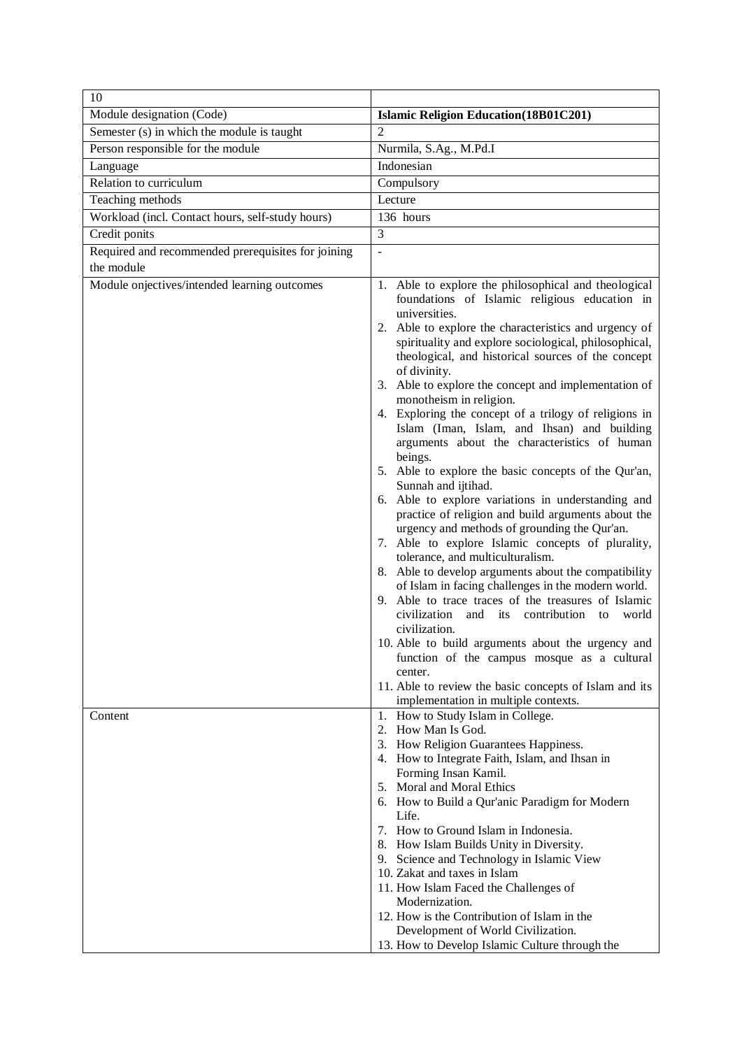| 10 | |
|---|---|
| Module designation (Code) | **Islamic Religion Education(18B01C201)** |
| Semester (s) in which the module is taught | 2 |
| Person responsible for the module | Nurmila, S.Ag., M.Pd.I |
| Language | Indonesian |
| Relation to curriculum | Compulsory |
| Teaching methods | Lecture |
| Workload (incl. Contact hours, self-study hours) | 136 hours |
| Credit ponits | 3 |
| Required and recommended prerequisites for joining the module | - |
| Module onjectives/intended learning outcomes | 1. Able to explore the philosophical and theological foundations of Islamic religious education in universities.<br>2. Able to explore the characteristics and urgency of spirituality and explore sociological, philosophical, theological, and historical sources of the concept of divinity.<br>3. Able to explore the concept and implementation of monotheism in religion.<br>4. Exploring the concept of a trilogy of religions in Islam (Iman, Islam, and Ihsan) and building arguments about the characteristics of human beings.<br>5. Able to explore the basic concepts of the Qur'an, Sunnah and ijtihad.<br>6. Able to explore variations in understanding and practice of religion and build arguments about the urgency and methods of grounding the Qur'an.<br>7. Able to explore Islamic concepts of plurality, tolerance, and multiculturalism.<br>8. Able to develop arguments about the compatibility of Islam in facing challenges in the modern world.<br>9. Able to trace traces of the treasures of Islamic civilization and its contribution to world civilization.<br>10. Able to build arguments about the urgency and function of the campus mosque as a cultural center.<br>11. Able to review the basic concepts of Islam and its implementation in multiple contexts. |
| Content | 1. How to Study Islam in College.<br>2. How Man Is God.<br>3. How Religion Guarantees Happiness.<br>4. How to Integrate Faith, Islam, and Ihsan in Forming Insan Kamil.<br>5. Moral and Moral Ethics<br>6. How to Build a Qur'anic Paradigm for Modern Life.<br>7. How to Ground Islam in Indonesia.<br>8. How Islam Builds Unity in Diversity.<br>9. Science and Technology in Islamic View<br>10. Zakat and taxes in Islam<br>11. How Islam Faced the Challenges of Modernization.<br>12. How is the Contribution of Islam in the Development of World Civilization.<br>13. How to Develop Islamic Culture through the |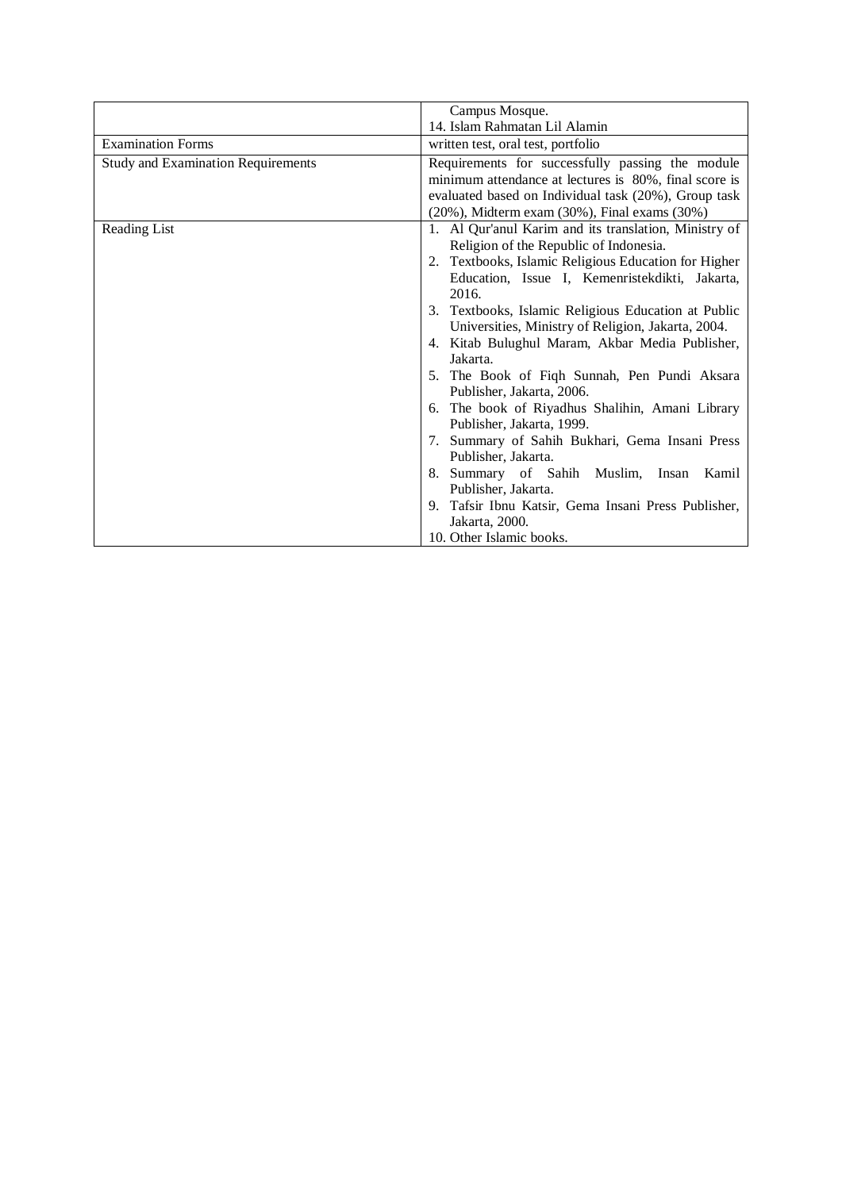| | |
|---|---|
| | Campus Mosque.<br>14. Islam Rahmatan Lil Alamin |
| Examination Forms | written test, oral test, portfolio |
| Study and Examination Requirements | Requirements for successfully passing the module minimum attendance at lectures is 80%, final score is evaluated based on Individual task (20%), Group task (20%), Midterm exam (30%), Final exams (30%) |
| Reading List | 1. Al Qur'anul Karim and its translation, Ministry of Religion of the Republic of Indonesia.<br>2. Textbooks, Islamic Religious Education for Higher Education, Issue I, Kemenristekdikti, Jakarta, 2016.<br>3. Textbooks, Islamic Religious Education at Public Universities, Ministry of Religion, Jakarta, 2004.<br>4. Kitab Bulughul Maram, Akbar Media Publisher, Jakarta.<br>5. The Book of Fiqh Sunnah, Pen Pundi Aksara Publisher, Jakarta, 2006.<br>6. The book of Riyadhus Shalihin, Amani Library Publisher, Jakarta, 1999.<br>7. Summary of Sahih Bukhari, Gema Insani Press Publisher, Jakarta.<br>8. Summary of Sahih Muslim, Insan Kamil Publisher, Jakarta.<br>9. Tafsir Ibnu Katsir, Gema Insani Press Publisher, Jakarta, 2000.<br>10. Other Islamic books. |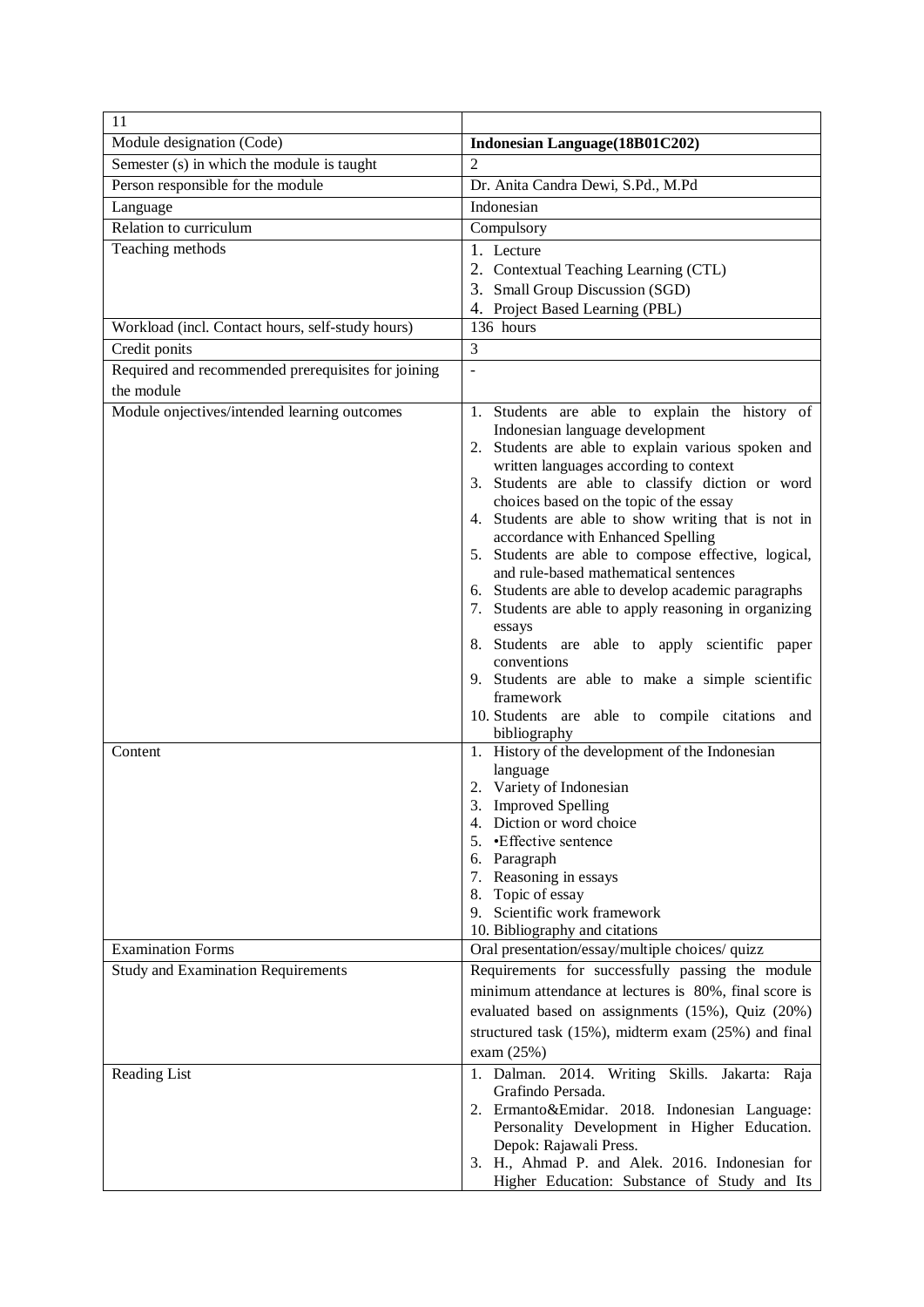| 11 | |
|---|---|
| Module designation (Code) | **Indonesian Language(18B01C202)** |
| Semester (s) in which the module is taught | 2 |
| Person responsible for the module | Dr. Anita Candra Dewi, S.Pd., M.Pd |
| Language | Indonesian |
| Relation to curriculum | Compulsory |
| Teaching methods | 1. Lecture<br>2. Contextual Teaching Learning (CTL)<br>3. Small Group Discussion (SGD)<br>4. Project Based Learning (PBL) |
| Workload (incl. Contact hours, self-study hours) | 136 hours |
| Credit ponits | 3 |
| Required and recommended prerequisites for joining the module | - |
| Module onjectives/intended learning outcomes | 1. Students are able to explain the history of Indonesian language development<br>2. Students are able to explain various spoken and written languages according to context<br>3. Students are able to classify diction or word choices based on the topic of the essay<br>4. Students are able to show writing that is not in accordance with Enhanced Spelling<br>5. Students are able to compose effective, logical, and rule-based mathematical sentences<br>6. Students are able to develop academic paragraphs<br>7. Students are able to apply reasoning in organizing essays<br>8. Students are able to apply scientific paper conventions<br>9. Students are able to make a simple scientific framework<br>10. Students are able to compile citations and bibliography |
| Content | 1. History of the development of the Indonesian language<br>2. Variety of Indonesian<br>3. Improved Spelling<br>4. Diction or word choice<br>5. •Effective sentence<br>6. Paragraph<br>7. Reasoning in essays<br>8. Topic of essay<br>9. Scientific work framework<br>10. Bibliography and citations |
| Examination Forms | Oral presentation/essay/multiple choices/ quizz |
| Study and Examination Requirements | Requirements for successfully passing the module minimum attendance at lectures is 80%, final score is evaluated based on assignments (15%), Quiz (20%) structured task (15%), midterm exam (25%) and final exam (25%) |
| Reading List | 1. Dalman. 2014. Writing Skills. Jakarta: Raja Grafindo Persada.<br>2. Ermanto&Emidar. 2018. Indonesian Language: Personality Development in Higher Education. Depok: Rajawali Press.<br>3. H., Ahmad P. and Alek. 2016. Indonesian for Higher Education: Substance of Study and Its |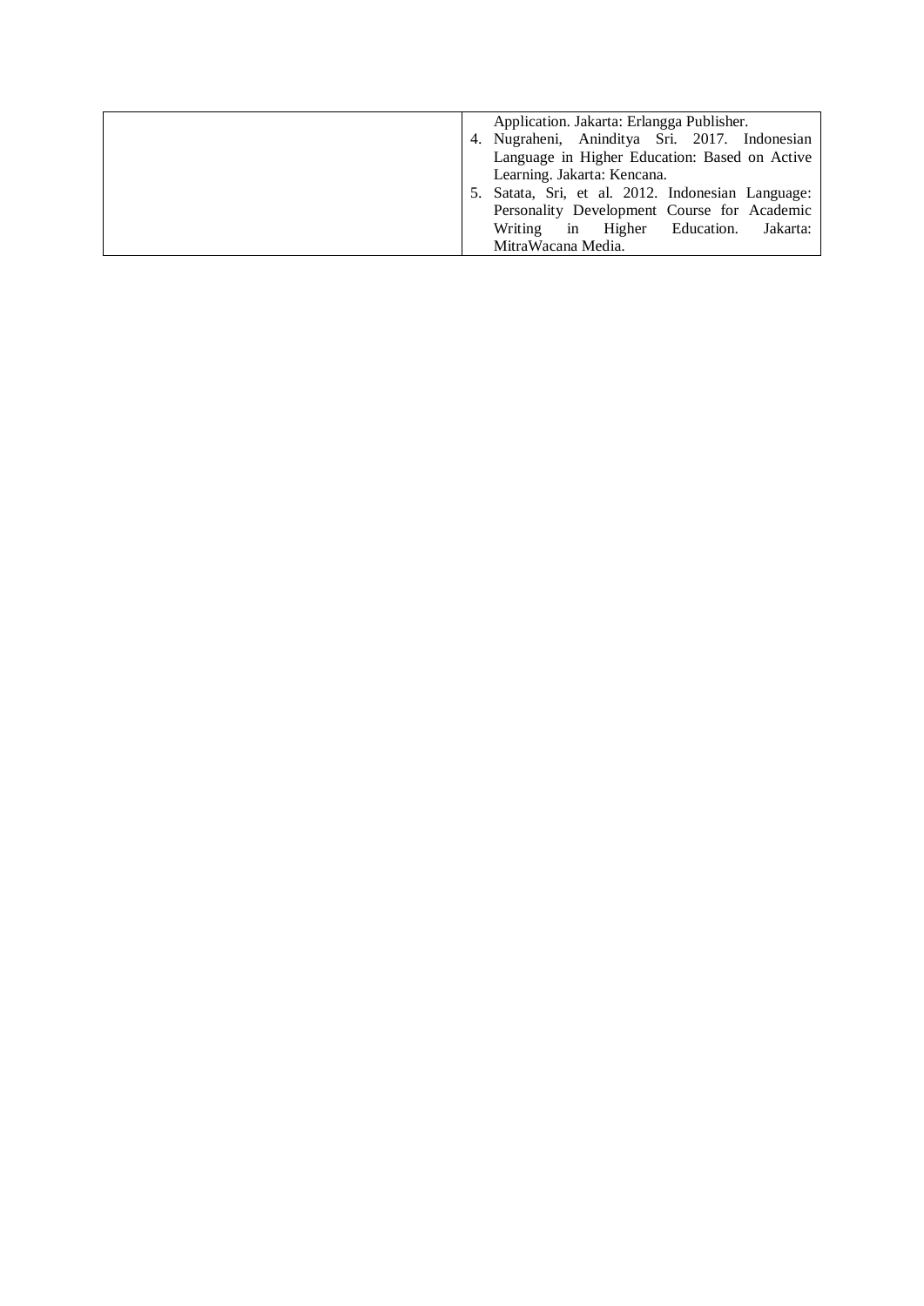|  | Application. Jakarta: Erlangga Publisher.<br>4. Nugraheni, Aninditya Sri. 2017. Indonesian Language in Higher Education: Based on Active Learning. Jakarta: Kencana.<br>5. Satata, Sri, et al. 2012. Indonesian Language: Personality Development Course for Academic Writing in Higher Education. Jakarta: MitraWacana Media. |
|---|---|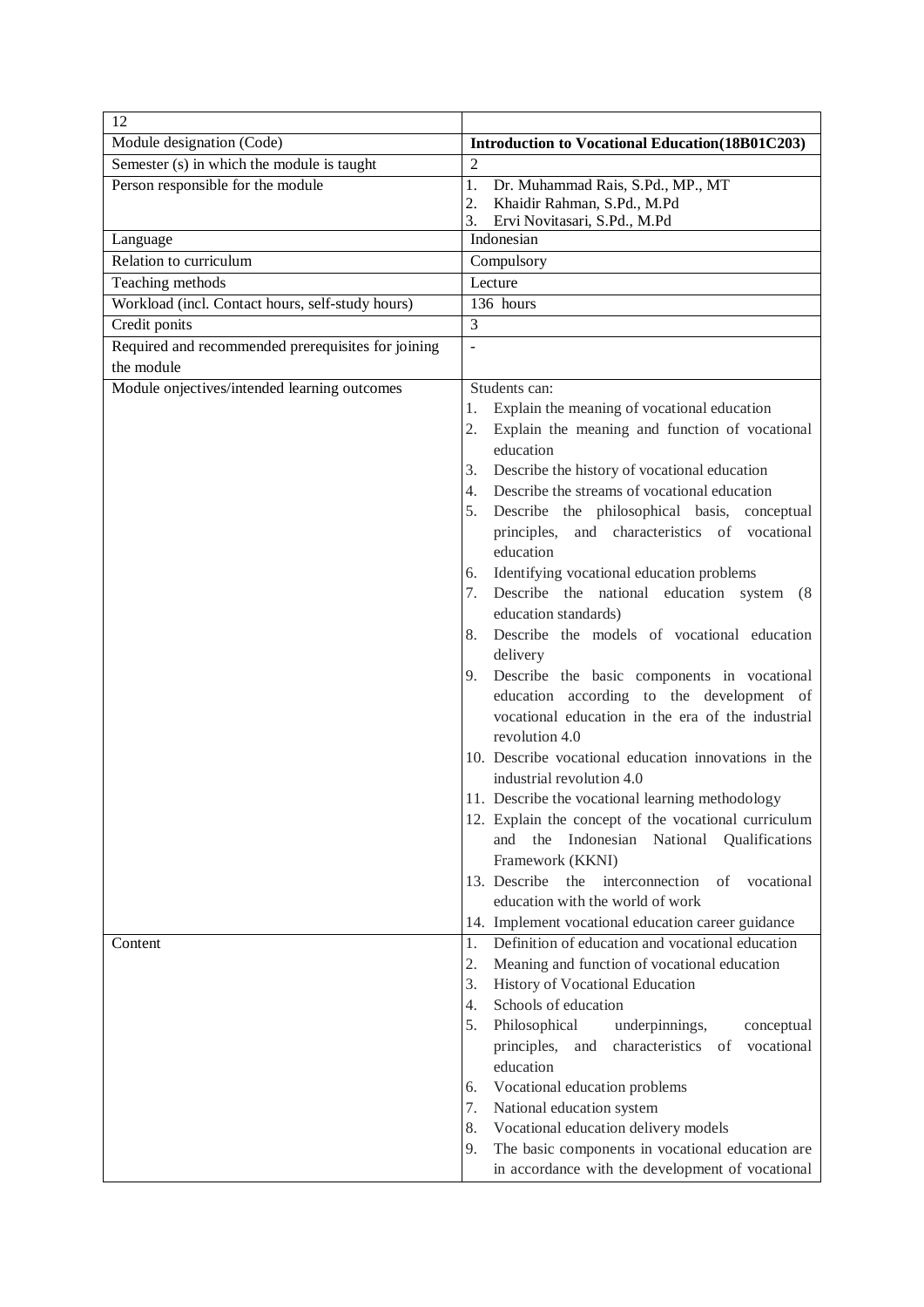| 12 | |
|---|---|
| Module designation (Code) | **Introduction to Vocational Education(18B01C203)** |
| Semester (s) in which the module is taught | 2 |
| Person responsible for the module | 1. Dr. Muhammad Rais, S.Pd., MP., MT<br>2. Khaidir Rahman, S.Pd., M.Pd<br>3. Ervi Novitasari, S.Pd., M.Pd |
| Language | Indonesian |
| Relation to curriculum | Compulsory |
| Teaching methods | Lecture |
| Workload (incl. Contact hours, self-study hours) | 136 hours |
| Credit ponits | 3 |
| Required and recommended prerequisites for joining the module | - |
| Module onjectives/intended learning outcomes | Students can:<br>1. Explain the meaning of vocational education<br>2. Explain the meaning and function of vocational education<br>3. Describe the history of vocational education<br>4. Describe the streams of vocational education<br>5. Describe the philosophical basis, conceptual principles, and characteristics of vocational education<br>6. Identifying vocational education problems<br>7. Describe the national education system (8 education standards)<br>8. Describe the models of vocational education delivery<br>9. Describe the basic components in vocational education according to the development of vocational education in the era of the industrial revolution 4.0<br>10. Describe vocational education innovations in the industrial revolution 4.0<br>11. Describe the vocational learning methodology<br>12. Explain the concept of the vocational curriculum and the Indonesian National Qualifications Framework (KKNI)<br>13. Describe the interconnection of vocational education with the world of work<br>14. Implement vocational education career guidance |
| Content | 1. Definition of education and vocational education<br>2. Meaning and function of vocational education<br>3. History of Vocational Education<br>4. Schools of education<br>5. Philosophical underpinnings, conceptual principles, and characteristics of vocational education<br>6. Vocational education problems<br>7. National education system<br>8. Vocational education delivery models<br>9. The basic components in vocational education are in accordance with the development of vocational |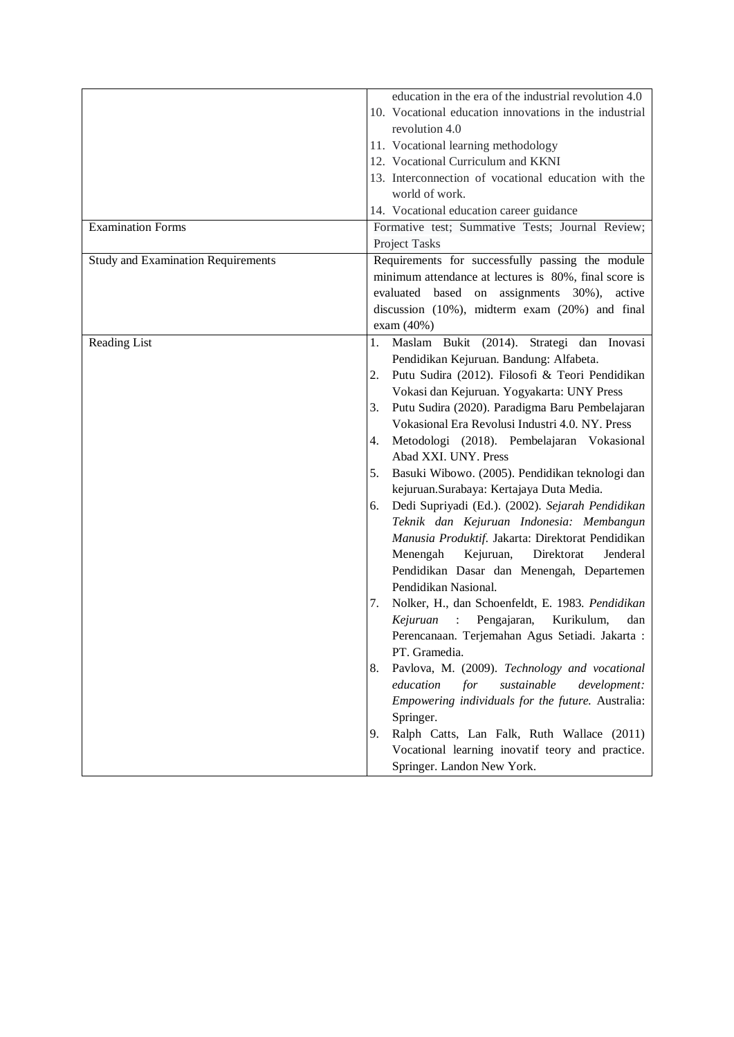| | |
|---|---|
| | education in the era of the industrial revolution 4.0<br>10. Vocational education innovations in the industrial revolution 4.0<br>11. Vocational learning methodology<br>12. Vocational Curriculum and KKNI<br>13. Interconnection of vocational education with the world of work.<br>14. Vocational education career guidance |
| Examination Forms | Formative test; Summative Tests; Journal Review; Project Tasks |
| Study and Examination Requirements | Requirements for successfully passing the module minimum attendance at lectures is 80%, final score is evaluated based on assignments 30%), active discussion (10%), midterm exam (20%) and final exam (40%) |
| Reading List | 1. Maslam Bukit (2014). Strategi dan Inovasi Pendidikan Kejuruan. Bandung: Alfabeta.<br>2. Putu Sudira (2012). Filosofi & Teori Pendidikan Vokasi dan Kejuruan. Yogyakarta: UNY Press<br>3. Putu Sudira (2020). Paradigma Baru Pembelajaran Vokasional Era Revolusi Industri 4.0. NY. Press<br>4. Metodologi (2018). Pembelajaran Vokasional Abad XXI. UNY. Press<br>5. Basuki Wibowo. (2005). Pendidikan teknologi dan kejuruan.Surabaya: Kertajaya Duta Media.<br>6. Dedi Supriyadi (Ed.). (2002). *Sejarah Pendidikan Teknik dan Kejuruan Indonesia: Membangun Manusia Produktif*. Jakarta: Direktorat Pendidikan Menengah Kejuruan, Direktorat Jenderal Pendidikan Dasar dan Menengah, Departemen Pendidikan Nasional.<br>7. Nolker, H., dan Schoenfeldt, E. 1983. *Pendidikan Kejuruan* : Pengajaran, Kurikulum, dan Perencanaan. Terjemahan Agus Setiadi. Jakarta : PT. Gramedia.<br>8. Pavlova, M. (2009). *Technology and vocational education for sustainable development: Empowering individuals for the future.* Australia: Springer.<br>9. Ralph Catts, Lan Falk, Ruth Wallace (2011) Vocational learning inovatif teory and practice. Springer. Landon New York. |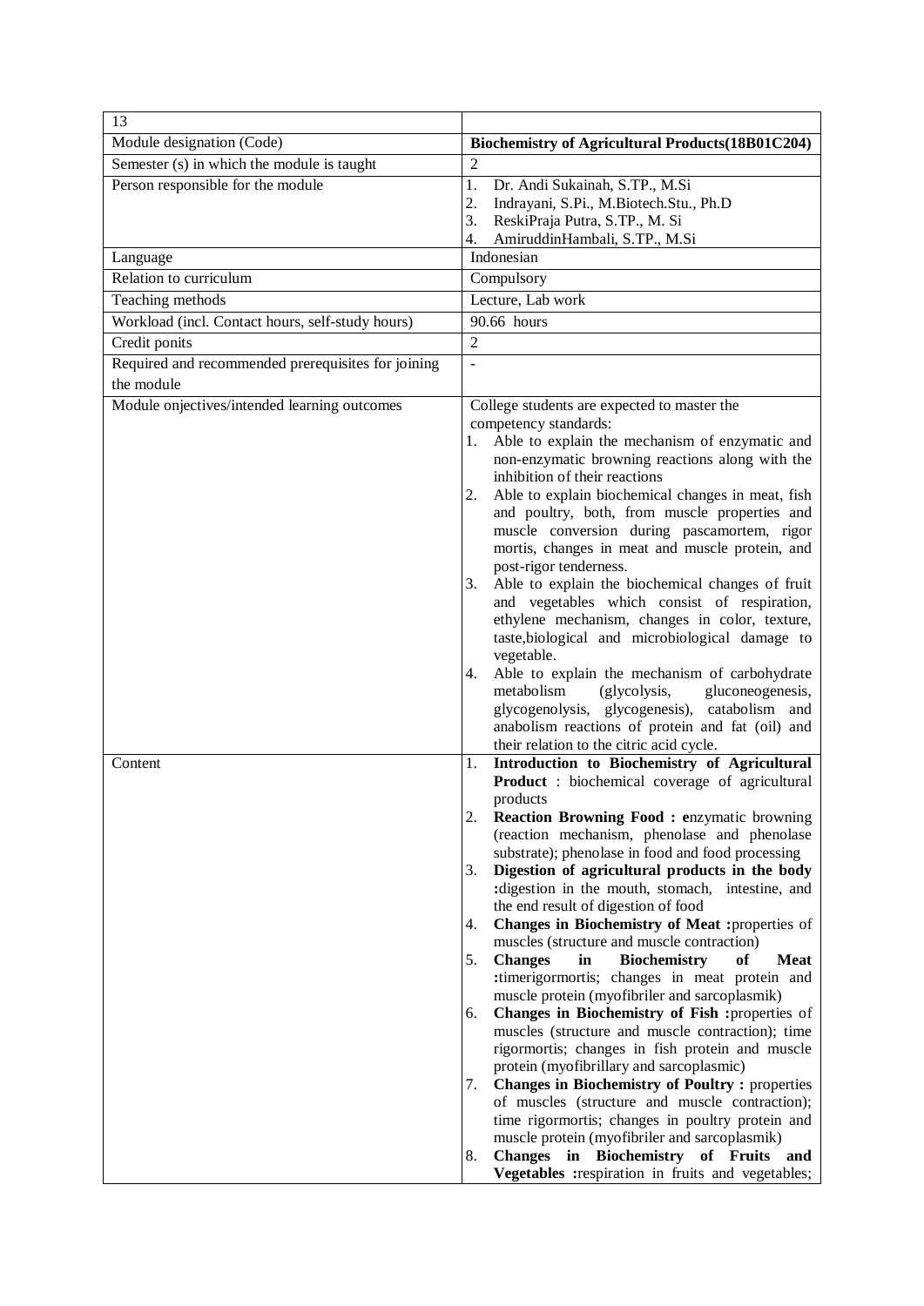| 13 | |
|---|---|
| Module designation (Code) | **Biochemistry of Agricultural Products(18B01C204)** |
| Semester (s) in which the module is taught | 2 |
| Person responsible for the module | 1. Dr. Andi Sukainah, S.TP., M.Si<br>2. Indrayani, S.Pi., M.Biotech.Stu., Ph.D<br>3. ReskiPraja Putra, S.TP., M. Si<br>4. AmiruddinHambali, S.TP., M.Si |
| Language | Indonesian |
| Relation to curriculum | Compulsory |
| Teaching methods | Lecture, Lab work |
| Workload (incl. Contact hours, self-study hours) | 90.66 hours |
| Credit ponits | 2 |
| Required and recommended prerequisites for joining the module | - |
| Module onjectives/intended learning outcomes | College students are expected to master the competency standards:<br>1. Able to explain the mechanism of enzymatic and non-enzymatic browning reactions along with the inhibition of their reactions<br>2. Able to explain biochemical changes in meat, fish and poultry, both, from muscle properties and muscle conversion during pascamortem, rigor mortis, changes in meat and muscle protein, and post-rigor tenderness.<br>3. Able to explain the biochemical changes of fruit and vegetables which consist of respiration, ethylene mechanism, changes in color, texture, taste,biological and microbiological damage to vegetable.<br>4. Able to explain the mechanism of carbohydrate metabolism (glycolysis, gluconeogenesis, glycogenolysis, glycogenesis), catabolism and anabolism reactions of protein and fat (oil) and their relation to the citric acid cycle. |
| Content | 1. **Introduction to Biochemistry of Agricultural Product** : biochemical coverage of agricultural products<br>2. **Reaction Browning Food : e**nzymatic browning (reaction mechanism, phenolase and phenolase substrate); phenolase in food and food processing<br>3. **Digestion of agricultural products in the body :**digestion in the mouth, stomach, intestine, and the end result of digestion of food<br>4. **Changes in Biochemistry of Meat :**properties of muscles (structure and muscle contraction)<br>5. **Changes in Biochemistry of Meat :**timerigormortis; changes in meat protein and muscle protein (myofibriler and sarcoplasmik)<br>6. **Changes in Biochemistry of Fish :**properties of muscles (structure and muscle contraction); time rigormortis; changes in fish protein and muscle protein (myofibrillary and sarcoplasmic)<br>7. **Changes in Biochemistry of Poultry :** properties of muscles (structure and muscle contraction); time rigormortis; changes in poultry protein and muscle protein (myofibriler and sarcoplasmik)<br>8. **Changes in Biochemistry of Fruits and Vegetables :**respiration in fruits and vegetables; |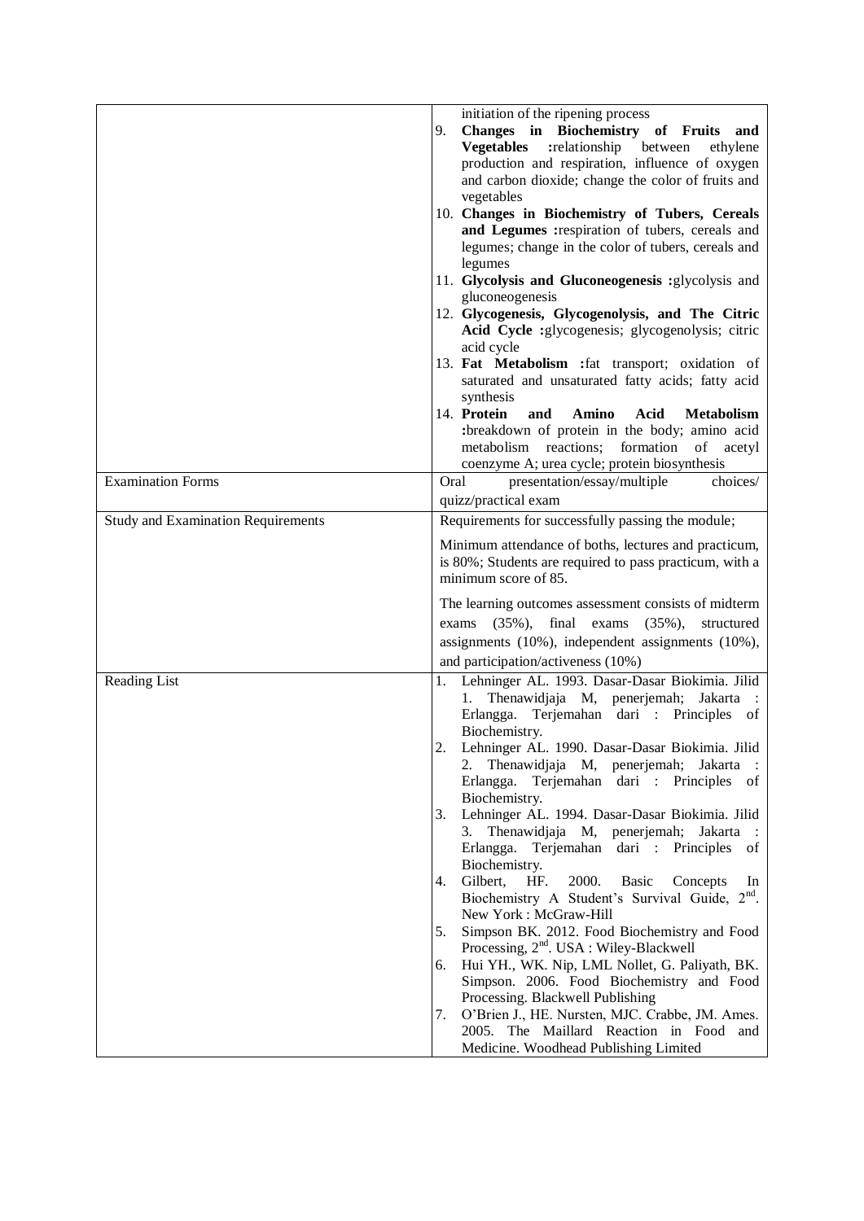| | |
|---|---|
| | initiation of the ripening process<br>9. **Changes in Biochemistry of Fruits and Vegetables :**relationship between ethylene production and respiration, influence of oxygen and carbon dioxide; change the color of fruits and vegetables<br>10. **Changes in Biochemistry of Tubers, Cereals and Legumes :**respiration of tubers, cereals and legumes; change in the color of tubers, cereals and legumes<br>11. **Glycolysis and Gluconeogenesis :**glycolysis and gluconeogenesis<br>12. **Glycogenesis, Glycogenolysis, and The Citric Acid Cycle :**glycogenesis; glycogenolysis; citric acid cycle<br>13. **Fat Metabolism :**fat transport; oxidation of saturated and unsaturated fatty acids; fatty acid synthesis<br>14. **Protein and Amino Acid Metabolism :**breakdown of protein in the body; amino acid metabolism reactions; formation of acetyl coenzyme A; urea cycle; protein biosynthesis |
| Examination Forms | Oral presentation/essay/multiple choices/ quizz/practical exam |
| Study and Examination Requirements | Requirements for successfully passing the module;<br><br>Minimum attendance of boths, lectures and practicum, is 80%; Students are required to pass practicum, with a minimum score of 85.<br><br>The learning outcomes assessment consists of midterm exams (35%), final exams (35%), structured assignments (10%), independent assignments (10%), and participation/activeness (10%) |
| Reading List | 1. Lehninger AL. 1993. Dasar-Dasar Biokimia. Jilid 1. Thenawidjaja M, penerjemah; Jakarta : Erlangga. Terjemahan dari : Principles of Biochemistry.<br>2. Lehninger AL. 1990. Dasar-Dasar Biokimia. Jilid 2. Thenawidjaja M, penerjemah; Jakarta : Erlangga. Terjemahan dari : Principles of Biochemistry.<br>3. Lehninger AL. 1994. Dasar-Dasar Biokimia. Jilid 3. Thenawidjaja M, penerjemah; Jakarta : Erlangga. Terjemahan dari : Principles of Biochemistry.<br>4. Gilbert, HF. 2000. Basic Concepts In Biochemistry A Student's Survival Guide, 2nd. New York : McGraw-Hill<br>5. Simpson BK. 2012. Food Biochemistry and Food Processing, 2nd. USA : Wiley-Blackwell<br>6. Hui YH., WK. Nip, LML Nollet, G. Paliyath, BK. Simpson. 2006. Food Biochemistry and Food Processing. Blackwell Publishing<br>7. O'Brien J., HE. Nursten, MJC. Crabbe, JM. Ames. 2005. The Maillard Reaction in Food and Medicine. Woodhead Publishing Limited |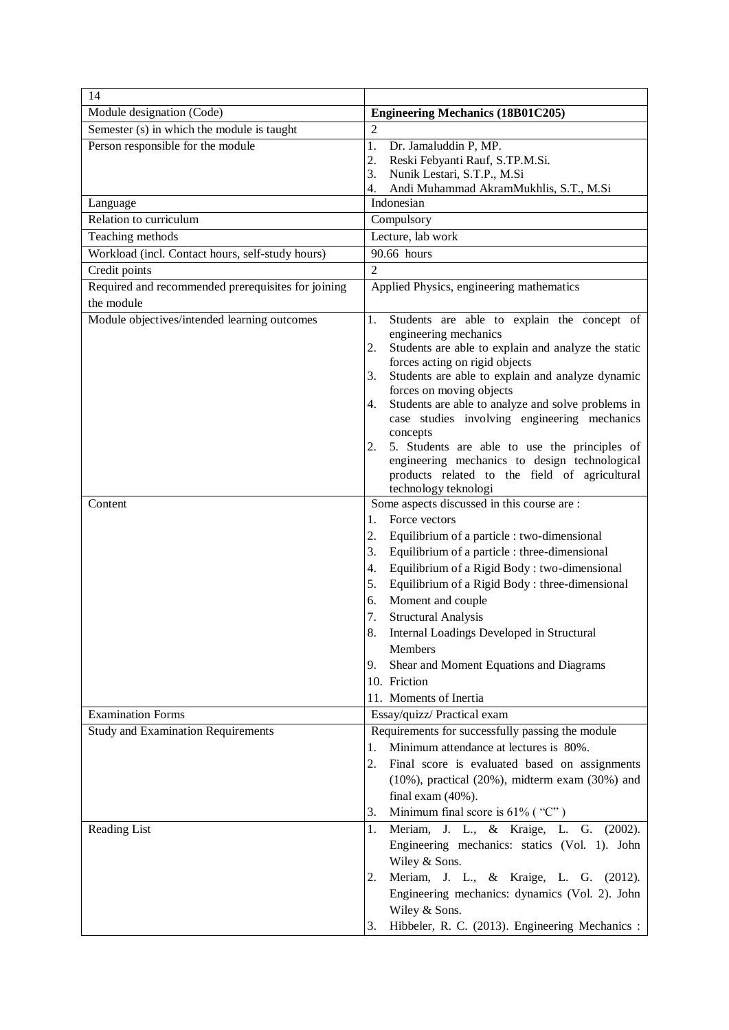| 14 | |
|---|---|
| Module designation (Code) | **Engineering Mechanics (18B01C205)** |
| Semester (s) in which the module is taught | 2 |
| Person responsible for the module | 1. Dr. Jamaluddin P, MP.<br>2. Reski Febyanti Rauf, S.TP.M.Si.<br>3. Nunik Lestari, S.T.P., M.Si<br>4. Andi Muhammad AkramMukhlis, S.T., M.Si |
| Language | Indonesian |
| Relation to curriculum | Compulsory |
| Teaching methods | Lecture, lab work |
| Workload (incl. Contact hours, self-study hours) | 90.66 hours |
| Credit points | 2 |
| Required and recommended prerequisites for joining the module | Applied Physics, engineering mathematics |
| Module objectives/intended learning outcomes | 1. Students are able to explain the concept of engineering mechanics<br>2. Students are able to explain and analyze the static forces acting on rigid objects<br>3. Students are able to explain and analyze dynamic forces on moving objects<br>4. Students are able to analyze and solve problems in case studies involving engineering mechanics concepts<br>2. 5. Students are able to use the principles of engineering mechanics to design technological products related to the field of agricultural technology teknologi |
| Content | Some aspects discussed in this course are :<br>1. Force vectors<br>2. Equilibrium of a particle : two-dimensional<br>3. Equilibrium of a particle : three-dimensional<br>4. Equilibrium of a Rigid Body : two-dimensional<br>5. Equilibrium of a Rigid Body : three-dimensional<br>6. Moment and couple<br>7. Structural Analysis<br>8. Internal Loadings Developed in Structural Members<br>9. Shear and Moment Equations and Diagrams<br>10. Friction<br>11. Moments of Inertia |
| Examination Forms | Essay/quizz/ Practical exam |
| Study and Examination Requirements | Requirements for successfully passing the module<br>1. Minimum attendance at lectures is 80%.<br>2. Final score is evaluated based on assignments (10%), practical (20%), midterm exam (30%) and final exam (40%).<br>3. Minimum final score is 61% ( "C" ) |
| Reading List | 1. Meriam, J. L., & Kraige, L. G. (2002). Engineering mechanics: statics (Vol. 1). John Wiley & Sons.<br>2. Meriam, J. L., & Kraige, L. G. (2012). Engineering mechanics: dynamics (Vol. 2). John Wiley & Sons.<br>3. Hibbeler, R. C. (2013). Engineering Mechanics : |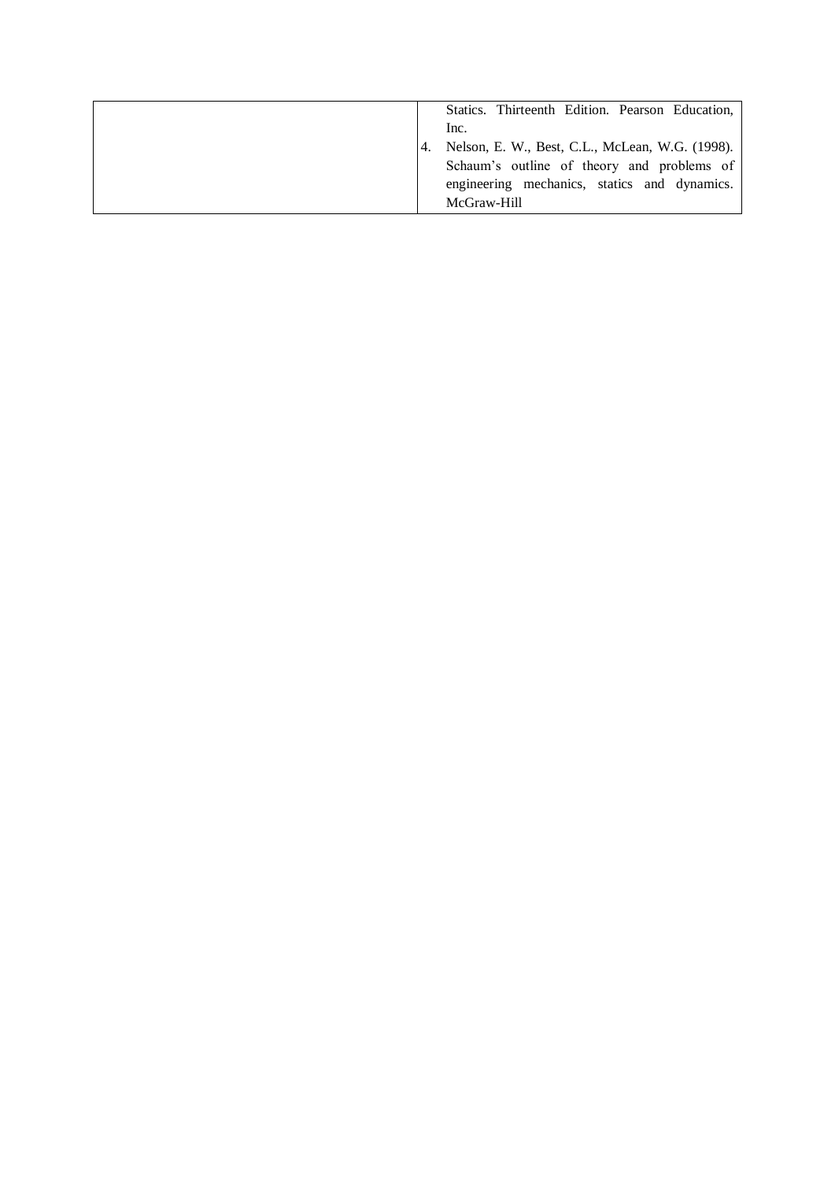| | Statics. Thirteenth Edition. Pearson Education, Inc.<br>4. Nelson, E. W., Best, C.L., McLean, W.G. (1998). Schaum's outline of theory and problems of engineering mechanics, statics and dynamics. McGraw-Hill |
|---|---|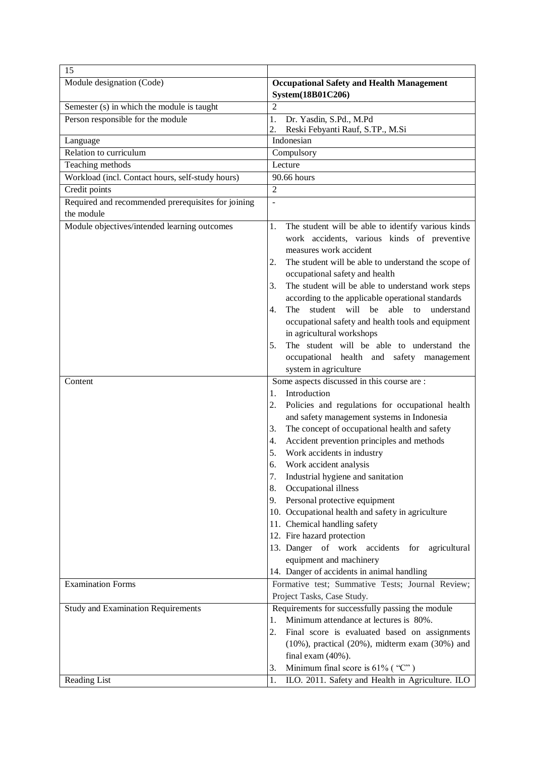| 15 | |
|---|---|
| Module designation (Code) | **Occupational Safety and Health Management System(18B01C206)** |
| Semester (s) in which the module is taught | 2 |
| Person responsible for the module | 1. Dr. Yasdin, S.Pd., M.Pd<br>2. Reski Febyanti Rauf, S.TP., M.Si |
| Language | Indonesian |
| Relation to curriculum | Compulsory |
| Teaching methods | Lecture |
| Workload (incl. Contact hours, self-study hours) | 90.66 hours |
| Credit points | 2 |
| Required and recommended prerequisites for joining the module | - |
| Module objectives/intended learning outcomes | 1. The student will be able to identify various kinds work accidents, various kinds of preventive measures work accident<br>2. The student will be able to understand the scope of occupational safety and health<br>3. The student will be able to understand work steps according to the applicable operational standards<br>4. The student will be able to understand occupational safety and health tools and equipment in agricultural workshops<br>5. The student will be able to understand the occupational health and safety management system in agriculture |
| Content | Some aspects discussed in this course are :<br>1. Introduction<br>2. Policies and regulations for occupational health and safety management systems in Indonesia<br>3. The concept of occupational health and safety<br>4. Accident prevention principles and methods<br>5. Work accidents in industry<br>6. Work accident analysis<br>7. Industrial hygiene and sanitation<br>8. Occupational illness<br>9. Personal protective equipment<br>10. Occupational health and safety in agriculture<br>11. Chemical handling safety<br>12. Fire hazard protection<br>13. Danger of work accidents for agricultural equipment and machinery<br>14. Danger of accidents in animal handling |
| Examination Forms | Formative test; Summative Tests; Journal Review; Project Tasks, Case Study. |
| Study and Examination Requirements | Requirements for successfully passing the module<br>1. Minimum attendance at lectures is 80%.<br>2. Final score is evaluated based on assignments (10%), practical (20%), midterm exam (30%) and final exam (40%).<br>3. Minimum final score is 61% ( "C" ) |
| Reading List | 1. ILO. 2011. Safety and Health in Agriculture. ILO |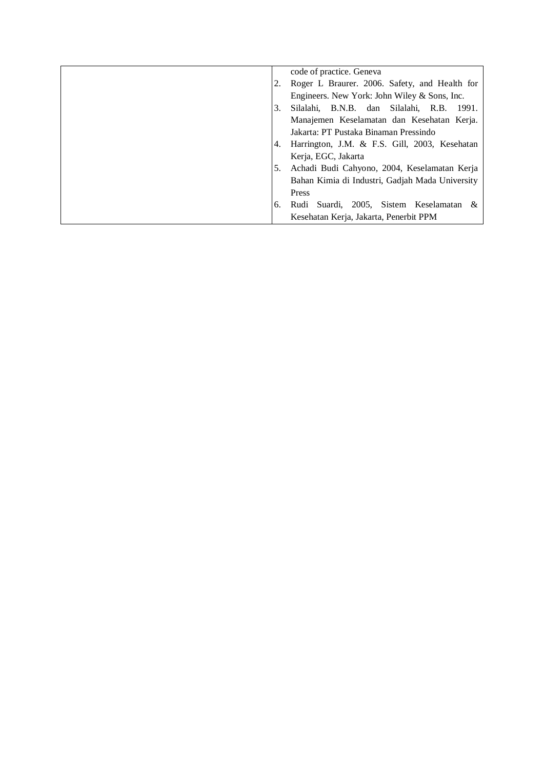| | code of practice. Geneva<br>2. Roger L Braurer. 2006. Safety, and Health for Engineers. New York: John Wiley & Sons, Inc.<br>3. Silalahi, B.N.B. dan Silalahi, R.B. 1991. Manajemen Keselamatan dan Kesehatan Kerja. Jakarta: PT Pustaka Binaman Pressindo<br>4. Harrington, J.M. & F.S. Gill, 2003, Kesehatan Kerja, EGC, Jakarta<br>5. Achadi Budi Cahyono, 2004, Keselamatan Kerja Bahan Kimia di Industri, Gadjah Mada University Press<br>6. Rudi Suardi, 2005, Sistem Keselamatan & Kesehatan Kerja, Jakarta, Penerbit PPM |
|---|---|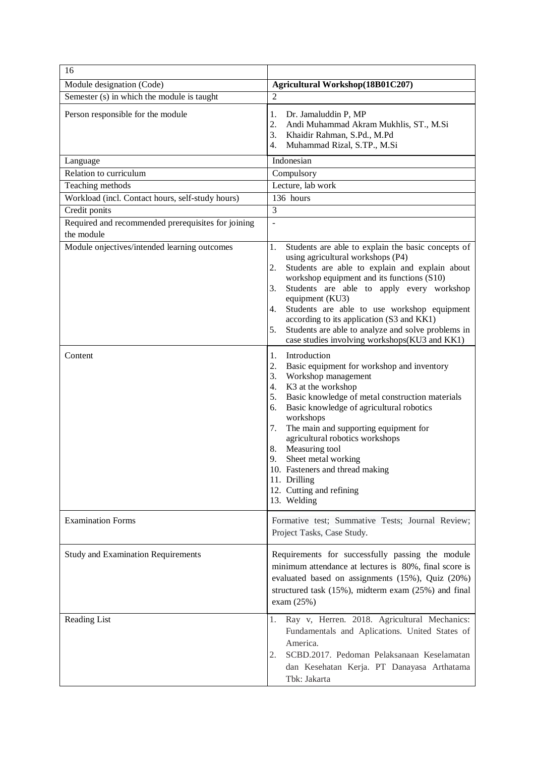| 16 | |
|---|---|
| Module designation (Code) | **Agricultural Workshop(18B01C207)** |
| Semester (s) in which the module is taught | 2 |
| Person responsible for the module | 1. Dr. Jamaluddin P, MP<br>2. Andi Muhammad Akram Mukhlis, ST., M.Si<br>3. Khaidir Rahman, S.Pd., M.Pd<br>4. Muhammad Rizal, S.TP., M.Si |
| Language | Indonesian |
| Relation to curriculum | Compulsory |
| Teaching methods | Lecture, lab work |
| Workload (incl. Contact hours, self-study hours) | 136 hours |
| Credit ponits | 3 |
| Required and recommended prerequisites for joining the module | - |
| Module onjectives/intended learning outcomes | 1. Students are able to explain the basic concepts of using agricultural workshops (P4)<br>2. Students are able to explain and explain about workshop equipment and its functions (S10)<br>3. Students are able to apply every workshop equipment (KU3)<br>4. Students are able to use workshop equipment according to its application (S3 and KK1)<br>5. Students are able to analyze and solve problems in case studies involving workshops(KU3 and KK1) |
| Content | 1. Introduction<br>2. Basic equipment for workshop and inventory<br>3. Workshop management<br>4. K3 at the workshop<br>5. Basic knowledge of metal construction materials<br>6. Basic knowledge of agricultural robotics workshops<br>7. The main and supporting equipment for agricultural robotics workshops<br>8. Measuring tool<br>9. Sheet metal working<br>10. Fasteners and thread making<br>11. Drilling<br>12. Cutting and refining<br>13. Welding |
| Examination Forms | Formative test; Summative Tests; Journal Review; Project Tasks, Case Study. |
| Study and Examination Requirements | Requirements for successfully passing the module minimum attendance at lectures is 80%, final score is evaluated based on assignments (15%), Quiz (20%) structured task (15%), midterm exam (25%) and final exam (25%) |
| Reading List | 1. Ray v, Herren. 2018. Agricultural Mechanics: Fundamentals and Aplications. United States of America.<br>2. SCBD.2017. Pedoman Pelaksanaan Keselamatan dan Kesehatan Kerja. PT Danayasa Arthatama Tbk: Jakarta |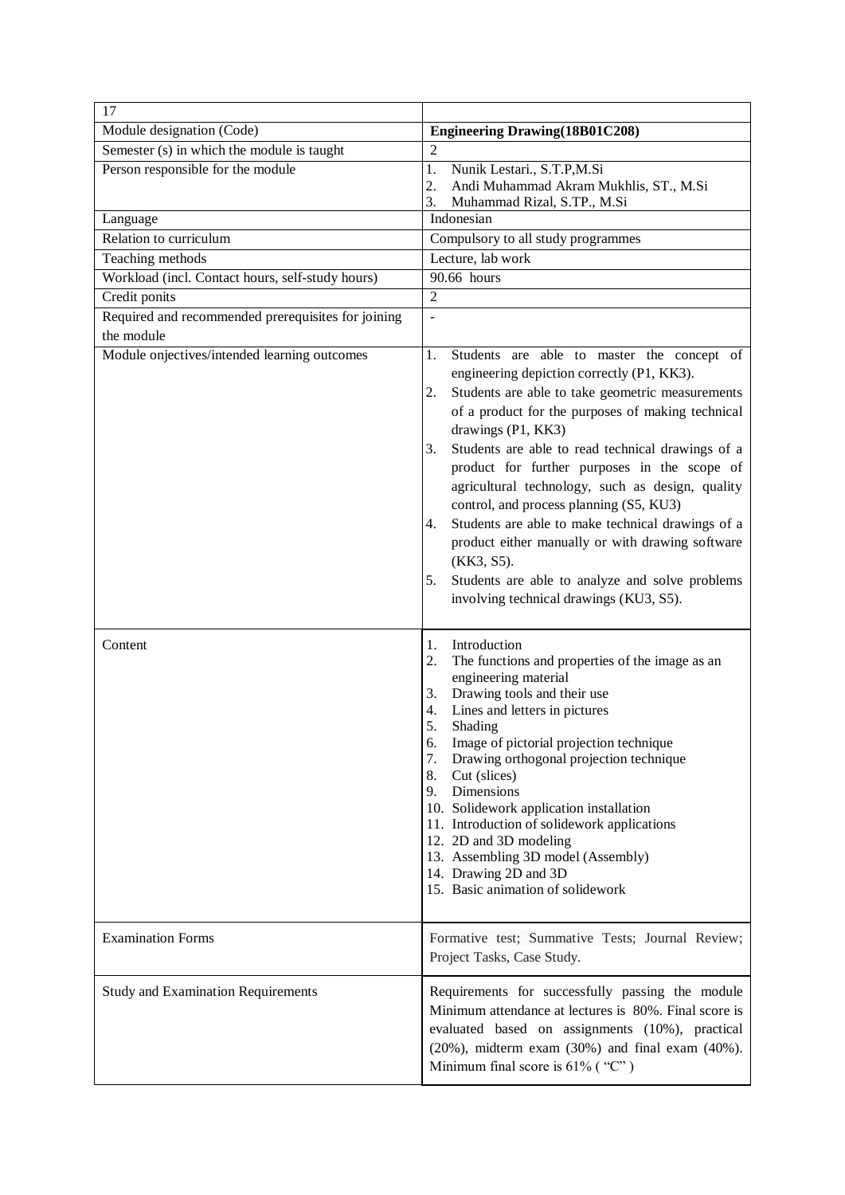| 17 | |
|---|---|
| Module designation (Code) | **Engineering Drawing(18B01C208)** |
| Semester (s) in which the module is taught | 2 |
| Person responsible for the module | 1. Nunik Lestari., S.T.P,M.Si<br>2. Andi Muhammad Akram Mukhlis, ST., M.Si<br>3. Muhammad Rizal, S.TP., M.Si |
| Language | Indonesian |
| Relation to curriculum | Compulsory to all study programmes |
| Teaching methods | Lecture, lab work |
| Workload (incl. Contact hours, self-study hours) | 90.66 hours |
| Credit ponits | 2 |
| Required and recommended prerequisites for joining the module | - |
| Module onjectives/intended learning outcomes | 1. Students are able to master the concept of engineering depiction correctly (P1, KK3).<br>2. Students are able to take geometric measurements of a product for the purposes of making technical drawings (P1, KK3)<br>3. Students are able to read technical drawings of a product for further purposes in the scope of agricultural technology, such as design, quality control, and process planning (S5, KU3)<br>4. Students are able to make technical drawings of a product either manually or with drawing software (KK3, S5).<br>5. Students are able to analyze and solve problems involving technical drawings (KU3, S5). |
| Content | 1. Introduction<br>2. The functions and properties of the image as an engineering material<br>3. Drawing tools and their use<br>4. Lines and letters in pictures<br>5. Shading<br>6. Image of pictorial projection technique<br>7. Drawing orthogonal projection technique<br>8. Cut (slices)<br>9. Dimensions<br>10. Solidework application installation<br>11. Introduction of solidework applications<br>12. 2D and 3D modeling<br>13. Assembling 3D model (Assembly)<br>14. Drawing 2D and 3D<br>15. Basic animation of solidework |
| Examination Forms | Formative test; Summative Tests; Journal Review; Project Tasks, Case Study. |
| Study and Examination Requirements | Requirements for successfully passing the module Minimum attendance at lectures is 80%. Final score is evaluated based on assignments (10%), practical (20%), midterm exam (30%) and final exam (40%). Minimum final score is 61% ( "C" ) |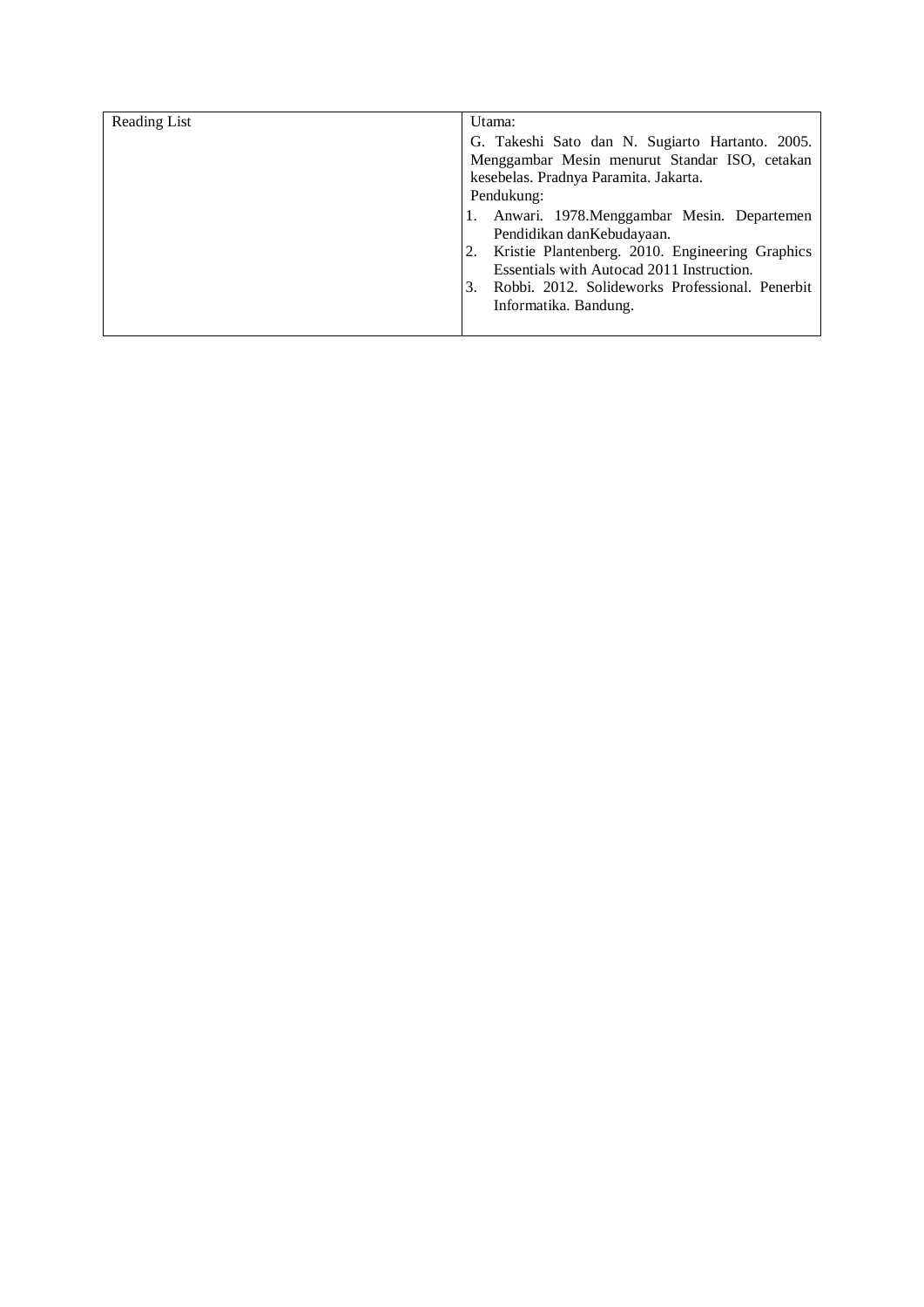| Reading List | Utama:<br>G. Takeshi Sato dan N. Sugiarto Hartanto. 2005. Menggambar Mesin menurut Standar ISO, cetakan kesebelas. Pradnya Paramita. Jakarta.<br>Pendukung:<br>1. Anwari. 1978.Menggambar Mesin. Departemen Pendidikan danKebudayaan.<br>2. Kristie Plantenberg. 2010. Engineering Graphics Essentials with Autocad 2011 Instruction.<br>3. Robbi. 2012. Solideworks Professional. Penerbit Informatika. Bandung. |
|---|---|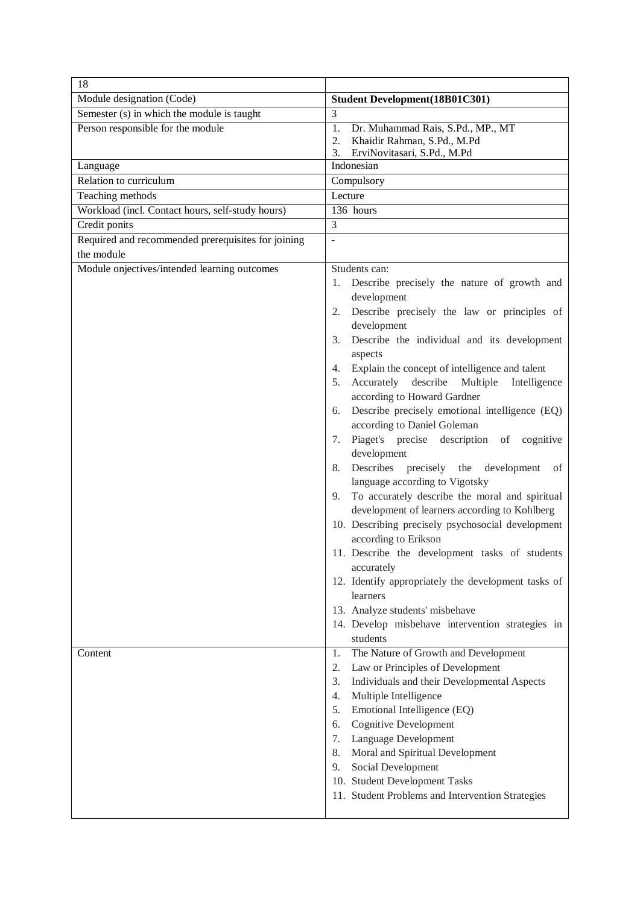| 18 | |
|---|---|
| Module designation (Code) | **Student Development(18B01C301)** |
| Semester (s) in which the module is taught | 3 |
| Person responsible for the module | 1. Dr. Muhammad Rais, S.Pd., MP., MT<br>2. Khaidir Rahman, S.Pd., M.Pd<br>3. ErviNovitasari, S.Pd., M.Pd |
| Language | Indonesian |
| Relation to curriculum | Compulsory |
| Teaching methods | Lecture |
| Workload (incl. Contact hours, self-study hours) | 136 hours |
| Credit ponits | 3 |
| Required and recommended prerequisites for joining the module | - |
| Module onjectives/intended learning outcomes | Students can:<br>1. Describe precisely the nature of growth and development<br>2. Describe precisely the law or principles of development<br>3. Describe the individual and its development aspects<br>4. Explain the concept of intelligence and talent<br>5. Accurately describe Multiple Intelligence according to Howard Gardner<br>6. Describe precisely emotional intelligence (EQ) according to Daniel Goleman<br>7. Piaget's precise description of cognitive development<br>8. Describes precisely the development of language according to Vigotsky<br>9. To accurately describe the moral and spiritual development of learners according to Kohlberg<br>10. Describing precisely psychosocial development according to Erikson<br>11. Describe the development tasks of students accurately<br>12. Identify appropriately the development tasks of learners<br>13. Analyze students' misbehave<br>14. Develop misbehave intervention strategies in students |
| Content | 1. The Nature of Growth and Development<br>2. Law or Principles of Development<br>3. Individuals and their Developmental Aspects<br>4. Multiple Intelligence<br>5. Emotional Intelligence (EQ)<br>6. Cognitive Development<br>7. Language Development<br>8. Moral and Spiritual Development<br>9. Social Development<br>10. Student Development Tasks<br>11. Student Problems and Intervention Strategies |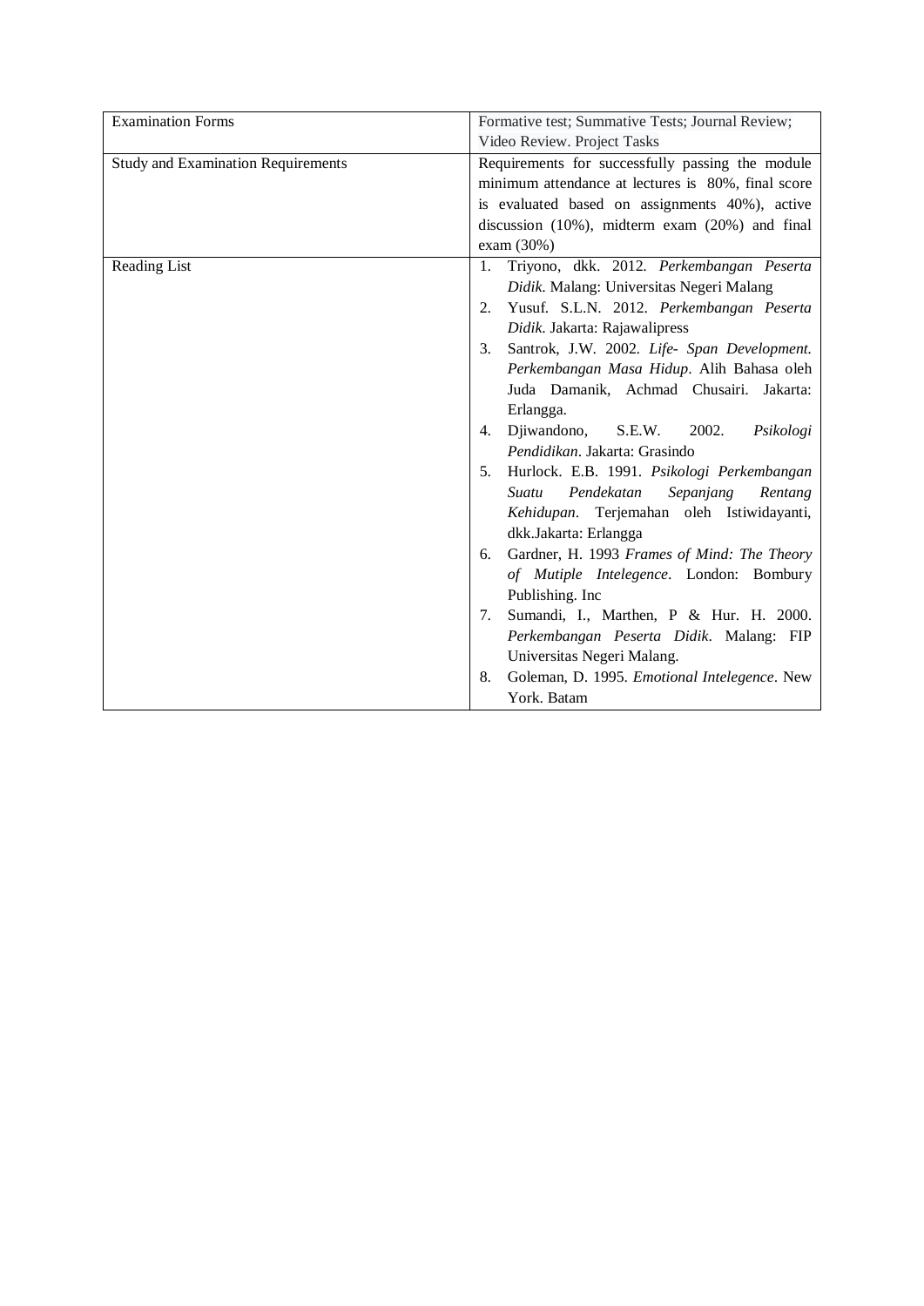| | |
|---|---|
| Examination Forms | Formative test; Summative Tests; Journal Review; Video Review. Project Tasks |
| Study and Examination Requirements | Requirements for successfully passing the module minimum attendance at lectures is 80%, final score is evaluated based on assignments 40%), active discussion (10%), midterm exam (20%) and final exam (30%) |
| Reading List | 1. Triyono, dkk. 2012. *Perkembangan Peserta Didik*. Malang: Universitas Negeri Malang<br>2. Yusuf. S.L.N. 2012. *Perkembangan Peserta Didik*. Jakarta: Rajawalipress<br>3. Santrok, J.W. 2002. *Life- Span Development. Perkembangan Masa Hidup*. Alih Bahasa oleh Juda Damanik, Achmad Chusairi. Jakarta: Erlangga.<br>4. Djiwandono, S.E.W. 2002. *Psikologi Pendidikan*. Jakarta: Grasindo<br>5. Hurlock. E.B. 1991. *Psikologi Perkembangan Suatu Pendekatan Sepanjang Rentang Kehidupan*. Terjemahan oleh Istiwidayanti, dkk.Jakarta: Erlangga<br>6. Gardner, H. 1993 *Frames of Mind: The Theory of Mutiple Intelegence*. London: Bombury Publishing. Inc<br>7. Sumandi, I., Marthen, P & Hur. H. 2000. *Perkembangan Peserta Didik*. Malang: FIP Universitas Negeri Malang.<br>8. Goleman, D. 1995. *Emotional Intelegence*. New York. Batam |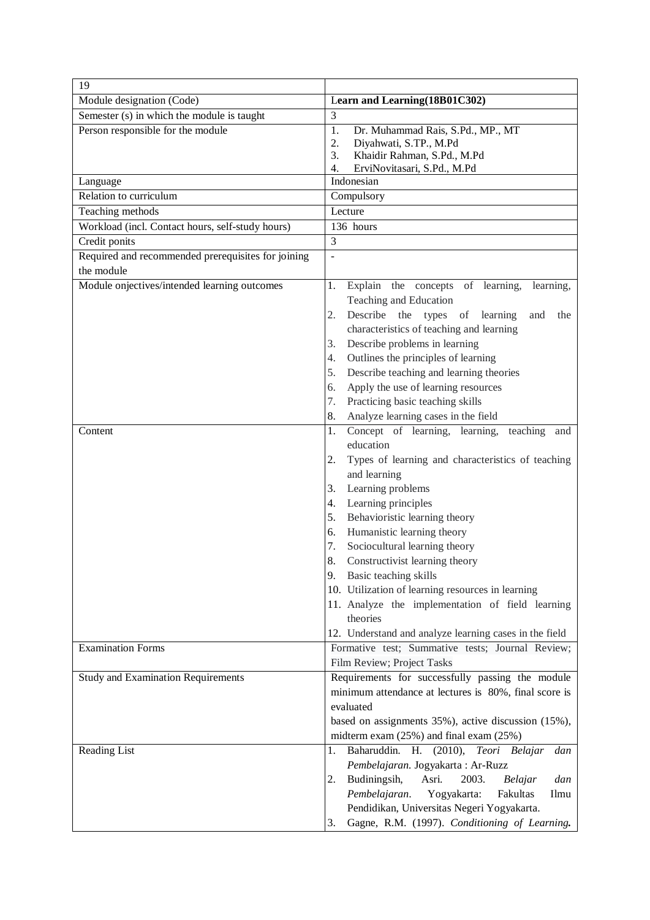| 19 | |
|---|---|
| Module designation (Code) | **Learn and Learning(18B01C302)** |
| Semester (s) in which the module is taught | 3 |
| Person responsible for the module | 1. Dr. Muhammad Rais, S.Pd., MP., MT<br>2. Diyahwati, S.TP., M.Pd<br>3. Khaidir Rahman, S.Pd., M.Pd<br>4. ErviNovitasari, S.Pd., M.Pd |
| Language | Indonesian |
| Relation to curriculum | Compulsory |
| Teaching methods | Lecture |
| Workload (incl. Contact hours, self-study hours) | 136 hours |
| Credit ponits | 3 |
| Required and recommended prerequisites for joining the module | - |
| Module onjectives/intended learning outcomes | 1. Explain the concepts of learning, learning, Teaching and Education<br>2. Describe the types of learning and the characteristics of teaching and learning<br>3. Describe problems in learning<br>4. Outlines the principles of learning<br>5. Describe teaching and learning theories<br>6. Apply the use of learning resources<br>7. Practicing basic teaching skills<br>8. Analyze learning cases in the field |
| Content | 1. Concept of learning, learning, teaching and education<br>2. Types of learning and characteristics of teaching and learning<br>3. Learning problems<br>4. Learning principles<br>5. Behavioristic learning theory<br>6. Humanistic learning theory<br>7. Sociocultural learning theory<br>8. Constructivist learning theory<br>9. Basic teaching skills<br>10. Utilization of learning resources in learning<br>11. Analyze the implementation of field learning theories<br>12. Understand and analyze learning cases in the field |
| Examination Forms | Formative test; Summative tests; Journal Review; Film Review; Project Tasks |
| Study and Examination Requirements | Requirements for successfully passing the module minimum attendance at lectures is 80%, final score is evaluated<br>based on assignments 35%), active discussion (15%), midterm exam (25%) and final exam (25%) |
| Reading List | 1. Baharuddin. H. (2010), *Teori Belajar dan Pembelajaran*. Jogyakarta : Ar-Ruzz<br>2. Budiningsih, Asri. 2003. *Belajar dan Pembelajaran*. Yogyakarta: Fakultas Ilmu Pendidikan, Universitas Negeri Yogyakarta.<br>3. Gagne, R.M. (1997). *Conditioning of Learning.* |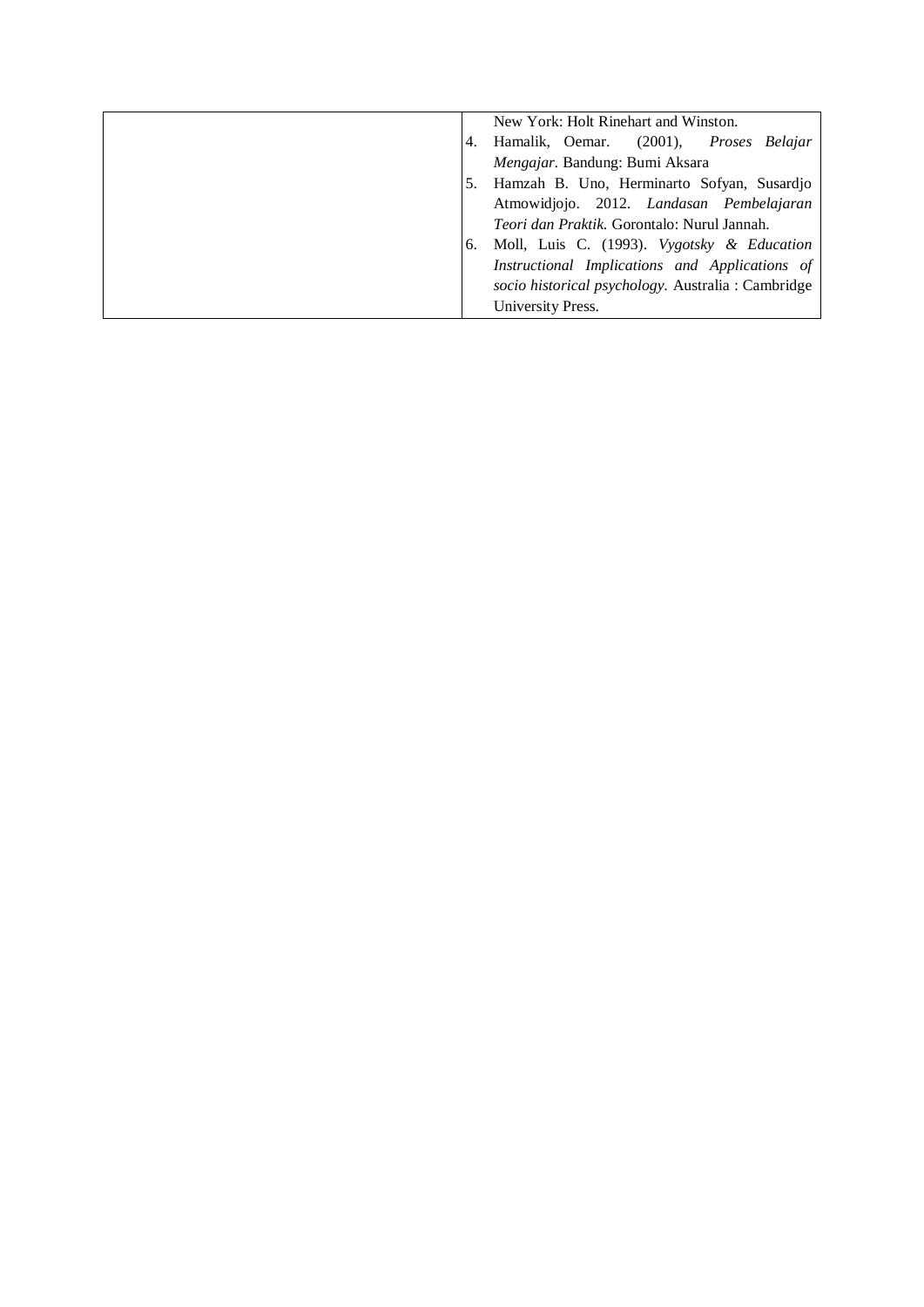| | |
|---|---|
| | New York: Holt Rinehart and Winston.<br>4. Hamalik, Oemar. (2001), *Proses Belajar Mengajar*. Bandung: Bumi Aksara<br>5. Hamzah B. Uno, Herminarto Sofyan, Susardjo Atmowidjojo. 2012. *Landasan Pembelajaran Teori dan Praktik*. Gorontalo: Nurul Jannah.<br>6. Moll, Luis C. (1993). *Vygotsky & Education Instructional Implications and Applications of socio historical psychology*. Australia : Cambridge University Press. |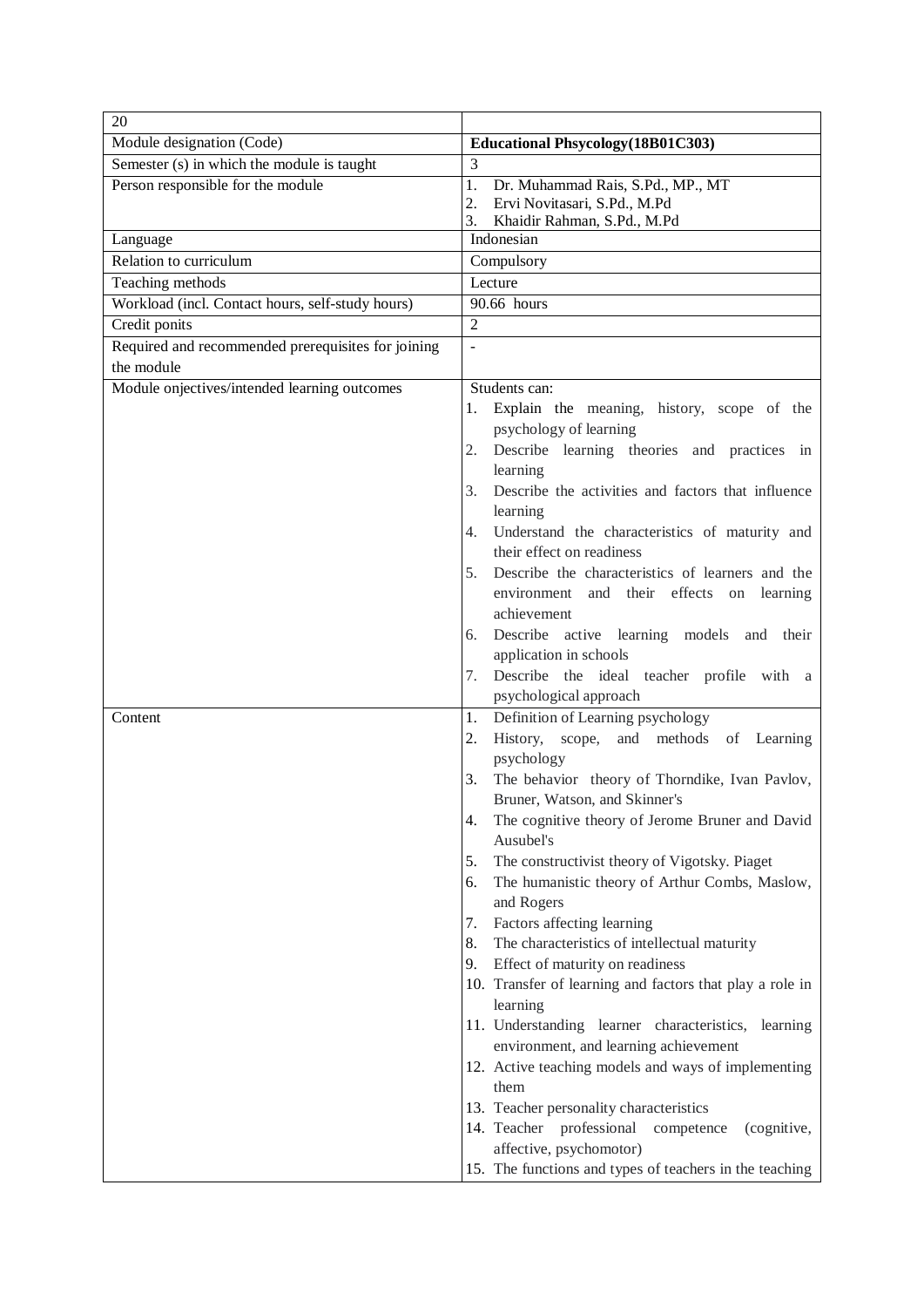| 20 | |
|---|---|
| Module designation (Code) | **Educational Phsycology(18B01C303)** |
| Semester (s) in which the module is taught | 3 |
| Person responsible for the module | 1. Dr. Muhammad Rais, S.Pd., MP., MT<br>2. Ervi Novitasari, S.Pd., M.Pd<br>3. Khaidir Rahman, S.Pd., M.Pd |
| Language | Indonesian |
| Relation to curriculum | Compulsory |
| Teaching methods | Lecture |
| Workload (incl. Contact hours, self-study hours) | 90.66 hours |
| Credit ponits | 2 |
| Required and recommended prerequisites for joining the module | - |
| Module onjectives/intended learning outcomes | Students can:<br>1. Explain the meaning, history, scope of the psychology of learning<br>2. Describe learning theories and practices in learning<br>3. Describe the activities and factors that influence learning<br>4. Understand the characteristics of maturity and their effect on readiness<br>5. Describe the characteristics of learners and the environment and their effects on learning achievement<br>6. Describe active learning models and their application in schools<br>7. Describe the ideal teacher profile with a psychological approach |
| Content | 1. Definition of Learning psychology<br>2. History, scope, and methods of Learning psychology<br>3. The behavior theory of Thorndike, Ivan Pavlov, Bruner, Watson, and Skinner's<br>4. The cognitive theory of Jerome Bruner and David Ausubel's<br>5. The constructivist theory of Vigotsky. Piaget<br>6. The humanistic theory of Arthur Combs, Maslow, and Rogers<br>7. Factors affecting learning<br>8. The characteristics of intellectual maturity<br>9. Effect of maturity on readiness<br>10. Transfer of learning and factors that play a role in learning<br>11. Understanding learner characteristics, learning environment, and learning achievement<br>12. Active teaching models and ways of implementing them<br>13. Teacher personality characteristics<br>14. Teacher professional competence (cognitive, affective, psychomotor)<br>15. The functions and types of teachers in the teaching |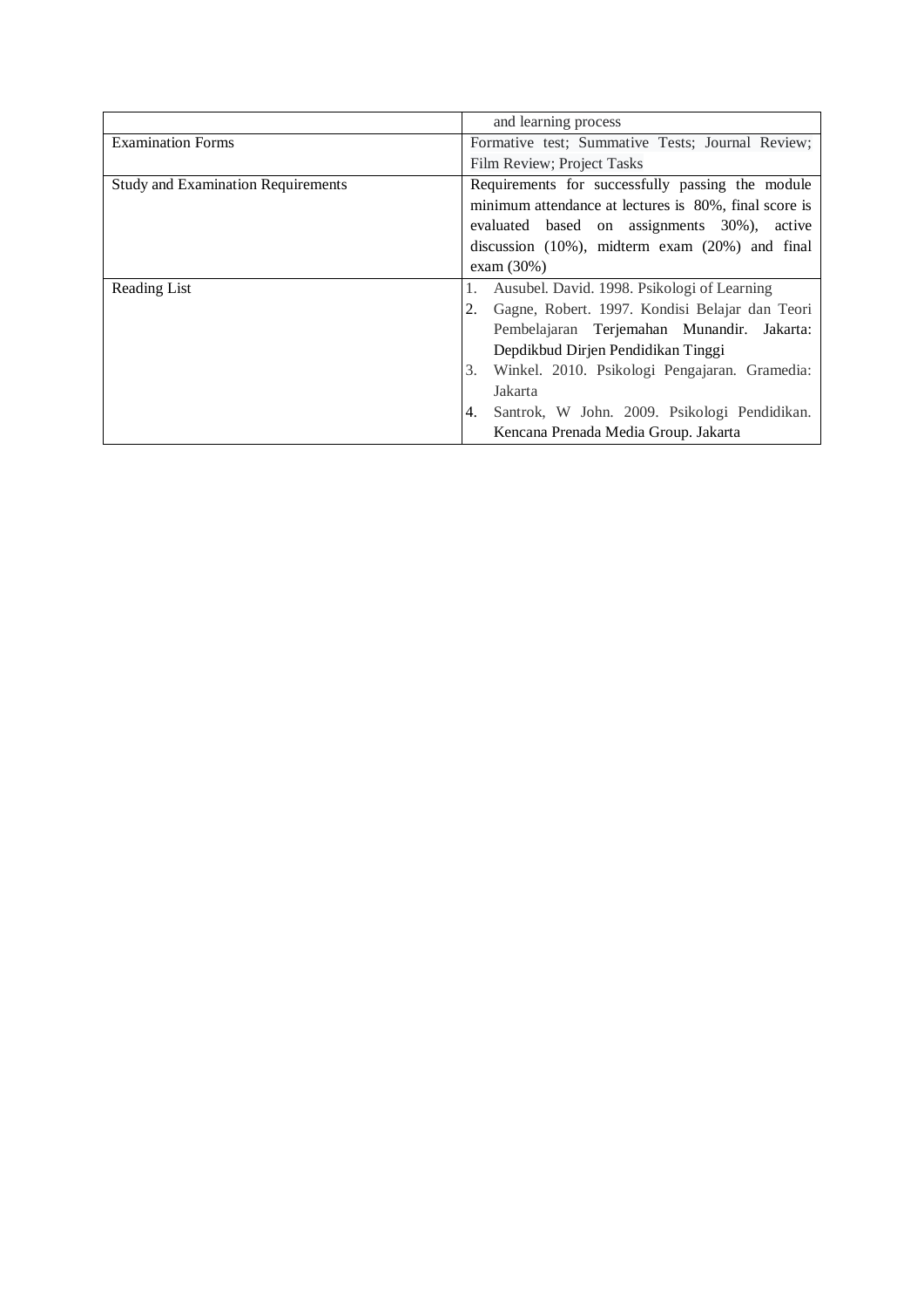| | |
|---|---|
| | and learning process |
| Examination Forms | Formative test; Summative Tests; Journal Review; Film Review; Project Tasks |
| Study and Examination Requirements | Requirements for successfully passing the module minimum attendance at lectures is 80%, final score is evaluated based on assignments 30%), active discussion (10%), midterm exam (20%) and final exam (30%) |
| Reading List | 1. Ausubel. David. 1998. Psikologi of Learning<br>2. Gagne, Robert. 1997. Kondisi Belajar dan Teori Pembelajaran Terjemahan Munandir. Jakarta: Depdikbud Dirjen Pendidikan Tinggi<br>3. Winkel. 2010. Psikologi Pengajaran. Gramedia: Jakarta<br>4. Santrok, W John. 2009. Psikologi Pendidikan. Kencana Prenada Media Group. Jakarta |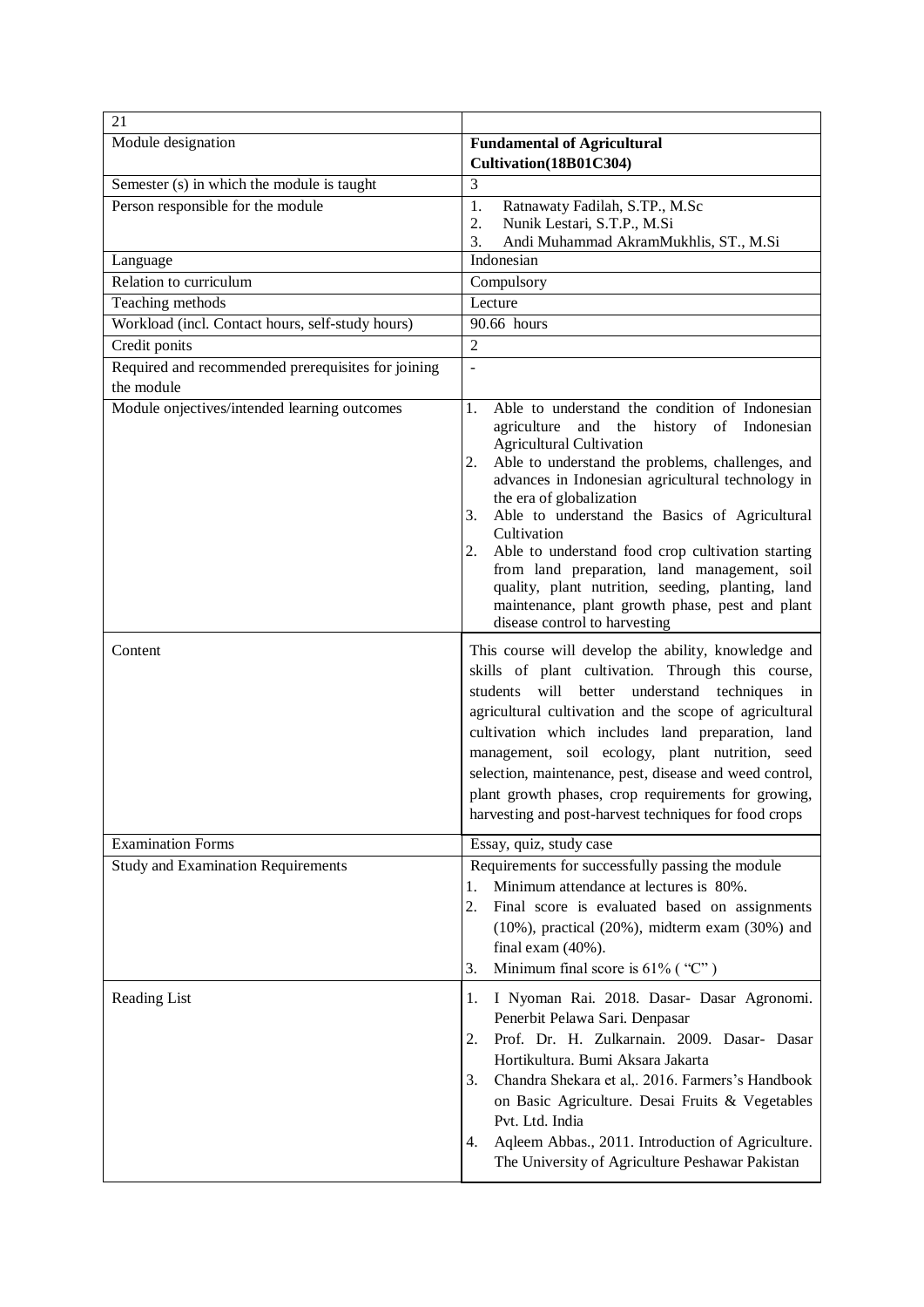| 21 | |
|---|---|
| Module designation | **Fundamental of Agricultural Cultivation(18B01C304)** |
| Semester (s) in which the module is taught | 3 |
| Person responsible for the module | 1. Ratnawaty Fadilah, S.TP., M.Sc<br>2. Nunik Lestari, S.T.P., M.Si<br>3. Andi Muhammad AkramMukhlis, ST., M.Si |
| Language | Indonesian |
| Relation to curriculum | Compulsory |
| Teaching methods | Lecture |
| Workload (incl. Contact hours, self-study hours) | 90.66 hours |
| Credit ponits | 2 |
| Required and recommended prerequisites for joining the module | - |
| Module onjectives/intended learning outcomes | 1. Able to understand the condition of Indonesian agriculture and the history of Indonesian Agricultural Cultivation<br>2. Able to understand the problems, challenges, and advances in Indonesian agricultural technology in the era of globalization<br>3. Able to understand the Basics of Agricultural Cultivation<br>2. Able to understand food crop cultivation starting from land preparation, land management, soil quality, plant nutrition, seeding, planting, land maintenance, plant growth phase, pest and plant disease control to harvesting |
| Content | This course will develop the ability, knowledge and skills of plant cultivation. Through this course, students will better understand techniques in agricultural cultivation and the scope of agricultural cultivation which includes land preparation, land management, soil ecology, plant nutrition, seed selection, maintenance, pest, disease and weed control, plant growth phases, crop requirements for growing, harvesting and post-harvest techniques for food crops |
| Examination Forms | Essay, quiz, study case |
| Study and Examination Requirements | Requirements for successfully passing the module<br>1. Minimum attendance at lectures is 80%.<br>2. Final score is evaluated based on assignments (10%), practical (20%), midterm exam (30%) and final exam (40%).<br>3. Minimum final score is 61% ( "C" ) |
| Reading List | 1. I Nyoman Rai. 2018. Dasar- Dasar Agronomi. Penerbit Pelawa Sari. Denpasar<br>2. Prof. Dr. H. Zulkarnain. 2009. Dasar- Dasar Hortikultura. Bumi Aksara Jakarta<br>3. Chandra Shekara et al,. 2016. Farmers's Handbook on Basic Agriculture. Desai Fruits & Vegetables Pvt. Ltd. India<br>4. Aqleem Abbas., 2011. Introduction of Agriculture. The University of Agriculture Peshawar Pakistan |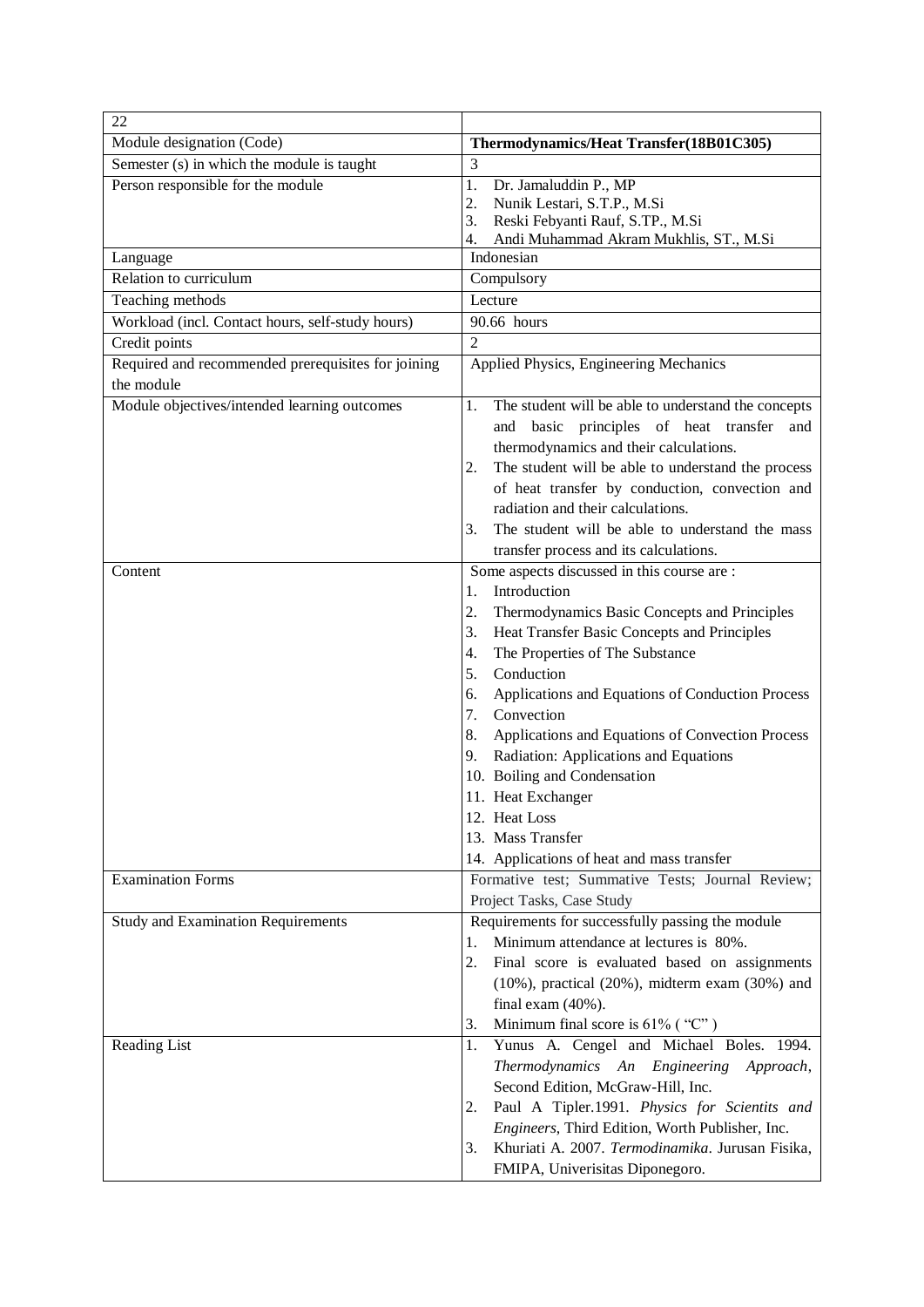| 22 | |
|---|---|
| Module designation (Code) | **Thermodynamics/Heat Transfer(18B01C305)** |
| Semester (s) in which the module is taught | 3 |
| Person responsible for the module | 1. Dr. Jamaluddin P., MP<br>2. Nunik Lestari, S.T.P., M.Si<br>3. Reski Febyanti Rauf, S.TP., M.Si<br>4. Andi Muhammad Akram Mukhlis, ST., M.Si |
| Language | Indonesian |
| Relation to curriculum | Compulsory |
| Teaching methods | Lecture |
| Workload (incl. Contact hours, self-study hours) | 90.66 hours |
| Credit points | 2 |
| Required and recommended prerequisites for joining the module | Applied Physics, Engineering Mechanics |
| Module objectives/intended learning outcomes | 1. The student will be able to understand the concepts and basic principles of heat transfer and thermodynamics and their calculations.<br>2. The student will be able to understand the process of heat transfer by conduction, convection and radiation and their calculations.<br>3. The student will be able to understand the mass transfer process and its calculations. |
| Content | Some aspects discussed in this course are :<br>1. Introduction<br>2. Thermodynamics Basic Concepts and Principles<br>3. Heat Transfer Basic Concepts and Principles<br>4. The Properties of The Substance<br>5. Conduction<br>6. Applications and Equations of Conduction Process<br>7. Convection<br>8. Applications and Equations of Convection Process<br>9. Radiation: Applications and Equations<br>10. Boiling and Condensation<br>11. Heat Exchanger<br>12. Heat Loss<br>13. Mass Transfer<br>14. Applications of heat and mass transfer |
| Examination Forms | Formative test; Summative Tests; Journal Review; Project Tasks, Case Study |
| Study and Examination Requirements | Requirements for successfully passing the module<br>1. Minimum attendance at lectures is 80%.<br>2. Final score is evaluated based on assignments (10%), practical (20%), midterm exam (30%) and final exam (40%).<br>3. Minimum final score is 61% ( "C" ) |
| Reading List | 1. Yunus A. Cengel and Michael Boles. 1994. *Thermodynamics An Engineering Approach*, Second Edition, McGraw-Hill, Inc.<br>2. Paul A Tipler.1991. *Physics for Scientits and Engineers*, Third Edition, Worth Publisher, Inc.<br>3. Khuriati A. 2007. *Termodinamika*. Jurusan Fisika, FMIPA, Univerisitas Diponegoro. |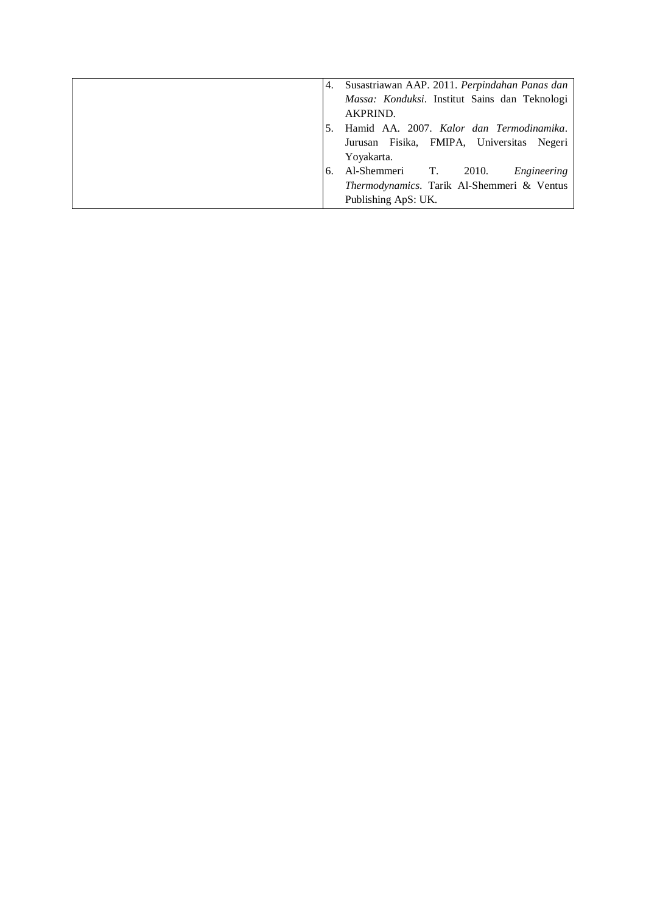| | |
|---|---|
| | 4. Susastriawan AAP. 2011. *Perpindahan Panas dan Massa: Konduksi*. Institut Sains dan Teknologi AKPRIND.<br>5. Hamid AA. 2007. *Kalor dan Termodinamika*. Jurusan Fisika, FMIPA, Universitas Negeri Yoyakarta.<br>6. Al-Shemmeri T. 2010. *Engineering Thermodynamics*. Tarik Al-Shemmeri & Ventus Publishing ApS: UK. |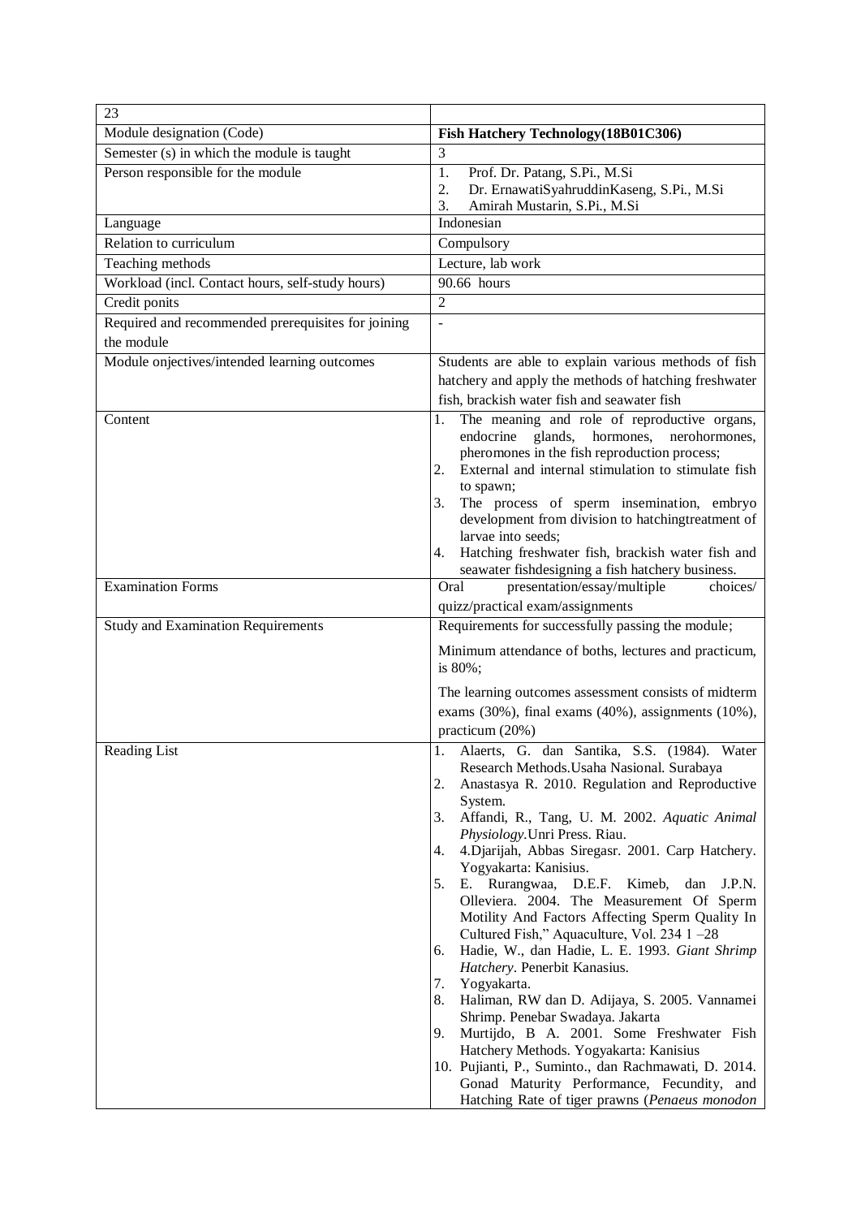| 23 | |
|---|---|
| Module designation (Code) | **Fish Hatchery Technology(18B01C306)** |
| Semester (s) in which the module is taught | 3 |
| Person responsible for the module | 1. Prof. Dr. Patang, S.Pi., M.Si<br>2. Dr. ErnawatiSyahruddinKaseng, S.Pi., M.Si<br>3. Amirah Mustarin, S.Pi., M.Si |
| Language | Indonesian |
| Relation to curriculum | Compulsory |
| Teaching methods | Lecture, lab work |
| Workload (incl. Contact hours, self-study hours) | 90.66 hours |
| Credit ponits | 2 |
| Required and recommended prerequisites for joining the module | - |
| Module onjectives/intended learning outcomes | Students are able to explain various methods of fish hatchery and apply the methods of hatching freshwater fish, brackish water fish and seawater fish |
| Content | 1. The meaning and role of reproductive organs, endocrine glands, hormones, nerohormones, pheromones in the fish reproduction process;<br>2. External and internal stimulation to stimulate fish to spawn;<br>3. The process of sperm insemination, embryo development from division to hatchingtreatment of larvae into seeds;<br>4. Hatching freshwater fish, brackish water fish and seawater fishdesigning a fish hatchery business. |
| Examination Forms | Oral presentation/essay/multiple choices/ quizz/practical exam/assignments |
| Study and Examination Requirements | Requirements for successfully passing the module;<br><br>Minimum attendance of boths, lectures and practicum, is 80%;<br><br>The learning outcomes assessment consists of midterm exams (30%), final exams (40%), assignments (10%), practicum (20%) |
| Reading List | 1. Alaerts, G. dan Santika, S.S. (1984). Water Research Methods.Usaha Nasional. Surabaya<br>2. Anastasya R. 2010. Regulation and Reproductive System.<br>3. Affandi, R., Tang, U. M. 2002. *Aquatic Animal Physiology*.Unri Press. Riau.<br>4. 4.Djarijah, Abbas Siregasr. 2001. Carp Hatchery. Yogyakarta: Kanisius.<br>5. E. Rurangwaa, D.E.F. Kimeb, dan J.P.N. Olleviera. 2004. The Measurement Of Sperm Motility And Factors Affecting Sperm Quality In Cultured Fish," Aquaculture, Vol. 234 1 –28<br>6. Hadie, W., dan Hadie, L. E. 1993. *Giant Shrimp Hatchery*. Penerbit Kanasius.<br>7. Yogyakarta.<br>8. Haliman, RW dan D. Adijaya, S. 2005. Vannamei Shrimp. Penebar Swadaya. Jakarta<br>9. Murtijdo, B A. 2001. Some Freshwater Fish Hatchery Methods. Yogyakarta: Kanisius<br>10. Pujianti, P., Suminto., dan Rachmawati, D. 2014. Gonad Maturity Performance, Fecundity, and Hatching Rate of tiger prawns (*Penaeus monodon* |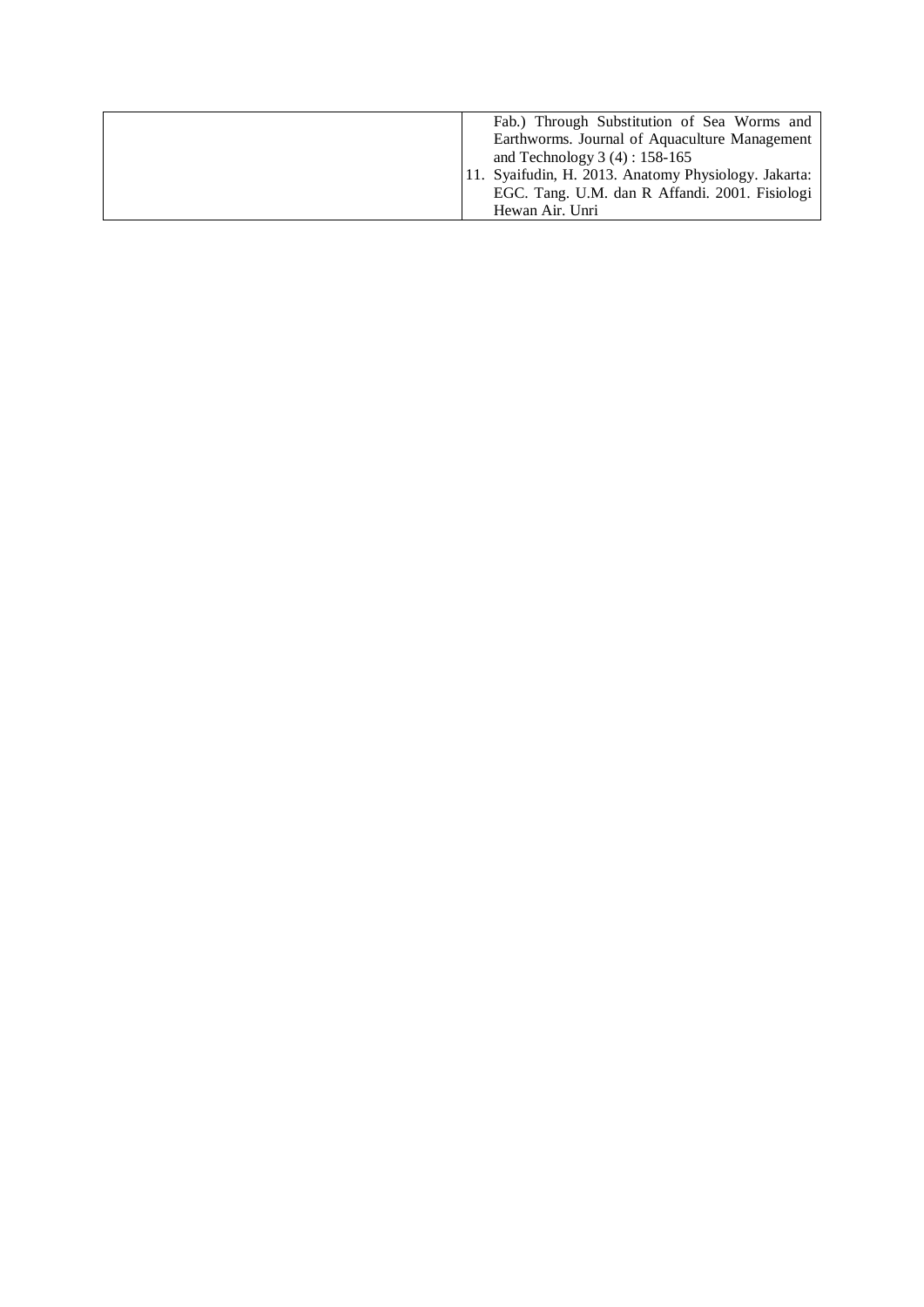| | |
|---|---|
| | Fab.) Through Substitution of Sea Worms and Earthworms. Journal of Aquaculture Management and Technology 3 (4) : 158-165<br>11. Syaifudin, H. 2013. Anatomy Physiology. Jakarta: EGC. Tang. U.M. dan R Affandi. 2001. Fisiologi Hewan Air. Unri |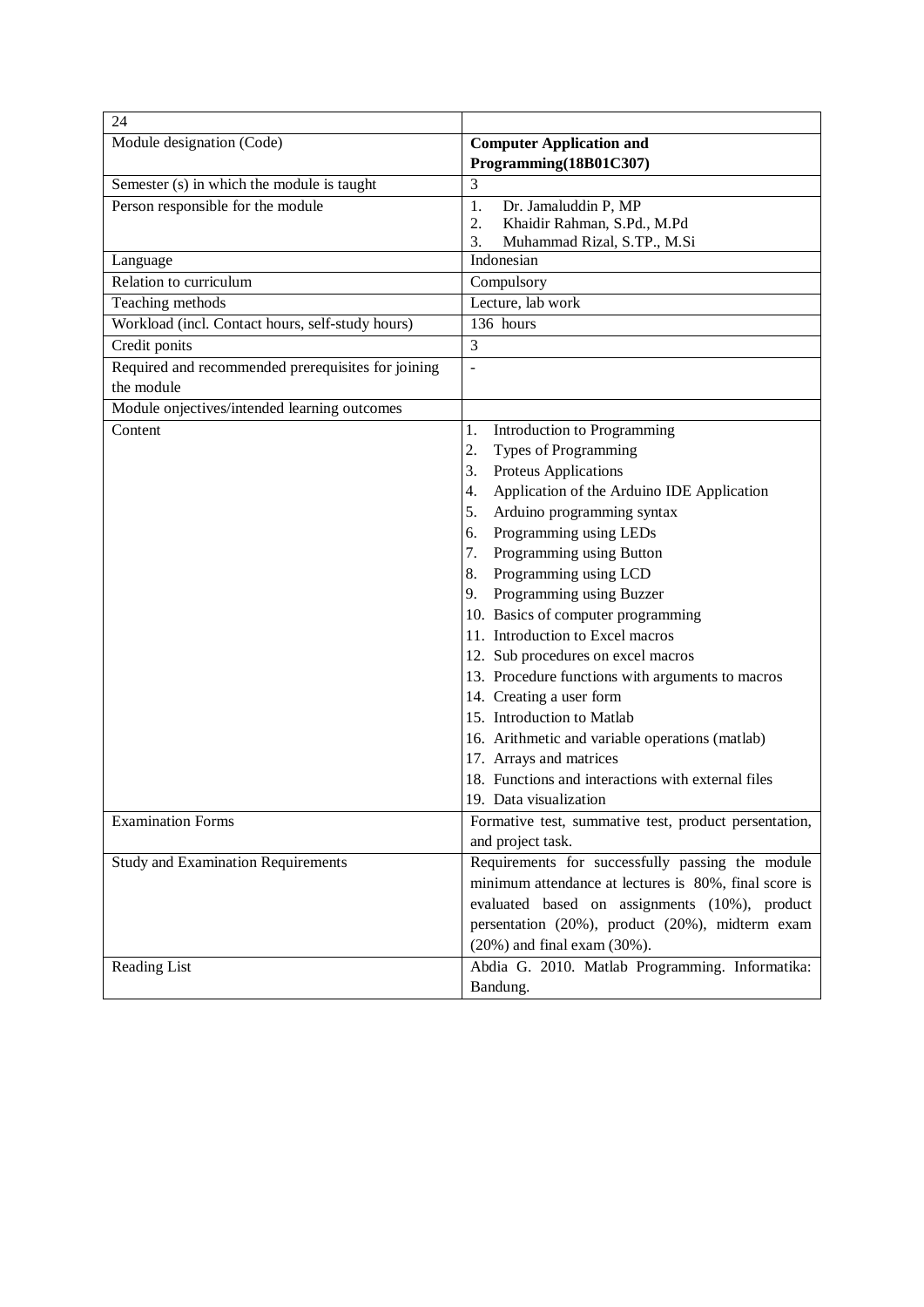| 24 | |
|---|---|
| Module designation (Code) | **Computer Application and Programming(18B01C307)** |
| Semester (s) in which the module is taught | 3 |
| Person responsible for the module | 1. Dr. Jamaluddin P, MP<br>2. Khaidir Rahman, S.Pd., M.Pd<br>3. Muhammad Rizal, S.TP., M.Si |
| Language | Indonesian |
| Relation to curriculum | Compulsory |
| Teaching methods | Lecture, lab work |
| Workload (incl. Contact hours, self-study hours) | 136 hours |
| Credit ponits | 3 |
| Required and recommended prerequisites for joining the module | - |
| Module onjectives/intended learning outcomes | |
| Content | 1. Introduction to Programming<br>2. Types of Programming<br>3. Proteus Applications<br>4. Application of the Arduino IDE Application<br>5. Arduino programming syntax<br>6. Programming using LEDs<br>7. Programming using Button<br>8. Programming using LCD<br>9. Programming using Buzzer<br>10. Basics of computer programming<br>11. Introduction to Excel macros<br>12. Sub procedures on excel macros<br>13. Procedure functions with arguments to macros<br>14. Creating a user form<br>15. Introduction to Matlab<br>16. Arithmetic and variable operations (matlab)<br>17. Arrays and matrices<br>18. Functions and interactions with external files<br>19. Data visualization |
| Examination Forms | Formative test, summative test, product presentation, and project task. |
| Study and Examination Requirements | Requirements for successfully passing the module minimum attendance at lectures is 80%, final score is evaluated based on assignments (10%), product persentation (20%), product (20%), midterm exam (20%) and final exam (30%). |
| Reading List | Abdia G. 2010. Matlab Programming. Informatika: Bandung. |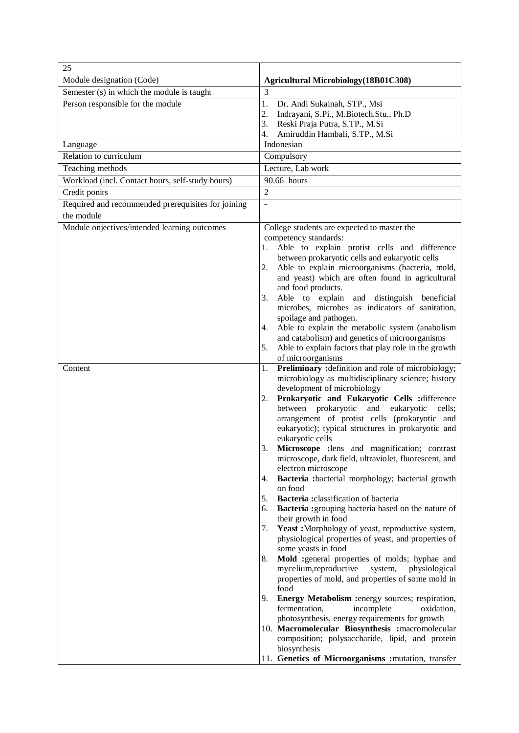| 25 | |
|---|---|
| Module designation (Code) | **Agricultural Microbiology(18B01C308)** |
| Semester (s) in which the module is taught | 3 |
| Person responsible for the module | 1. Dr. Andi Sukainah, STP., Msi<br>2. Indrayani, S.Pi., M.Biotech.Stu., Ph.D<br>3. Reski Praja Putra, S.TP., M.Si<br>4. Amiruddin Hambali, S.TP., M.Si |
| Language | Indonesian |
| Relation to curriculum | Compulsory |
| Teaching methods | Lecture, Lab work |
| Workload (incl. Contact hours, self-study hours) | 90.66 hours |
| Credit ponits | 2 |
| Required and recommended prerequisites for joining the module | - |
| Module onjectives/intended learning outcomes | College students are expected to master the competency standards:<br>1. Able to explain protist cells and difference between prokaryotic cells and eukaryotic cells<br>2. Able to explain microorganisms (bacteria, mold, and yeast) which are often found in agricultural and food products.<br>3. Able to explain and distinguish beneficial microbes, microbes as indicators of sanitation, spoilage and pathogen.<br>4. Able to explain the metabolic system (anabolism and catabolism) and genetics of microorganisms<br>5. Able to explain factors that play role in the growth of microorganisms |
| Content | 1. **Preliminary :**definition and role of microbiology; microbiology as multidisciplinary science; history development of microbiology<br>2. **Prokaryotic and Eukaryotic Cells :**difference between prokaryotic and eukaryotic cells; arrangement of protist cells (prokaryotic and eukaryotic); typical structures in prokaryotic and eukaryotic cells<br>3. **Microscope :**lens and magnification; contrast microscope, dark field, ultraviolet, fluorescent, and electron microscope<br>4. **Bacteria :**bacterial morphology; bacterial growth on food<br>5. **Bacteria :**classification of bacteria<br>6. **Bacteria :**grouping bacteria based on the nature of their growth in food<br>7. **Yeast :**Morphology of yeast, reproductive system, physiological properties of yeast, and properties of some yeasts in food<br>8. **Mold :**general properties of molds; hyphae and mycelium,reproductive system, physiological properties of mold, and properties of some mold in food<br>9. **Energy Metabolism :**energy sources; respiration, fermentation, incomplete oxidation, photosynthesis, energy requirements for growth<br>10. **Macromolecular Biosynthesis :**macromolecular composition; polysaccharide, lipid, and protein biosynthesis<br>11. **Genetics of Microorganisms :**mutation, transfer |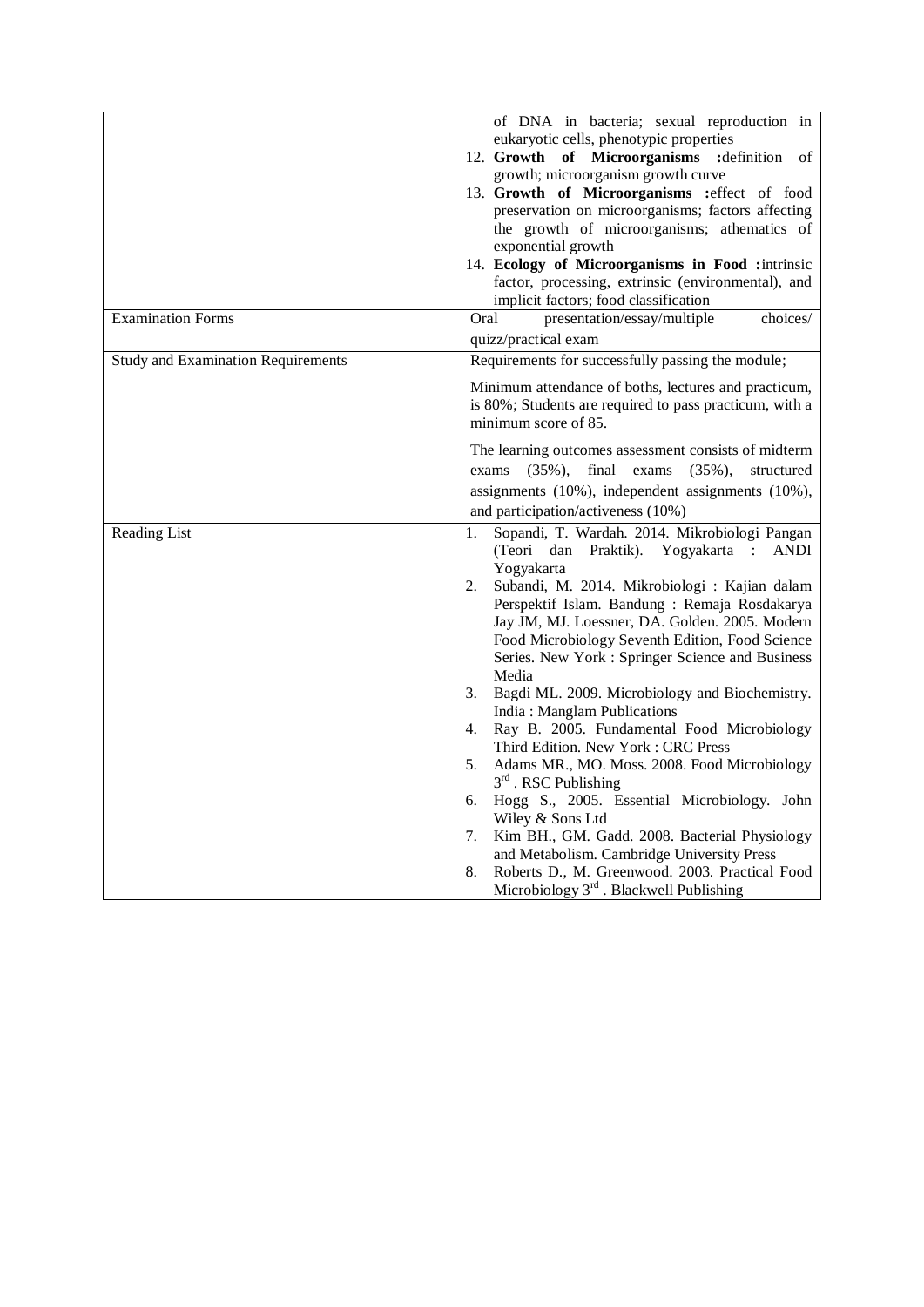| | |
|---|---|
| | of DNA in bacteria; sexual reproduction in eukaryotic cells, phenotypic properties<br>12. **Growth of Microorganisms :**definition of growth; microorganism growth curve<br>13. **Growth of Microorganisms :**effect of food preservation on microorganisms; factors affecting the growth of microorganisms; athematics of exponential growth<br>14. **Ecology of Microorganisms in Food :**intrinsic factor, processing, extrinsic (environmental), and implicit factors; food classification |
| Examination Forms | Oral presentation/essay/multiple choices/ quizz/practical exam |
| Study and Examination Requirements | Requirements for successfully passing the module;<br><br>Minimum attendance of boths, lectures and practicum, is 80%; Students are required to pass practicum, with a minimum score of 85.<br><br>The learning outcomes assessment consists of midterm exams (35%), final exams (35%), structured assignments (10%), independent assignments (10%), and participation/activeness (10%) |
| Reading List | 1. Sopandi, T. Wardah. 2014. Mikrobiologi Pangan (Teori dan Praktik). Yogyakarta : ANDI Yogyakarta<br>2. Subandi, M. 2014. Mikrobiologi : Kajian dalam Perspektif Islam. Bandung : Remaja Rosdakarya Jay JM, MJ. Loessner, DA. Golden. 2005. Modern Food Microbiology Seventh Edition, Food Science Series. New York : Springer Science and Business Media<br>3. Bagdi ML. 2009. Microbiology and Biochemistry. India : Manglam Publications<br>4. Ray B. 2005. Fundamental Food Microbiology Third Edition. New York : CRC Press<br>5. Adams MR., MO. Moss. 2008. Food Microbiology 3rd . RSC Publishing<br>6. Hogg S., 2005. Essential Microbiology. John Wiley & Sons Ltd<br>7. Kim BH., GM. Gadd. 2008. Bacterial Physiology and Metabolism. Cambridge University Press<br>8. Roberts D., M. Greenwood. 2003. Practical Food Microbiology 3rd . Blackwell Publishing |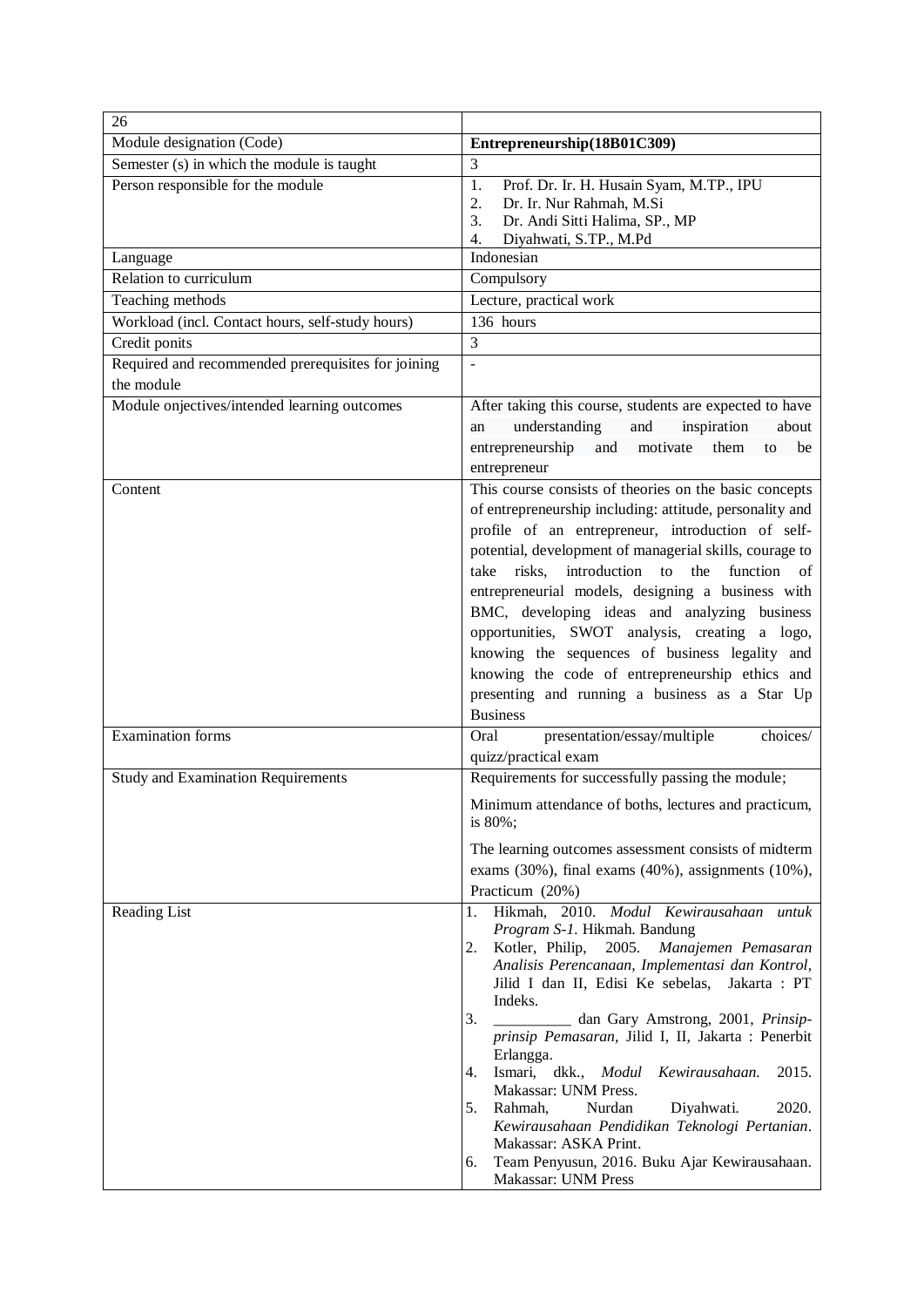| 26 | |
|---|---|
| Module designation (Code) | **Entrepreneurship(18B01C309)** |
| Semester (s) in which the module is taught | 3 |
| Person responsible for the module | 1. Prof. Dr. Ir. H. Husain Syam, M.TP., IPU<br>2. Dr. Ir. Nur Rahmah, M.Si<br>3. Dr. Andi Sitti Halima, SP., MP<br>4. Diyahwati, S.TP., M.Pd |
| Language | Indonesian |
| Relation to curriculum | Compulsory |
| Teaching methods | Lecture, practical work |
| Workload (incl. Contact hours, self-study hours) | 136 hours |
| Credit ponits | 3 |
| Required and recommended prerequisites for joining the module | - |
| Module onjectives/intended learning outcomes | After taking this course, students are expected to have an understanding and inspiration about entrepreneurship and motivate them to be entrepreneur |
| Content | This course consists of theories on the basic concepts of entrepreneurship including: attitude, personality and profile of an entrepreneur, introduction of self-potential, development of managerial skills, courage to take risks, introduction to the function of entrepreneurial models, designing a business with BMC, developing ideas and analyzing business opportunities, SWOT analysis, creating a logo, knowing the sequences of business legality and knowing the code of entrepreneurship ethics and presenting and running a business as a Star Up Business |
| Examination forms | Oral presentation/essay/multiple choices/ quizz/practical exam |
| Study and Examination Requirements | Requirements for successfully passing the module;<br><br>Minimum attendance of boths, lectures and practicum, is 80%;<br><br>The learning outcomes assessment consists of midterm exams (30%), final exams (40%), assignments (10%), Practicum (20%) |
| Reading List | 1. Hikmah, 2010. *Modul Kewirausahaan untuk Program S-1*. Hikmah. Bandung<br>2. Kotler, Philip, 2005. *Manajemen Pemasaran Analisis Perencanaan, Implementasi dan Kontrol*, Jilid I dan II, Edisi Ke sebelas, Jakarta : PT Indeks.<br>3. __________ dan Gary Amstrong, 2001, *Prinsip-prinsip Pemasaran*, Jilid I, II, Jakarta : Penerbit Erlangga.<br>4. Ismari, dkk., *Modul Kewirausahaan.* 2015. Makassar: UNM Press.<br>5. Rahmah, Nurdan Diyahwati. 2020. *Kewirausahaan Pendidikan Teknologi Pertanian*. Makassar: ASKA Print.<br>6. Team Penyusun, 2016. Buku Ajar Kewirausahaan. Makassar: UNM Press |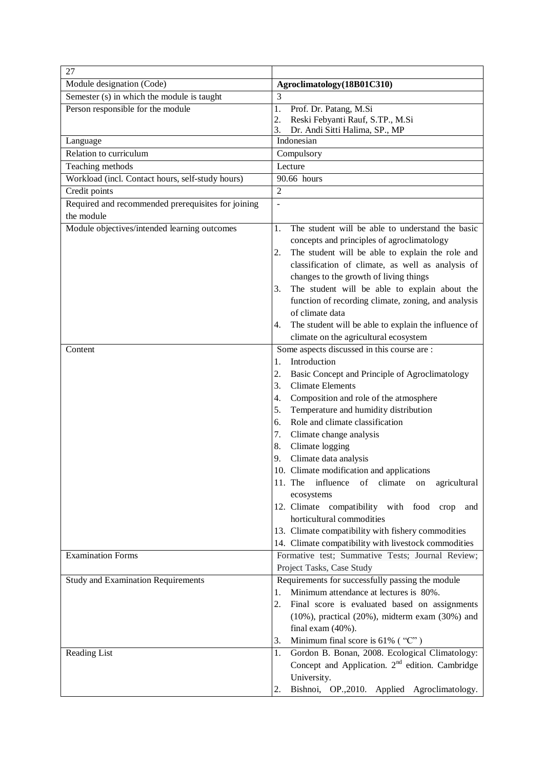| 27 | |
|---|---|
| Module designation (Code) | **Agroclimatology(18B01C310)** |
| Semester (s) in which the module is taught | 3 |
| Person responsible for the module | 1. Prof. Dr. Patang, M.Si<br>2. Reski Febyanti Rauf, S.TP., M.Si<br>3. Dr. Andi Sitti Halima, SP., MP |
| Language | Indonesian |
| Relation to curriculum | Compulsory |
| Teaching methods | Lecture |
| Workload (incl. Contact hours, self-study hours) | 90.66 hours |
| Credit points | 2 |
| Required and recommended prerequisites for joining the module | - |
| Module objectives/intended learning outcomes | 1. The student will be able to understand the basic concepts and principles of agroclimatology<br>2. The student will be able to explain the role and classification of climate, as well as analysis of changes to the growth of living things<br>3. The student will be able to explain about the function of recording climate, zoning, and analysis of climate data<br>4. The student will be able to explain the influence of climate on the agricultural ecosystem |
| Content | Some aspects discussed in this course are :<br>1. Introduction<br>2. Basic Concept and Principle of Agroclimatology<br>3. Climate Elements<br>4. Composition and role of the atmosphere<br>5. Temperature and humidity distribution<br>6. Role and climate classification<br>7. Climate change analysis<br>8. Climate logging<br>9. Climate data analysis<br>10. Climate modification and applications<br>11. The influence of climate on agricultural ecosystems<br>12. Climate compatibility with food crop and horticultural commodities<br>13. Climate compatibility with fishery commodities<br>14. Climate compatibility with livestock commodities |
| Examination Forms | Formative test; Summative Tests; Journal Review; Project Tasks, Case Study |
| Study and Examination Requirements | Requirements for successfully passing the module<br>1. Minimum attendance at lectures is 80%.<br>2. Final score is evaluated based on assignments (10%), practical (20%), midterm exam (30%) and final exam (40%).<br>3. Minimum final score is 61% ( "C" ) |
| Reading List | 1. Gordon B. Bonan, 2008. Ecological Climatology: Concept and Application. 2nd edition. Cambridge University.<br>2. Bishnoi, OP.,2010. Applied Agroclimatology. |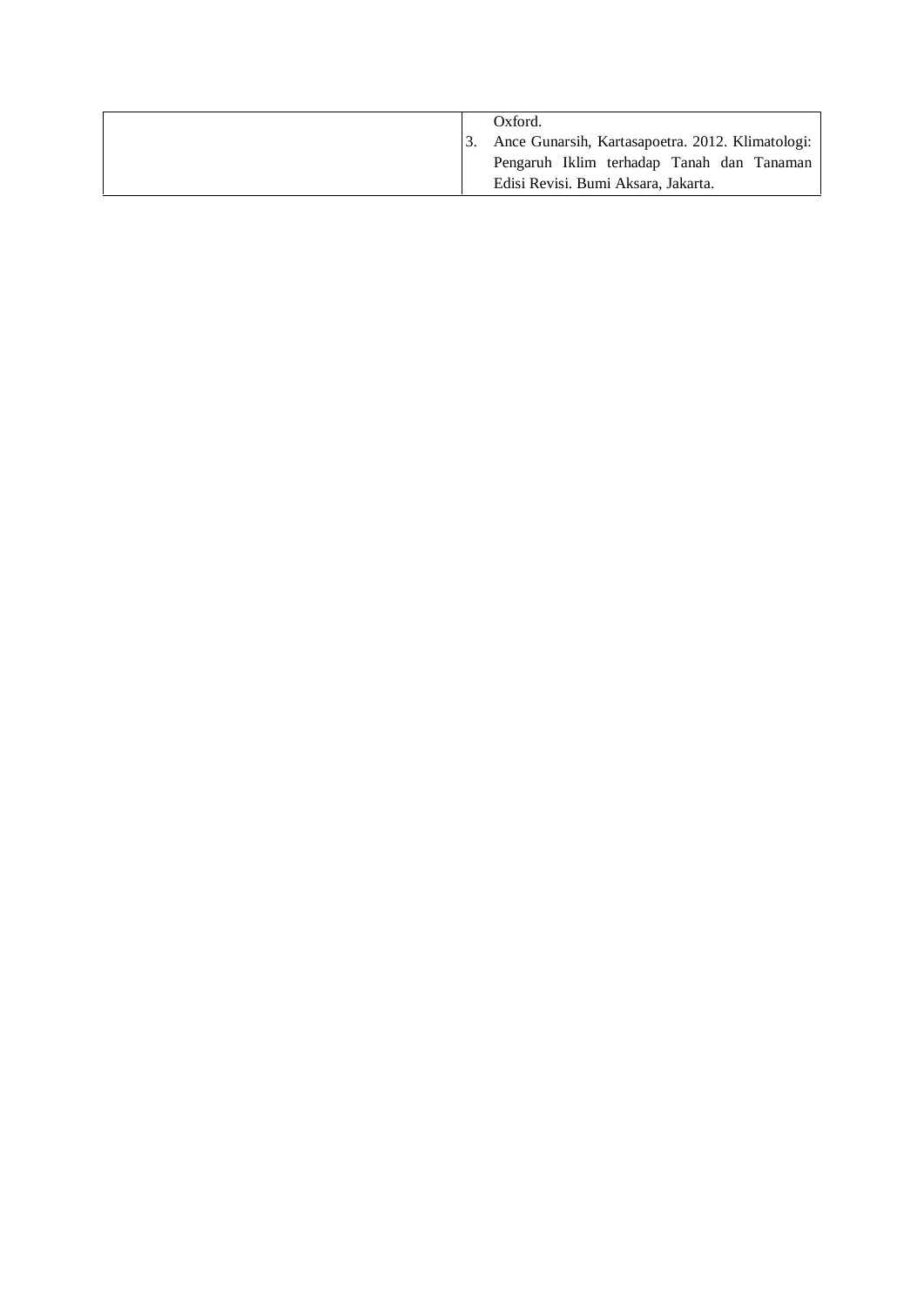| | |
|---|---|
| | Oxford.<br>3. Ance Gunarsih, Kartasapoetra. 2012. Klimatologi: Pengaruh Iklim terhadap Tanah dan Tanaman Edisi Revisi. Bumi Aksara, Jakarta. |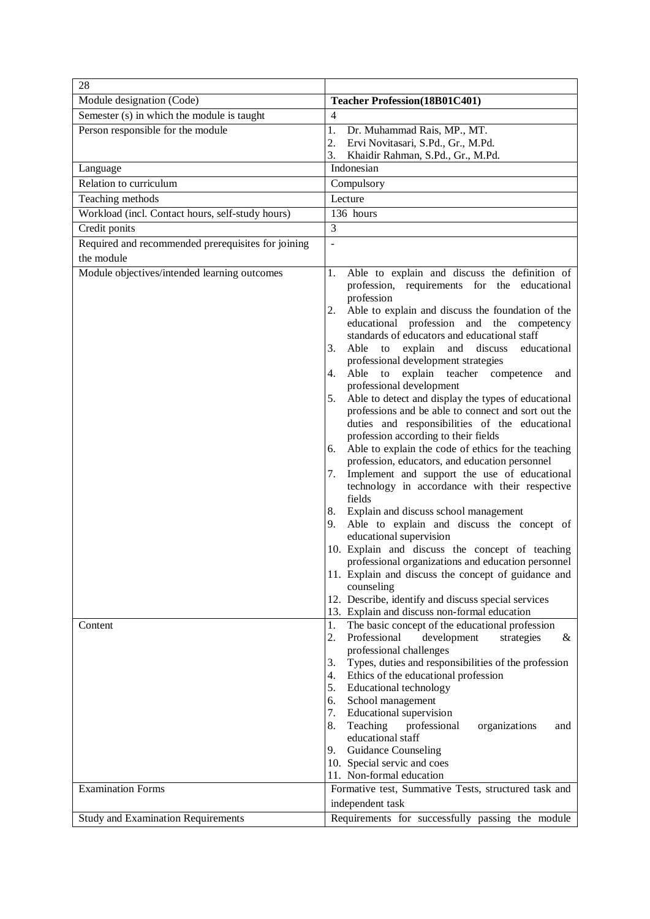| 28 | |
|---|---|
| Module designation (Code) | **Teacher Profession(18B01C401)** |
| Semester (s) in which the module is taught | 4 |
| Person responsible for the module | 1. Dr. Muhammad Rais, MP., MT.<br>2. Ervi Novitasari, S.Pd., Gr., M.Pd.<br>3. Khaidir Rahman, S.Pd., Gr., M.Pd. |
| Language | Indonesian |
| Relation to curriculum | Compulsory |
| Teaching methods | Lecture |
| Workload (incl. Contact hours, self-study hours) | 136 hours |
| Credit ponits | 3 |
| Required and recommended prerequisites for joining the module | - |
| Module objectives/intended learning outcomes | 1. Able to explain and discuss the definition of profession, requirements for the educational profession<br>2. Able to explain and discuss the foundation of the educational profession and the competency standards of educators and educational staff<br>3. Able to explain and discuss educational professional development strategies<br>4. Able to explain teacher competence and professional development<br>5. Able to detect and display the types of educational professions and be able to connect and sort out the duties and responsibilities of the educational profession according to their fields<br>6. Able to explain the code of ethics for the teaching profession, educators, and education personnel<br>7. Implement and support the use of educational technology in accordance with their respective fields<br>8. Explain and discuss school management<br>9. Able to explain and discuss the concept of educational supervision<br>10. Explain and discuss the concept of teaching professional organizations and education personnel<br>11. Explain and discuss the concept of guidance and counseling<br>12. Describe, identify and discuss special services<br>13. Explain and discuss non-formal education |
| Content | 1. The basic concept of the educational profession<br>2. Professional development strategies & professional challenges<br>3. Types, duties and responsibilities of the profession<br>4. Ethics of the educational profession<br>5. Educational technology<br>6. School management<br>7. Educational supervision<br>8. Teaching professional organizations and educational staff<br>9. Guidance Counseling<br>10. Special servic and coes<br>11. Non-formal education |
| Examination Forms | Formative test, Summative Tests, structured task and independent task |
| Study and Examination Requirements | Requirements for successfully passing the module |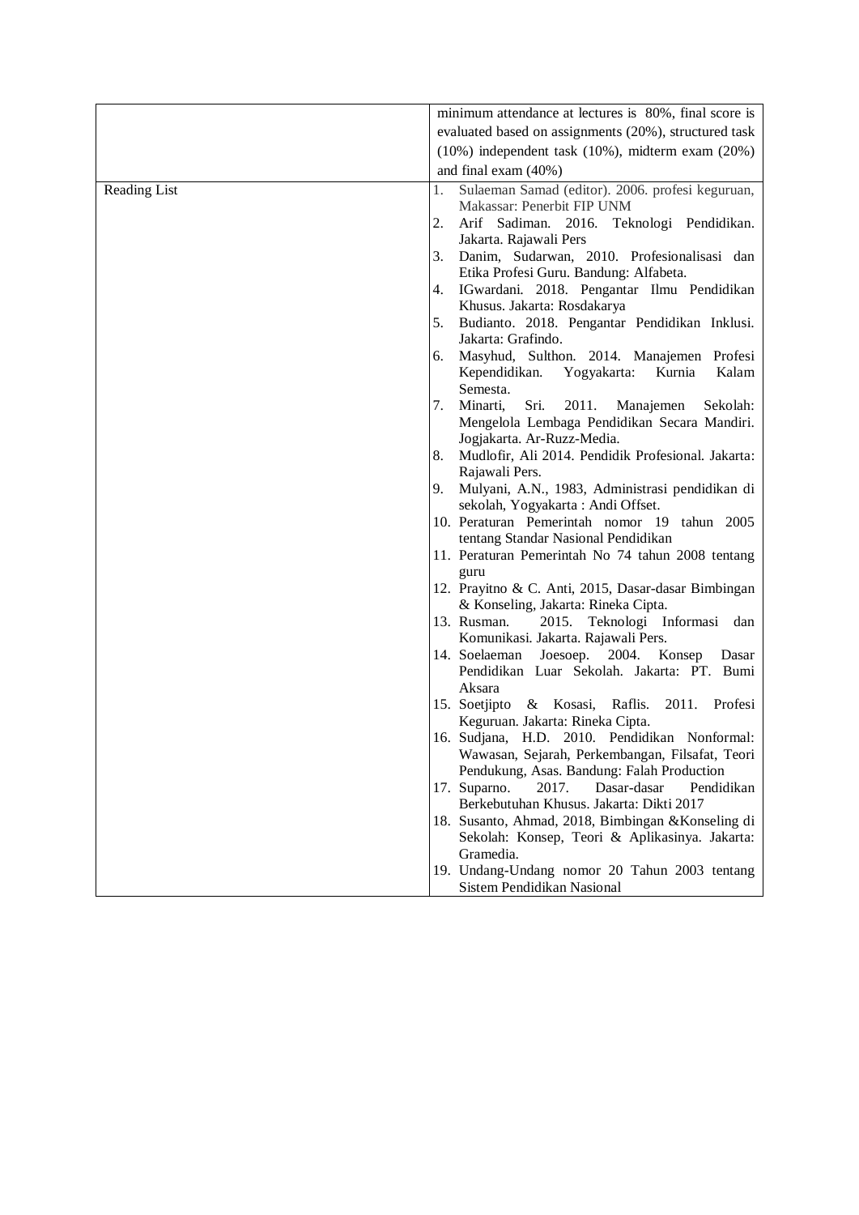| | |
|---|---|
| | minimum attendance at lectures is 80%, final score is evaluated based on assignments (20%), structured task (10%) independent task (10%), midterm exam (20%) and final exam (40%) |
| Reading List | 1. Sulaeman Samad (editor). 2006. profesi keguruan, Makassar: Penerbit FIP UNM<br>2. Arif Sadiman. 2016. Teknologi Pendidikan. Jakarta. Rajawali Pers<br>3. Danim, Sudarwan, 2010. Profesionalisasi dan Etika Profesi Guru. Bandung: Alfabeta.<br>4. IGwardani. 2018. Pengantar Ilmu Pendidikan Khusus. Jakarta: Rosdakarya<br>5. Budianto. 2018. Pengantar Pendidikan Inklusi. Jakarta: Grafindo.<br>6. Masyhud, Sulthon. 2014. Manajemen Profesi Kependidikan. Yogyakarta: Kurnia Kalam Semesta.<br>7. Minarti, Sri. 2011. Manajemen Sekolah: Mengelola Lembaga Pendidikan Secara Mandiri. Jogjakarta. Ar-Ruzz-Media.<br>8. Mudlofir, Ali 2014. Pendidik Profesional. Jakarta: Rajawali Pers.<br>9. Mulyani, A.N., 1983, Administrasi pendidikan di sekolah, Yogyakarta : Andi Offset.<br>10. Peraturan Pemerintah nomor 19 tahun 2005 tentang Standar Nasional Pendidikan<br>11. Peraturan Pemerintah No 74 tahun 2008 tentang guru<br>12. Prayitno & C. Anti, 2015, Dasar-dasar Bimbingan & Konseling, Jakarta: Rineka Cipta.<br>13. Rusman. 2015. Teknologi Informasi dan Komunikasi. Jakarta. Rajawali Pers.<br>14. Soelaeman Joesoep. 2004. Konsep Dasar Pendidikan Luar Sekolah. Jakarta: PT. Bumi Aksara<br>15. Soetjipto & Kosasi, Raflis. 2011. Profesi Keguruan. Jakarta: Rineka Cipta.<br>16. Sudjana, H.D. 2010. Pendidikan Nonformal: Wawasan, Sejarah, Perkembangan, Filsafat, Teori Pendukung, Asas. Bandung: Falah Production<br>17. Suparno. 2017. Dasar-dasar Pendidikan Berkebutuhan Khusus. Jakarta: Dikti 2017<br>18. Susanto, Ahmad, 2018, Bimbingan &Konseling di Sekolah: Konsep, Teori & Aplikasinya. Jakarta: Gramedia.<br>19. Undang-Undang nomor 20 Tahun 2003 tentang Sistem Pendidikan Nasional |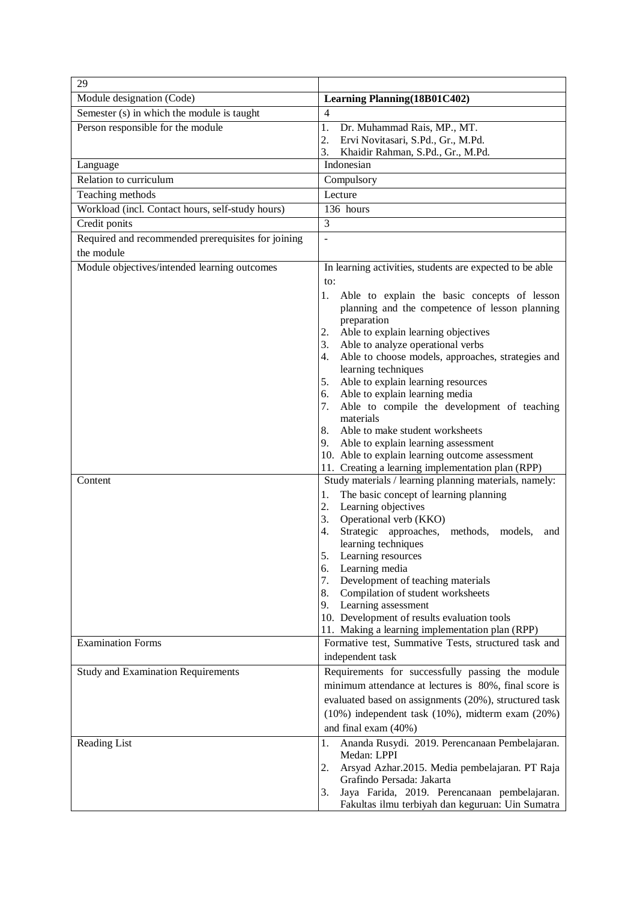| 29 | |
|---|---|
| Module designation (Code) | **Learning Planning(18B01C402)** |
| Semester (s) in which the module is taught | 4 |
| Person responsible for the module | 1. Dr. Muhammad Rais, MP., MT.<br>2. Ervi Novitasari, S.Pd., Gr., M.Pd.<br>3. Khaidir Rahman, S.Pd., Gr., M.Pd. |
| Language | Indonesian |
| Relation to curriculum | Compulsory |
| Teaching methods | Lecture |
| Workload (incl. Contact hours, self-study hours) | 136 hours |
| Credit ponits | 3 |
| Required and recommended prerequisites for joining the module | - |
| Module objectives/intended learning outcomes | In learning activities, students are expected to be able to:<br>1. Able to explain the basic concepts of lesson planning and the competence of lesson planning preparation<br>2. Able to explain learning objectives<br>3. Able to analyze operational verbs<br>4. Able to choose models, approaches, strategies and learning techniques<br>5. Able to explain learning resources<br>6. Able to explain learning media<br>7. Able to compile the development of teaching materials<br>8. Able to make student worksheets<br>9. Able to explain learning assessment<br>10. Able to explain learning outcome assessment<br>11. Creating a learning implementation plan (RPP) |
| Content | Study materials / learning planning materials, namely:<br>1. The basic concept of learning planning<br>2. Learning objectives<br>3. Operational verb (KKO)<br>4. Strategic approaches, methods, models, and learning techniques<br>5. Learning resources<br>6. Learning media<br>7. Development of teaching materials<br>8. Compilation of student worksheets<br>9. Learning assessment<br>10. Development of results evaluation tools<br>11. Making a learning implementation plan (RPP) |
| Examination Forms | Formative test, Summative Tests, structured task and independent task |
| Study and Examination Requirements | Requirements for successfully passing the module minimum attendance at lectures is 80%, final score is evaluated based on assignments (20%), structured task (10%) independent task (10%), midterm exam (20%) and final exam (40%) |
| Reading List | 1. Ananda Rusydi. 2019. Perencanaan Pembelajaran. Medan: LPPI<br>2. Arsyad Azhar.2015. Media pembelajaran. PT Raja Grafindo Persada: Jakarta<br>3. Jaya Farida, 2019. Perencanaan pembelajaran. Fakultas ilmu terbiyah dan keguruan: Uin Sumatra |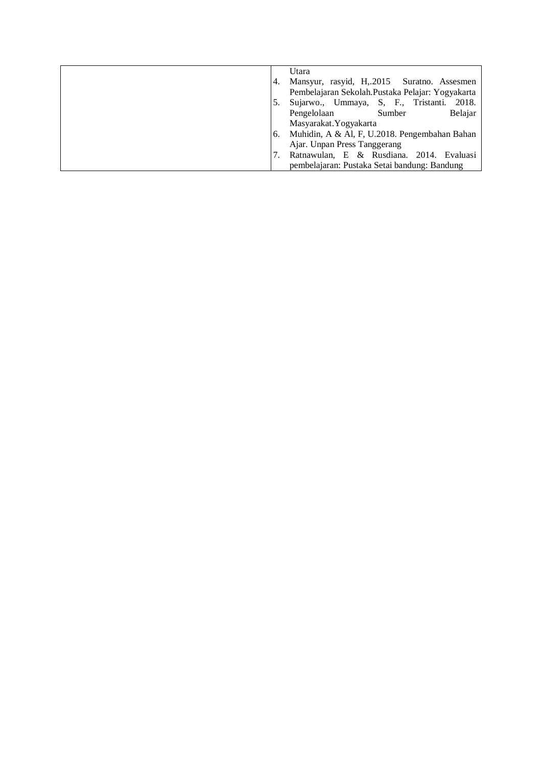| | |
|---|---|
| | Utara<br>4. Mansyur, rasyid, H,.2015 Suratno. Assesmen Pembelajaran Sekolah.Pustaka Pelajar: Yogyakarta<br>5. Sujarwo., Ummaya, S, F., Tristanti. 2018. Pengelolaan Sumber Belajar Masyarakat.Yogyakarta<br>6. Muhidin, A & Al, F, U.2018. Pengembahan Bahan Ajar. Unpan Press Tanggerang<br>7. Ratnawulan, E & Rusdiana. 2014. Evaluasi pembelajaran: Pustaka Setai bandung: Bandung |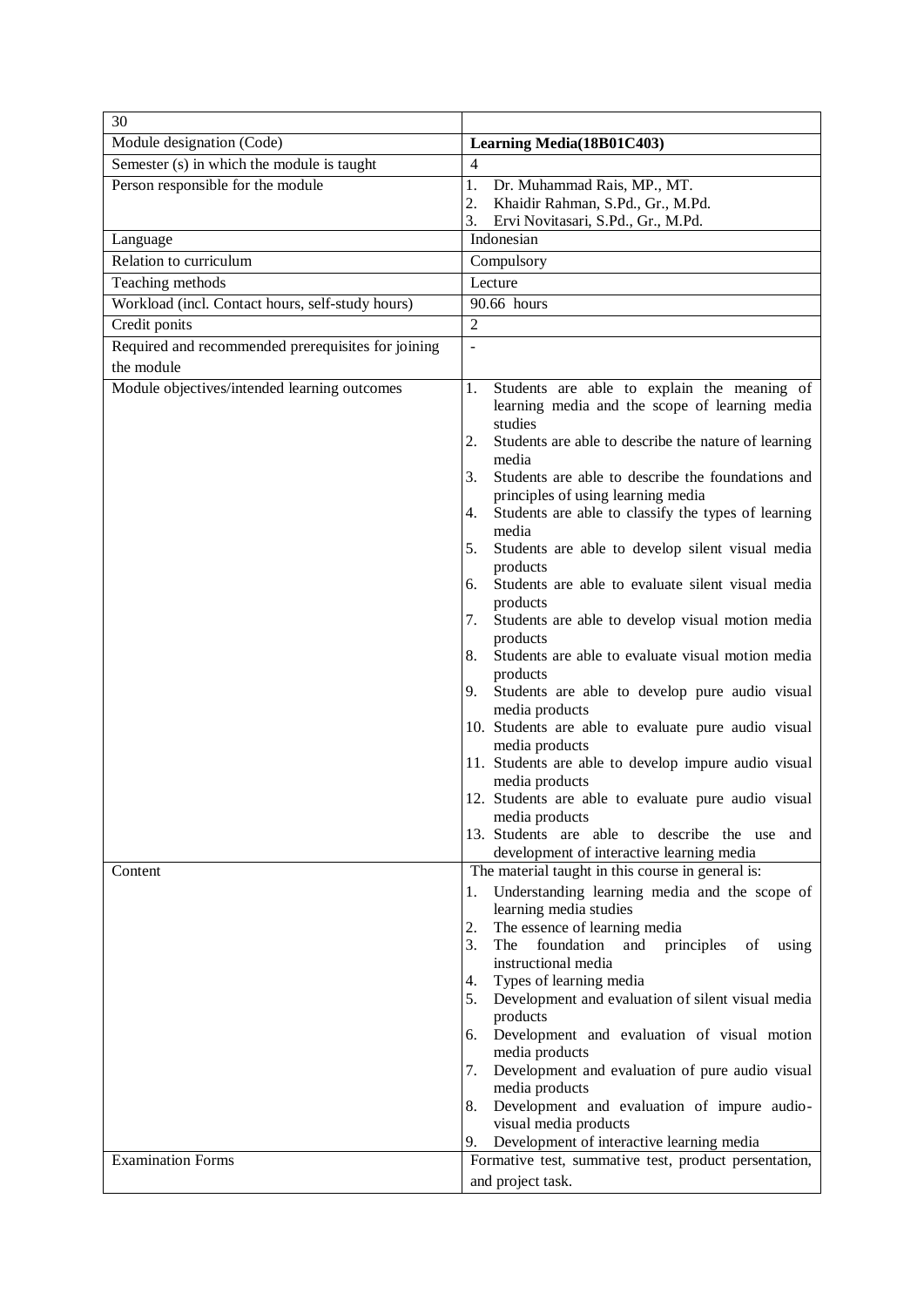| 30 | |
|---|---|
| Module designation (Code) | **Learning Media(18B01C403)** |
| Semester (s) in which the module is taught | 4 |
| Person responsible for the module | 1. Dr. Muhammad Rais, MP., MT.<br>2. Khaidir Rahman, S.Pd., Gr., M.Pd.<br>3. Ervi Novitasari, S.Pd., Gr., M.Pd. |
| Language | Indonesian |
| Relation to curriculum | Compulsory |
| Teaching methods | Lecture |
| Workload (incl. Contact hours, self-study hours) | 90.66 hours |
| Credit ponits | 2 |
| Required and recommended prerequisites for joining the module | - |
| Module objectives/intended learning outcomes | 1. Students are able to explain the meaning of learning media and the scope of learning media studies<br>2. Students are able to describe the nature of learning media<br>3. Students are able to describe the foundations and principles of using learning media<br>4. Students are able to classify the types of learning media<br>5. Students are able to develop silent visual media products<br>6. Students are able to evaluate silent visual media products<br>7. Students are able to develop visual motion media products<br>8. Students are able to evaluate visual motion media products<br>9. Students are able to develop pure audio visual media products<br>10. Students are able to evaluate pure audio visual media products<br>11. Students are able to develop impure audio visual media products<br>12. Students are able to evaluate pure audio visual media products<br>13. Students are able to describe the use and development of interactive learning media |
| Content | The material taught in this course in general is:<br>1. Understanding learning media and the scope of learning media studies<br>2. The essence of learning media<br>3. The foundation and principles of using instructional media<br>4. Types of learning media<br>5. Development and evaluation of silent visual media products<br>6. Development and evaluation of visual motion media products<br>7. Development and evaluation of pure audio visual media products<br>8. Development and evaluation of impure audio-visual media products<br>9. Development of interactive learning media |
| Examination Forms | Formative test, summative test, product presentation, and project task. |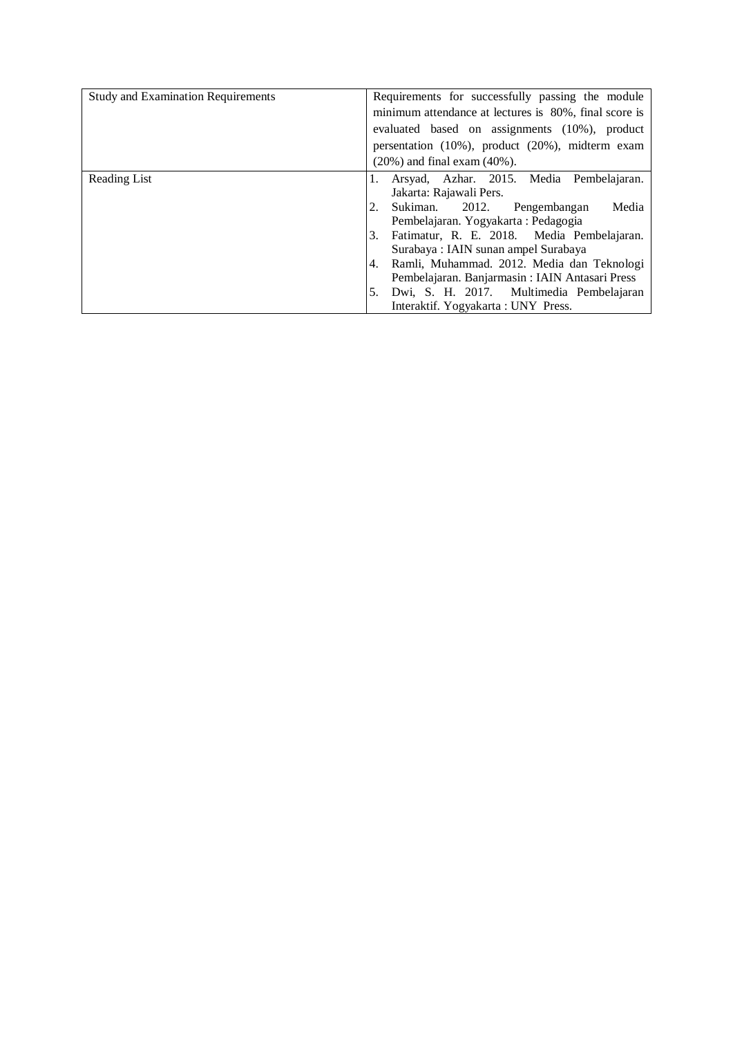| | |
|---|---|
| Study and Examination Requirements | Requirements for successfully passing the module minimum attendance at lectures is 80%, final score is evaluated based on assignments (10%), product presentation (10%), product (20%), midterm exam (20%) and final exam (40%). |
| Reading List | 1. Arsyad, Azhar. 2015. Media Pembelajaran. Jakarta: Rajawali Pers.<br>2. Sukiman. 2012. Pengembangan Media Pembelajaran. Yogyakarta : Pedagogia<br>3. Fatimatur, R. E. 2018. Media Pembelajaran. Surabaya : IAIN sunan ampel Surabaya<br>4. Ramli, Muhammad. 2012. Media dan Teknologi Pembelajaran. Banjarmasin : IAIN Antasari Press<br>5. Dwi, S. H. 2017. Multimedia Pembelajaran Interaktif. Yogyakarta : UNY Press. |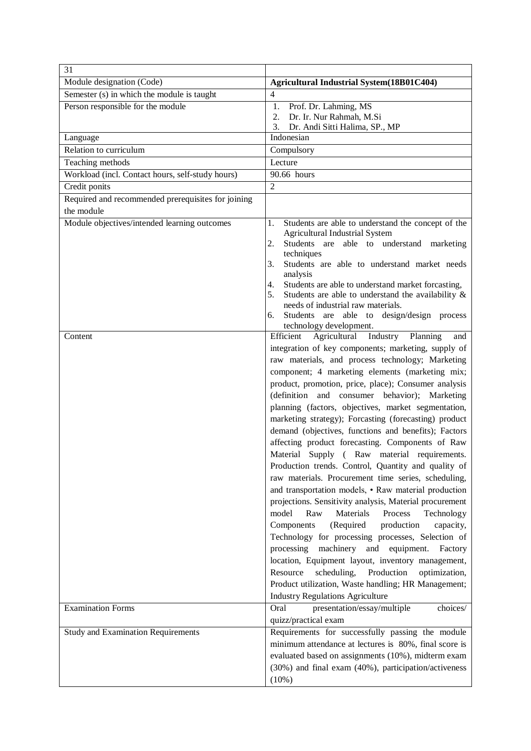| 31 | |
|---|---|
| Module designation (Code) | **Agricultural Industrial System(18B01C404)** |
| Semester (s) in which the module is taught | 4 |
| Person responsible for the module | 1. Prof. Dr. Lahming, MS<br>2. Dr. Ir. Nur Rahmah, M.Si<br>3. Dr. Andi Sitti Halima, SP., MP |
| Language | Indonesian |
| Relation to curriculum | Compulsory |
| Teaching methods | Lecture |
| Workload (incl. Contact hours, self-study hours) | 90.66 hours |
| Credit ponits | 2 |
| Required and recommended prerequisites for joining the module | |
| Module objectives/intended learning outcomes | 1. Students are able to understand the concept of the Agricultural Industrial System<br>2. Students are able to understand marketing techniques<br>3. Students are able to understand market needs analysis<br>4. Students are able to understand market forcasting,<br>5. Students are able to understand the availability & needs of industrial raw materials.<br>6. Students are able to design/design process technology development. |
| Content | Efficient Agricultural Industry Planning and integration of key components; marketing, supply of raw materials, and process technology; Marketing component; 4 marketing elements (marketing mix; product, promotion, price, place); Consumer analysis (definition and consumer behavior); Marketing planning (factors, objectives, market segmentation, marketing strategy); Forcasting (forecasting) product demand (objectives, functions and benefits); Factors affecting product forecasting. Components of Raw Material Supply ( Raw material requirements. Production trends. Control, Quantity and quality of raw materials. Procurement time series, scheduling, and transportation models, • Raw material production projections. Sensitivity analysis, Material procurement model Raw Materials Process Technology Components (Required production capacity, Technology for processing processes, Selection of processing machinery and equipment. Factory location, Equipment layout, inventory management, Resource scheduling, Production optimization, Product utilization, Waste handling; HR Management; Industry Regulations Agriculture |
| Examination Forms | Oral presentation/essay/multiple choices/ quizz/practical exam |
| Study and Examination Requirements | Requirements for successfully passing the module minimum attendance at lectures is 80%, final score is evaluated based on assignments (10%), midterm exam (30%) and final exam (40%), participation/activeness (10%) |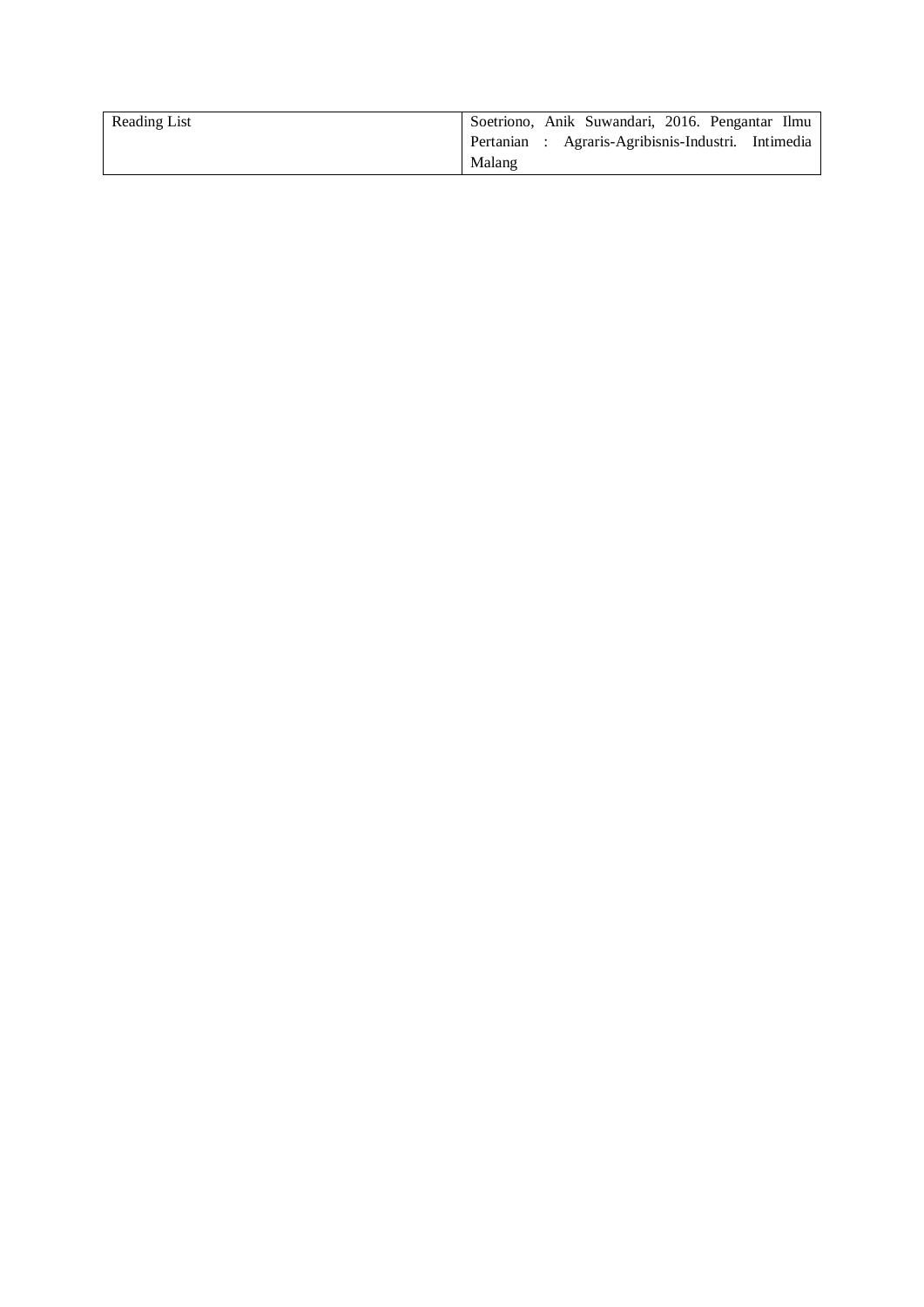| Reading List | Soetriono, Anik Suwandari, 2016. Pengantar Ilmu Pertanian : Agraris-Agribisnis-Industri. Intimedia Malang |
|---|---|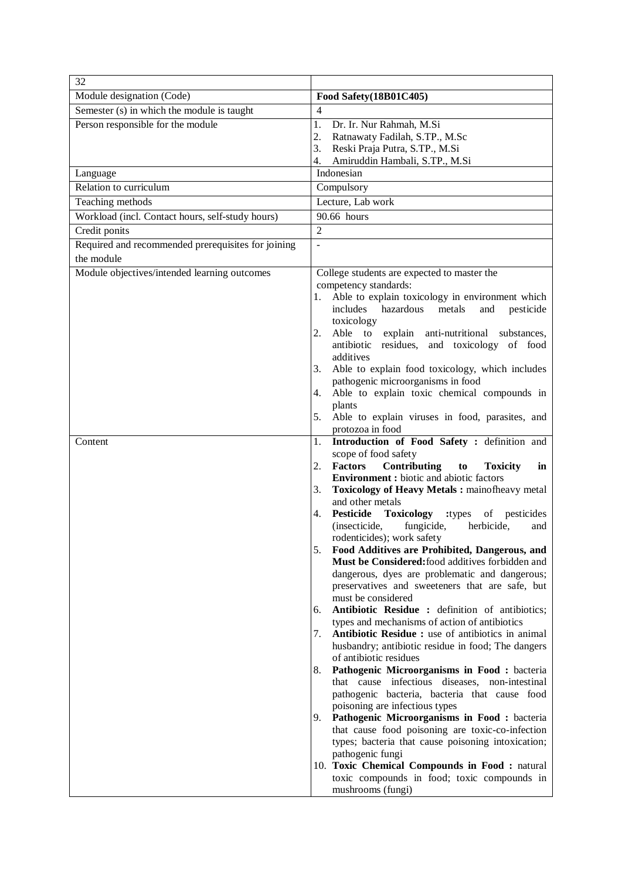| 32 | |
|---|---|
| Module designation (Code) | **Food Safety(18B01C405)** |
| Semester (s) in which the module is taught | 4 |
| Person responsible for the module | 1. Dr. Ir. Nur Rahmah, M.Si<br>2. Ratnawaty Fadilah, S.TP., M.Sc<br>3. Reski Praja Putra, S.TP., M.Si<br>4. Amiruddin Hambali, S.TP., M.Si |
| Language | Indonesian |
| Relation to curriculum | Compulsory |
| Teaching methods | Lecture, Lab work |
| Workload (incl. Contact hours, self-study hours) | 90.66 hours |
| Credit ponits | 2 |
| Required and recommended prerequisites for joining the module | - |
| Module objectives/intended learning outcomes | College students are expected to master the competency standards:<br>1. Able to explain toxicology in environment which includes hazardous metals and pesticide toxicology<br>2. Able to explain anti-nutritional substances, antibiotic residues, and toxicology of food additives<br>3. Able to explain food toxicology, which includes pathogenic microorganisms in food<br>4. Able to explain toxic chemical compounds in plants<br>5. Able to explain viruses in food, parasites, and protozoa in food |
| Content | 1. **Introduction of Food Safety :** definition and scope of food safety<br>2. **Factors Contributing to Toxicity in Environment :** biotic and abiotic factors<br>3. **Toxicology of Heavy Metals :** mainofheavy metal and other metals<br>4. **Pesticide Toxicology :**types of pesticides (insecticide, fungicide, herbicide, and rodenticides); work safety<br>5. **Food Additives are Prohibited, Dangerous, and Must be Considered:**food additives forbidden and dangerous, dyes are problematic and dangerous; preservatives and sweeteners that are safe, but must be considered<br>6. **Antibiotic Residue :** definition of antibiotics; types and mechanisms of action of antibiotics<br>7. **Antibiotic Residue :** use of antibiotics in animal husbandry; antibiotic residue in food; The dangers of antibiotic residues<br>8. **Pathogenic Microorganisms in Food :** bacteria that cause infectious diseases, non-intestinal pathogenic bacteria, bacteria that cause food poisoning are infectious types<br>9. **Pathogenic Microorganisms in Food :** bacteria that cause food poisoning are toxic-co-infection types; bacteria that cause poisoning intoxication; pathogenic fungi<br>10. **Toxic Chemical Compounds in Food :** natural toxic compounds in food; toxic compounds in mushrooms (fungi) |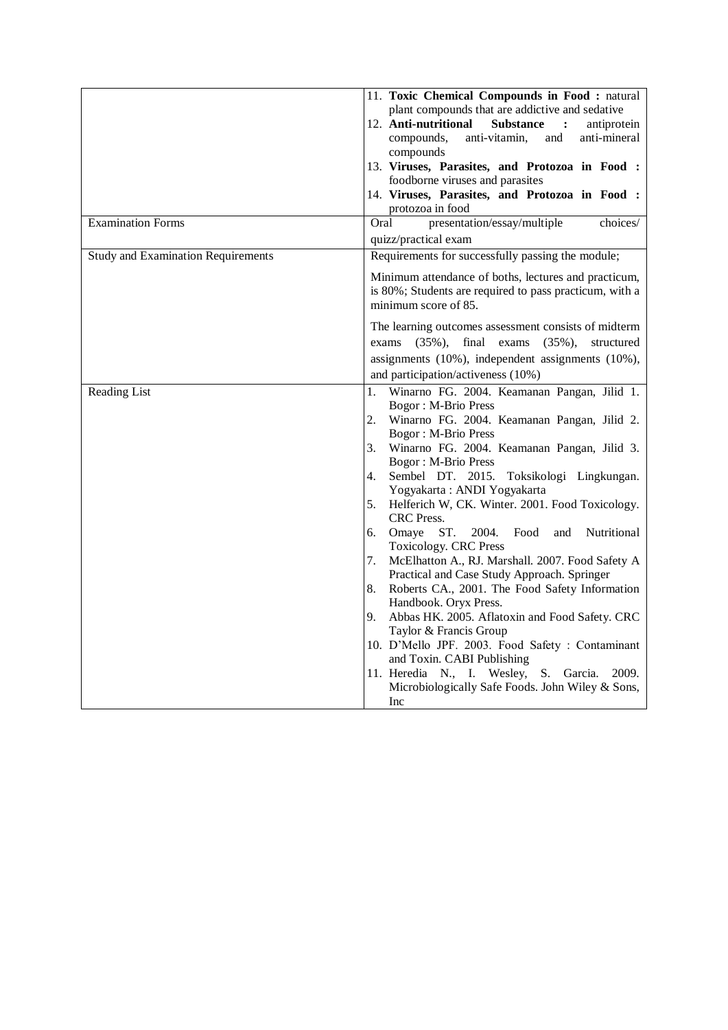| | |
|---|---|
| | 11. **Toxic Chemical Compounds in Food :** natural plant compounds that are addictive and sedative<br>12. **Anti-nutritional Substance :** antiprotein compounds, anti-vitamin, and anti-mineral compounds<br>13. **Viruses, Parasites, and Protozoa in Food :** foodborne viruses and parasites<br>14. **Viruses, Parasites, and Protozoa in Food :** protozoa in food |
| Examination Forms | Oral presentation/essay/multiple choices/ quizz/practical exam |
| Study and Examination Requirements | Requirements for successfully passing the module;<br><br>Minimum attendance of boths, lectures and practicum, is 80%; Students are required to pass practicum, with a minimum score of 85.<br><br>The learning outcomes assessment consists of midterm exams (35%), final exams (35%), structured assignments (10%), independent assignments (10%), and participation/activeness (10%) |
| Reading List | 1. Winarno FG. 2004. Keamanan Pangan, Jilid 1. Bogor : M-Brio Press<br>2. Winarno FG. 2004. Keamanan Pangan, Jilid 2. Bogor : M-Brio Press<br>3. Winarno FG. 2004. Keamanan Pangan, Jilid 3. Bogor : M-Brio Press<br>4. Sembel DT. 2015. Toksikologi Lingkungan. Yogyakarta : ANDI Yogyakarta<br>5. Helferich W, CK. Winter. 2001. Food Toxicology. CRC Press.<br>6. Omaye ST. 2004. Food and Nutritional Toxicology. CRC Press<br>7. McElhatton A., RJ. Marshall. 2007. Food Safety A Practical and Case Study Approach. Springer<br>8. Roberts CA., 2001. The Food Safety Information Handbook. Oryx Press.<br>9. Abbas HK. 2005. Aflatoxin and Food Safety. CRC Taylor & Francis Group<br>10. D'Mello JPF. 2003. Food Safety : Contaminant and Toxin. CABI Publishing<br>11. Heredia N., I. Wesley, S. Garcia. 2009. Microbiologically Safe Foods. John Wiley & Sons, Inc |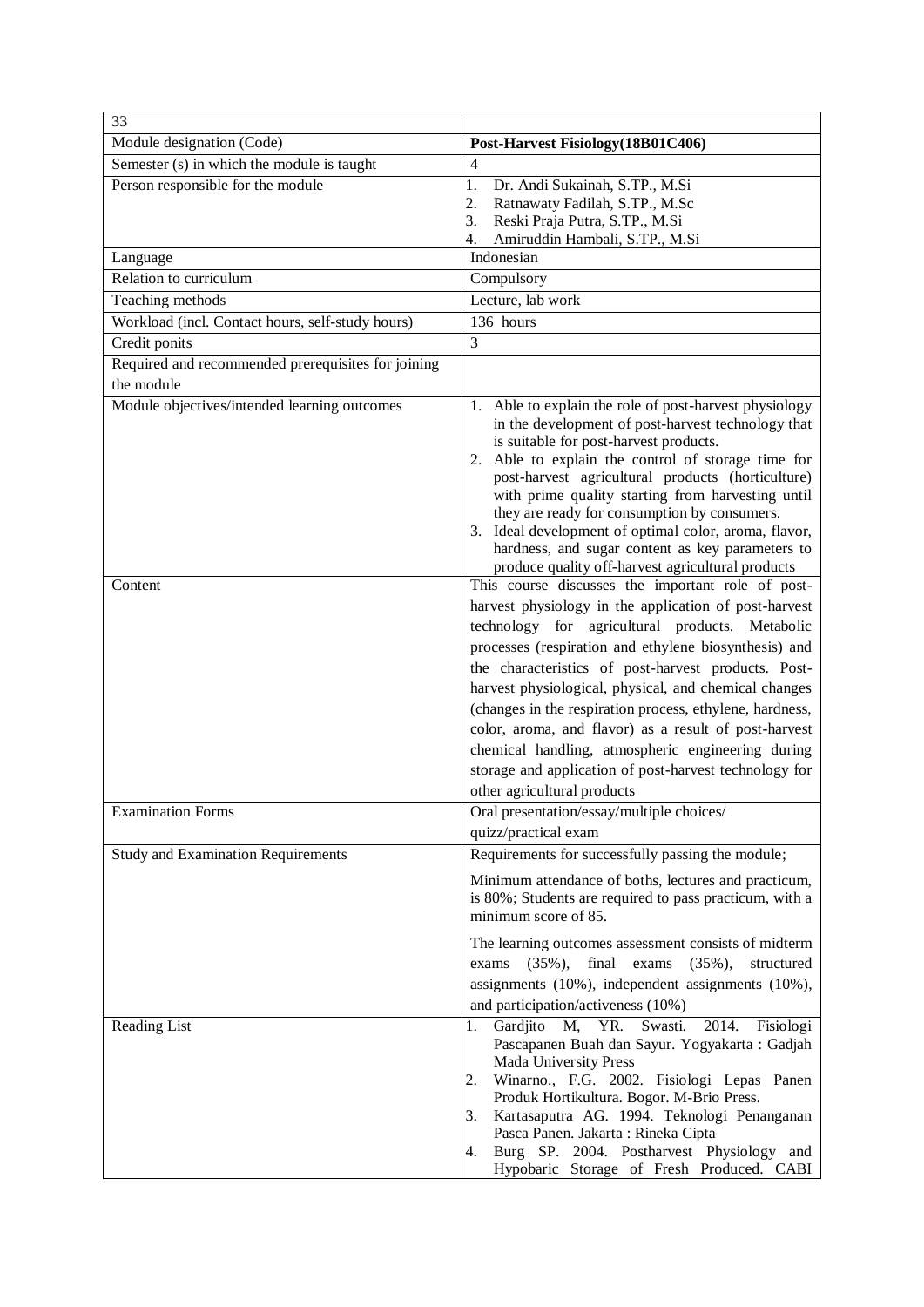| 33 | |
|---|---|
| Module designation (Code) | **Post-Harvest Fisiology(18B01C406)** |
| Semester (s) in which the module is taught | 4 |
| Person responsible for the module | 1. Dr. Andi Sukainah, S.TP., M.Si<br>2. Ratnawaty Fadilah, S.TP., M.Sc<br>3. Reski Praja Putra, S.TP., M.Si<br>4. Amiruddin Hambali, S.TP., M.Si |
| Language | Indonesian |
| Relation to curriculum | Compulsory |
| Teaching methods | Lecture, lab work |
| Workload (incl. Contact hours, self-study hours) | 136 hours |
| Credit ponits | 3 |
| Required and recommended prerequisites for joining the module | |
| Module objectives/intended learning outcomes | 1. Able to explain the role of post-harvest physiology in the development of post-harvest technology that is suitable for post-harvest products.<br>2. Able to explain the control of storage time for post-harvest agricultural products (horticulture) with prime quality starting from harvesting until they are ready for consumption by consumers.<br>3. Ideal development of optimal color, aroma, flavor, hardness, and sugar content as key parameters to produce quality off-harvest agricultural products |
| Content | This course discusses the important role of post-harvest physiology in the application of post-harvest technology for agricultural products. Metabolic processes (respiration and ethylene biosynthesis) and the characteristics of post-harvest products. Post-harvest physiological, physical, and chemical changes (changes in the respiration process, ethylene, hardness, color, aroma, and flavor) as a result of post-harvest chemical handling, atmospheric engineering during storage and application of post-harvest technology for other agricultural products |
| Examination Forms | Oral presentation/essay/multiple choices/ quizz/practical exam |
| Study and Examination Requirements | Requirements for successfully passing the module;<br><br>Minimum attendance of boths, lectures and practicum, is 80%; Students are required to pass practicum, with a minimum score of 85.<br><br>The learning outcomes assessment consists of midterm exams (35%), final exams (35%), structured assignments (10%), independent assignments (10%), and participation/activeness (10%) |
| Reading List | 1. Gardjito M, YR. Swasti. 2014. Fisiologi Pascapanen Buah dan Sayur. Yogyakarta : Gadjah Mada University Press<br>2. Winarno., F.G. 2002. Fisiologi Lepas Panen Produk Hortikultura. Bogor. M-Brio Press.<br>3. Kartasaputra AG. 1994. Teknologi Penanganan Pasca Panen. Jakarta : Rineka Cipta<br>4. Burg SP. 2004. Postharvest Physiology and Hypobaric Storage of Fresh Produced. CABI |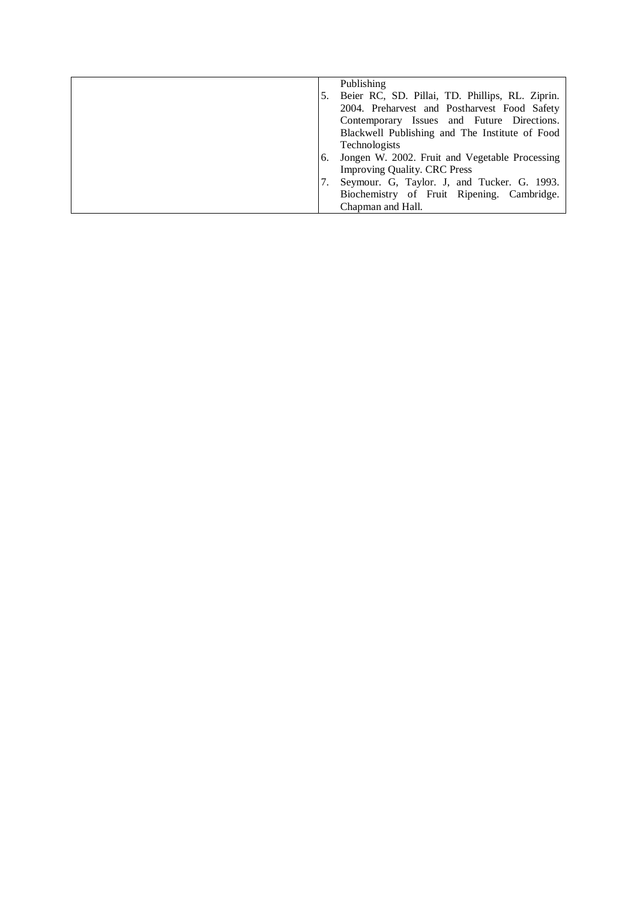| | Publishing<br>5. Beier RC, SD. Pillai, TD. Phillips, RL. Ziprin. 2004. Preharvest and Postharvest Food Safety Contemporary Issues and Future Directions. Blackwell Publishing and The Institute of Food Technologists<br>6. Jongen W. 2002. Fruit and Vegetable Processing Improving Quality. CRC Press<br>7. Seymour. G, Taylor. J, and Tucker. G. 1993. Biochemistry of Fruit Ripening. Cambridge. Chapman and Hall. |
|---|---|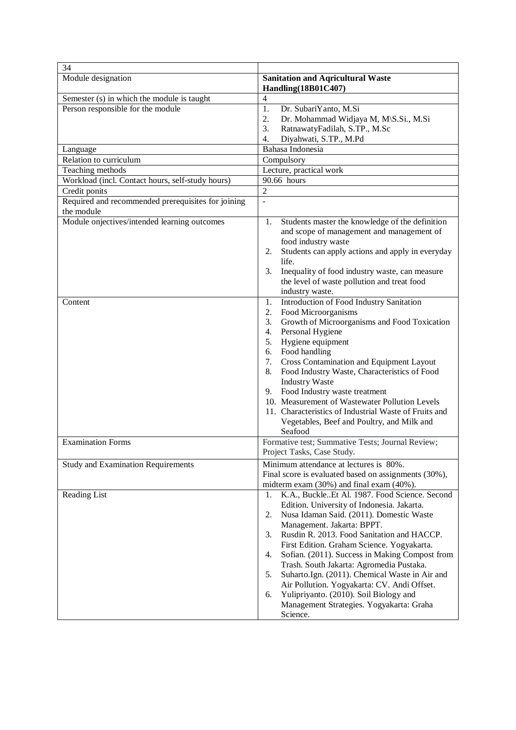| 34 | |
|---|---|
| Module designation | **Sanitation and Aqricultural Waste Handling(18B01C407)** |
| Semester (s) in which the module is taught | 4 |
| Person responsible for the module | 1. Dr. SubariYanto, M.Si<br>2. Dr. Mohammad Widjaya M, M\S.Si., M.Si<br>3. RatnawatyFadilah, S.TP., M.Sc<br>4. Diyahwati, S.TP., M.Pd |
| Language | Bahasa Indonesia |
| Relation to curriculum | Compulsory |
| Teaching methods | Lecture, practical work |
| Workload (incl. Contact hours, self-study hours) | 90.66 hours |
| Credit ponits | 2 |
| Required and recommended prerequisites for joining the module | - |
| Module onjectives/intended learning outcomes | 1. Students master the knowledge of the definition and scope of management and management of food industry waste<br>2. Students can apply actions and apply in everyday life.<br>3. Inequality of food industry waste, can measure the level of waste pollution and treat food industry waste. |
| Content | 1. Introduction of Food Industry Sanitation<br>2. Food Microorganisms<br>3. Growth of Microorganisms and Food Toxication<br>4. Personal Hygiene<br>5. Hygiene equipment<br>6. Food handling<br>7. Cross Contamination and Equipment Layout<br>8. Food Industry Waste, Characteristics of Food Industry Waste<br>9. Food Industry waste treatment<br>10. Measurement of Wastewater Pollution Levels<br>11. Characteristics of Industrial Waste of Fruits and Vegetables, Beef and Poultry, and Milk and Seafood |
| Examination Forms | Formative test; Summative Tests; Journal Review; Project Tasks, Case Study. |
| Study and Examination Requirements | Minimum attendance at lectures is 80%.<br>Final score is evaluated based on assignments (30%), midterm exam (30%) and final exam (40%). |
| Reading List | 1. K.A., Buckle..Et Al. 1987. Food Science. Second Edition. University of Indonesia. Jakarta.<br>2. Nusa Idaman Said. (2011). Domestic Waste Management. Jakarta: BPPT.<br>3. Rusdin R. 2013. Food Sanitation and HACCP. First Edition. Graham Science. Yogyakarta.<br>4. Sofian. (2011). Success in Making Compost from Trash. South Jakarta: Agromedia Pustaka.<br>5. Suharto.Ign. (2011). Chemical Waste in Air and Air Pollution. Yogyakarta: CV. Andi Offset.<br>6. Yulipriyanto. (2010). Soil Biology and Management Strategies. Yogyakarta: Graha Science. |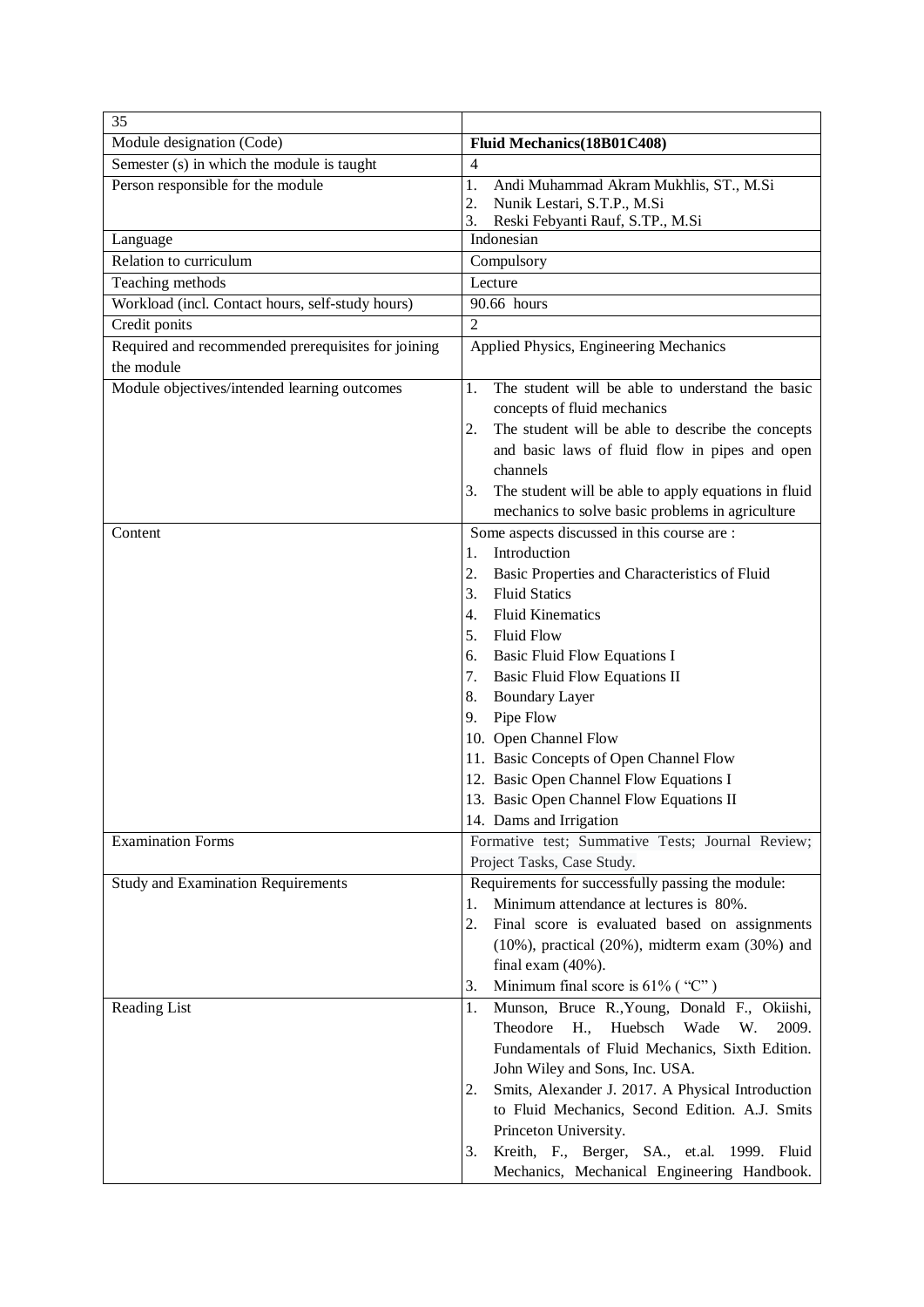| 35 | |
|---|---|
| Module designation (Code) | **Fluid Mechanics(18B01C408)** |
| Semester (s) in which the module is taught | 4 |
| Person responsible for the module | 1. Andi Muhammad Akram Mukhlis, ST., M.Si<br>2. Nunik Lestari, S.T.P., M.Si<br>3. Reski Febyanti Rauf, S.TP., M.Si |
| Language | Indonesian |
| Relation to curriculum | Compulsory |
| Teaching methods | Lecture |
| Workload (incl. Contact hours, self-study hours) | 90.66 hours |
| Credit ponits | 2 |
| Required and recommended prerequisites for joining the module | Applied Physics, Engineering Mechanics |
| Module objectives/intended learning outcomes | 1. The student will be able to understand the basic concepts of fluid mechanics<br>2. The student will be able to describe the concepts and basic laws of fluid flow in pipes and open channels<br>3. The student will be able to apply equations in fluid mechanics to solve basic problems in agriculture |
| Content | Some aspects discussed in this course are :<br>1. Introduction<br>2. Basic Properties and Characteristics of Fluid<br>3. Fluid Statics<br>4. Fluid Kinematics<br>5. Fluid Flow<br>6. Basic Fluid Flow Equations I<br>7. Basic Fluid Flow Equations II<br>8. Boundary Layer<br>9. Pipe Flow<br>10. Open Channel Flow<br>11. Basic Concepts of Open Channel Flow<br>12. Basic Open Channel Flow Equations I<br>13. Basic Open Channel Flow Equations II<br>14. Dams and Irrigation |
| Examination Forms | Formative test; Summative Tests; Journal Review; Project Tasks, Case Study. |
| Study and Examination Requirements | Requirements for successfully passing the module:<br>1. Minimum attendance at lectures is 80%.<br>2. Final score is evaluated based on assignments (10%), practical (20%), midterm exam (30%) and final exam (40%).<br>3. Minimum final score is 61% ( "C" ) |
| Reading List | 1. Munson, Bruce R.,Young, Donald F., Okiishi, Theodore H., Huebsch Wade W. 2009. Fundamentals of Fluid Mechanics, Sixth Edition. John Wiley and Sons, Inc. USA.<br>2. Smits, Alexander J. 2017. A Physical Introduction to Fluid Mechanics, Second Edition. A.J. Smits Princeton University.<br>3. Kreith, F., Berger, SA., et.al. 1999. Fluid Mechanics, Mechanical Engineering Handbook. |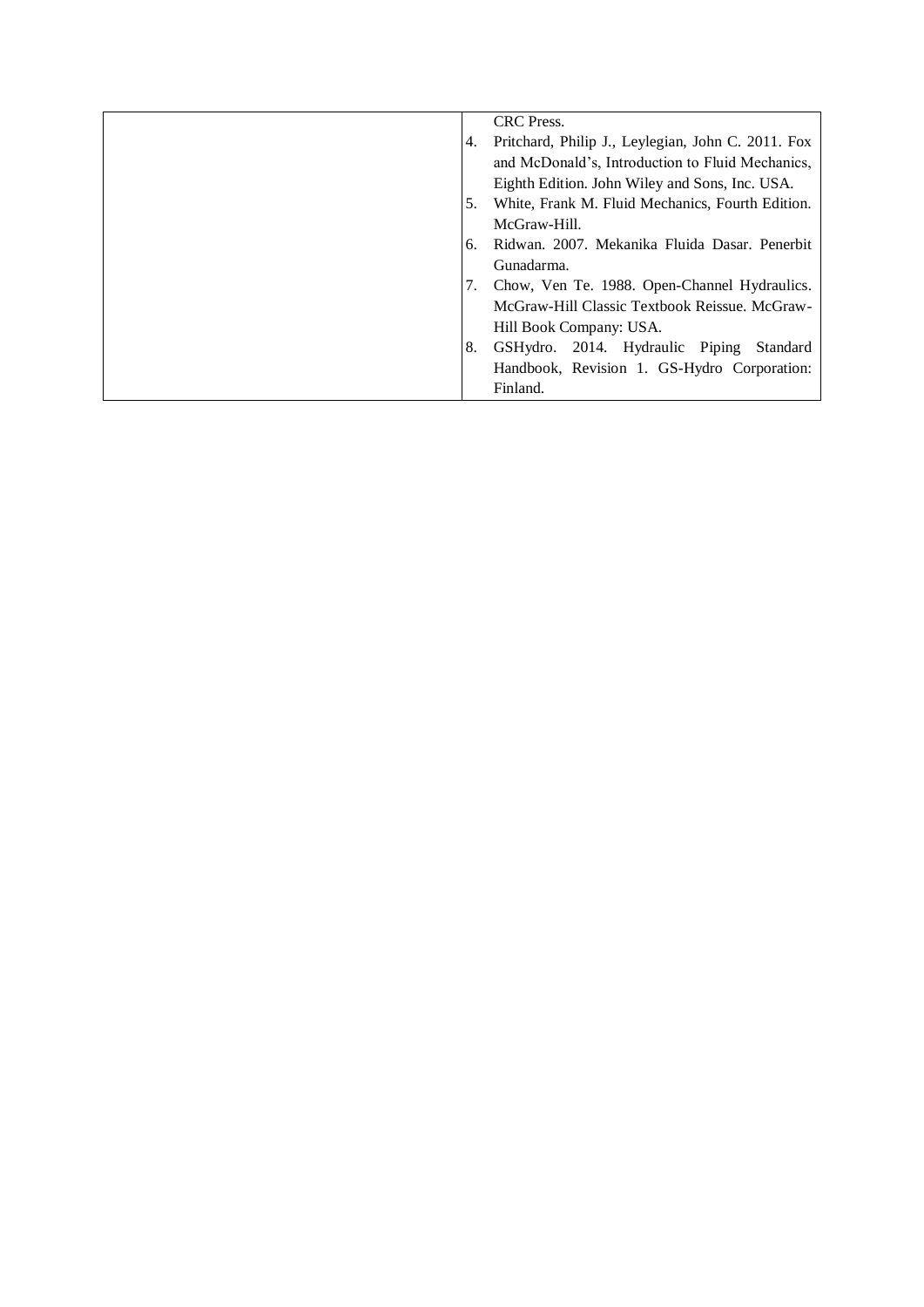| | CRC Press.<br>4. Pritchard, Philip J., Leylegian, John C. 2011. Fox and McDonald's, Introduction to Fluid Mechanics, Eighth Edition. John Wiley and Sons, Inc. USA.<br>5. White, Frank M. Fluid Mechanics, Fourth Edition. McGraw-Hill.<br>6. Ridwan. 2007. Mekanika Fluida Dasar. Penerbit Gunadarma.<br>7. Chow, Ven Te. 1988. Open-Channel Hydraulics. McGraw-Hill Classic Textbook Reissue. McGraw-Hill Book Company: USA.<br>8. GSHydro. 2014. Hydraulic Piping Standard Handbook, Revision 1. GS-Hydro Corporation: Finland. |
|---|---|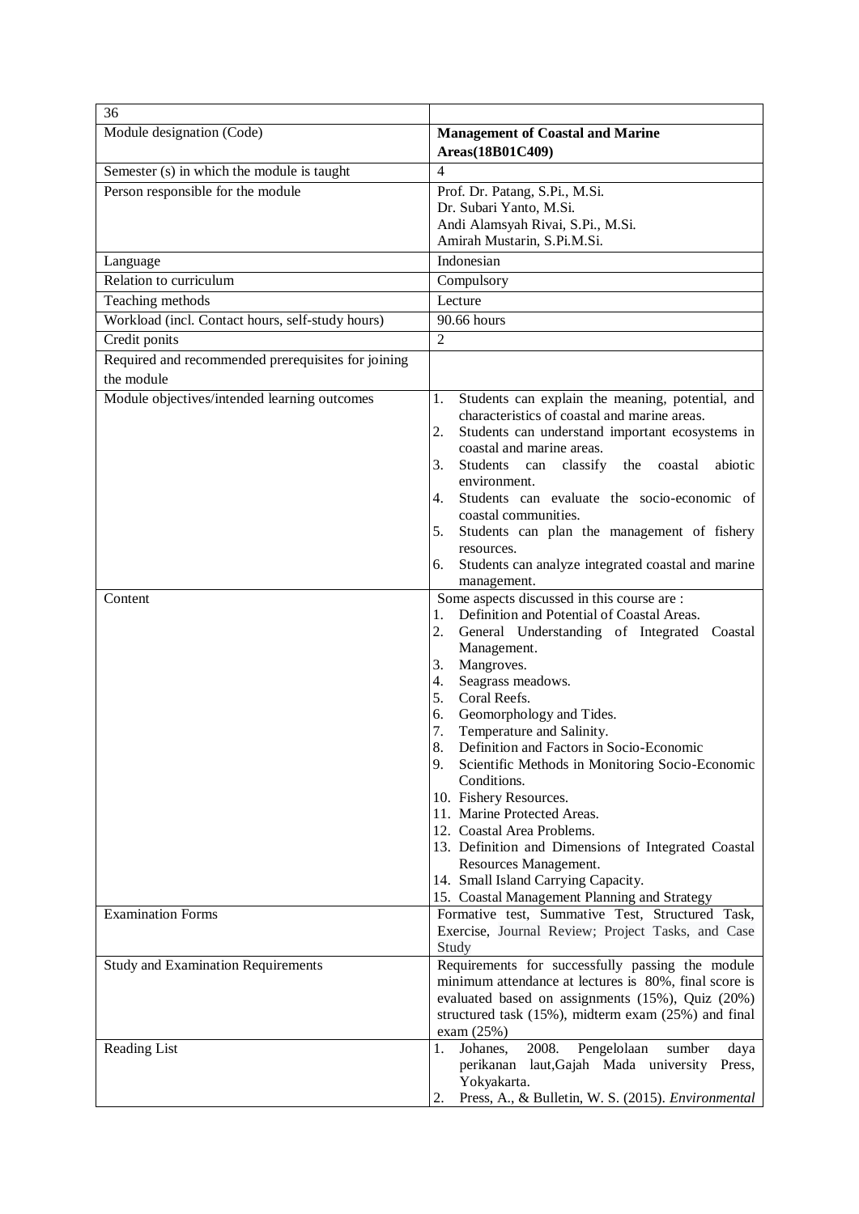| 36 | |
|---|---|
| Module designation (Code) | **Management of Coastal and Marine Areas(18B01C409)** |
| Semester (s) in which the module is taught | 4 |
| Person responsible for the module | Prof. Dr. Patang, S.Pi., M.Si.<br>Dr. Subari Yanto, M.Si.<br>Andi Alamsyah Rivai, S.Pi., M.Si.<br>Amirah Mustarin, S.Pi.M.Si. |
| Language | Indonesian |
| Relation to curriculum | Compulsory |
| Teaching methods | Lecture |
| Workload (incl. Contact hours, self-study hours) | 90.66 hours |
| Credit ponits | 2 |
| Required and recommended prerequisites for joining the module | |
| Module objectives/intended learning outcomes | 1. Students can explain the meaning, potential, and characteristics of coastal and marine areas.<br>2. Students can understand important ecosystems in coastal and marine areas.<br>3. Students can classify the coastal abiotic environment.<br>4. Students can evaluate the socio-economic of coastal communities.<br>5. Students can plan the management of fishery resources.<br>6. Students can analyze integrated coastal and marine management. |
| Content | Some aspects discussed in this course are :<br>1. Definition and Potential of Coastal Areas.<br>2. General Understanding of Integrated Coastal Management.<br>3. Mangroves.<br>4. Seagrass meadows.<br>5. Coral Reefs.<br>6. Geomorphology and Tides.<br>7. Temperature and Salinity.<br>8. Definition and Factors in Socio-Economic<br>9. Scientific Methods in Monitoring Socio-Economic Conditions.<br>10. Fishery Resources.<br>11. Marine Protected Areas.<br>12. Coastal Area Problems.<br>13. Definition and Dimensions of Integrated Coastal Resources Management.<br>14. Small Island Carrying Capacity.<br>15. Coastal Management Planning and Strategy |
| Examination Forms | Formative test, Summative Test, Structured Task, Exercise, Journal Review; Project Tasks, and Case Study |
| Study and Examination Requirements | Requirements for successfully passing the module minimum attendance at lectures is 80%, final score is evaluated based on assignments (15%), Quiz (20%) structured task (15%), midterm exam (25%) and final exam (25%) |
| Reading List | 1. Johanes, 2008. Pengelolaan sumber daya perikanan laut,Gajah Mada university Press, Yokyakarta.<br>2. Press, A., & Bulletin, W. S. (2015). *Environmental* |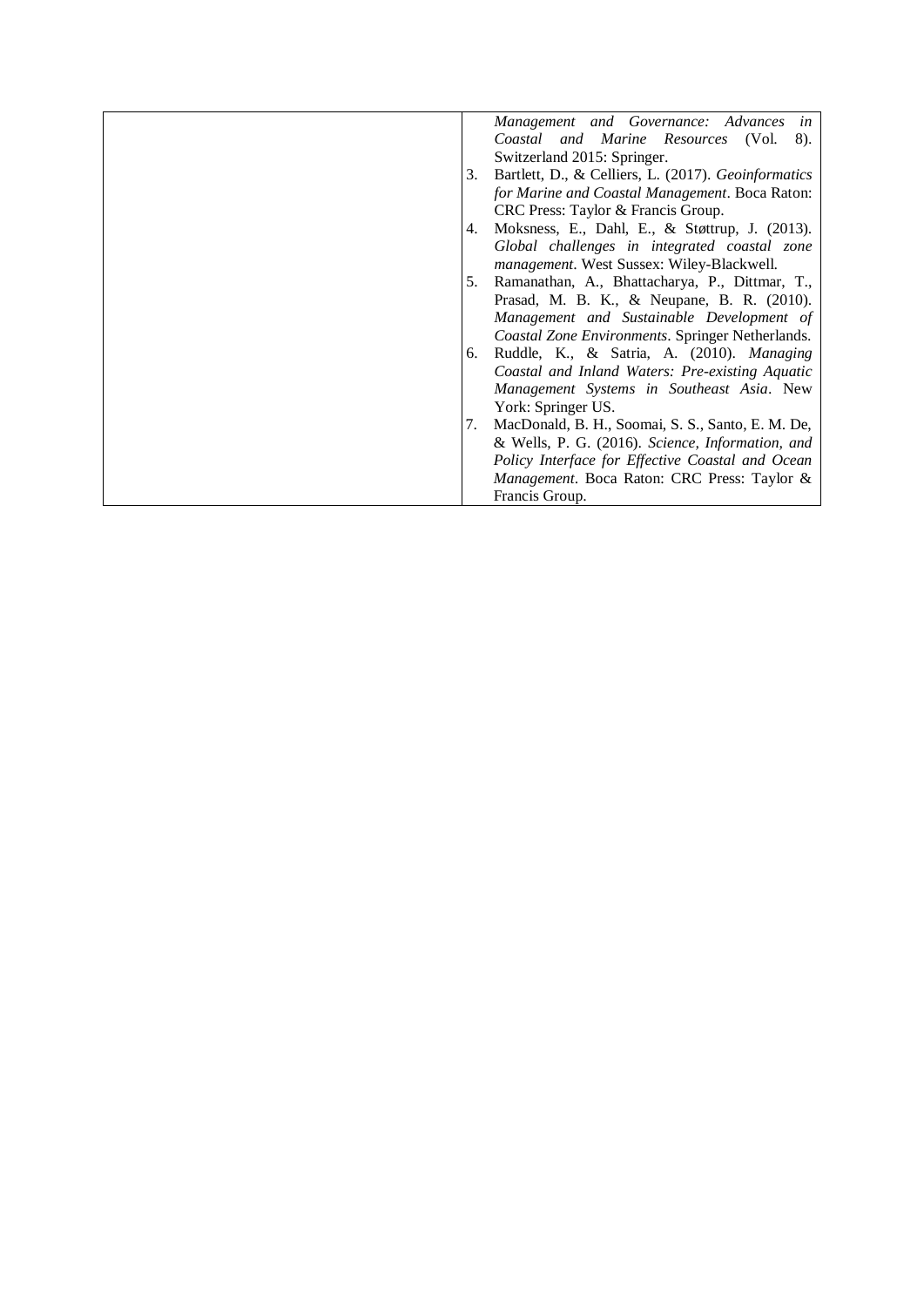| | *Management and Governance: Advances in Coastal and Marine Resources* (Vol. 8). Switzerland 2015: Springer.<br>3. Bartlett, D., & Celliers, L. (2017). *Geoinformatics for Marine and Coastal Management*. Boca Raton: CRC Press: Taylor & Francis Group.<br>4. Moksness, E., Dahl, E., & Støttrup, J. (2013). *Global challenges in integrated coastal zone management*. West Sussex: Wiley-Blackwell.<br>5. Ramanathan, A., Bhattacharya, P., Dittmar, T., Prasad, M. B. K., & Neupane, B. R. (2010). *Management and Sustainable Development of Coastal Zone Environments*. Springer Netherlands.<br>6. Ruddle, K., & Satria, A. (2010). *Managing Coastal and Inland Waters: Pre-existing Aquatic Management Systems in Southeast Asia*. New York: Springer US.<br>7. MacDonald, B. H., Soomai, S. S., Santo, E. M. De, & Wells, P. G. (2016). *Science, Information, and Policy Interface for Effective Coastal and Ocean Management*. Boca Raton: CRC Press: Taylor & Francis Group. |
|---|---|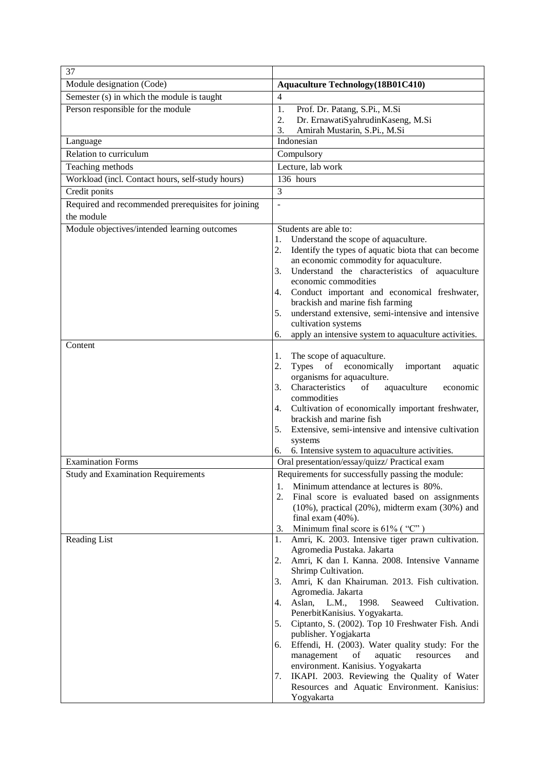| 37 | |
|---|---|
| Module designation (Code) | **Aquaculture Technology(18B01C410)** |
| Semester (s) in which the module is taught | 4 |
| Person responsible for the module | 1. Prof. Dr. Patang, S.Pi., M.Si<br>2. Dr. ErnawatiSyahrudinKaseng, M.Si<br>3. Amirah Mustarin, S.Pi., M.Si |
| Language | Indonesian |
| Relation to curriculum | Compulsory |
| Teaching methods | Lecture, lab work |
| Workload (incl. Contact hours, self-study hours) | 136 hours |
| Credit ponits | 3 |
| Required and recommended prerequisites for joining the module | - |
| Module objectives/intended learning outcomes | Students are able to:<br>1. Understand the scope of aquaculture.<br>2. Identify the types of aquatic biota that can become an economic commodity for aquaculture.<br>3. Understand the characteristics of aquaculture economic commodities<br>4. Conduct important and economical freshwater, brackish and marine fish farming<br>5. understand extensive, semi-intensive and intensive cultivation systems<br>6. apply an intensive system to aquaculture activities. |
| Content | 1. The scope of aquaculture.<br>2. Types of economically important aquatic organisms for aquaculture.<br>3. Characteristics of aquaculture economic commodities<br>4. Cultivation of economically important freshwater, brackish and marine fish<br>5. Extensive, semi-intensive and intensive cultivation systems<br>6. 6. Intensive system to aquaculture activities. |
| Examination Forms | Oral presentation/essay/quizz/ Practical exam |
| Study and Examination Requirements | Requirements for successfully passing the module:<br>1. Minimum attendance at lectures is 80%.<br>2. Final score is evaluated based on assignments (10%), practical (20%), midterm exam (30%) and final exam (40%).<br>3. Minimum final score is 61% ( "C" ) |
| Reading List | 1. Amri, K. 2003. Intensive tiger prawn cultivation. Agromedia Pustaka. Jakarta<br>2. Amri, K dan I. Kanna. 2008. Intensive Vanname Shrimp Cultivation.<br>3. Amri, K dan Khairuman. 2013. Fish cultivation. Agromedia. Jakarta<br>4. Aslan, L.M., 1998. Seaweed Cultivation. PenerbitKanisius. Yogyakarta.<br>5. Ciptanto, S. (2002). Top 10 Freshwater Fish. Andi publisher. Yogjakarta<br>6. Effendi, H. (2003). Water quality study: For the management of aquatic resources and environment. Kanisius. Yogyakarta<br>7. IKAPI. 2003. Reviewing the Quality of Water Resources and Aquatic Environment. Kanisius: Yogyakarta |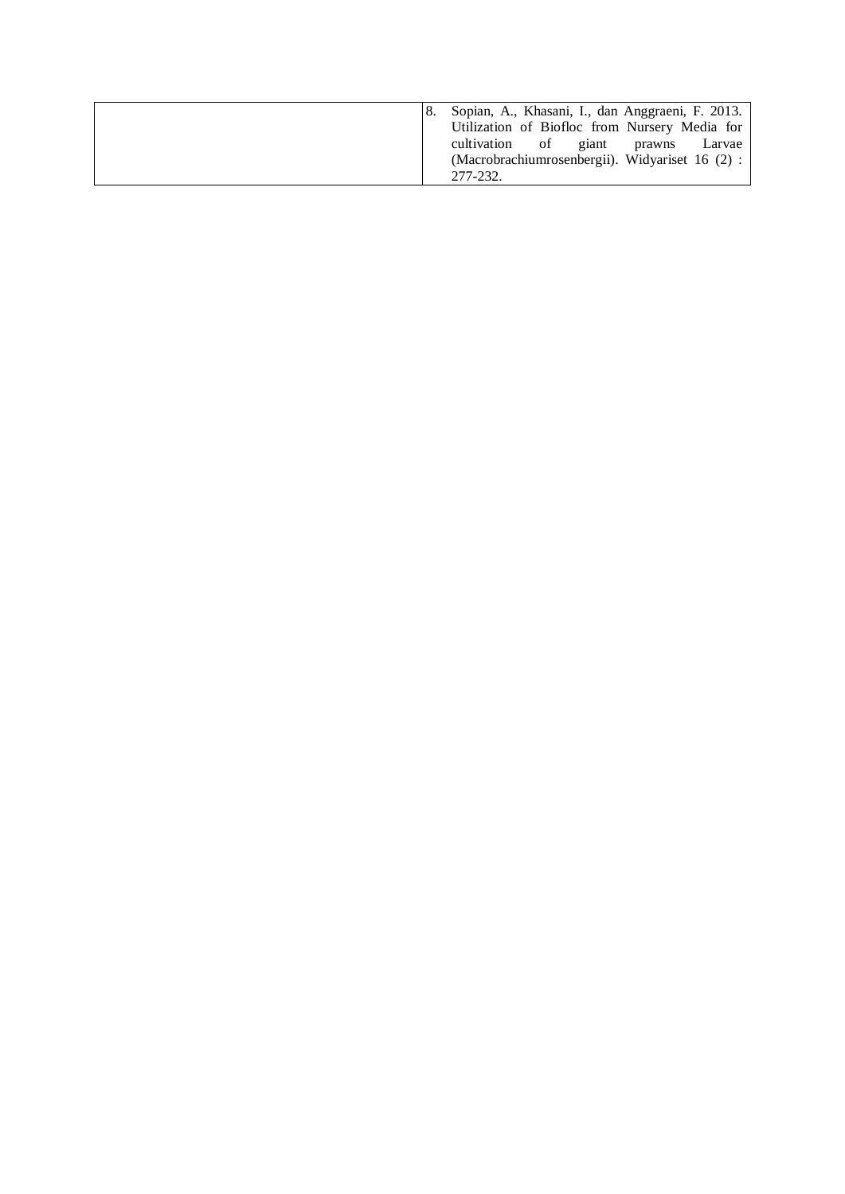|  | 8. Sopian, A., Khasani, I., dan Anggraeni, F. 2013. Utilization of Biofloc from Nursery Media for cultivation of giant prawns Larvae (Macrobrachiumrosenbergii). Widyariset 16 (2) : 277-232. |
|---|---|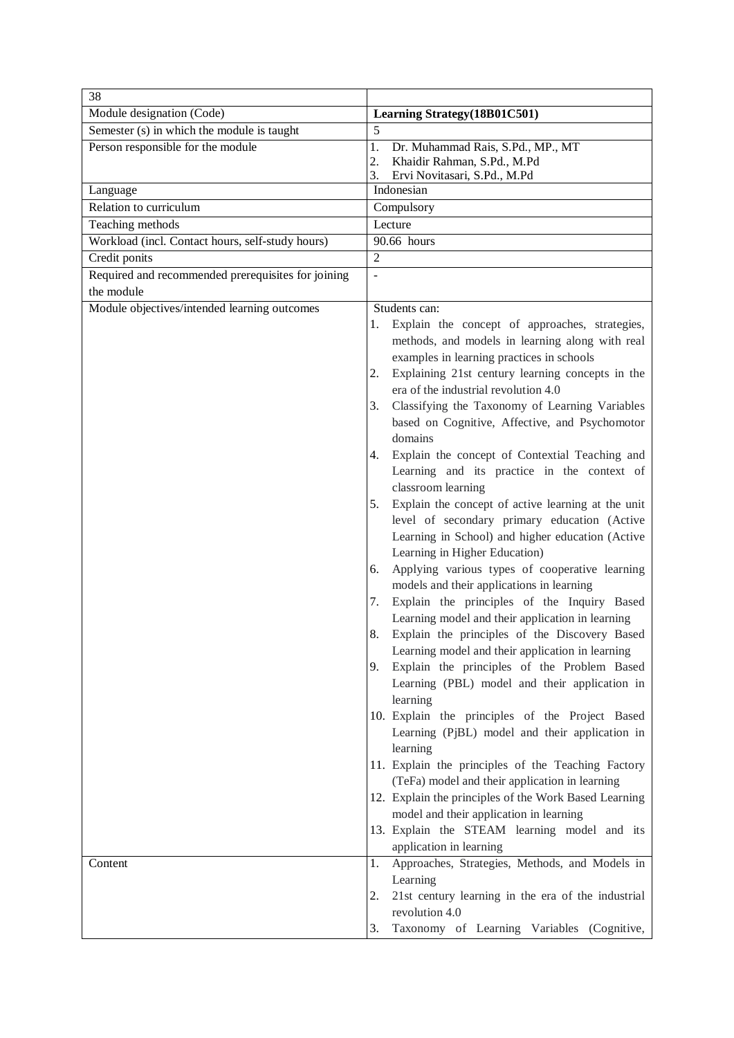| 38 | |
|---|---|
| Module designation (Code) | **Learning Strategy(18B01C501)** |
| Semester (s) in which the module is taught | 5 |
| Person responsible for the module | 1. Dr. Muhammad Rais, S.Pd., MP., MT<br>2. Khaidir Rahman, S.Pd., M.Pd<br>3. Ervi Novitasari, S.Pd., M.Pd |
| Language | Indonesian |
| Relation to curriculum | Compulsory |
| Teaching methods | Lecture |
| Workload (incl. Contact hours, self-study hours) | 90.66 hours |
| Credit ponits | 2 |
| Required and recommended prerequisites for joining the module | - |
| Module objectives/intended learning outcomes | Students can:<br>1. Explain the concept of approaches, strategies, methods, and models in learning along with real examples in learning practices in schools<br>2. Explaining 21st century learning concepts in the era of the industrial revolution 4.0<br>3. Classifying the Taxonomy of Learning Variables based on Cognitive, Affective, and Psychomotor domains<br>4. Explain the concept of Contextial Teaching and Learning and its practice in the context of classroom learning<br>5. Explain the concept of active learning at the unit level of secondary primary education (Active Learning in School) and higher education (Active Learning in Higher Education)<br>6. Applying various types of cooperative learning models and their applications in learning<br>7. Explain the principles of the Inquiry Based Learning model and their application in learning<br>8. Explain the principles of the Discovery Based Learning model and their application in learning<br>9. Explain the principles of the Problem Based Learning (PBL) model and their application in learning<br>10. Explain the principles of the Project Based Learning (PjBL) model and their application in learning<br>11. Explain the principles of the Teaching Factory (TeFa) model and their application in learning<br>12. Explain the principles of the Work Based Learning model and their application in learning<br>13. Explain the STEAM learning model and its application in learning |
| Content | 1. Approaches, Strategies, Methods, and Models in Learning<br>2. 21st century learning in the era of the industrial revolution 4.0<br>3. Taxonomy of Learning Variables (Cognitive, |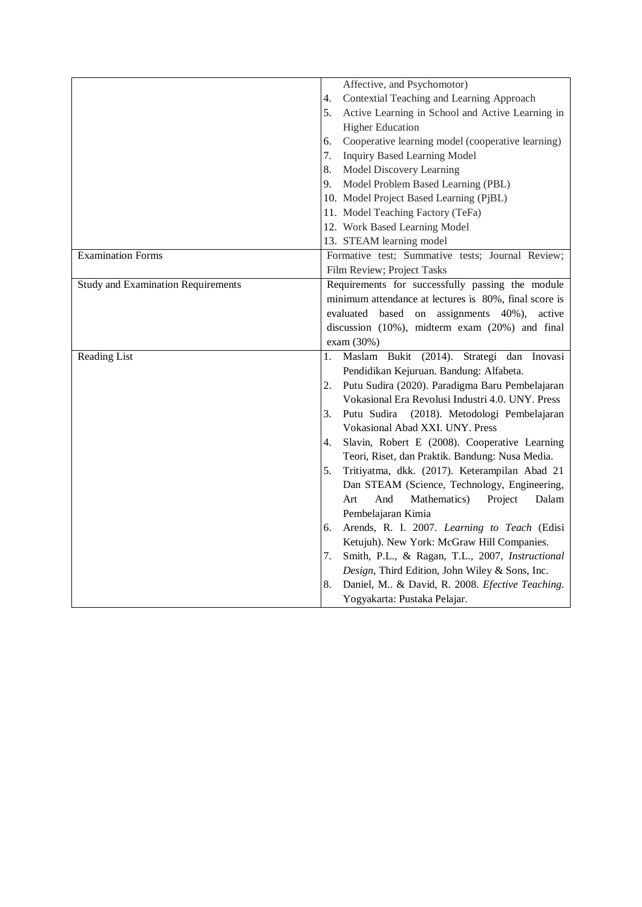| | |
|---|---|
| | Affective, and Psychomotor)<br>4. Contextial Teaching and Learning Approach<br>5. Active Learning in School and Active Learning in Higher Education<br>6. Cooperative learning model (cooperative learning)<br>7. Inquiry Based Learning Model<br>8. Model Discovery Learning<br>9. Model Problem Based Learning (PBL)<br>10. Model Project Based Learning (PjBL)<br>11. Model Teaching Factory (TeFa)<br>12. Work Based Learning Model<br>13. STEAM learning model |
| Examination Forms | Formative test; Summative tests; Journal Review; Film Review; Project Tasks |
| Study and Examination Requirements | Requirements for successfully passing the module minimum attendance at lectures is 80%, final score is evaluated based on assignments 40%), active discussion (10%), midterm exam (20%) and final exam (30%) |
| Reading List | 1. Maslam Bukit (2014). Strategi dan Inovasi Pendidikan Kejuruan. Bandung: Alfabeta.<br>2. Putu Sudira (2020). Paradigma Baru Pembelajaran Vokasional Era Revolusi Industri 4.0. UNY. Press<br>3. Putu Sudira (2018). Metodologi Pembelajaran Vokasional Abad XXI. UNY. Press<br>4. Slavin, Robert E (2008). Cooperative Learning Teori, Riset, dan Praktik. Bandung: Nusa Media.<br>5. Tritiyatma, dkk. (2017). Keterampilan Abad 21 Dan STEAM (Science, Technology, Engineering, Art And Mathematics) Project Dalam Pembelajaran Kimia<br>6. Arends, R. I. 2007. *Learning to Teach* (Edisi Ketujuh). New York: McGraw Hill Companies.<br>7. Smith, P.L., & Ragan, T.L., 2007, *Instructional Design*, Third Edition, John Wiley & Sons, Inc.<br>8. Daniel, M.. & David, R. 2008. *Efective Teaching*. Yogyakarta: Pustaka Pelajar. |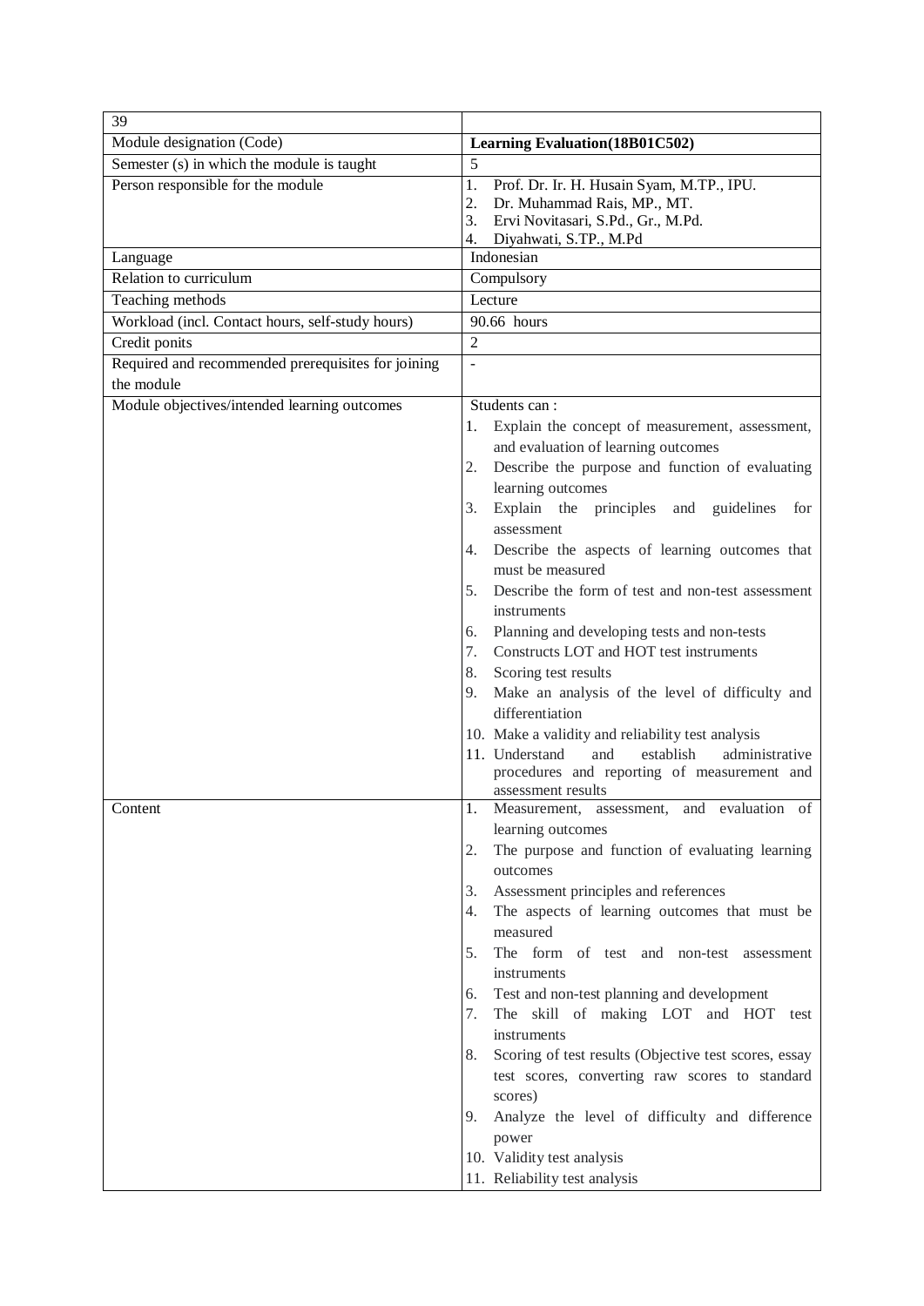| 39 | |
|---|---|
| Module designation (Code) | **Learning Evaluation(18B01C502)** |
| Semester (s) in which the module is taught | 5 |
| Person responsible for the module | 1. Prof. Dr. Ir. H. Husain Syam, M.TP., IPU.<br>2. Dr. Muhammad Rais, MP., MT.<br>3. Ervi Novitasari, S.Pd., Gr., M.Pd.<br>4. Diyahwati, S.TP., M.Pd |
| Language | Indonesian |
| Relation to curriculum | Compulsory |
| Teaching methods | Lecture |
| Workload (incl. Contact hours, self-study hours) | 90.66 hours |
| Credit ponits | 2 |
| Required and recommended prerequisites for joining the module | - |
| Module objectives/intended learning outcomes | Students can :<br>1. Explain the concept of measurement, assessment, and evaluation of learning outcomes<br>2. Describe the purpose and function of evaluating learning outcomes<br>3. Explain the principles and guidelines for assessment<br>4. Describe the aspects of learning outcomes that must be measured<br>5. Describe the form of test and non-test assessment instruments<br>6. Planning and developing tests and non-tests<br>7. Constructs LOT and HOT test instruments<br>8. Scoring test results<br>9. Make an analysis of the level of difficulty and differentiation<br>10. Make a validity and reliability test analysis<br>11. Understand and establish administrative procedures and reporting of measurement and assessment results |
| Content | 1. Measurement, assessment, and evaluation of learning outcomes<br>2. The purpose and function of evaluating learning outcomes<br>3. Assessment principles and references<br>4. The aspects of learning outcomes that must be measured<br>5. The form of test and non-test assessment instruments<br>6. Test and non-test planning and development<br>7. The skill of making LOT and HOT test instruments<br>8. Scoring of test results (Objective test scores, essay test scores, converting raw scores to standard scores)<br>9. Analyze the level of difficulty and difference power<br>10. Validity test analysis<br>11. Reliability test analysis |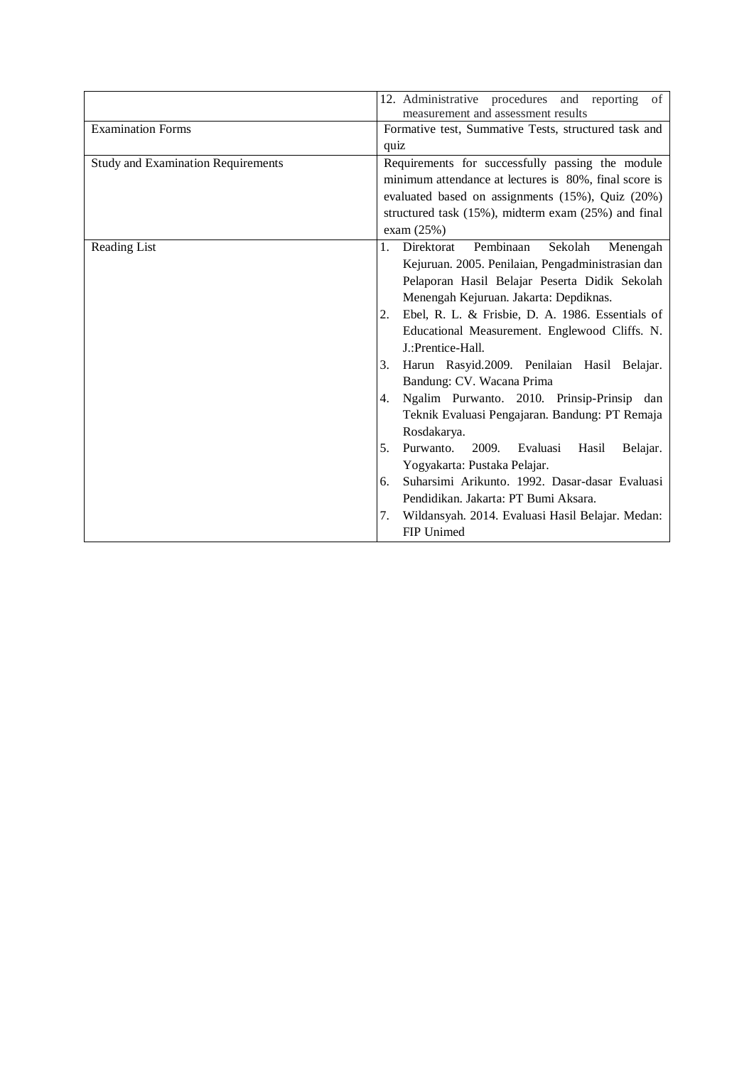| | |
|---|---|
| | 12. Administrative procedures and reporting of measurement and assessment results |
| Examination Forms | Formative test, Summative Tests, structured task and quiz |
| Study and Examination Requirements | Requirements for successfully passing the module minimum attendance at lectures is 80%, final score is evaluated based on assignments (15%), Quiz (20%) structured task (15%), midterm exam (25%) and final exam (25%) |
| Reading List | 1. Direktorat Pembinaan Sekolah Menengah Kejuruan. 2005. Penilaian, Pengadministrasian dan Pelaporan Hasil Belajar Peserta Didik Sekolah Menengah Kejuruan. Jakarta: Depdiknas.<br>2. Ebel, R. L. & Frisbie, D. A. 1986. Essentials of Educational Measurement. Englewood Cliffs. N. J.:Prentice-Hall.<br>3. Harun Rasyid.2009. Penilaian Hasil Belajar. Bandung: CV. Wacana Prima<br>4. Ngalim Purwanto. 2010. Prinsip-Prinsip dan Teknik Evaluasi Pengajaran. Bandung: PT Remaja Rosdakarya.<br>5. Purwanto. 2009. Evaluasi Hasil Belajar. Yogyakarta: Pustaka Pelajar.<br>6. Suharsimi Arikunto. 1992. Dasar-dasar Evaluasi Pendidikan. Jakarta: PT Bumi Aksara.<br>7. Wildansyah. 2014. Evaluasi Hasil Belajar. Medan: FIP Unimed |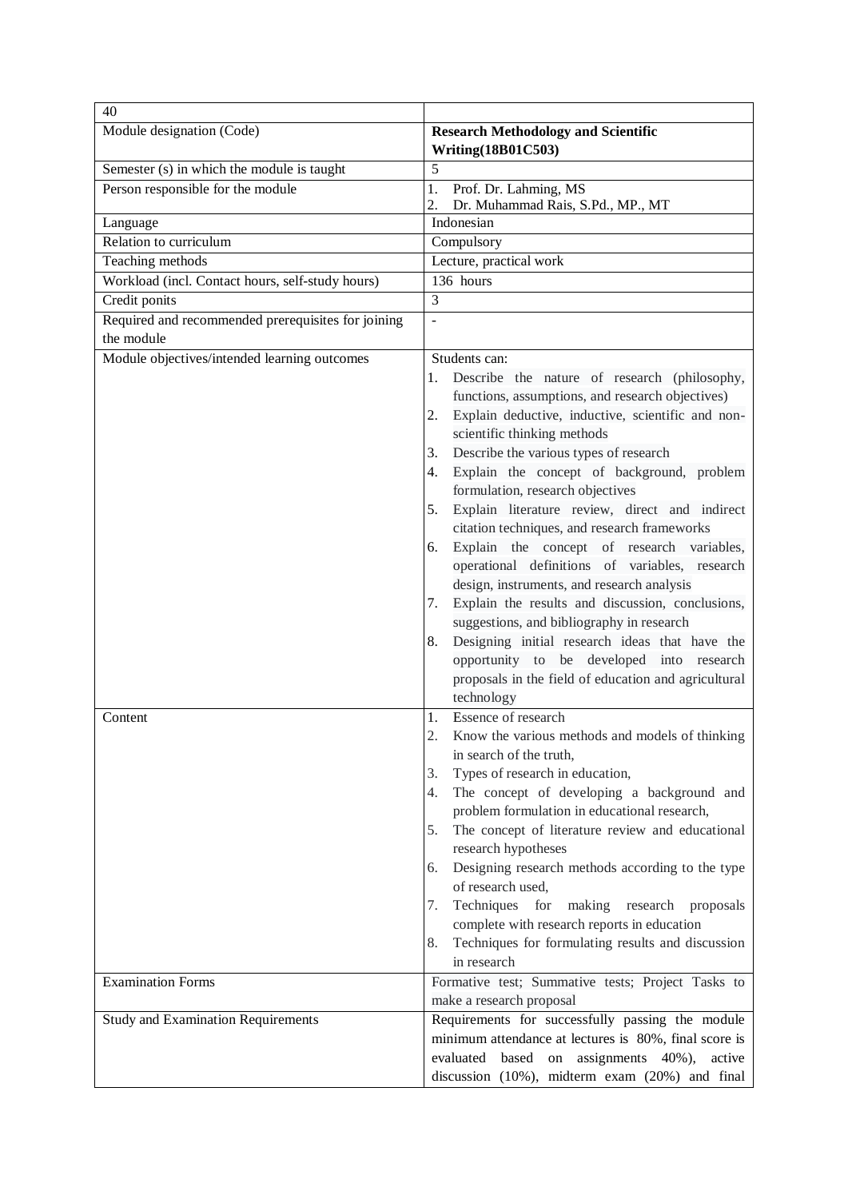| 40 | |
|---|---|
| Module designation (Code) | **Research Methodology and Scientific Writing(18B01C503)** |
| Semester (s) in which the module is taught | 5 |
| Person responsible for the module | 1. Prof. Dr. Lahming, MS<br>2. Dr. Muhammad Rais, S.Pd., MP., MT |
| Language | Indonesian |
| Relation to curriculum | Compulsory |
| Teaching methods | Lecture, practical work |
| Workload (incl. Contact hours, self-study hours) | 136 hours |
| Credit ponits | 3 |
| Required and recommended prerequisites for joining the module | - |
| Module objectives/intended learning outcomes | Students can:<br>1. Describe the nature of research (philosophy, functions, assumptions, and research objectives)<br>2. Explain deductive, inductive, scientific and non-scientific thinking methods<br>3. Describe the various types of research<br>4. Explain the concept of background, problem formulation, research objectives<br>5. Explain literature review, direct and indirect citation techniques, and research frameworks<br>6. Explain the concept of research variables, operational definitions of variables, research design, instruments, and research analysis<br>7. Explain the results and discussion, conclusions, suggestions, and bibliography in research<br>8. Designing initial research ideas that have the opportunity to be developed into research proposals in the field of education and agricultural technology |
| Content | 1. Essence of research<br>2. Know the various methods and models of thinking in search of the truth,<br>3. Types of research in education,<br>4. The concept of developing a background and problem formulation in educational research,<br>5. The concept of literature review and educational research hypotheses<br>6. Designing research methods according to the type of research used,<br>7. Techniques for making research proposals complete with research reports in education<br>8. Techniques for formulating results and discussion in research |
| Examination Forms | Formative test; Summative tests; Project Tasks to make a research proposal |
| Study and Examination Requirements | Requirements for successfully passing the module minimum attendance at lectures is 80%, final score is evaluated based on assignments 40%), active discussion (10%), midterm exam (20%) and final |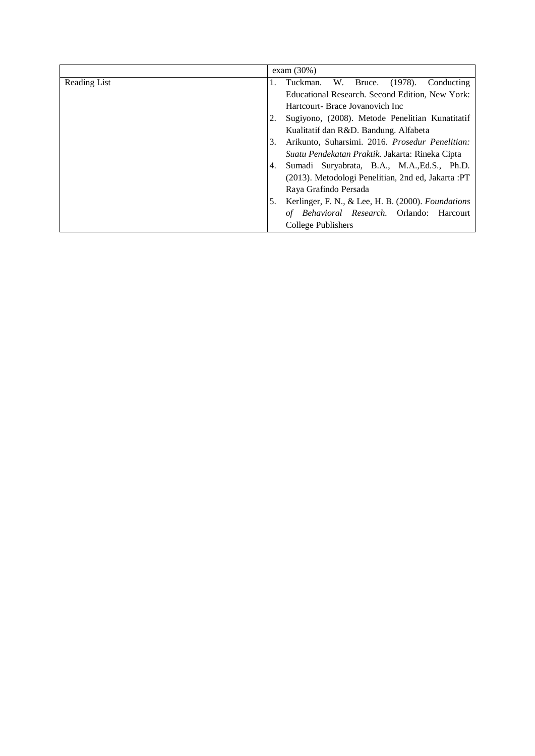| | exam (30%) |
|---|---|
| Reading List | 1. Tuckman. W. Bruce. (1978). Conducting Educational Research. Second Edition, New York: Hartcourt- Brace Jovanovich Inc<br>2. Sugiyono, (2008). Metode Penelitian Kunatitatif Kualitatif dan R&D. Bandung. Alfabeta<br>3. Arikunto, Suharsimi. 2016. *Prosedur Penelitian: Suatu Pendekatan Praktik.* Jakarta: Rineka Cipta<br>4. Sumadi Suryabrata, B.A., M.A.,Ed.S., Ph.D. (2013). Metodologi Penelitian, 2nd ed, Jakarta :PT Raya Grafindo Persada<br>5. Kerlinger, F. N., & Lee, H. B. (2000). *Foundations of Behavioral Research.* Orlando: Harcourt College Publishers |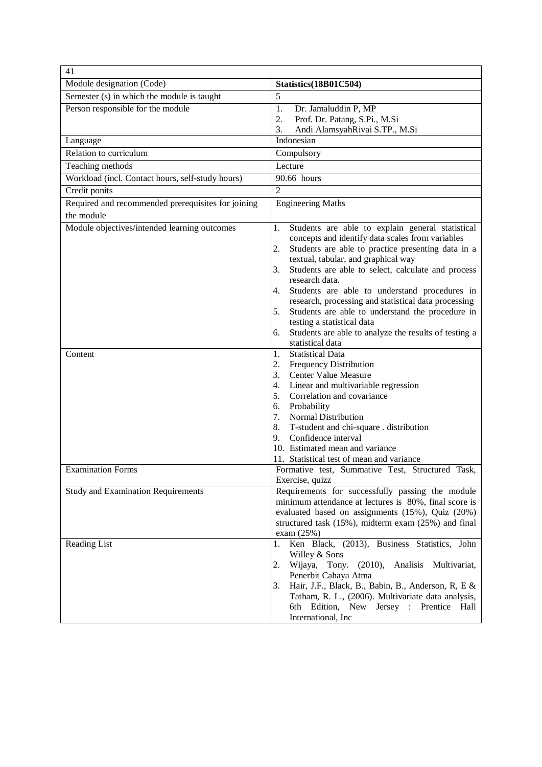| 41 | |
|---|---|
| Module designation (Code) | **Statistics(18B01C504)** |
| Semester (s) in which the module is taught | 5 |
| Person responsible for the module | 1. Dr. Jamaluddin P, MP<br>2. Prof. Dr. Patang, S.Pi., M.Si<br>3. Andi AlamsyahRivai S.TP., M.Si |
| Language | Indonesian |
| Relation to curriculum | Compulsory |
| Teaching methods | Lecture |
| Workload (incl. Contact hours, self-study hours) | 90.66 hours |
| Credit ponits | 2 |
| Required and recommended prerequisites for joining the module | Engineering Maths |
| Module objectives/intended learning outcomes | 1. Students are able to explain general statistical concepts and identify data scales from variables<br>2. Students are able to practice presenting data in a textual, tabular, and graphical way<br>3. Students are able to select, calculate and process research data.<br>4. Students are able to understand procedures in research, processing and statistical data processing<br>5. Students are able to understand the procedure in testing a statistical data<br>6. Students are able to analyze the results of testing a statistical data |
| Content | 1. Statistical Data<br>2. Frequency Distribution<br>3. Center Value Measure<br>4. Linear and multivariable regression<br>5. Correlation and covariance<br>6. Probability<br>7. Normal Distribution<br>8. T-student and chi-square . distribution<br>9. Confidence interval<br>10. Estimated mean and variance<br>11. Statistical test of mean and variance |
| Examination Forms | Formative test, Summative Test, Structured Task, Exercise, quizz |
| Study and Examination Requirements | Requirements for successfully passing the module minimum attendance at lectures is 80%, final score is evaluated based on assignments (15%), Quiz (20%) structured task (15%), midterm exam (25%) and final exam (25%) |
| Reading List | 1. Ken Black, (2013), Business Statistics, John Willey & Sons<br>2. Wijaya, Tony. (2010), Analisis Multivariat, Penerbit Cahaya Atma<br>3. Hair, J.F., Black, B., Babin, B., Anderson, R, E & Tatham, R. L., (2006). Multivariate data analysis, 6th Edition, New Jersey : Prentice Hall International, Inc |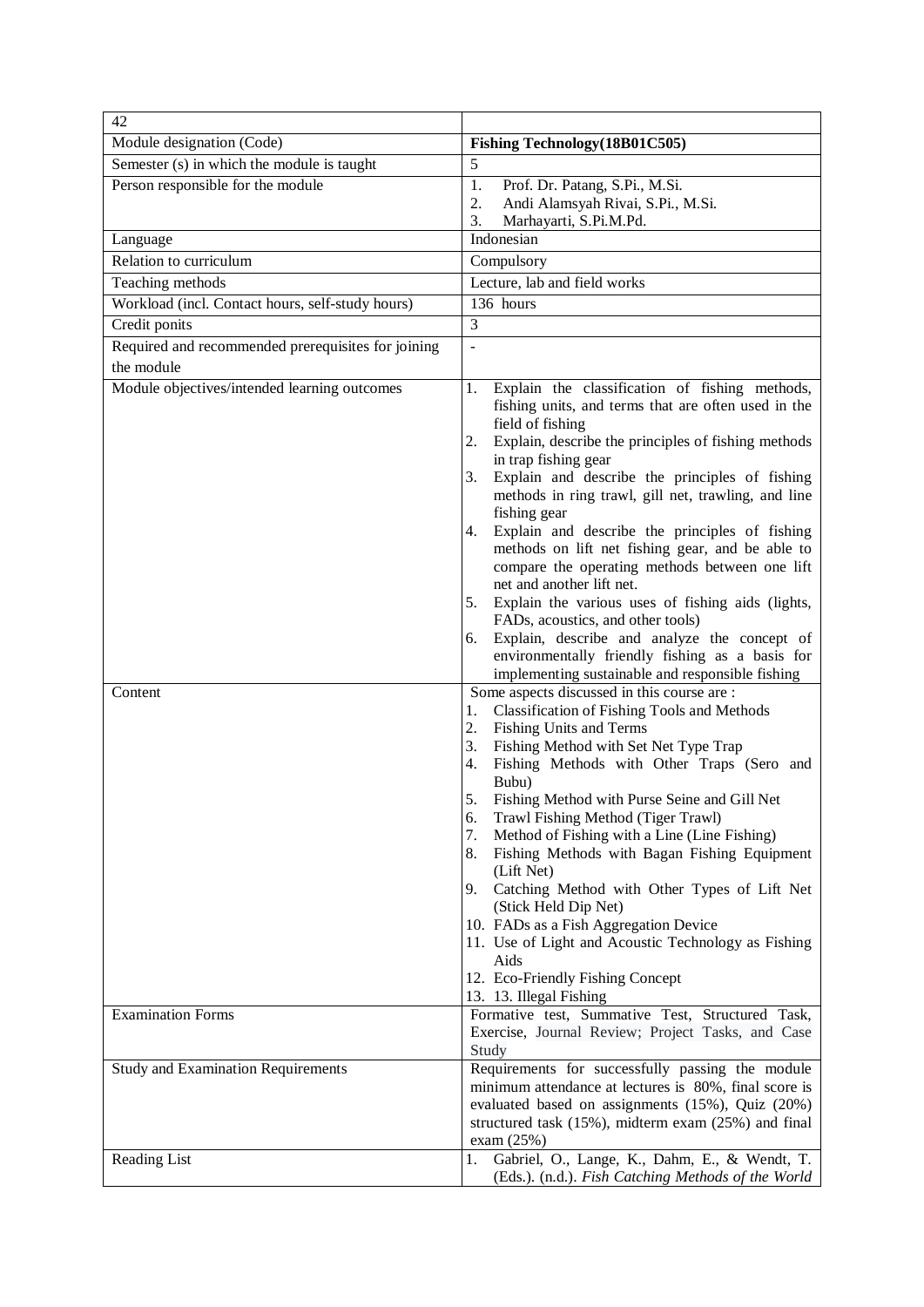| 42 | |
|---|---|
| Module designation (Code) | **Fishing Technology(18B01C505)** |
| Semester (s) in which the module is taught | 5 |
| Person responsible for the module | 1. Prof. Dr. Patang, S.Pi., M.Si.<br>2. Andi Alamsyah Rivai, S.Pi., M.Si.<br>3. Marhayarti, S.Pi.M.Pd. |
| Language | Indonesian |
| Relation to curriculum | Compulsory |
| Teaching methods | Lecture, lab and field works |
| Workload (incl. Contact hours, self-study hours) | 136 hours |
| Credit ponits | 3 |
| Required and recommended prerequisites for joining the module | - |
| Module objectives/intended learning outcomes | 1. Explain the classification of fishing methods, fishing units, and terms that are often used in the field of fishing<br>2. Explain, describe the principles of fishing methods in trap fishing gear<br>3. Explain and describe the principles of fishing methods in ring trawl, gill net, trawling, and line fishing gear<br>4. Explain and describe the principles of fishing methods on lift net fishing gear, and be able to compare the operating methods between one lift net and another lift net.<br>5. Explain the various uses of fishing aids (lights, FADs, acoustics, and other tools)<br>6. Explain, describe and analyze the concept of environmentally friendly fishing as a basis for implementing sustainable and responsible fishing |
| Content | Some aspects discussed in this course are :<br>1. Classification of Fishing Tools and Methods<br>2. Fishing Units and Terms<br>3. Fishing Method with Set Net Type Trap<br>4. Fishing Methods with Other Traps (Sero and Bubu)<br>5. Fishing Method with Purse Seine and Gill Net<br>6. Trawl Fishing Method (Tiger Trawl)<br>7. Method of Fishing with a Line (Line Fishing)<br>8. Fishing Methods with Bagan Fishing Equipment (Lift Net)<br>9. Catching Method with Other Types of Lift Net (Stick Held Dip Net)<br>10. FADs as a Fish Aggregation Device<br>11. Use of Light and Acoustic Technology as Fishing Aids<br>12. Eco-Friendly Fishing Concept<br>13. 13. Illegal Fishing |
| Examination Forms | Formative test, Summative Test, Structured Task, Exercise, Journal Review; Project Tasks, and Case Study |
| Study and Examination Requirements | Requirements for successfully passing the module minimum attendance at lectures is 80%, final score is evaluated based on assignments (15%), Quiz (20%) structured task (15%), midterm exam (25%) and final exam (25%) |
| Reading List | 1. Gabriel, O., Lange, K., Dahm, E., & Wendt, T. (Eds.). (n.d.). *Fish Catching Methods of the World* |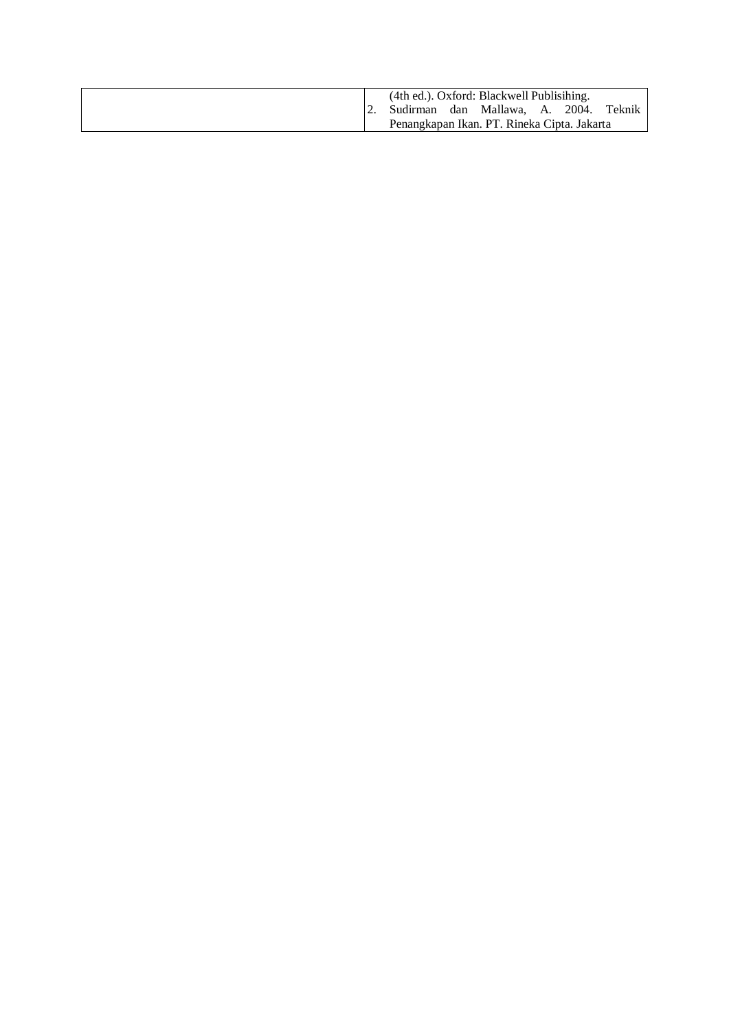| | |
|---|---|
| | (4th ed.). Oxford: Blackwell Publisihing.<br>2. Sudirman dan Mallawa, A. 2004. Teknik Penangkapan Ikan. PT. Rineka Cipta. Jakarta |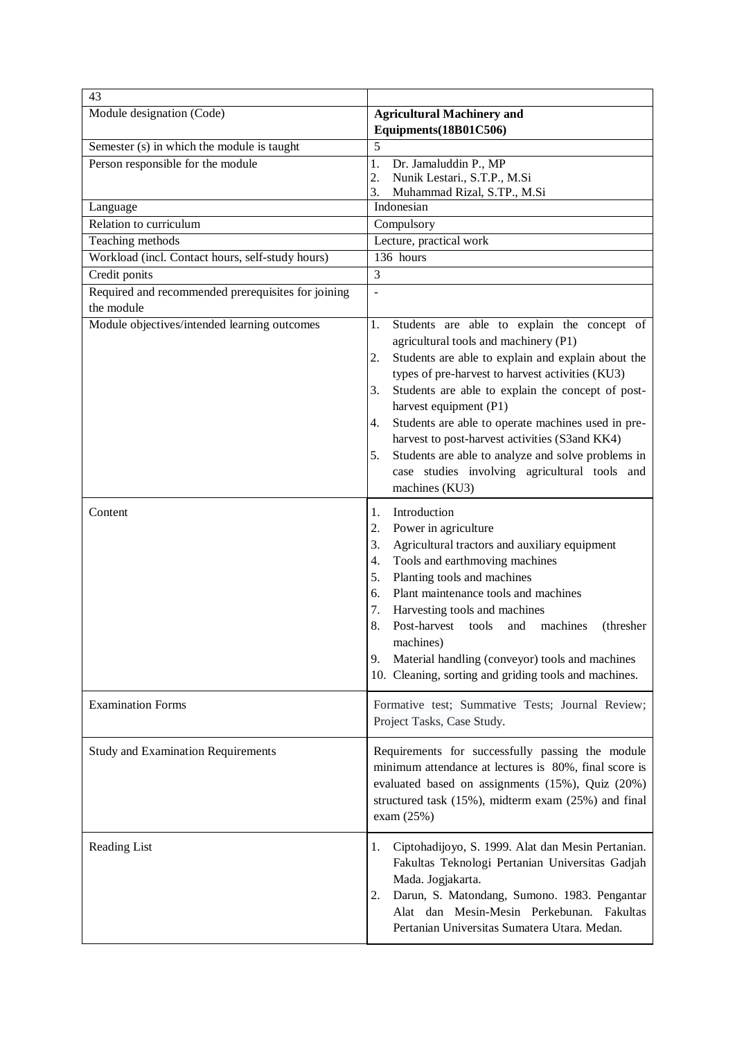| 43 | |
|---|---|
| Module designation (Code) | **Agricultural Machinery and Equipments(18B01C506)** |
| Semester (s) in which the module is taught | 5 |
| Person responsible for the module | 1. Dr. Jamaluddin P., MP<br>2. Nunik Lestari., S.T.P., M.Si<br>3. Muhammad Rizal, S.TP., M.Si |
| Language | Indonesian |
| Relation to curriculum | Compulsory |
| Teaching methods | Lecture, practical work |
| Workload (incl. Contact hours, self-study hours) | 136 hours |
| Credit ponits | 3 |
| Required and recommended prerequisites for joining the module | - |
| Module objectives/intended learning outcomes | 1. Students are able to explain the concept of agricultural tools and machinery (P1)<br>2. Students are able to explain and explain about the types of pre-harvest to harvest activities (KU3)<br>3. Students are able to explain the concept of post-harvest equipment (P1)<br>4. Students are able to operate machines used in pre-harvest to post-harvest activities (S3and KK4)<br>5. Students are able to analyze and solve problems in case studies involving agricultural tools and machines (KU3) |
| Content | 1. Introduction<br>2. Power in agriculture<br>3. Agricultural tractors and auxiliary equipment<br>4. Tools and earthmoving machines<br>5. Planting tools and machines<br>6. Plant maintenance tools and machines<br>7. Harvesting tools and machines<br>8. Post-harvest tools and machines (thresher machines)<br>9. Material handling (conveyor) tools and machines<br>10. Cleaning, sorting and griding tools and machines. |
| Examination Forms | Formative test; Summative Tests; Journal Review; Project Tasks, Case Study. |
| Study and Examination Requirements | Requirements for successfully passing the module minimum attendance at lectures is 80%, final score is evaluated based on assignments (15%), Quiz (20%) structured task (15%), midterm exam (25%) and final exam (25%) |
| Reading List | 1. Ciptohadijoyo, S. 1999. Alat dan Mesin Pertanian. Fakultas Teknologi Pertanian Universitas Gadjah Mada. Jogjakarta.<br>2. Darun, S. Matondang, Sumono. 1983. Pengantar Alat dan Mesin-Mesin Perkebunan. Fakultas Pertanian Universitas Sumatera Utara. Medan. |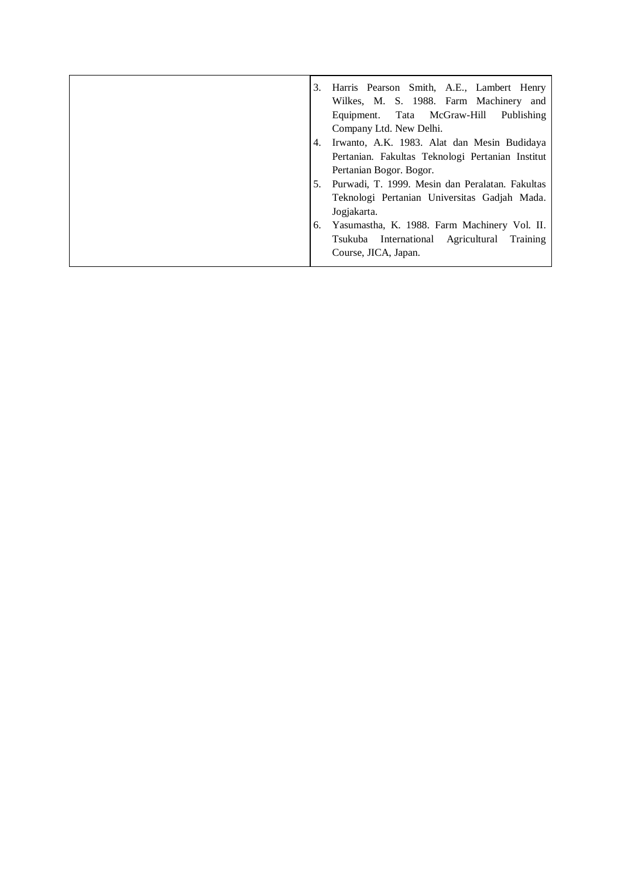| | |
|---|---|
| | 3. Harris Pearson Smith, A.E., Lambert Henry Wilkes, M. S. 1988. Farm Machinery and Equipment. Tata McGraw-Hill Publishing Company Ltd. New Delhi.<br>4. Irwanto, A.K. 1983. Alat dan Mesin Budidaya Pertanian. Fakultas Teknologi Pertanian Institut Pertanian Bogor. Bogor.<br>5. Purwadi, T. 1999. Mesin dan Peralatan. Fakultas Teknologi Pertanian Universitas Gadjah Mada. Jogjakarta.<br>6. Yasumastha, K. 1988. Farm Machinery Vol. II. Tsukuba International Agricultural Training Course, JICA, Japan. |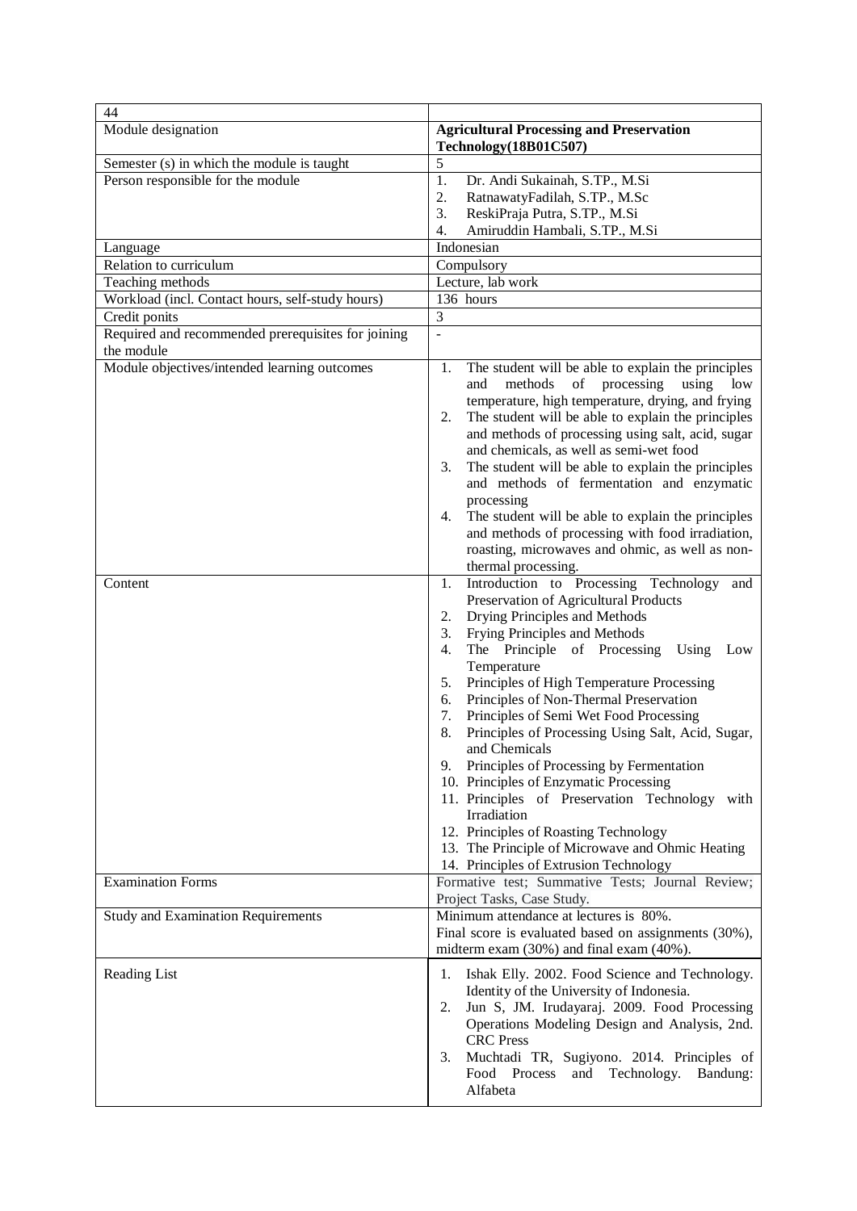| 44 | |
|---|---|
| Module designation | **Agricultural Processing and Preservation Technology(18B01C507)** |
| Semester (s) in which the module is taught | 5 |
| Person responsible for the module | 1. Dr. Andi Sukainah, S.TP., M.Si<br>2. RatnawatyFadilah, S.TP., M.Sc<br>3. ReskiPraja Putra, S.TP., M.Si<br>4. Amiruddin Hambali, S.TP., M.Si |
| Language | Indonesian |
| Relation to curriculum | Compulsory |
| Teaching methods | Lecture, lab work |
| Workload (incl. Contact hours, self-study hours) | 136 hours |
| Credit ponits | 3 |
| Required and recommended prerequisites for joining the module | - |
| Module objectives/intended learning outcomes | 1. The student will be able to explain the principles and methods of processing using low temperature, high temperature, drying, and frying<br>2. The student will be able to explain the principles and methods of processing using salt, acid, sugar and chemicals, as well as semi-wet food<br>3. The student will be able to explain the principles and methods of fermentation and enzymatic processing<br>4. The student will be able to explain the principles and methods of processing with food irradiation, roasting, microwaves and ohmic, as well as non-thermal processing. |
| Content | 1. Introduction to Processing Technology and Preservation of Agricultural Products<br>2. Drying Principles and Methods<br>3. Frying Principles and Methods<br>4. The Principle of Processing Using Low Temperature<br>5. Principles of High Temperature Processing<br>6. Principles of Non-Thermal Preservation<br>7. Principles of Semi Wet Food Processing<br>8. Principles of Processing Using Salt, Acid, Sugar, and Chemicals<br>9. Principles of Processing by Fermentation<br>10. Principles of Enzymatic Processing<br>11. Principles of Preservation Technology with Irradiation<br>12. Principles of Roasting Technology<br>13. The Principle of Microwave and Ohmic Heating<br>14. Principles of Extrusion Technology |
| Examination Forms | Formative test; Summative Tests; Journal Review; Project Tasks, Case Study. |
| Study and Examination Requirements | Minimum attendance at lectures is 80%.<br>Final score is evaluated based on assignments (30%), midterm exam (30%) and final exam (40%). |
| Reading List | 1. Ishak Elly. 2002. Food Science and Technology. Identity of the University of Indonesia.<br>2. Jun S, JM. Irudayaraj. 2009. Food Processing Operations Modeling Design and Analysis, 2nd. CRC Press<br>3. Muchtadi TR, Sugiyono. 2014. Principles of Food Process and Technology. Bandung: Alfabeta |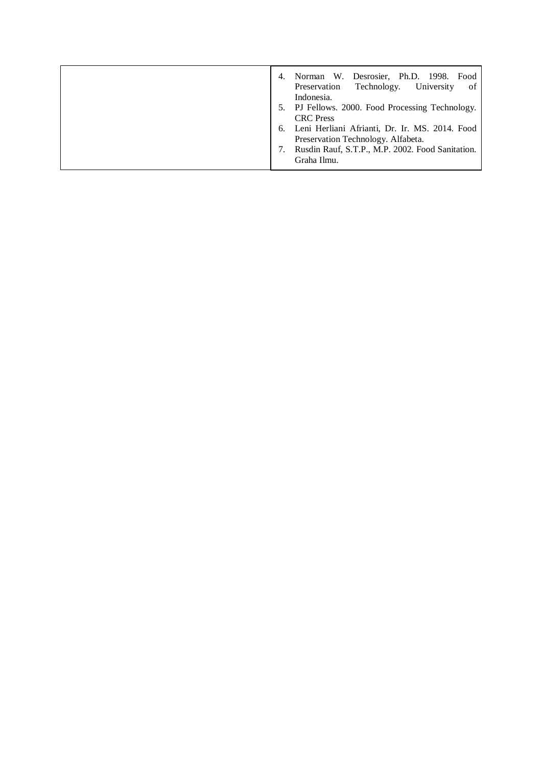| | |
|---|---|
| | 4. Norman W. Desrosier, Ph.D. 1998. Food Preservation Technology. University of Indonesia.<br>5. PJ Fellows. 2000. Food Processing Technology. CRC Press<br>6. Leni Herliani Afrianti, Dr. Ir. MS. 2014. Food Preservation Technology. Alfabeta.<br>7. Rusdin Rauf, S.T.P., M.P. 2002. Food Sanitation. Graha Ilmu. |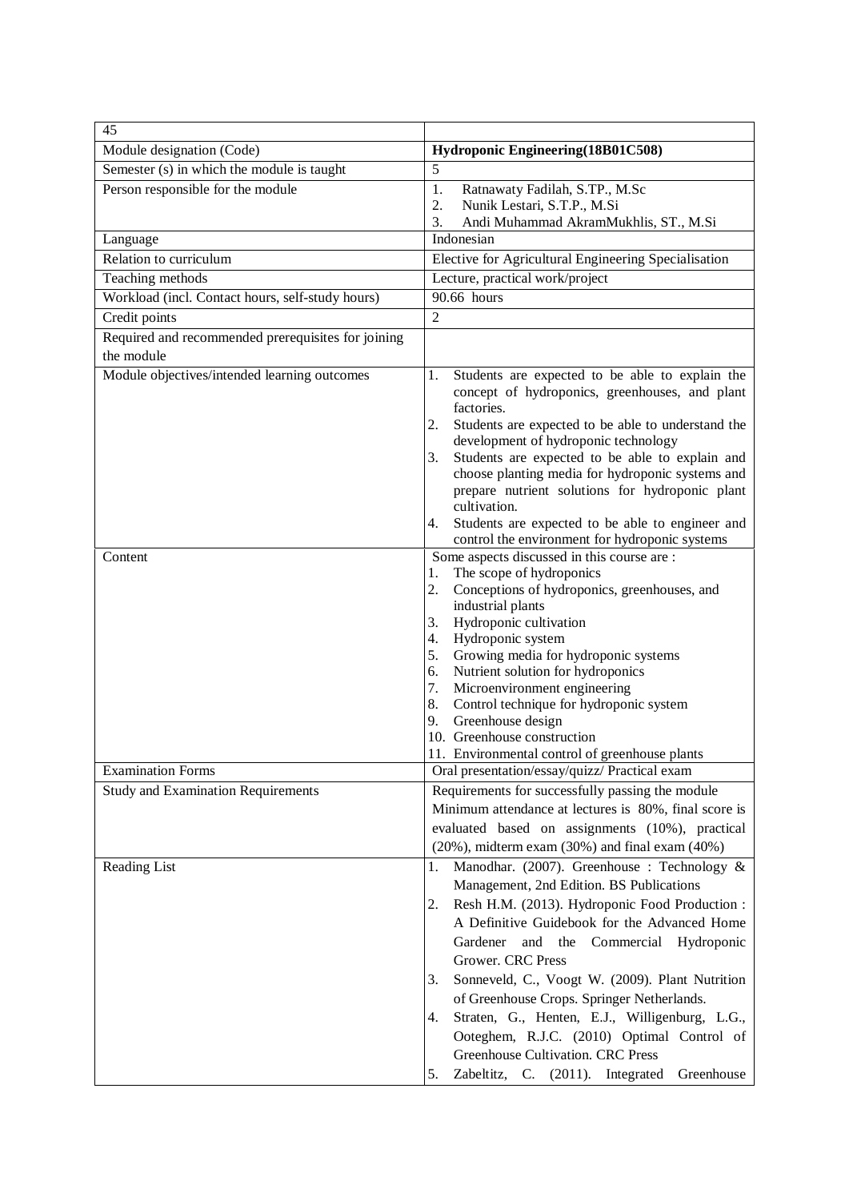| 45 | |
|---|---|
| Module designation (Code) | **Hydroponic Engineering(18B01C508)** |
| Semester (s) in which the module is taught | 5 |
| Person responsible for the module | 1. Ratnawaty Fadilah, S.TP., M.Sc<br>2. Nunik Lestari, S.T.P., M.Si<br>3. Andi Muhammad AkramMukhlis, ST., M.Si |
| Language | Indonesian |
| Relation to curriculum | Elective for Agricultural Engineering Specialisation |
| Teaching methods | Lecture, practical work/project |
| Workload (incl. Contact hours, self-study hours) | 90.66 hours |
| Credit points | 2 |
| Required and recommended prerequisites for joining the module | |
| Module objectives/intended learning outcomes | 1. Students are expected to be able to explain the concept of hydroponics, greenhouses, and plant factories.<br>2. Students are expected to be able to understand the development of hydroponic technology<br>3. Students are expected to be able to explain and choose planting media for hydroponic systems and prepare nutrient solutions for hydroponic plant cultivation.<br>4. Students are expected to be able to engineer and control the environment for hydroponic systems |
| Content | Some aspects discussed in this course are :<br>1. The scope of hydroponics<br>2. Conceptions of hydroponics, greenhouses, and industrial plants<br>3. Hydroponic cultivation<br>4. Hydroponic system<br>5. Growing media for hydroponic systems<br>6. Nutrient solution for hydroponics<br>7. Microenvironment engineering<br>8. Control technique for hydroponic system<br>9. Greenhouse design<br>10. Greenhouse construction<br>11. Environmental control of greenhouse plants |
| Examination Forms | Oral presentation/essay/quizz/ Practical exam |
| Study and Examination Requirements | Requirements for successfully passing the module Minimum attendance at lectures is 80%, final score is evaluated based on assignments (10%), practical (20%), midterm exam (30%) and final exam (40%) |
| Reading List | 1. Manodhar. (2007). Greenhouse : Technology & Management, 2nd Edition. BS Publications<br>2. Resh H.M. (2013). Hydroponic Food Production : A Definitive Guidebook for the Advanced Home Gardener and the Commercial Hydroponic Grower. CRC Press<br>3. Sonneveld, C., Voogt W. (2009). Plant Nutrition of Greenhouse Crops. Springer Netherlands.<br>4. Straten, G., Henten, E.J., Willigenburg, L.G., Ooteghem, R.J.C. (2010) Optimal Control of Greenhouse Cultivation. CRC Press<br>5. Zabeltitz, C. (2011). Integrated Greenhouse |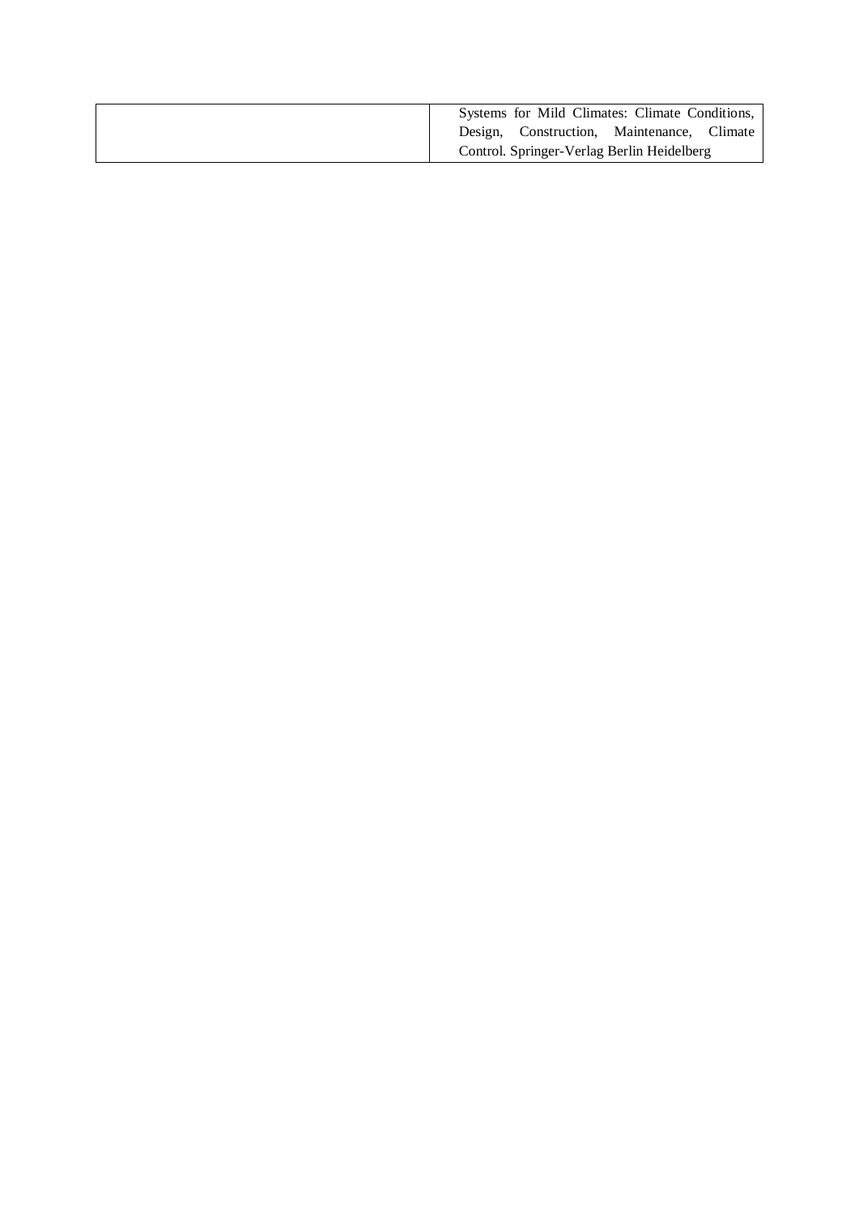|  | Systems for Mild Climates: Climate Conditions, Design, Construction, Maintenance, Climate Control. Springer-Verlag Berlin Heidelberg |
|---|---|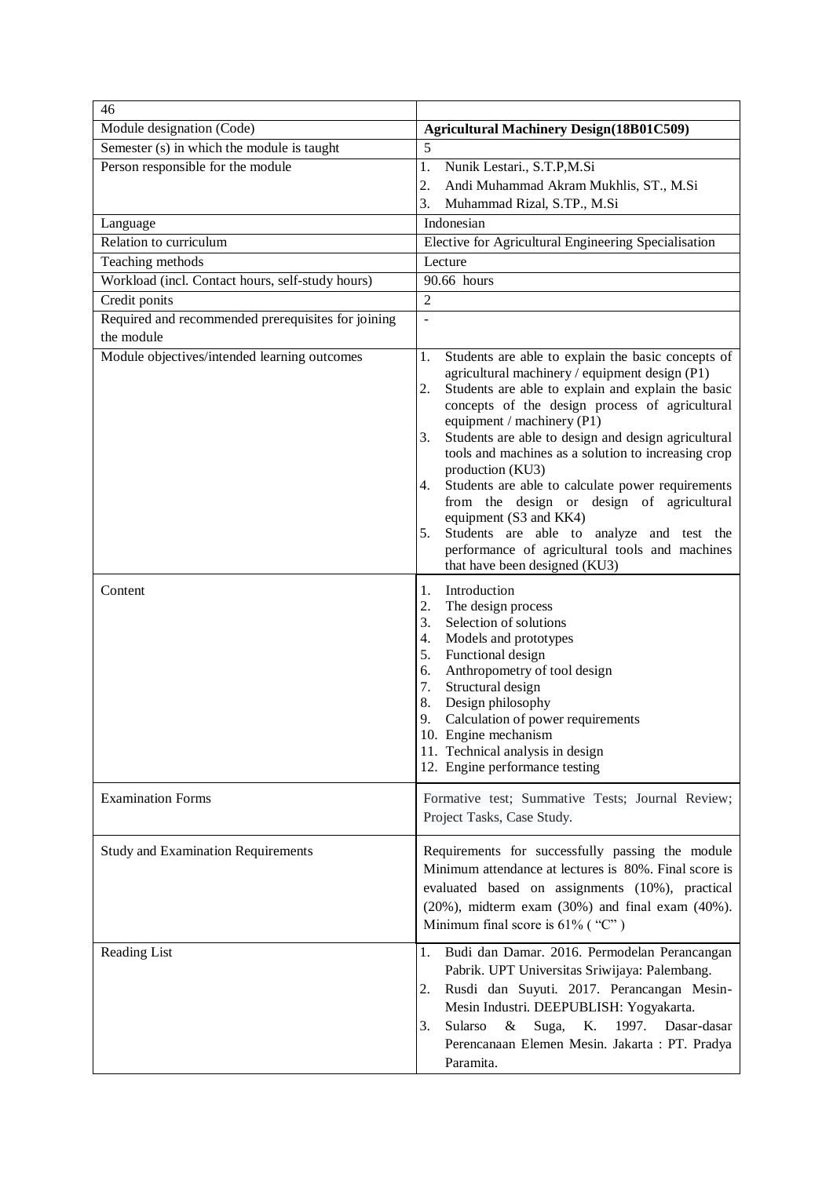| 46 | |
|---|---|
| Module designation (Code) | **Agricultural Machinery Design(18B01C509)** |
| Semester (s) in which the module is taught | 5 |
| Person responsible for the module | 1. Nunik Lestari., S.T.P,M.Si<br>2. Andi Muhammad Akram Mukhlis, ST., M.Si<br>3. Muhammad Rizal, S.TP., M.Si |
| Language | Indonesian |
| Relation to curriculum | Elective for Agricultural Engineering Specialisation |
| Teaching methods | Lecture |
| Workload (incl. Contact hours, self-study hours) | 90.66 hours |
| Credit ponits | 2 |
| Required and recommended prerequisites for joining the module | - |
| Module objectives/intended learning outcomes | 1. Students are able to explain the basic concepts of agricultural machinery / equipment design (P1)<br>2. Students are able to explain and explain the basic concepts of the design process of agricultural equipment / machinery (P1)<br>3. Students are able to design and design agricultural tools and machines as a solution to increasing crop production (KU3)<br>4. Students are able to calculate power requirements from the design or design of agricultural equipment (S3 and KK4)<br>5. Students are able to analyze and test the performance of agricultural tools and machines that have been designed (KU3) |
| Content | 1. Introduction<br>2. The design process<br>3. Selection of solutions<br>4. Models and prototypes<br>5. Functional design<br>6. Anthropometry of tool design<br>7. Structural design<br>8. Design philosophy<br>9. Calculation of power requirements<br>10. Engine mechanism<br>11. Technical analysis in design<br>12. Engine performance testing |
| Examination Forms | Formative test; Summative Tests; Journal Review; Project Tasks, Case Study. |
| Study and Examination Requirements | Requirements for successfully passing the module Minimum attendance at lectures is 80%. Final score is evaluated based on assignments (10%), practical (20%), midterm exam (30%) and final exam (40%). Minimum final score is 61% ( "C" ) |
| Reading List | 1. Budi dan Damar. 2016. Permodelan Perancangan Pabrik. UPT Universitas Sriwijaya: Palembang.<br>2. Rusdi dan Suyuti. 2017. Perancangan Mesin-Mesin Industri. DEEPUBLISH: Yogyakarta.<br>3. Sularso & Suga, K. 1997. Dasar-dasar Perencanaan Elemen Mesin. Jakarta : PT. Pradya Paramita. |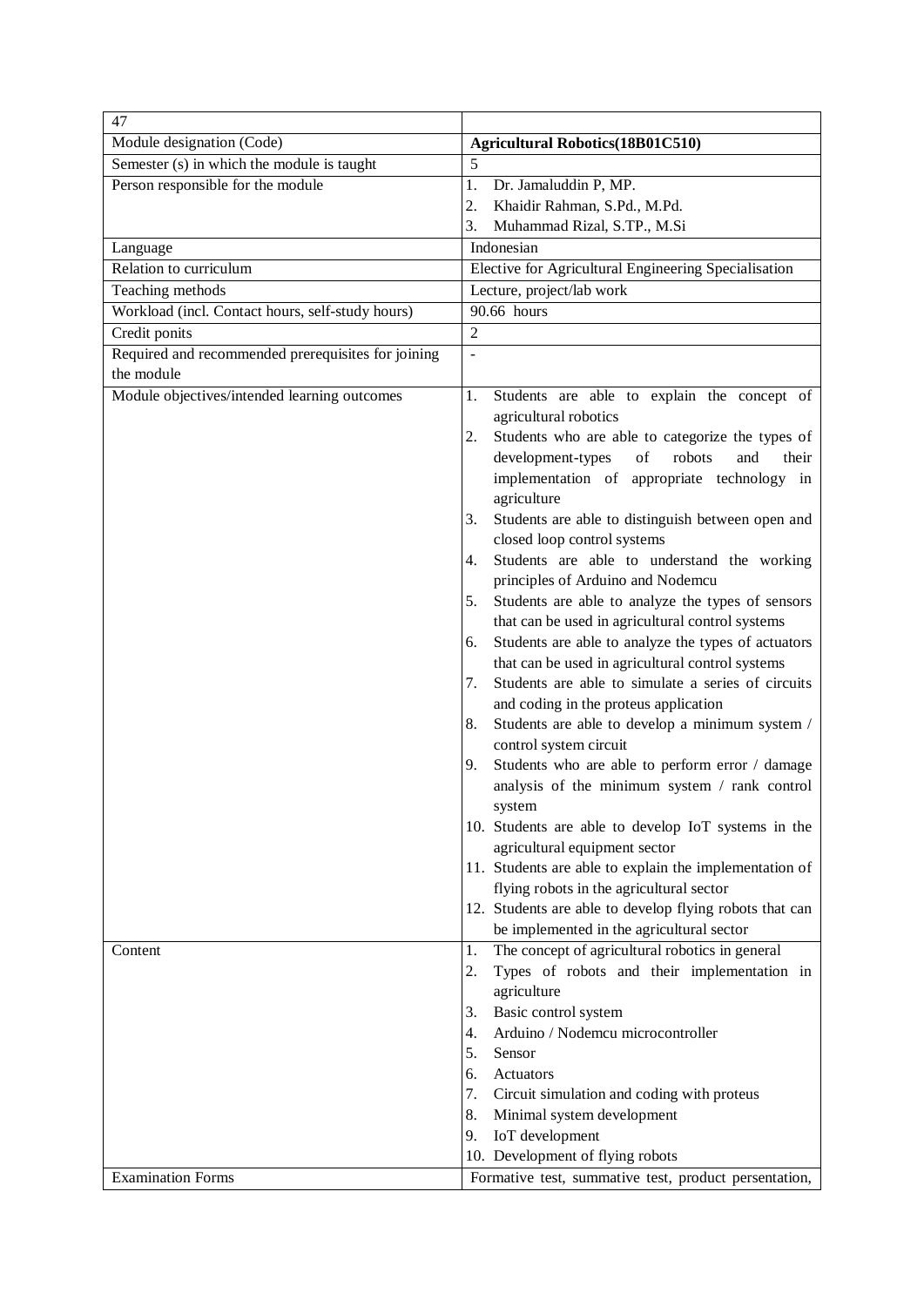| 47 | |
|---|---|
| Module designation (Code) | **Agricultural Robotics(18B01C510)** |
| Semester (s) in which the module is taught | 5 |
| Person responsible for the module | 1. Dr. Jamaluddin P, MP.<br>2. Khaidir Rahman, S.Pd., M.Pd.<br>3. Muhammad Rizal, S.TP., M.Si |
| Language | Indonesian |
| Relation to curriculum | Elective for Agricultural Engineering Specialisation |
| Teaching methods | Lecture, project/lab work |
| Workload (incl. Contact hours, self-study hours) | 90.66 hours |
| Credit ponits | 2 |
| Required and recommended prerequisites for joining the module | - |
| Module objectives/intended learning outcomes | 1. Students are able to explain the concept of agricultural robotics<br>2. Students who are able to categorize the types of development-types of robots and their implementation of appropriate technology in agriculture<br>3. Students are able to distinguish between open and closed loop control systems<br>4. Students are able to understand the working principles of Arduino and Nodemcu<br>5. Students are able to analyze the types of sensors that can be used in agricultural control systems<br>6. Students are able to analyze the types of actuators that can be used in agricultural control systems<br>7. Students are able to simulate a series of circuits and coding in the proteus application<br>8. Students are able to develop a minimum system / control system circuit<br>9. Students who are able to perform error / damage analysis of the minimum system / rank control system<br>10. Students are able to develop IoT systems in the agricultural equipment sector<br>11. Students are able to explain the implementation of flying robots in the agricultural sector<br>12. Students are able to develop flying robots that can be implemented in the agricultural sector |
| Content | 1. The concept of agricultural robotics in general<br>2. Types of robots and their implementation in agriculture<br>3. Basic control system<br>4. Arduino / Nodemcu microcontroller<br>5. Sensor<br>6. Actuators<br>7. Circuit simulation and coding with proteus<br>8. Minimal system development<br>9. IoT development<br>10. Development of flying robots |
| Examination Forms | Formative test, summative test, product presentation, |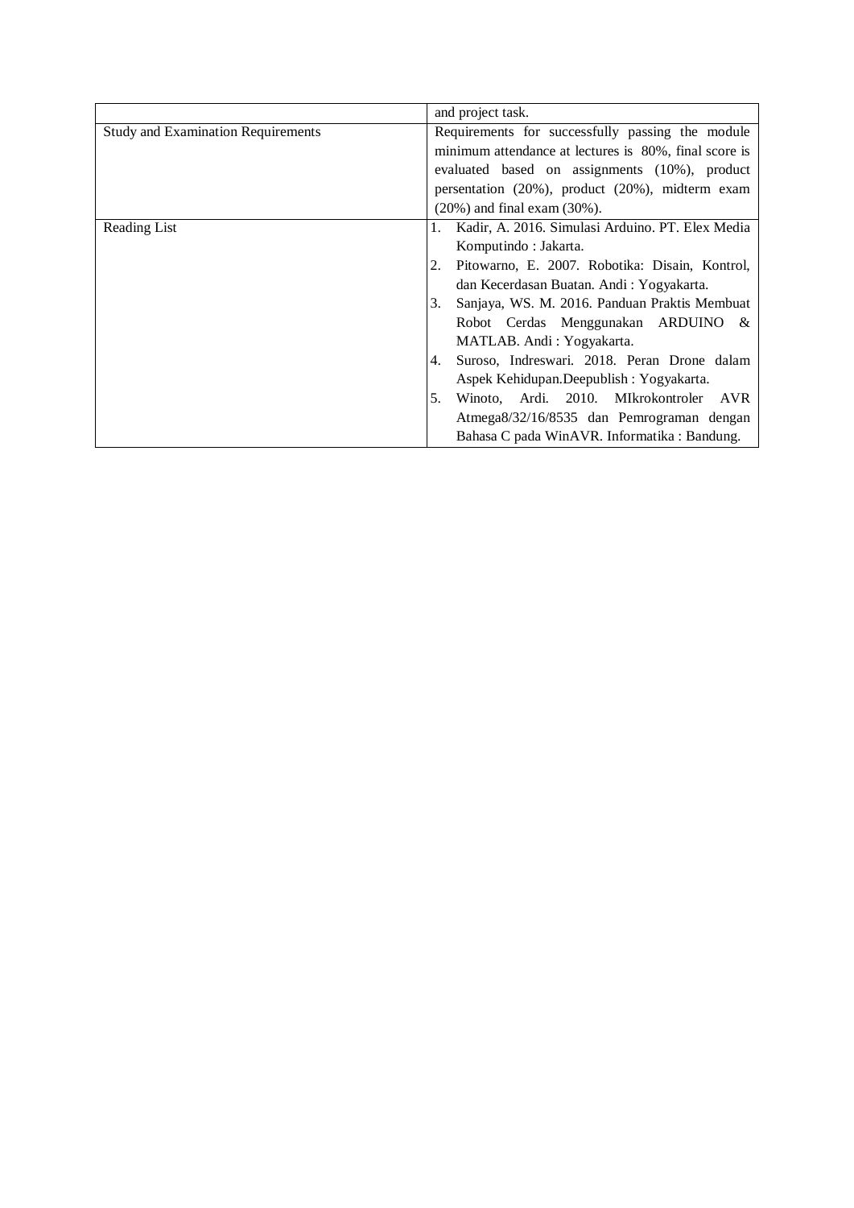|  |  |
|---|---|
|  | and project task. |
| Study and Examination Requirements | Requirements for successfully passing the module minimum attendance at lectures is 80%, final score is evaluated based on assignments (10%), product persentation (20%), product (20%), midterm exam (20%) and final exam (30%). |
| Reading List | 1. Kadir, A. 2016. Simulasi Arduino. PT. Elex Media Komputindo : Jakarta.<br>2. Pitowarno, E. 2007. Robotika: Disain, Kontrol, dan Kecerdasan Buatan. Andi : Yogyakarta.<br>3. Sanjaya, WS. M. 2016. Panduan Praktis Membuat Robot Cerdas Menggunakan ARDUINO & MATLAB. Andi : Yogyakarta.<br>4. Suroso, Indreswari. 2018. Peran Drone dalam Aspek Kehidupan.Deepublish : Yogyakarta.<br>5. Winoto, Ardi. 2010. MIkrokontroler AVR Atmega8/32/16/8535 dan Pemrograman dengan Bahasa C pada WinAVR. Informatika : Bandung. |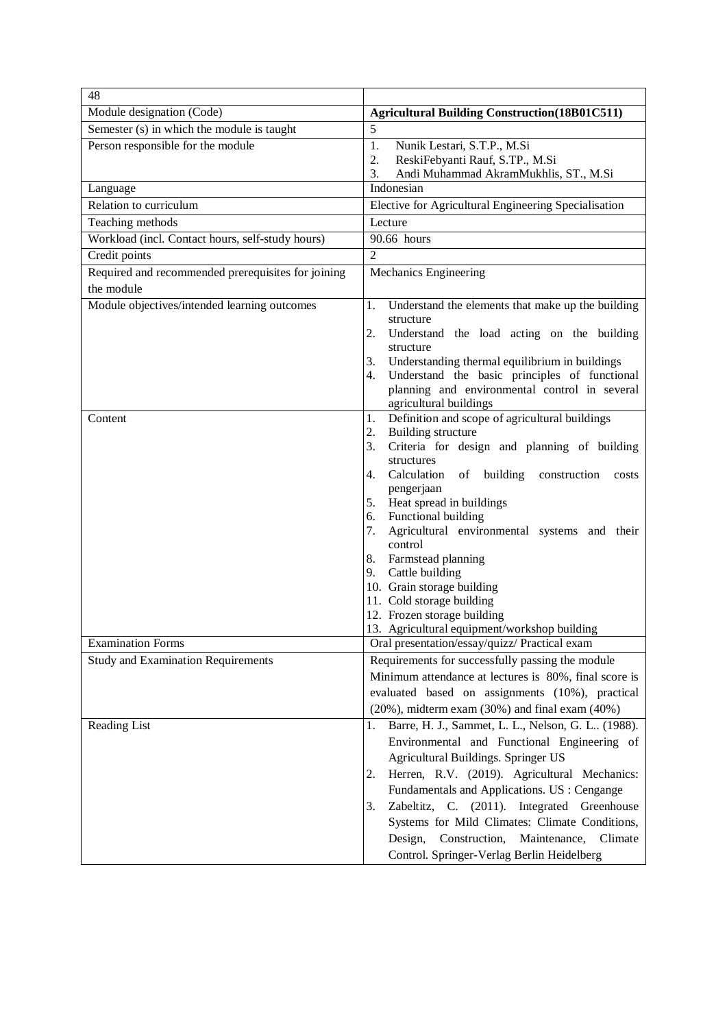| 48 | |
|---|---|
| Module designation (Code) | **Agricultural Building Construction(18B01C511)** |
| Semester (s) in which the module is taught | 5 |
| Person responsible for the module | 1. Nunik Lestari, S.T.P., M.Si<br>2. ReskiFebyanti Rauf, S.TP., M.Si<br>3. Andi Muhammad AkramMukhlis, ST., M.Si |
| Language | Indonesian |
| Relation to curriculum | Elective for Agricultural Engineering Specialisation |
| Teaching methods | Lecture |
| Workload (incl. Contact hours, self-study hours) | 90.66 hours |
| Credit points | 2 |
| Required and recommended prerequisites for joining the module | Mechanics Engineering |
| Module objectives/intended learning outcomes | 1. Understand the elements that make up the building structure<br>2. Understand the load acting on the building structure<br>3. Understanding thermal equilibrium in buildings<br>4. Understand the basic principles of functional planning and environmental control in several agricultural buildings |
| Content | 1. Definition and scope of agricultural buildings<br>2. Building structure<br>3. Criteria for design and planning of building structures<br>4. Calculation of building construction costs pengerjaan<br>5. Heat spread in buildings<br>6. Functional building<br>7. Agricultural environmental systems and their control<br>8. Farmstead planning<br>9. Cattle building<br>10. Grain storage building<br>11. Cold storage building<br>12. Frozen storage building<br>13. Agricultural equipment/workshop building |
| Examination Forms | Oral presentation/essay/quizz/ Practical exam |
| Study and Examination Requirements | Requirements for successfully passing the module Minimum attendance at lectures is 80%, final score is evaluated based on assignments (10%), practical (20%), midterm exam (30%) and final exam (40%) |
| Reading List | 1. Barre, H. J., Sammet, L. L., Nelson, G. L.. (1988). Environmental and Functional Engineering of Agricultural Buildings. Springer US<br>2. Herren, R.V. (2019). Agricultural Mechanics: Fundamentals and Applications. US : Cengange<br>3. Zabeltitz, C. (2011). Integrated Greenhouse Systems for Mild Climates: Climate Conditions, Design, Construction, Maintenance, Climate Control. Springer-Verlag Berlin Heidelberg |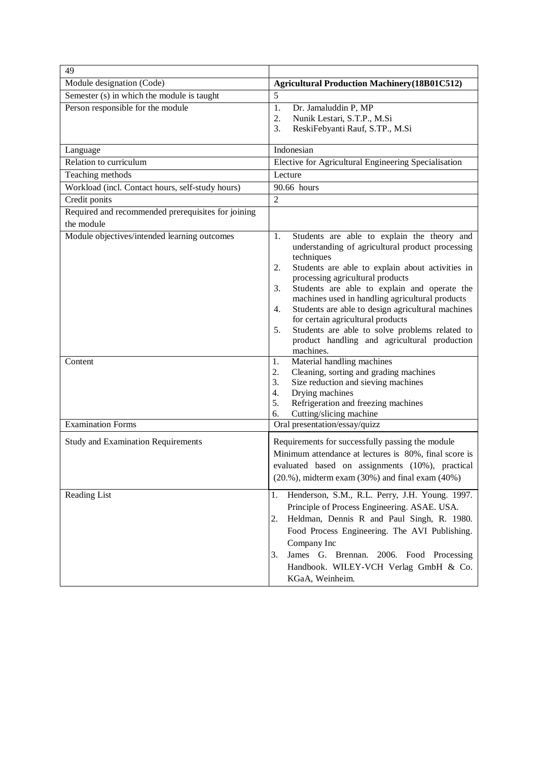| 49 | |
|---|---|
| Module designation (Code) | **Agricultural Production Machinery(18B01C512)** |
| Semester (s) in which the module is taught | 5 |
| Person responsible for the module | 1. Dr. Jamaluddin P, MP<br>2. Nunik Lestari, S.T.P., M.Si<br>3. ReskiFebyanti Rauf, S.TP., M.Si |
| Language | Indonesian |
| Relation to curriculum | Elective for Agricultural Engineering Specialisation |
| Teaching methods | Lecture |
| Workload (incl. Contact hours, self-study hours) | 90.66 hours |
| Credit ponits | 2 |
| Required and recommended prerequisites for joining the module | |
| Module objectives/intended learning outcomes | 1. Students are able to explain the theory and understanding of agricultural product processing techniques<br>2. Students are able to explain about activities in processing agricultural products<br>3. Students are able to explain and operate the machines used in handling agricultural products<br>4. Students are able to design agricultural machines for certain agricultural products<br>5. Students are able to solve problems related to product handling and agricultural production machines. |
| Content | 1. Material handling machines<br>2. Cleaning, sorting and grading machines<br>3. Size reduction and sieving machines<br>4. Drying machines<br>5. Refrigeration and freezing machines<br>6. Cutting/slicing machine |
| Examination Forms | Oral presentation/essay/quizz |
| Study and Examination Requirements | Requirements for successfully passing the module Minimum attendance at lectures is 80%, final score is evaluated based on assignments (10%), practical (20.%), midterm exam (30%) and final exam (40%) |
| Reading List | 1. Henderson, S.M., R.L. Perry, J.H. Young. 1997. Principle of Process Engineering. ASAE. USA.<br>2. Heldman, Dennis R and Paul Singh, R. 1980. Food Process Engineering. The AVI Publishing. Company Inc<br>3. James G. Brennan. 2006. Food Processing Handbook. WILEY-VCH Verlag GmbH & Co. KGaA, Weinheim. |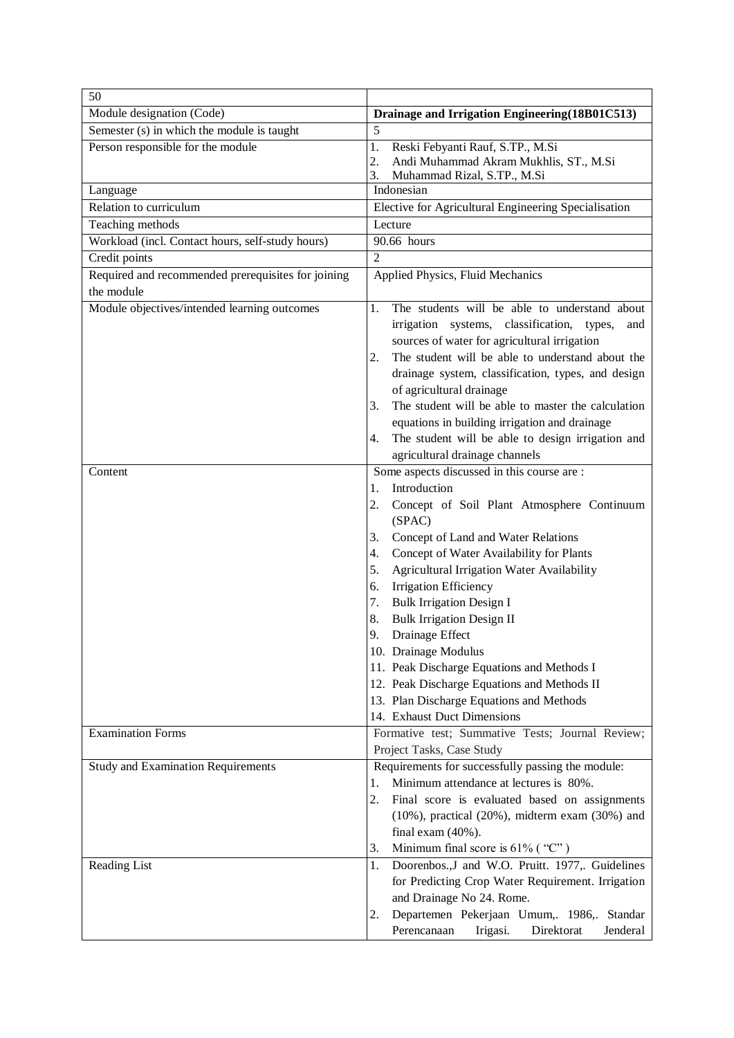| 50 | |
|---|---|
| Module designation (Code) | **Drainage and Irrigation Engineering(18B01C513)** |
| Semester (s) in which the module is taught | 5 |
| Person responsible for the module | 1. Reski Febyanti Rauf, S.TP., M.Si<br>2. Andi Muhammad Akram Mukhlis, ST., M.Si<br>3. Muhammad Rizal, S.TP., M.Si |
| Language | Indonesian |
| Relation to curriculum | Elective for Agricultural Engineering Specialisation |
| Teaching methods | Lecture |
| Workload (incl. Contact hours, self-study hours) | 90.66 hours |
| Credit points | 2 |
| Required and recommended prerequisites for joining the module | Applied Physics, Fluid Mechanics |
| Module objectives/intended learning outcomes | 1. The students will be able to understand about irrigation systems, classification, types, and sources of water for agricultural irrigation<br>2. The student will be able to understand about the drainage system, classification, types, and design of agricultural drainage<br>3. The student will be able to master the calculation equations in building irrigation and drainage<br>4. The student will be able to design irrigation and agricultural drainage channels |
| Content | Some aspects discussed in this course are :<br>1. Introduction<br>2. Concept of Soil Plant Atmosphere Continuum (SPAC)<br>3. Concept of Land and Water Relations<br>4. Concept of Water Availability for Plants<br>5. Agricultural Irrigation Water Availability<br>6. Irrigation Efficiency<br>7. Bulk Irrigation Design I<br>8. Bulk Irrigation Design II<br>9. Drainage Effect<br>10. Drainage Modulus<br>11. Peak Discharge Equations and Methods I<br>12. Peak Discharge Equations and Methods II<br>13. Plan Discharge Equations and Methods<br>14. Exhaust Duct Dimensions |
| Examination Forms | Formative test; Summative Tests; Journal Review; Project Tasks, Case Study |
| Study and Examination Requirements | Requirements for successfully passing the module:<br>1. Minimum attendance at lectures is 80%.<br>2. Final score is evaluated based on assignments (10%), practical (20%), midterm exam (30%) and final exam (40%).<br>3. Minimum final score is 61% ( "C" ) |
| Reading List | 1. Doorenbos.,J and W.O. Pruitt. 1977,. Guidelines for Predicting Crop Water Requirement. Irrigation and Drainage No 24. Rome.<br>2. Departemen Pekerjaan Umum,. 1986,. Standar Perencanaan Irigasi. Direktorat Jenderal |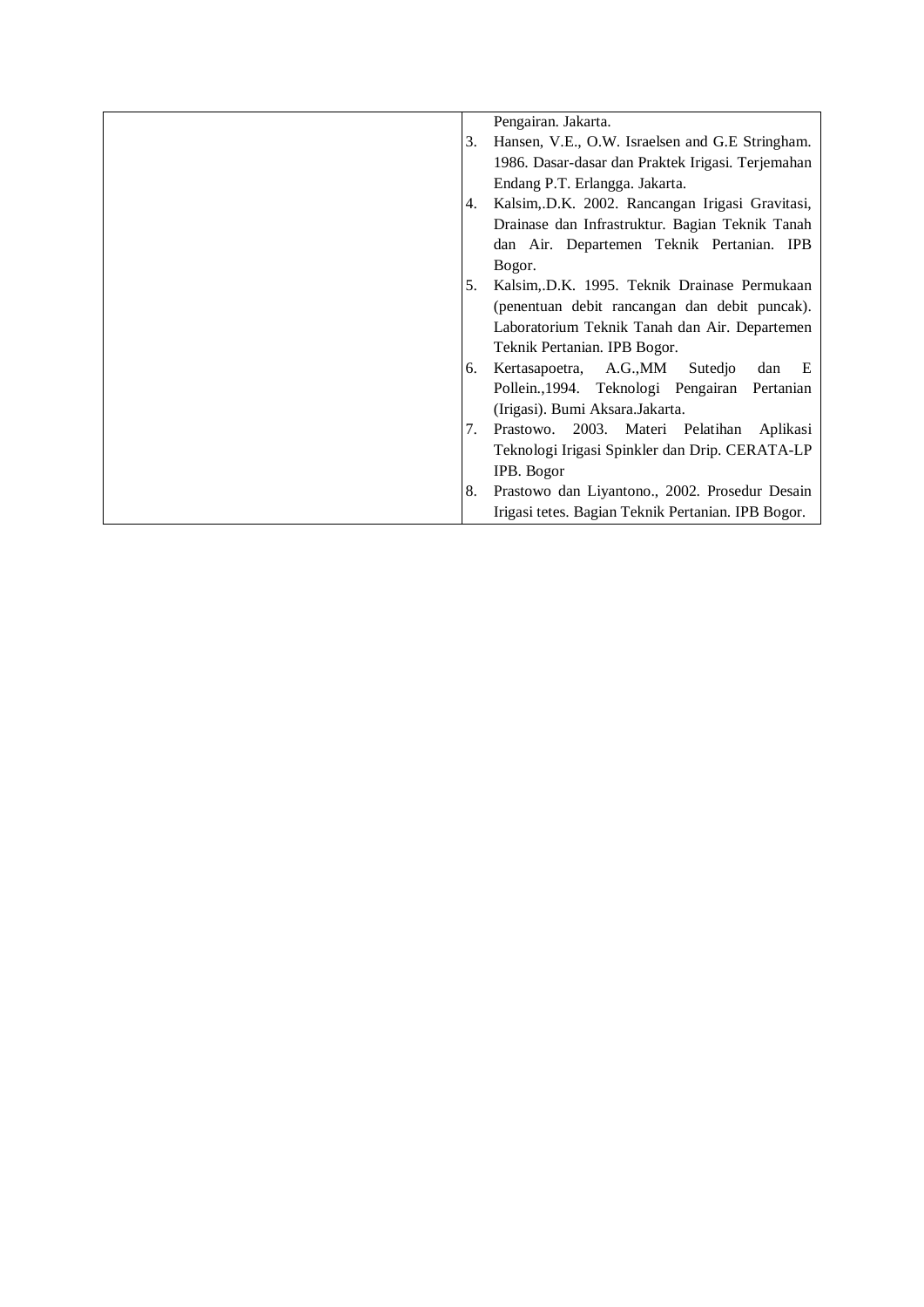| | |
|---|---|
| | Pengairan. Jakarta.<br>3. Hansen, V.E., O.W. Israelsen and G.E Stringham. 1986. Dasar-dasar dan Praktek Irigasi. Terjemahan Endang P.T. Erlangga. Jakarta.<br>4. Kalsim,.D.K. 2002. Rancangan Irigasi Gravitasi, Drainase dan Infrastruktur. Bagian Teknik Tanah dan Air. Departemen Teknik Pertanian. IPB Bogor.<br>5. Kalsim,.D.K. 1995. Teknik Drainase Permukaan (penentuan debit rancangan dan debit puncak). Laboratorium Teknik Tanah dan Air. Departemen Teknik Pertanian. IPB Bogor.<br>6. Kertasapoetra, A.G.,MM Sutedjo dan E Pollein.,1994. Teknologi Pengairan Pertanian (Irigasi). Bumi Aksara.Jakarta.<br>7. Prastowo. 2003. Materi Pelatihan Aplikasi Teknologi Irigasi Spinkler dan Drip. CERATA-LP IPB. Bogor<br>8. Prastowo dan Liyantono., 2002. Prosedur Desain Irigasi tetes. Bagian Teknik Pertanian. IPB Bogor. |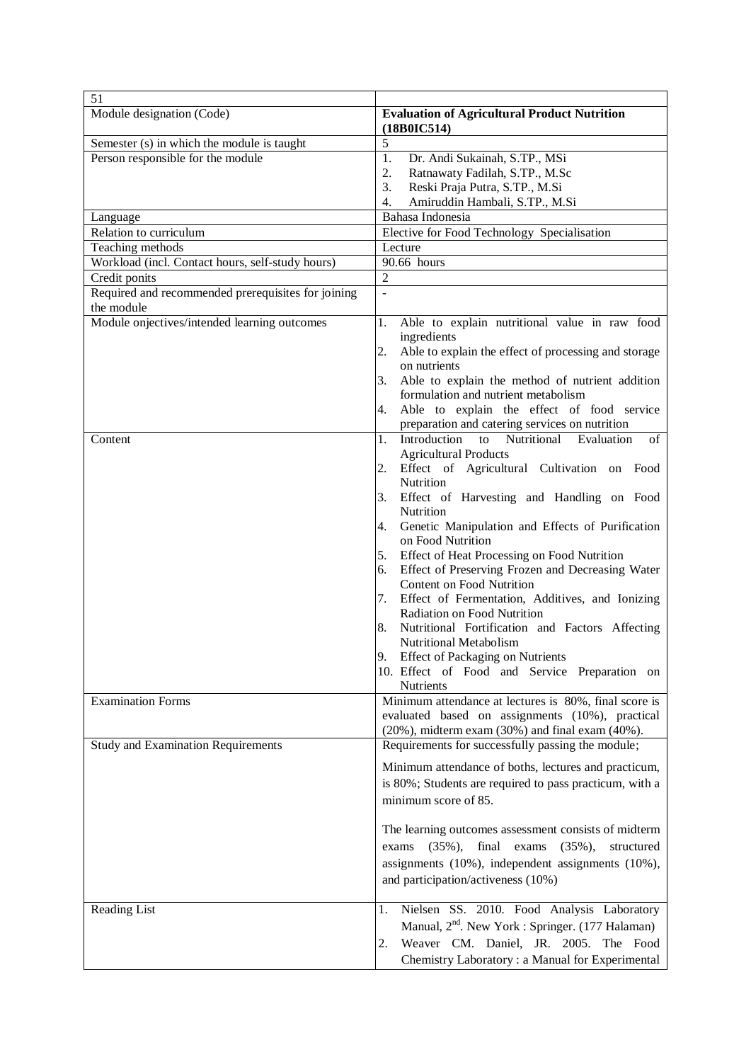| 51 | |
|---|---|
| Module designation (Code) | **Evaluation of Agricultural Product Nutrition (18B0IC514)** |
| Semester (s) in which the module is taught | 5 |
| Person responsible for the module | 1. Dr. Andi Sukainah, S.TP., MSi<br>2. Ratnawaty Fadilah, S.TP., M.Sc<br>3. Reski Praja Putra, S.TP., M.Si<br>4. Amiruddin Hambali, S.TP., M.Si |
| Language | Bahasa Indonesia |
| Relation to curriculum | Elective for Food Technology Specialisation |
| Teaching methods | Lecture |
| Workload (incl. Contact hours, self-study hours) | 90.66 hours |
| Credit ponits | 2 |
| Required and recommended prerequisites for joining the module | - |
| Module onjectives/intended learning outcomes | 1. Able to explain nutritional value in raw food ingredients<br>2. Able to explain the effect of processing and storage on nutrients<br>3. Able to explain the method of nutrient addition formulation and nutrient metabolism<br>4. Able to explain the effect of food service preparation and catering services on nutrition |
| Content | 1. Introduction to Nutritional Evaluation of Agricultural Products<br>2. Effect of Agricultural Cultivation on Food Nutrition<br>3. Effect of Harvesting and Handling on Food Nutrition<br>4. Genetic Manipulation and Effects of Purification on Food Nutrition<br>5. Effect of Heat Processing on Food Nutrition<br>6. Effect of Preserving Frozen and Decreasing Water Content on Food Nutrition<br>7. Effect of Fermentation, Additives, and Ionizing Radiation on Food Nutrition<br>8. Nutritional Fortification and Factors Affecting Nutritional Metabolism<br>9. Effect of Packaging on Nutrients<br>10. Effect of Food and Service Preparation on Nutrients |
| Examination Forms | Minimum attendance at lectures is 80%, final score is evaluated based on assignments (10%), practical (20%), midterm exam (30%) and final exam (40%). |
| Study and Examination Requirements | Requirements for successfully passing the module;<br><br>Minimum attendance of boths, lectures and practicum, is 80%; Students are required to pass practicum, with a minimum score of 85.<br><br>The learning outcomes assessment consists of midterm exams (35%), final exams (35%), structured assignments (10%), independent assignments (10%), and participation/activeness (10%) |
| Reading List | 1. Nielsen SS. 2010. Food Analysis Laboratory Manual, 2nd. New York : Springer. (177 Halaman)<br>2. Weaver CM. Daniel, JR. 2005. The Food Chemistry Laboratory : a Manual for Experimental |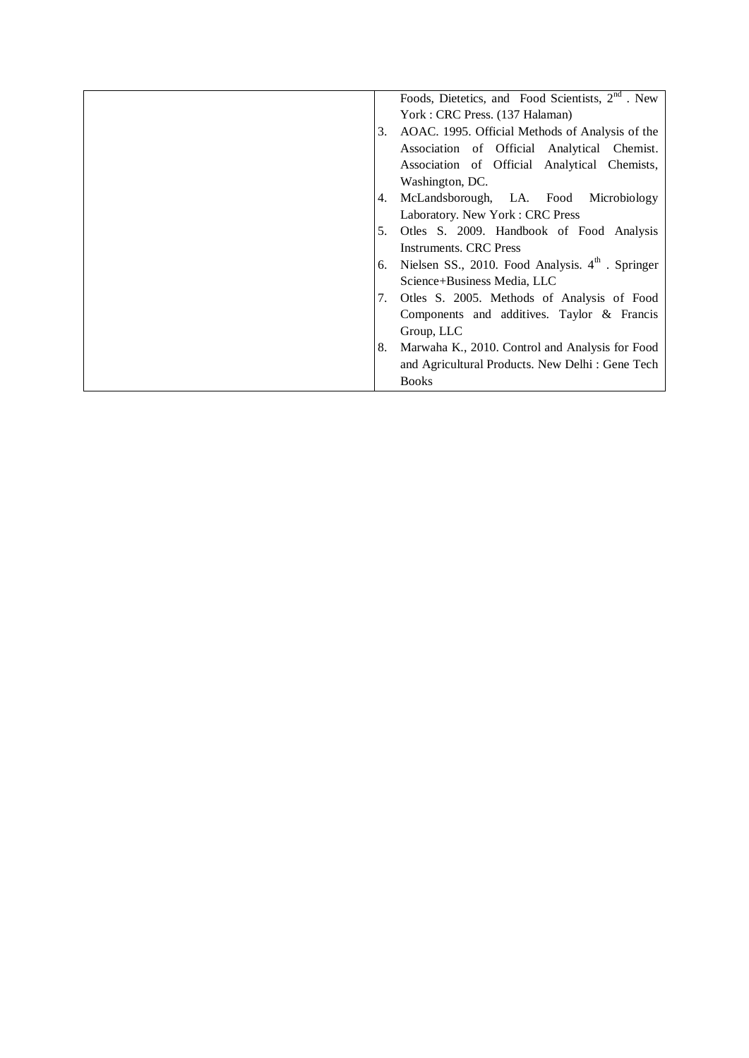| | |
|---|---|
| | Foods, Dietetics, and Food Scientists, 2nd . New York : CRC Press. (137 Halaman)<br>3. AOAC. 1995. Official Methods of Analysis of the Association of Official Analytical Chemist. Association of Official Analytical Chemists, Washington, DC.<br>4. McLandsborough, LA. Food Microbiology Laboratory. New York : CRC Press<br>5. Otles S. 2009. Handbook of Food Analysis Instruments. CRC Press<br>6. Nielsen SS., 2010. Food Analysis. 4th . Springer Science+Business Media, LLC<br>7. Otles S. 2005. Methods of Analysis of Food Components and additives. Taylor & Francis Group, LLC<br>8. Marwaha K., 2010. Control and Analysis for Food and Agricultural Products. New Delhi : Gene Tech Books |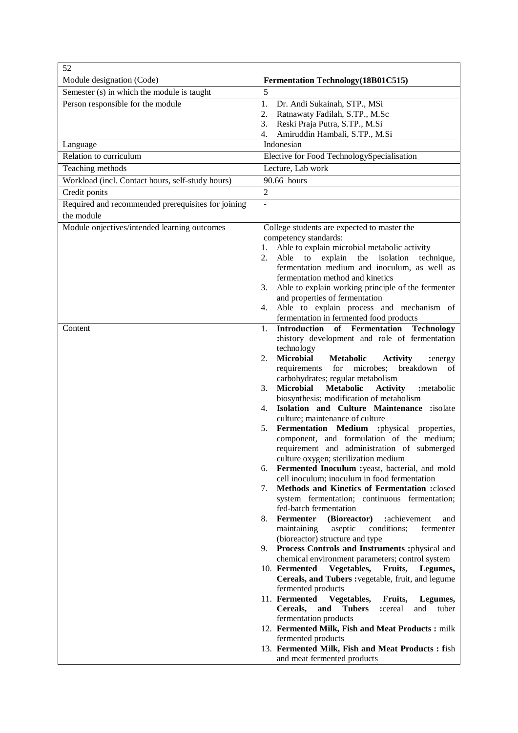| 52 | |
|---|---|
| Module designation (Code) | **Fermentation Technology(18B01C515)** |
| Semester (s) in which the module is taught | 5 |
| Person responsible for the module | 1. Dr. Andi Sukainah, STP., MSi<br>2. Ratnawaty Fadilah, S.TP., M.Sc<br>3. Reski Praja Putra, S.TP., M.Si<br>4. Amiruddin Hambali, S.TP., M.Si |
| Language | Indonesian |
| Relation to curriculum | Elective for Food TechnologySpecialisation |
| Teaching methods | Lecture, Lab work |
| Workload (incl. Contact hours, self-study hours) | 90.66 hours |
| Credit ponits | 2 |
| Required and recommended prerequisites for joining the module | - |
| Module onjectives/intended learning outcomes | College students are expected to master the competency standards:<br>1. Able to explain microbial metabolic activity<br>2. Able to explain the isolation technique, fermentation medium and inoculum, as well as fermentation method and kinetics<br>3. Able to explain working principle of the fermenter and properties of fermentation<br>4. Able to explain process and mechanism of fermentation in fermented food products |
| Content | 1. **Introduction of Fermentation Technology :**history development and role of fermentation technology<br>2. **Microbial Metabolic Activity :**energy requirements for microbes; breakdown of carbohydrates; regular metabolism<br>3. **Microbial Metabolic Activity :**metabolic biosynthesis; modification of metabolism<br>4. **Isolation and Culture Maintenance :**isolate culture; maintenance of culture<br>5. **Fermentation Medium :**physical properties, component, and formulation of the medium; requirement and administration of submerged culture oxygen; sterilization medium<br>6. **Fermented Inoculum :**yeast, bacterial, and mold cell inoculum; inoculum in food fermentation<br>7. **Methods and Kinetics of Fermentation :**closed system fermentation; continuous fermentation; fed-batch fermentation<br>8. **Fermenter (Bioreactor) :**achievement and maintaining aseptic conditions; fermenter (bioreactor) structure and type<br>9. **Process Controls and Instruments :**physical and chemical environment parameters; control system<br>10. **Fermented Vegetables, Fruits, Legumes, Cereals, and Tubers :**vegetable, fruit, and legume fermented products<br>11. **Fermented Vegetables, Fruits, Legumes, Cereals, and Tubers :**cereal and tuber fermentation products<br>12. **Fermented Milk, Fish and Meat Products :** milk fermented products<br>13. **Fermented Milk, Fish and Meat Products : f**ish and meat fermented products |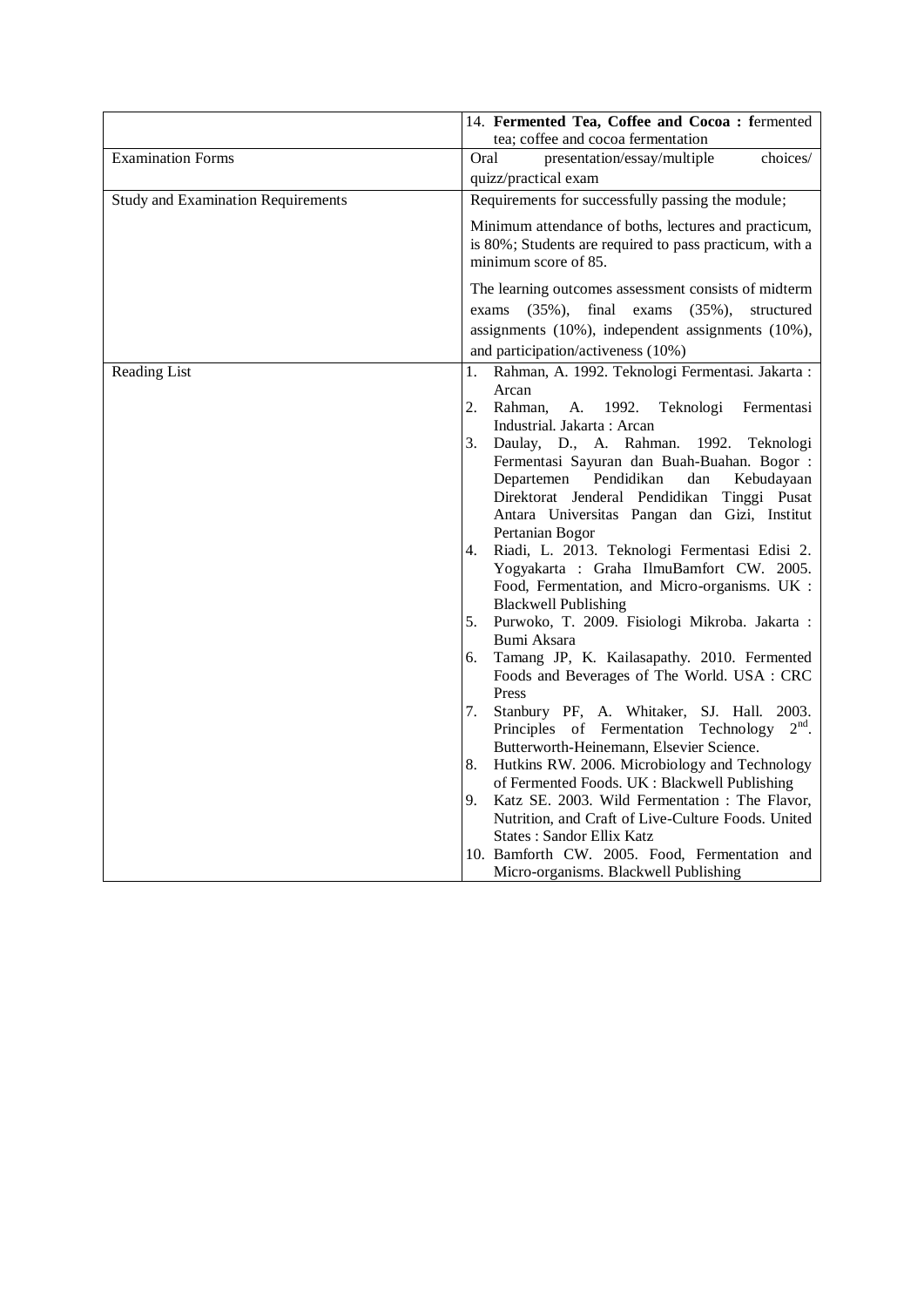| | |
|---|---|
| | 14. **Fermented Tea, Coffee and Cocoa : f**ermented tea; coffee and cocoa fermentation |
| Examination Forms | Oral presentation/essay/multiple choices/ quizz/practical exam |
| Study and Examination Requirements | Requirements for successfully passing the module;<br><br>Minimum attendance of boths, lectures and practicum, is 80%; Students are required to pass practicum, with a minimum score of 85.<br><br>The learning outcomes assessment consists of midterm exams (35%), final exams (35%), structured assignments (10%), independent assignments (10%), and participation/activeness (10%) |
| Reading List | 1. Rahman, A. 1992. Teknologi Fermentasi. Jakarta : Arcan<br>2. Rahman, A. 1992. Teknologi Fermentasi Industrial. Jakarta : Arcan<br>3. Daulay, D., A. Rahman. 1992. Teknologi Fermentasi Sayuran dan Buah-Buahan. Bogor : Departemen Pendidikan dan Kebudayaan Direktorat Jenderal Pendidikan Tinggi Pusat Antara Universitas Pangan dan Gizi, Institut Pertanian Bogor<br>4. Riadi, L. 2013. Teknologi Fermentasi Edisi 2. Yogyakarta : Graha IlmuBamfort CW. 2005. Food, Fermentation, and Micro-organisms. UK : Blackwell Publishing<br>5. Purwoko, T. 2009. Fisiologi Mikroba. Jakarta : Bumi Aksara<br>6. Tamang JP, K. Kailasapathy. 2010. Fermented Foods and Beverages of The World. USA : CRC Press<br>7. Stanbury PF, A. Whitaker, SJ. Hall. 2003. Principles of Fermentation Technology 2nd. Butterworth-Heinemann, Elsevier Science.<br>8. Hutkins RW. 2006. Microbiology and Technology of Fermented Foods. UK : Blackwell Publishing<br>9. Katz SE. 2003. Wild Fermentation : The Flavor, Nutrition, and Craft of Live-Culture Foods. United States : Sandor Ellix Katz<br>10. Bamforth CW. 2005. Food, Fermentation and Micro-organisms. Blackwell Publishing |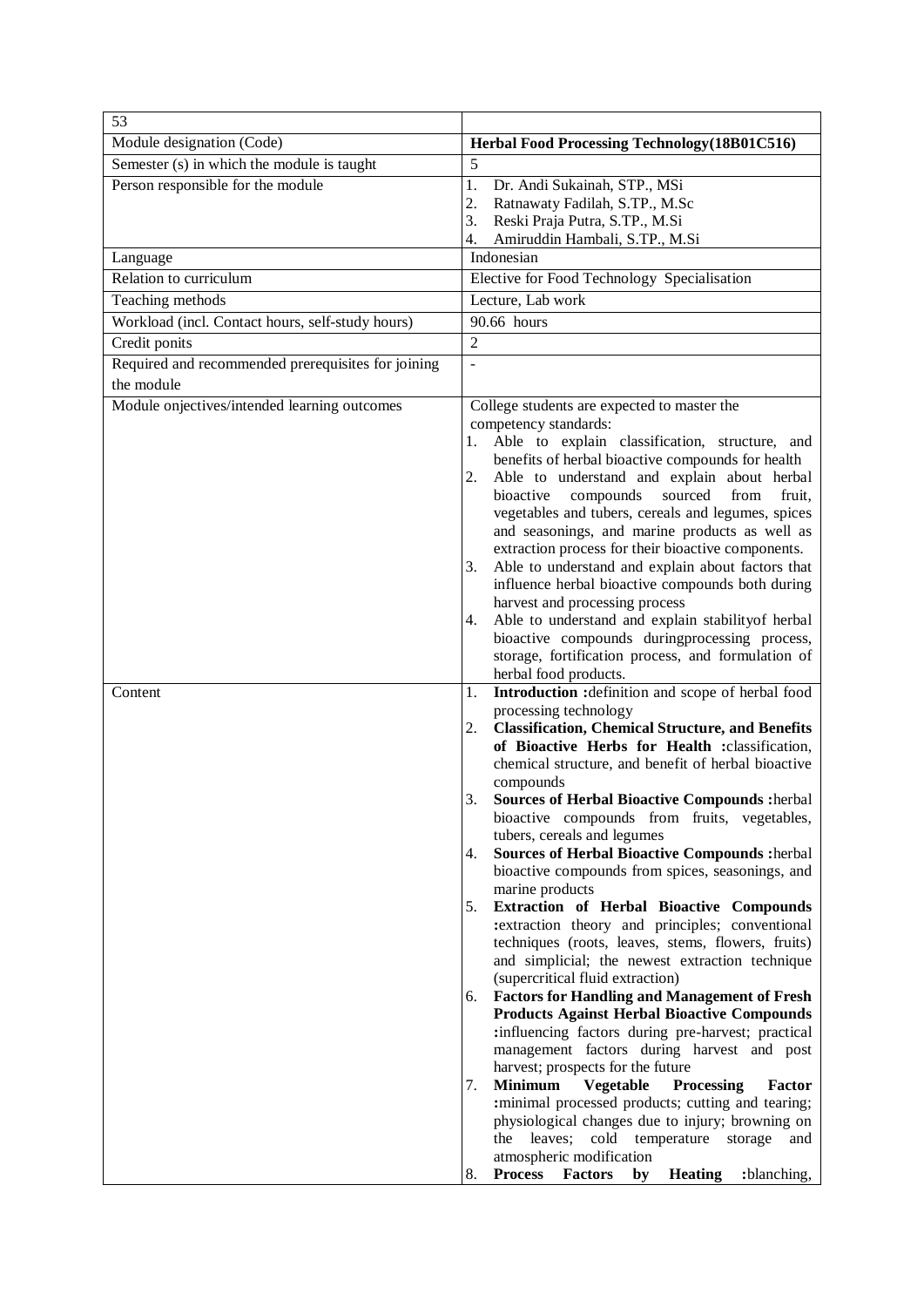| 53 | |
|---|---|
| Module designation (Code) | **Herbal Food Processing Technology(18B01C516)** |
| Semester (s) in which the module is taught | 5 |
| Person responsible for the module | 1. Dr. Andi Sukainah, STP., MSi<br>2. Ratnawaty Fadilah, S.TP., M.Sc<br>3. Reski Praja Putra, S.TP., M.Si<br>4. Amiruddin Hambali, S.TP., M.Si |
| Language | Indonesian |
| Relation to curriculum | Elective for Food Technology Specialisation |
| Teaching methods | Lecture, Lab work |
| Workload (incl. Contact hours, self-study hours) | 90.66 hours |
| Credit ponits | 2 |
| Required and recommended prerequisites for joining the module | - |
| Module onjectives/intended learning outcomes | College students are expected to master the competency standards:<br>1. Able to explain classification, structure, and benefits of herbal bioactive compounds for health<br>2. Able to understand and explain about herbal bioactive compounds sourced from fruit, vegetables and tubers, cereals and legumes, spices and seasonings, and marine products as well as extraction process for their bioactive components.<br>3. Able to understand and explain about factors that influence herbal bioactive compounds both during harvest and processing process<br>4. Able to understand and explain stabilityof herbal bioactive compounds duringprocessing process, storage, fortification process, and formulation of herbal food products. |
| Content | 1. **Introduction :**definition and scope of herbal food processing technology<br>2. **Classification, Chemical Structure, and Benefits of Bioactive Herbs for Health :**classification, chemical structure, and benefit of herbal bioactive compounds<br>3. **Sources of Herbal Bioactive Compounds :**herbal bioactive compounds from fruits, vegetables, tubers, cereals and legumes<br>4. **Sources of Herbal Bioactive Compounds :**herbal bioactive compounds from spices, seasonings, and marine products<br>5. **Extraction of Herbal Bioactive Compounds :**extraction theory and principles; conventional techniques (roots, leaves, stems, flowers, fruits) and simplicial; the newest extraction technique (supercritical fluid extraction)<br>6. **Factors for Handling and Management of Fresh Products Against Herbal Bioactive Compounds :**influencing factors during pre-harvest; practical management factors during harvest and post harvest; prospects for the future<br>7. **Minimum Vegetable Processing Factor :**minimal processed products; cutting and tearing; physiological changes due to injury; browning on the leaves; cold temperature storage and atmospheric modification<br>8. **Process Factors by Heating :**blanching, |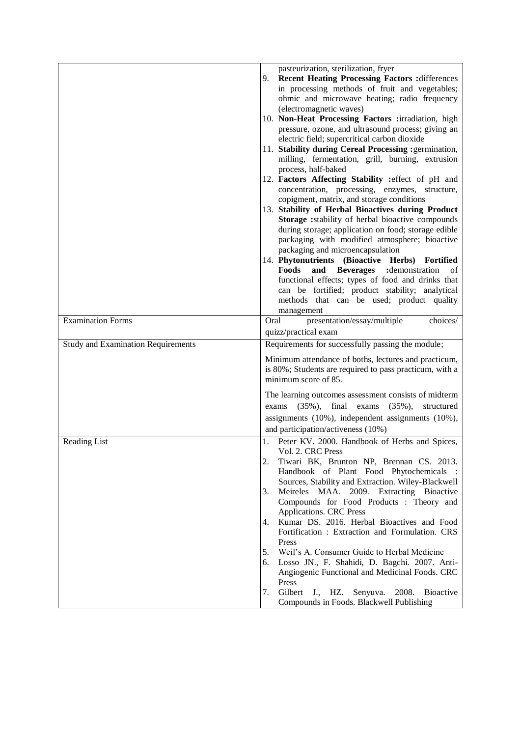| | |
|---|---|
| | pasteurization, sterilization, fryer<br>9. **Recent Heating Processing Factors :**differences in processing methods of fruit and vegetables; ohmic and microwave heating; radio frequency (electromagnetic waves)<br>10. **Non-Heat Processing Factors :**irradiation, high pressure, ozone, and ultrasound process; giving an electric field; supercritical carbon dioxide<br>11. **Stability during Cereal Processing :**germination, milling, fermentation, grill, burning, extrusion process, half-baked<br>12. **Factors Affecting Stability :**effect of pH and concentration, processing, enzymes, structure, copigment, matrix, and storage conditions<br>13. **Stability of Herbal Bioactives during Product Storage :**stability of herbal bioactive compounds during storage; application on food; storage edible packaging with modified atmosphere; bioactive packaging and microencapsulation<br>14. **Phytonutrients (Bioactive Herbs) Fortified Foods and Beverages :**demonstration of functional effects; types of food and drinks that can be fortified; product stability; analytical methods that can be used; product quality management |
| Examination Forms | Oral presentation/essay/multiple choices/ quizz/practical exam |
| Study and Examination Requirements | Requirements for successfully passing the module;<br><br>Minimum attendance of boths, lectures and practicum, is 80%; Students are required to pass practicum, with a minimum score of 85.<br><br>The learning outcomes assessment consists of midterm exams (35%), final exams (35%), structured assignments (10%), independent assignments (10%), and participation/activeness (10%) |
| Reading List | 1. Peter KV. 2000. Handbook of Herbs and Spices, Vol. 2. CRC Press<br>2. Tiwari BK, Brunton NP, Brennan CS. 2013. Handbook of Plant Food Phytochemicals : Sources, Stability and Extraction. Wiley-Blackwell<br>3. Meireles MAA. 2009. Extracting Bioactive Compounds for Food Products : Theory and Applications. CRC Press<br>4. Kumar DS. 2016. Herbal Bioactives and Food Fortification : Extraction and Formulation. CRS Press<br>5. Weil's A. Consumer Guide to Herbal Medicine<br>6. Losso JN., F. Shahidi, D. Bagchi. 2007. Anti-Angiogenic Functional and Medicinal Foods. CRC Press<br>7. Gilbert J., HZ. Senyuva. 2008. Bioactive Compounds in Foods. Blackwell Publishing |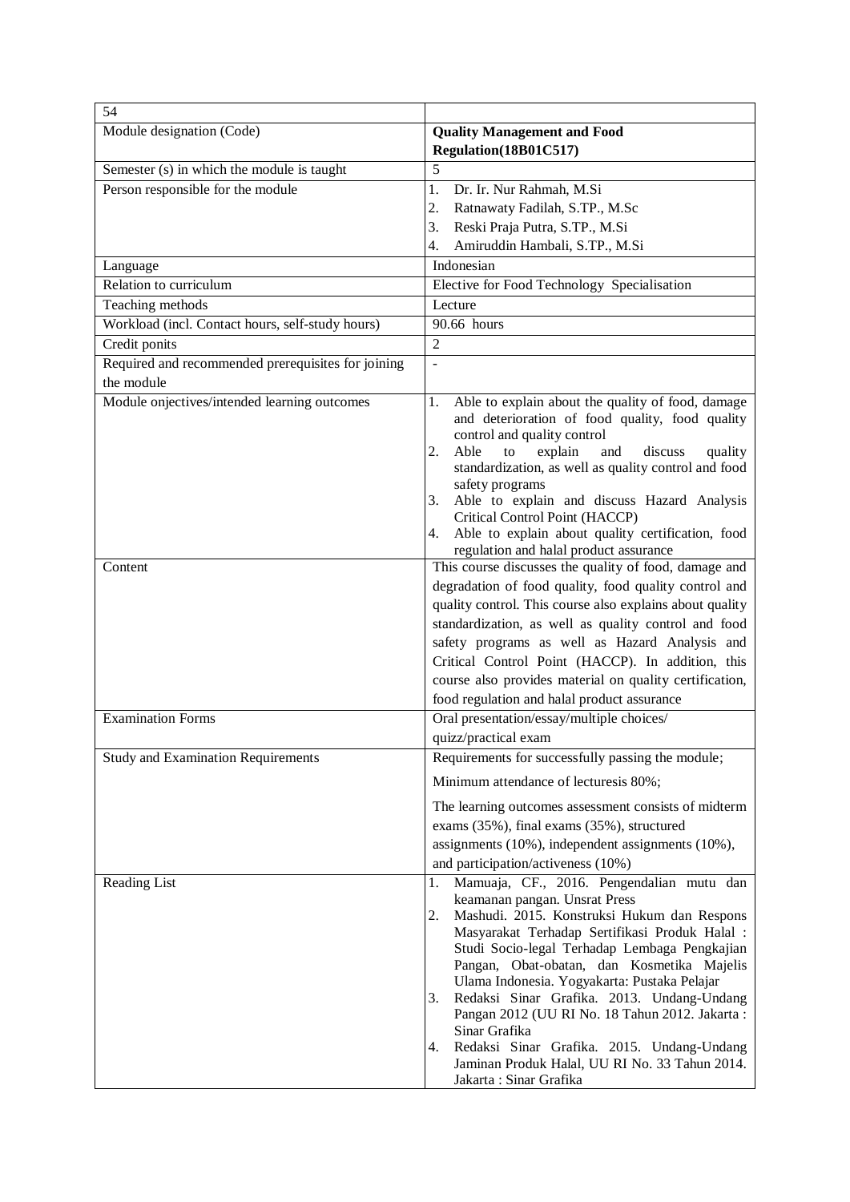| 54 | |
|---|---|
| Module designation (Code) | **Quality Management and Food Regulation(18B01C517)** |
| Semester (s) in which the module is taught | 5 |
| Person responsible for the module | 1. Dr. Ir. Nur Rahmah, M.Si<br>2. Ratnawaty Fadilah, S.TP., M.Sc<br>3. Reski Praja Putra, S.TP., M.Si<br>4. Amiruddin Hambali, S.TP., M.Si |
| Language | Indonesian |
| Relation to curriculum | Elective for Food Technology Specialisation |
| Teaching methods | Lecture |
| Workload (incl. Contact hours, self-study hours) | 90.66 hours |
| Credit ponits | 2 |
| Required and recommended prerequisites for joining the module | - |
| Module onjectives/intended learning outcomes | 1. Able to explain about the quality of food, damage and deterioration of food quality, food quality control and quality control<br>2. Able to explain and discuss quality standardization, as well as quality control and food safety programs<br>3. Able to explain and discuss Hazard Analysis Critical Control Point (HACCP)<br>4. Able to explain about quality certification, food regulation and halal product assurance |
| Content | This course discusses the quality of food, damage and degradation of food quality, food quality control and quality control. This course also explains about quality standardization, as well as quality control and food safety programs as well as Hazard Analysis and Critical Control Point (HACCP). In addition, this course also provides material on quality certification, food regulation and halal product assurance |
| Examination Forms | Oral presentation/essay/multiple choices/ quizz/practical exam |
| Study and Examination Requirements | Requirements for successfully passing the module;<br>Minimum attendance of lecturesis 80%;<br>The learning outcomes assessment consists of midterm exams (35%), final exams (35%), structured assignments (10%), independent assignments (10%), and participation/activeness (10%) |
| Reading List | 1. Mamuaja, CF., 2016. Pengendalian mutu dan keamanan pangan. Unsrat Press<br>2. Mashudi. 2015. Konstruksi Hukum dan Respons Masyarakat Terhadap Sertifikasi Produk Halal : Studi Socio-legal Terhadap Lembaga Pengkajian Pangan, Obat-obatan, dan Kosmetika Majelis Ulama Indonesia. Yogyakarta: Pustaka Pelajar<br>3. Redaksi Sinar Grafika. 2013. Undang-Undang Pangan 2012 (UU RI No. 18 Tahun 2012. Jakarta : Sinar Grafika<br>4. Redaksi Sinar Grafika. 2015. Undang-Undang Jaminan Produk Halal, UU RI No. 33 Tahun 2014. Jakarta : Sinar Grafika |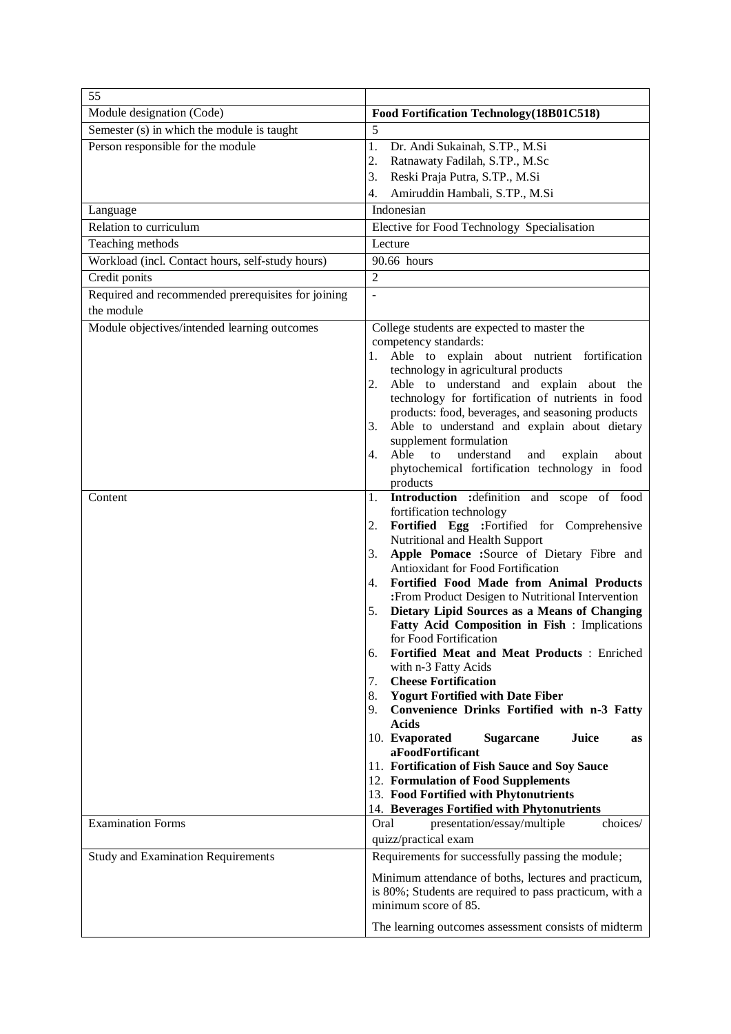| 55 | |
|---|---|
| Module designation (Code) | **Food Fortification Technology(18B01C518)** |
| Semester (s) in which the module is taught | 5 |
| Person responsible for the module | 1. Dr. Andi Sukainah, S.TP., M.Si<br>2. Ratnawaty Fadilah, S.TP., M.Sc<br>3. Reski Praja Putra, S.TP., M.Si<br>4. Amiruddin Hambali, S.TP., M.Si |
| Language | Indonesian |
| Relation to curriculum | Elective for Food Technology Specialisation |
| Teaching methods | Lecture |
| Workload (incl. Contact hours, self-study hours) | 90.66 hours |
| Credit ponits | 2 |
| Required and recommended prerequisites for joining the module | - |
| Module objectives/intended learning outcomes | College students are expected to master the competency standards:<br>1. Able to explain about nutrient fortification technology in agricultural products<br>2. Able to understand and explain about the technology for fortification of nutrients in food products: food, beverages, and seasoning products<br>3. Able to understand and explain about dietary supplement formulation<br>4. Able to understand and explain about phytochemical fortification technology in food products |
| Content | 1. **Introduction** :definition and scope of food fortification technology<br>2. **Fortified Egg** :Fortified for Comprehensive Nutritional and Health Support<br>3. **Apple Pomace** :Source of Dietary Fibre and Antioxidant for Food Fortification<br>4. **Fortified Food Made from Animal Products** :From Product Desigen to Nutritional Intervention<br>5. **Dietary Lipid Sources as a Means of Changing Fatty Acid Composition in Fish** : Implications for Food Fortification<br>6. **Fortified Meat and Meat Products** : Enriched with n-3 Fatty Acids<br>7. **Cheese Fortification**<br>8. **Yogurt Fortified with Date Fiber**<br>9. **Convenience Drinks Fortified with n-3 Fatty Acids**<br>10. **Evaporated Sugarcane Juice as aFoodFortificant**<br>11. **Fortification of Fish Sauce and Soy Sauce**<br>12. **Formulation of Food Supplements**<br>13. **Food Fortified with Phytonutrients**<br>14. **Beverages Fortified with Phytonutrients** |
| Examination Forms | Oral presentation/essay/multiple choices/ quizz/practical exam |
| Study and Examination Requirements | Requirements for successfully passing the module;<br><br>Minimum attendance of boths, lectures and practicum, is 80%; Students are required to pass practicum, with a minimum score of 85.<br><br>The learning outcomes assessment consists of midterm |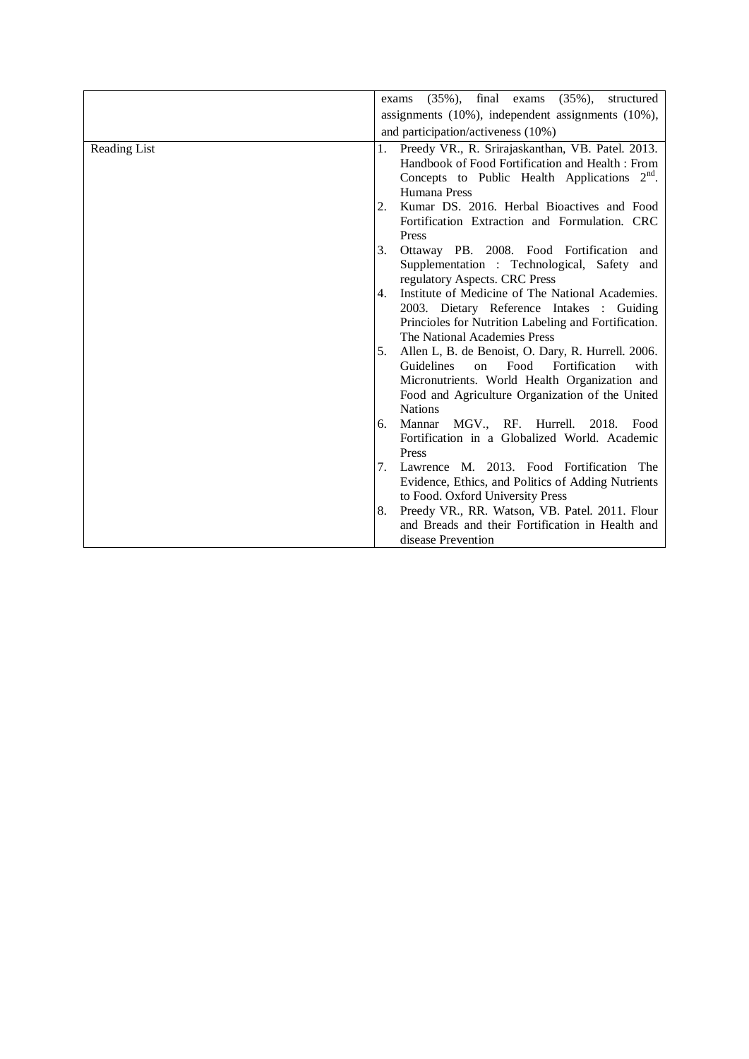|  |  |
|---|---|
|  | exams (35%), final exams (35%), structured assignments (10%), independent assignments (10%), and participation/activeness (10%) |
| Reading List | 1. Preedy VR., R. Srirajaskanthan, VB. Patel. 2013. Handbook of Food Fortification and Health : From Concepts to Public Health Applications 2nd. Humana Press<br>2. Kumar DS. 2016. Herbal Bioactives and Food Fortification Extraction and Formulation. CRC Press<br>3. Ottaway PB. 2008. Food Fortification and Supplementation : Technological, Safety and regulatory Aspects. CRC Press<br>4. Institute of Medicine of The National Academies. 2003. Dietary Reference Intakes : Guiding Princioles for Nutrition Labeling and Fortification. The National Academies Press<br>5. Allen L, B. de Benoist, O. Dary, R. Hurrell. 2006. Guidelines on Food Fortification with Micronutrients. World Health Organization and Food and Agriculture Organization of the United Nations<br>6. Mannar MGV., RF. Hurrell. 2018. Food Fortification in a Globalized World. Academic Press<br>7. Lawrence M. 2013. Food Fortification The Evidence, Ethics, and Politics of Adding Nutrients to Food. Oxford University Press<br>8. Preedy VR., RR. Watson, VB. Patel. 2011. Flour and Breads and their Fortification in Health and disease Prevention |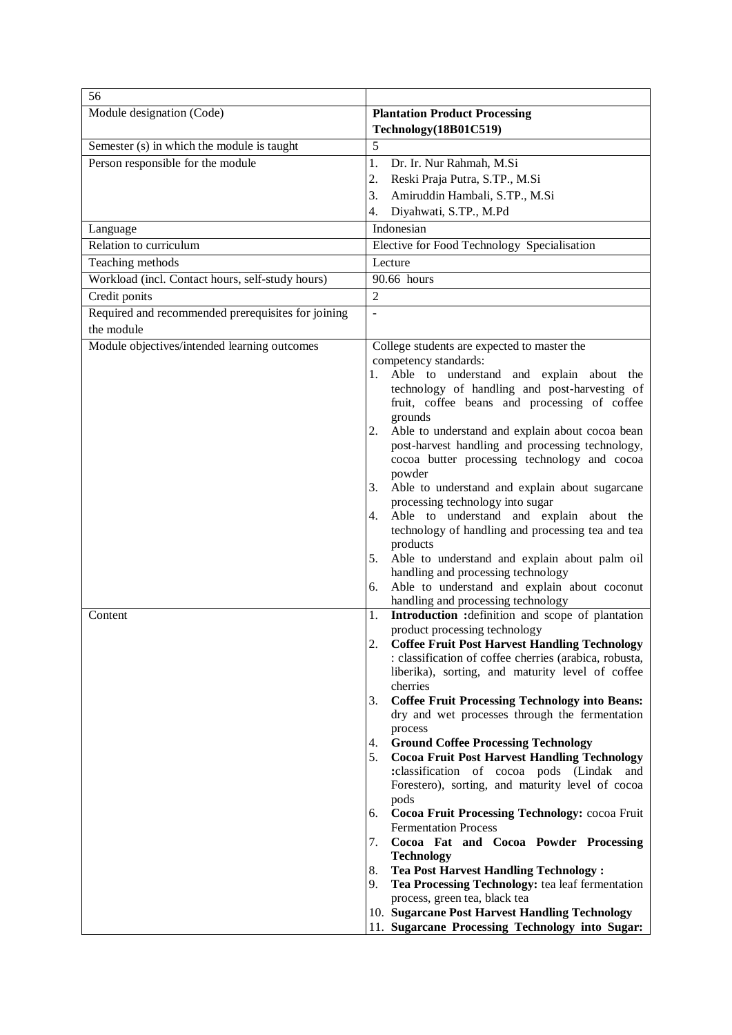| 56 | |
|---|---|
| Module designation (Code) | **Plantation Product Processing Technology(18B01C519)** |
| Semester (s) in which the module is taught | 5 |
| Person responsible for the module | 1. Dr. Ir. Nur Rahmah, M.Si<br>2. Reski Praja Putra, S.TP., M.Si<br>3. Amiruddin Hambali, S.TP., M.Si<br>4. Diyahwati, S.TP., M.Pd |
| Language | Indonesian |
| Relation to curriculum | Elective for Food Technology Specialisation |
| Teaching methods | Lecture |
| Workload (incl. Contact hours, self-study hours) | 90.66 hours |
| Credit ponits | 2 |
| Required and recommended prerequisites for joining the module | - |
| Module objectives/intended learning outcomes | College students are expected to master the competency standards:<br>1. Able to understand and explain about the technology of handling and post-harvesting of fruit, coffee beans and processing of coffee grounds<br>2. Able to understand and explain about cocoa bean post-harvest handling and processing technology, cocoa butter processing technology and cocoa powder<br>3. Able to understand and explain about sugarcane processing technology into sugar<br>4. Able to understand and explain about the technology of handling and processing tea and tea products<br>5. Able to understand and explain about palm oil handling and processing technology<br>6. Able to understand and explain about coconut handling and processing technology |
| Content | 1. **Introduction :**definition and scope of plantation product processing technology<br>2. **Coffee Fruit Post Harvest Handling Technology** : classification of coffee cherries (arabica, robusta, liberika), sorting, and maturity level of coffee cherries<br>3. **Coffee Fruit Processing Technology into Beans:** dry and wet processes through the fermentation process<br>4. **Ground Coffee Processing Technology**<br>5. **Cocoa Fruit Post Harvest Handling Technology :**classification of cocoa pods (Lindak and Forestero), sorting, and maturity level of cocoa pods<br>6. **Cocoa Fruit Processing Technology:** cocoa Fruit Fermentation Process<br>7. **Cocoa Fat and Cocoa Powder Processing Technology**<br>8. **Tea Post Harvest Handling Technology :**<br>9. **Tea Processing Technology:** tea leaf fermentation process, green tea, black tea<br>10. **Sugarcane Post Harvest Handling Technology**<br>11. **Sugarcane Processing Technology into Sugar:** |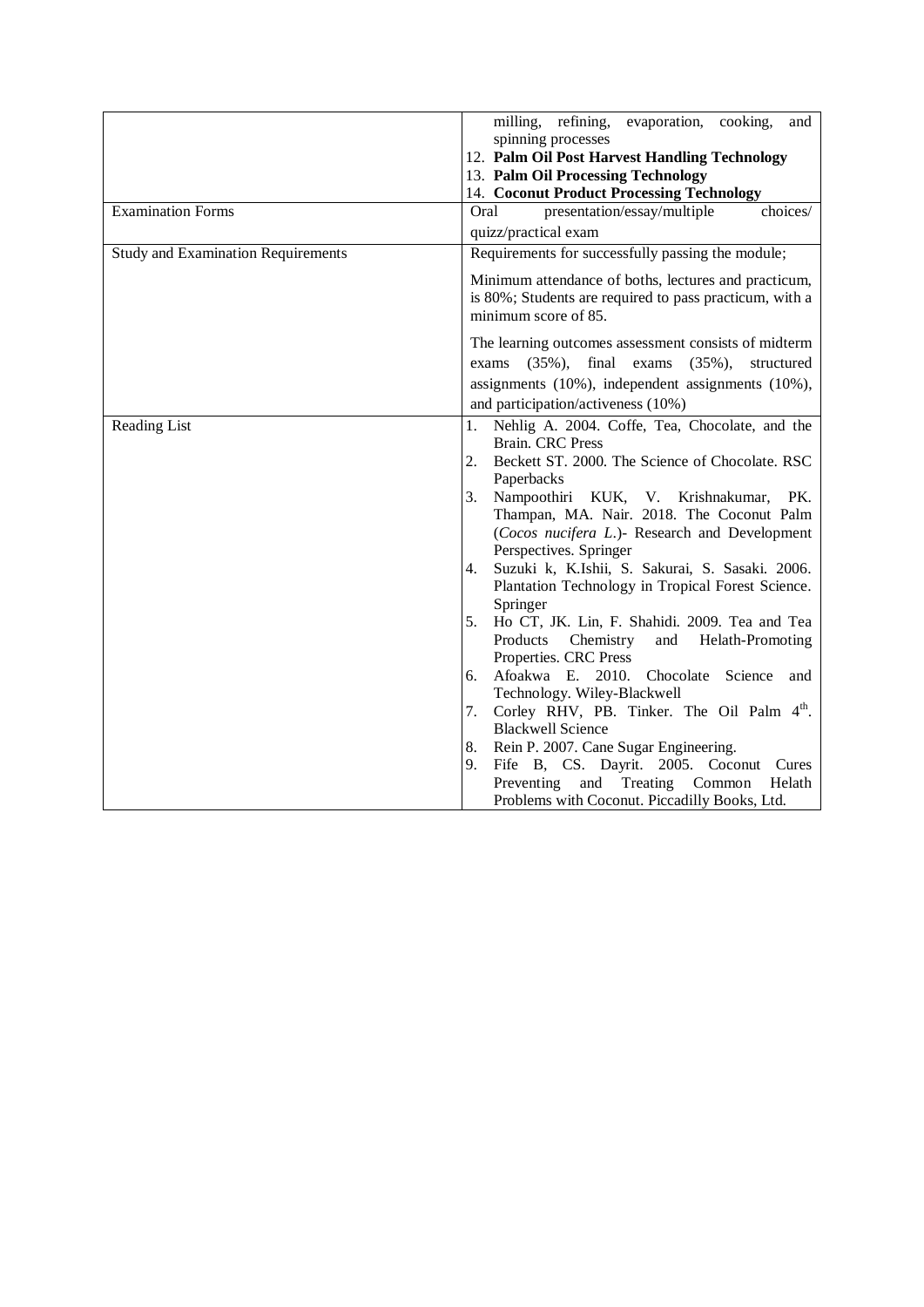| | |
|---|---|
| | milling, refining, evaporation, cooking, and spinning processes<br>12. **Palm Oil Post Harvest Handling Technology**<br>13. **Palm Oil Processing Technology**<br>14. **Coconut Product Processing Technology** |
| Examination Forms | Oral presentation/essay/multiple choices/ quizz/practical exam |
| Study and Examination Requirements | Requirements for successfully passing the module;<br><br>Minimum attendance of boths, lectures and practicum, is 80%; Students are required to pass practicum, with a minimum score of 85.<br><br>The learning outcomes assessment consists of midterm exams (35%), final exams (35%), structured assignments (10%), independent assignments (10%), and participation/activeness (10%) |
| Reading List | 1. Nehlig A. 2004. Coffe, Tea, Chocolate, and the Brain. CRC Press<br>2. Beckett ST. 2000. The Science of Chocolate. RSC Paperbacks<br>3. Nampoothiri KUK, V. Krishnakumar, PK. Thampan, MA. Nair. 2018. The Coconut Palm (*Cocos nucifera L.*)- Research and Development Perspectives. Springer<br>4. Suzuki k, K.Ishii, S. Sakurai, S. Sasaki. 2006. Plantation Technology in Tropical Forest Science. Springer<br>5. Ho CT, JK. Lin, F. Shahidi. 2009. Tea and Tea Products Chemistry and Helath-Promoting Properties. CRC Press<br>6. Afoakwa E. 2010. Chocolate Science and Technology. Wiley-Blackwell<br>7. Corley RHV, PB. Tinker. The Oil Palm 4th. Blackwell Science<br>8. Rein P. 2007. Cane Sugar Engineering.<br>9. Fife B, CS. Dayrit. 2005. Coconut Cures Preventing and Treating Common Helath Problems with Coconut. Piccadilly Books, Ltd. |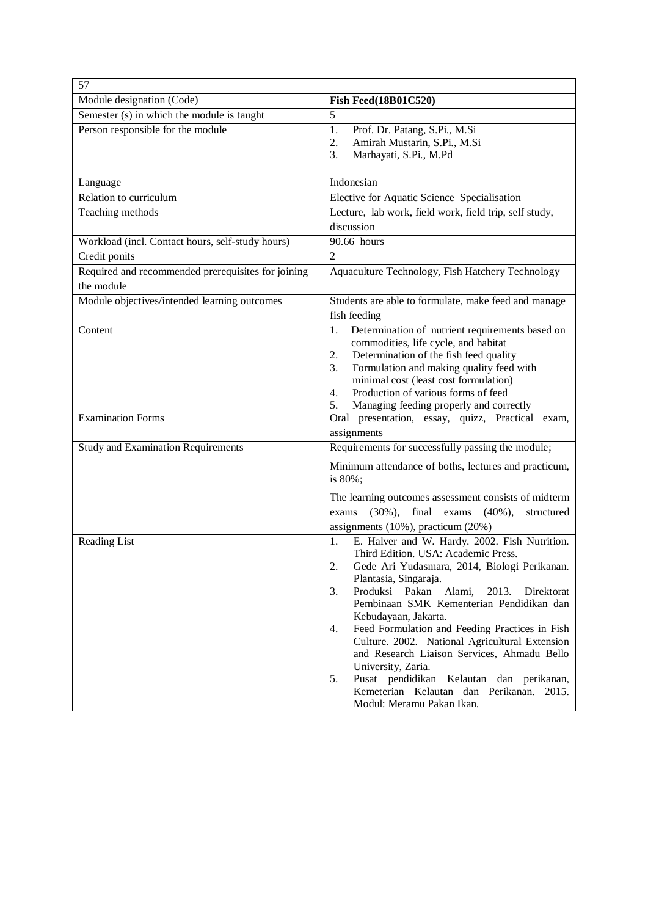| 57 | |
|---|---|
| Module designation (Code) | **Fish Feed(18B01C520)** |
| Semester (s) in which the module is taught | 5 |
| Person responsible for the module | 1. Prof. Dr. Patang, S.Pi., M.Si<br>2. Amirah Mustarin, S.Pi., M.Si<br>3. Marhayati, S.Pi., M.Pd |
| Language | Indonesian |
| Relation to curriculum | Elective for Aquatic Science Specialisation |
| Teaching methods | Lecture, lab work, field work, field trip, self study, discussion |
| Workload (incl. Contact hours, self-study hours) | 90.66 hours |
| Credit ponits | 2 |
| Required and recommended prerequisites for joining the module | Aquaculture Technology, Fish Hatchery Technology |
| Module objectives/intended learning outcomes | Students are able to formulate, make feed and manage fish feeding |
| Content | 1. Determination of nutrient requirements based on commodities, life cycle, and habitat<br>2. Determination of the fish feed quality<br>3. Formulation and making quality feed with minimal cost (least cost formulation)<br>4. Production of various forms of feed<br>5. Managing feeding properly and correctly |
| Examination Forms | Oral presentation, essay, quizz, Practical exam, assignments |
| Study and Examination Requirements | Requirements for successfully passing the module;<br><br>Minimum attendance of boths, lectures and practicum, is 80%;<br><br>The learning outcomes assessment consists of midterm exams (30%), final exams (40%), structured assignments (10%), practicum (20%) |
| Reading List | 1. E. Halver and W. Hardy. 2002. Fish Nutrition. Third Edition. USA: Academic Press.<br>2. Gede Ari Yudasmara, 2014, Biologi Perikanan. Plantasia, Singaraja.<br>3. Produksi Pakan Alami, 2013. Direktorat Pembinaan SMK Kementerian Pendidikan dan Kebudayaan, Jakarta.<br>4. Feed Formulation and Feeding Practices in Fish Culture. 2002. National Agricultural Extension and Research Liaison Services, Ahmadu Bello University, Zaria.<br>5. Pusat pendidikan Kelautan dan perikanan, Kemeterian Kelautan dan Perikanan. 2015. Modul: Meramu Pakan Ikan. |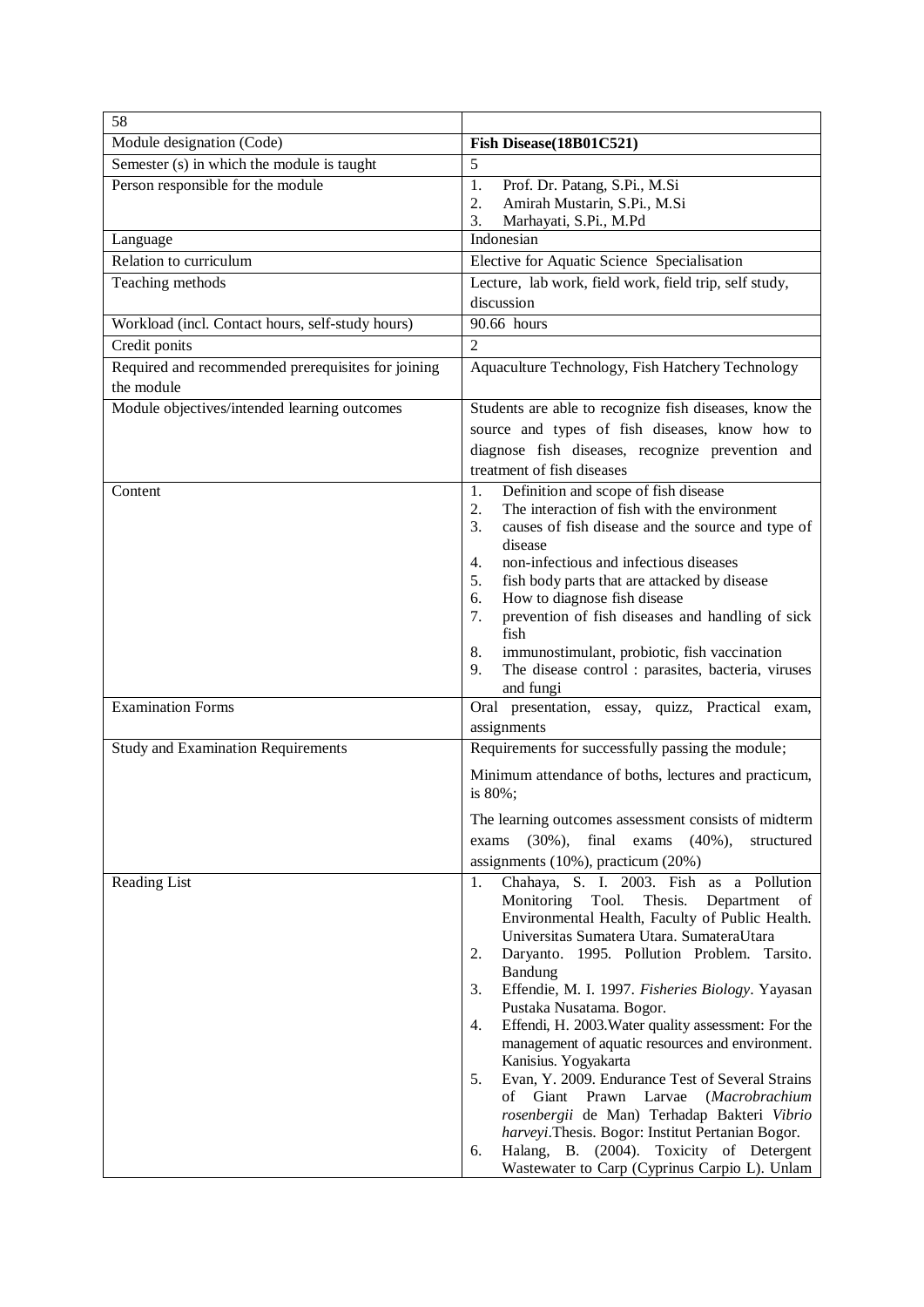| 58 | |
|---|---|
| Module designation (Code) | **Fish Disease(18B01C521)** |
| Semester (s) in which the module is taught | 5 |
| Person responsible for the module | 1. Prof. Dr. Patang, S.Pi., M.Si<br>2. Amirah Mustarin, S.Pi., M.Si<br>3. Marhayati, S.Pi., M.Pd |
| Language | Indonesian |
| Relation to curriculum | Elective for Aquatic Science Specialisation |
| Teaching methods | Lecture, lab work, field work, field trip, self study, discussion |
| Workload (incl. Contact hours, self-study hours) | 90.66 hours |
| Credit ponits | 2 |
| Required and recommended prerequisites for joining the module | Aquaculture Technology, Fish Hatchery Technology |
| Module objectives/intended learning outcomes | Students are able to recognize fish diseases, know the source and types of fish diseases, know how to diagnose fish diseases, recognize prevention and treatment of fish diseases |
| Content | 1. Definition and scope of fish disease<br>2. The interaction of fish with the environment<br>3. causes of fish disease and the source and type of disease<br>4. non-infectious and infectious diseases<br>5. fish body parts that are attacked by disease<br>6. How to diagnose fish disease<br>7. prevention of fish diseases and handling of sick fish<br>8. immunostimulant, probiotic, fish vaccination<br>9. The disease control : parasites, bacteria, viruses and fungi |
| Examination Forms | Oral presentation, essay, quizz, Practical exam, assignments |
| Study and Examination Requirements | Requirements for successfully passing the module;<br><br>Minimum attendance of boths, lectures and practicum, is 80%;<br><br>The learning outcomes assessment consists of midterm exams (30%), final exams (40%), structured assignments (10%), practicum (20%) |
| Reading List | 1. Chahaya, S. I. 2003. Fish as a Pollution Monitoring Tool. Thesis. Department of Environmental Health, Faculty of Public Health. Universitas Sumatera Utara. SumateraUtara<br>2. Daryanto. 1995. Pollution Problem. Tarsito. Bandung<br>3. Effendie, M. I. 1997. *Fisheries Biology*. Yayasan Pustaka Nusatama. Bogor.<br>4. Effendi, H. 2003.Water quality assessment: For the management of aquatic resources and environment. Kanisius. Yogyakarta<br>5. Evan, Y. 2009. Endurance Test of Several Strains of Giant Prawn Larvae (*Macrobrachium rosenbergii* de Man) Terhadap Bakteri *Vibrio harveyi*.Thesis. Bogor: Institut Pertanian Bogor.<br>6. Halang, B. (2004). Toxicity of Detergent Wastewater to Carp (Cyprinus Carpio L). Unlam |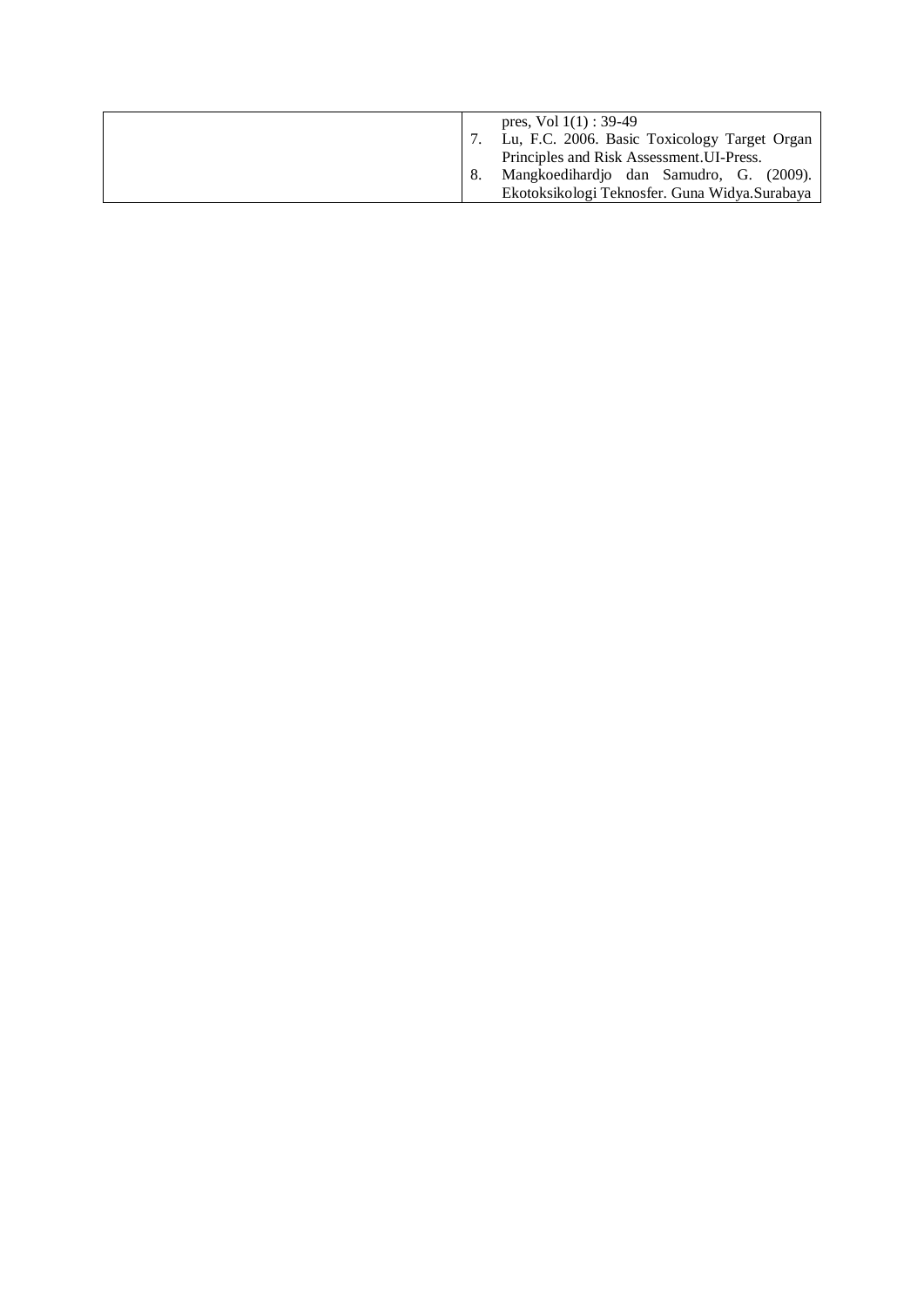|  |  |
|---|---|
|  | pres, Vol 1(1) : 39-49<br>7. Lu, F.C. 2006. Basic Toxicology Target Organ Principles and Risk Assessment.UI-Press.<br>8. Mangkoedihardjo dan Samudro, G. (2009). Ekotoksikologi Teknosfer. Guna Widya.Surabaya |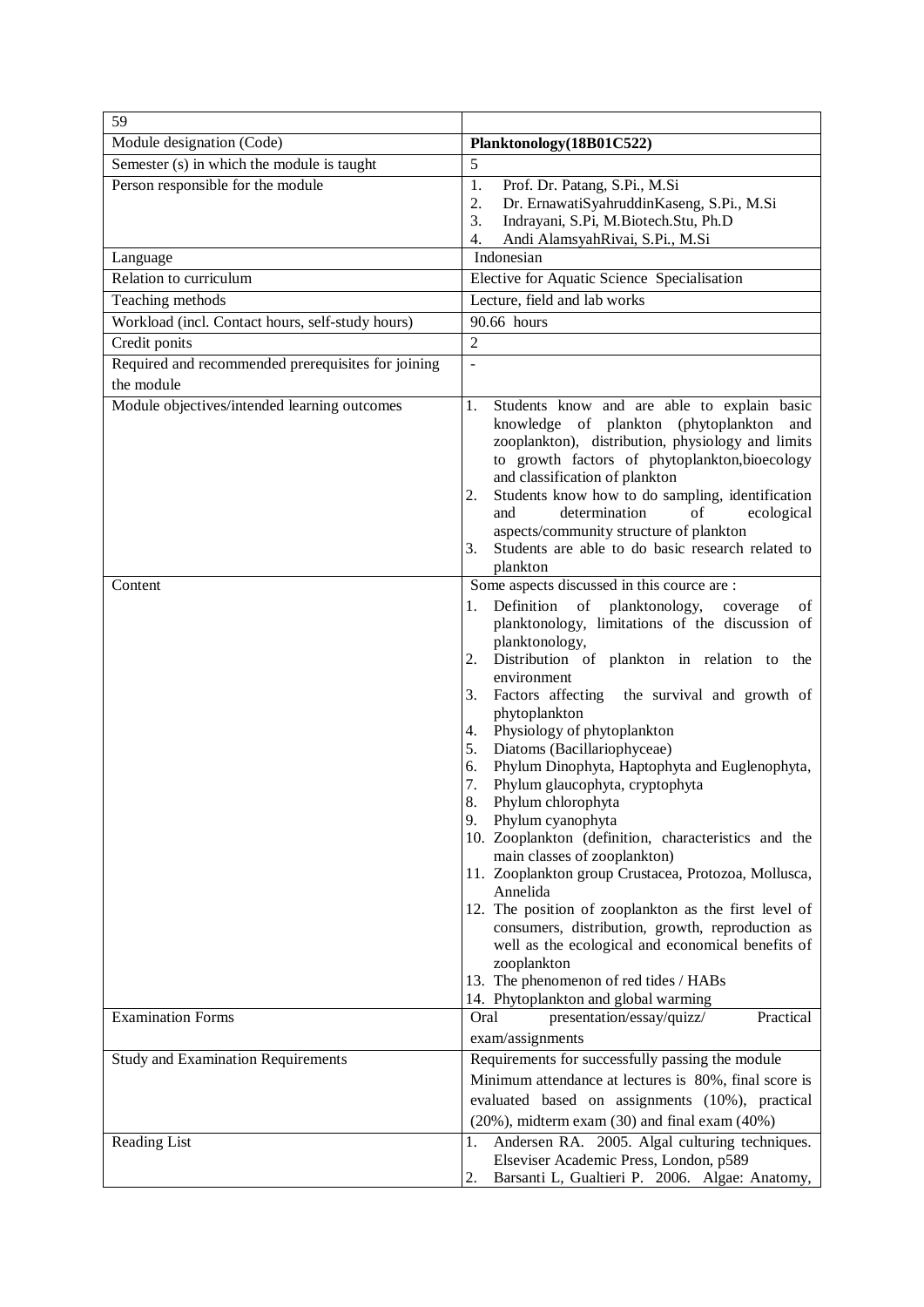| 59 | |
|---|---|
| Module designation (Code) | **Planktonology(18B01C522)** |
| Semester (s) in which the module is taught | 5 |
| Person responsible for the module | 1. Prof. Dr. Patang, S.Pi., M.Si<br>2. Dr. ErnawatiSyahruddinKaseng, S.Pi., M.Si<br>3. Indrayani, S.Pi, M.Biotech.Stu, Ph.D<br>4. Andi AlamsyahRivai, S.Pi., M.Si |
| Language | Indonesian |
| Relation to curriculum | Elective for Aquatic Science Specialisation |
| Teaching methods | Lecture, field and lab works |
| Workload (incl. Contact hours, self-study hours) | 90.66 hours |
| Credit ponits | 2 |
| Required and recommended prerequisites for joining the module | - |
| Module objectives/intended learning outcomes | 1. Students know and are able to explain basic knowledge of plankton (phytoplankton and zooplankton), distribution, physiology and limits to growth factors of phytoplankton,bioecology and classification of plankton<br>2. Students know how to do sampling, identification and determination of ecological aspects/community structure of plankton<br>3. Students are able to do basic research related to plankton |
| Content | Some aspects discussed in this cource are :<br>1. Definition of planktonology, coverage of planktonology, limitations of the discussion of planktonology,<br>2. Distribution of plankton in relation to the environment<br>3. Factors affecting the survival and growth of phytoplankton<br>4. Physiology of phytoplankton<br>5. Diatoms (Bacillariophyceae)<br>6. Phylum Dinophyta, Haptophyta and Euglenophyta,<br>7. Phylum glaucophyta, cryptophyta<br>8. Phylum chlorophyta<br>9. Phylum cyanophyta<br>10. Zooplankton (definition, characteristics and the main classes of zooplankton)<br>11. Zooplankton group Crustacea, Protozoa, Mollusca, Annelida<br>12. The position of zooplankton as the first level of consumers, distribution, growth, reproduction as well as the ecological and economical benefits of zooplankton<br>13. The phenomenon of red tides / HABs<br>14. Phytoplankton and global warming |
| Examination Forms | Oral presentation/essay/quizz/ Practical exam/assignments |
| Study and Examination Requirements | Requirements for successfully passing the module<br>Minimum attendance at lectures is 80%, final score is evaluated based on assignments (10%), practical (20%), midterm exam (30) and final exam (40%) |
| Reading List | 1. Andersen RA. 2005. Algal culturing techniques. Elseviser Academic Press, London, p589<br>2. Barsanti L, Gualtieri P. 2006. Algae: Anatomy, |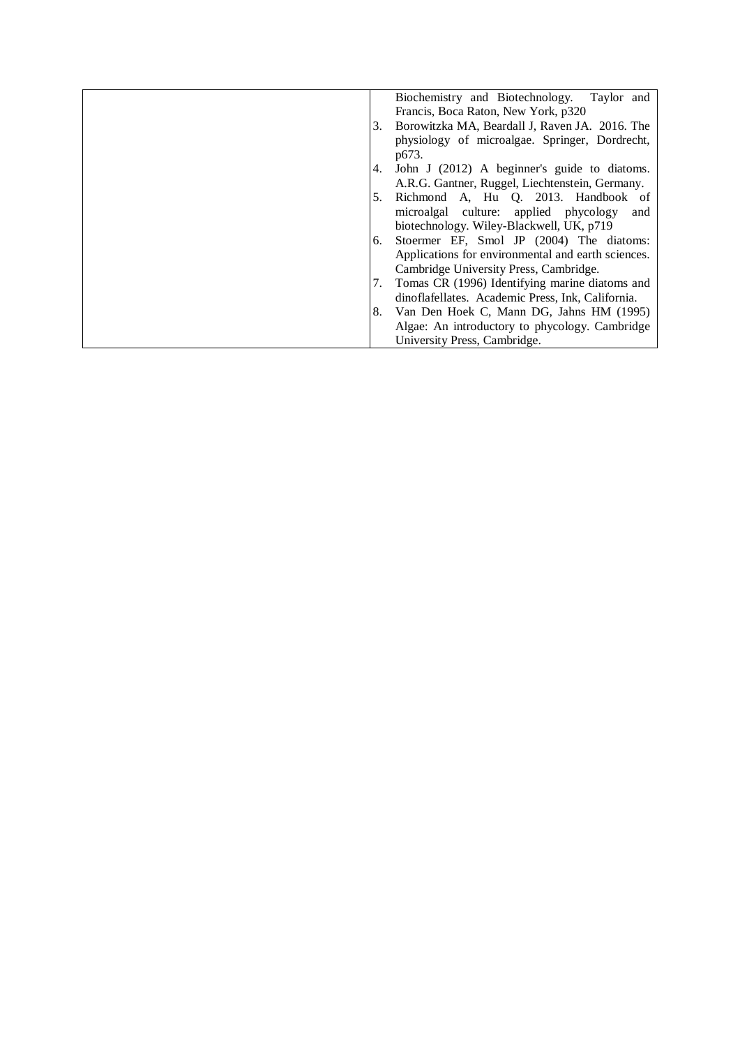|  | Biochemistry and Biotechnology. Taylor and Francis, Boca Raton, New York, p320<br>3. Borowitzka MA, Beardall J, Raven JA. 2016. The physiology of microalgae. Springer, Dordrecht, p673.<br>4. John J (2012) A beginner's guide to diatoms. A.R.G. Gantner, Ruggel, Liechtenstein, Germany.<br>5. Richmond A, Hu Q. 2013. Handbook of microalgal culture: applied phycology and biotechnology. Wiley-Blackwell, UK, p719<br>6. Stoermer EF, Smol JP (2004) The diatoms: Applications for environmental and earth sciences. Cambridge University Press, Cambridge.<br>7. Tomas CR (1996) Identifying marine diatoms and dinoflafellates. Academic Press, Ink, California.<br>8. Van Den Hoek C, Mann DG, Jahns HM (1995) Algae: An introductory to phycology. Cambridge University Press, Cambridge. |
|---|---|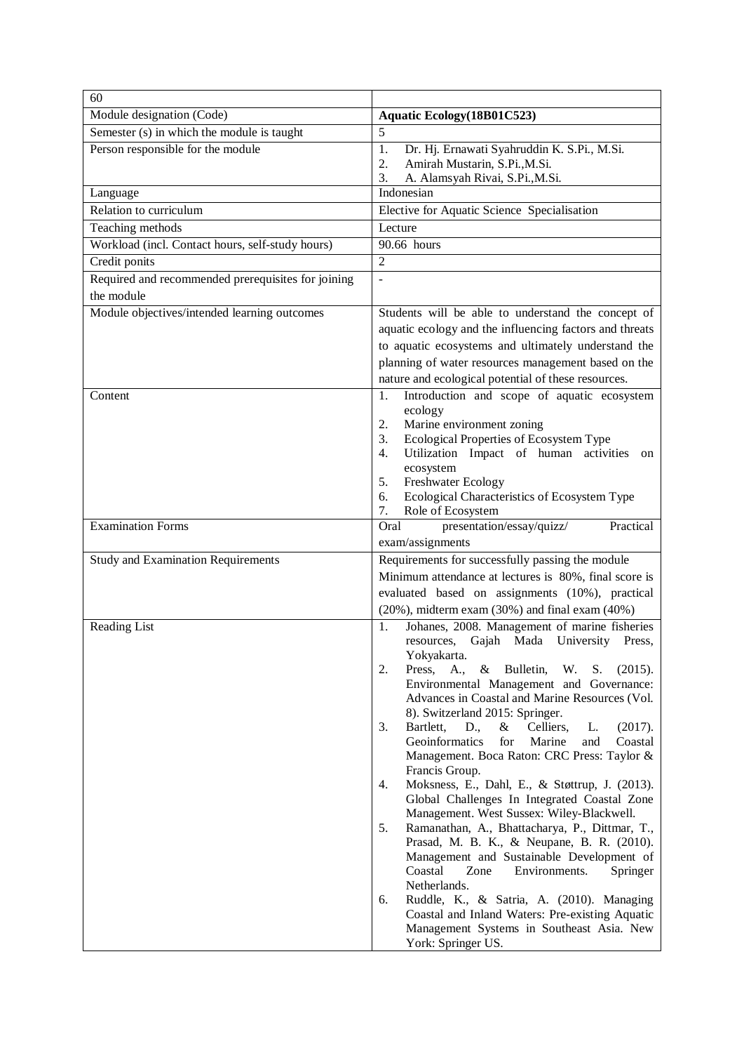| 60 | |
|---|---|
| Module designation (Code) | **Aquatic Ecology(18B01C523)** |
| Semester (s) in which the module is taught | 5 |
| Person responsible for the module | 1. Dr. Hj. Ernawati Syahruddin K. S.Pi., M.Si.<br>2. Amirah Mustarin, S.Pi.,M.Si.<br>3. A. Alamsyah Rivai, S.Pi.,M.Si. |
| Language | Indonesian |
| Relation to curriculum | Elective for Aquatic Science Specialisation |
| Teaching methods | Lecture |
| Workload (incl. Contact hours, self-study hours) | 90.66 hours |
| Credit ponits | 2 |
| Required and recommended prerequisites for joining the module | - |
| Module objectives/intended learning outcomes | Students will be able to understand the concept of aquatic ecology and the influencing factors and threats to aquatic ecosystems and ultimately understand the planning of water resources management based on the nature and ecological potential of these resources. |
| Content | 1. Introduction and scope of aquatic ecosystem ecology<br>2. Marine environment zoning<br>3. Ecological Properties of Ecosystem Type<br>4. Utilization Impact of human activities on ecosystem<br>5. Freshwater Ecology<br>6. Ecological Characteristics of Ecosystem Type<br>7. Role of Ecosystem |
| Examination Forms | Oral presentation/essay/quizz/ Practical exam/assignments |
| Study and Examination Requirements | Requirements for successfully passing the module Minimum attendance at lectures is 80%, final score is evaluated based on assignments (10%), practical (20%), midterm exam (30%) and final exam (40%) |
| Reading List | 1. Johanes, 2008. Management of marine fisheries resources, Gajah Mada University Press, Yokyakarta.<br>2. Press, A., & Bulletin, W. S. (2015). Environmental Management and Governance: Advances in Coastal and Marine Resources (Vol. 8). Switzerland 2015: Springer.<br>3. Bartlett, D., & Celliers, L. (2017). Geoinformatics for Marine and Coastal Management. Boca Raton: CRC Press: Taylor & Francis Group.<br>4. Moksness, E., Dahl, E., & Støttrup, J. (2013). Global Challenges In Integrated Coastal Zone Management. West Sussex: Wiley-Blackwell.<br>5. Ramanathan, A., Bhattacharya, P., Dittmar, T., Prasad, M. B. K., & Neupane, B. R. (2010). Management and Sustainable Development of Coastal Zone Environments. Springer Netherlands.<br>6. Ruddle, K., & Satria, A. (2010). Managing Coastal and Inland Waters: Pre-existing Aquatic Management Systems in Southeast Asia. New York: Springer US. |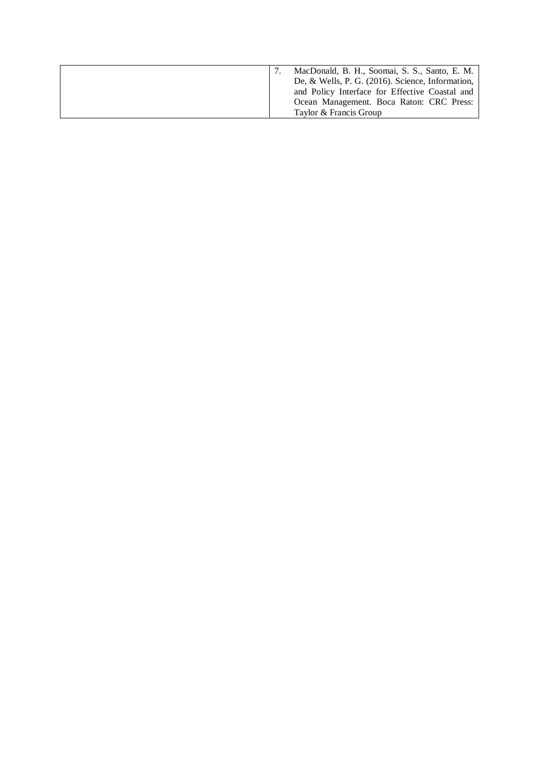| | |
|---|---|
| | 7. MacDonald, B. H., Soomai, S. S., Santo, E. M. De, & Wells, P. G. (2016). Science, Information, and Policy Interface for Effective Coastal and Ocean Management. Boca Raton: CRC Press: Taylor & Francis Group |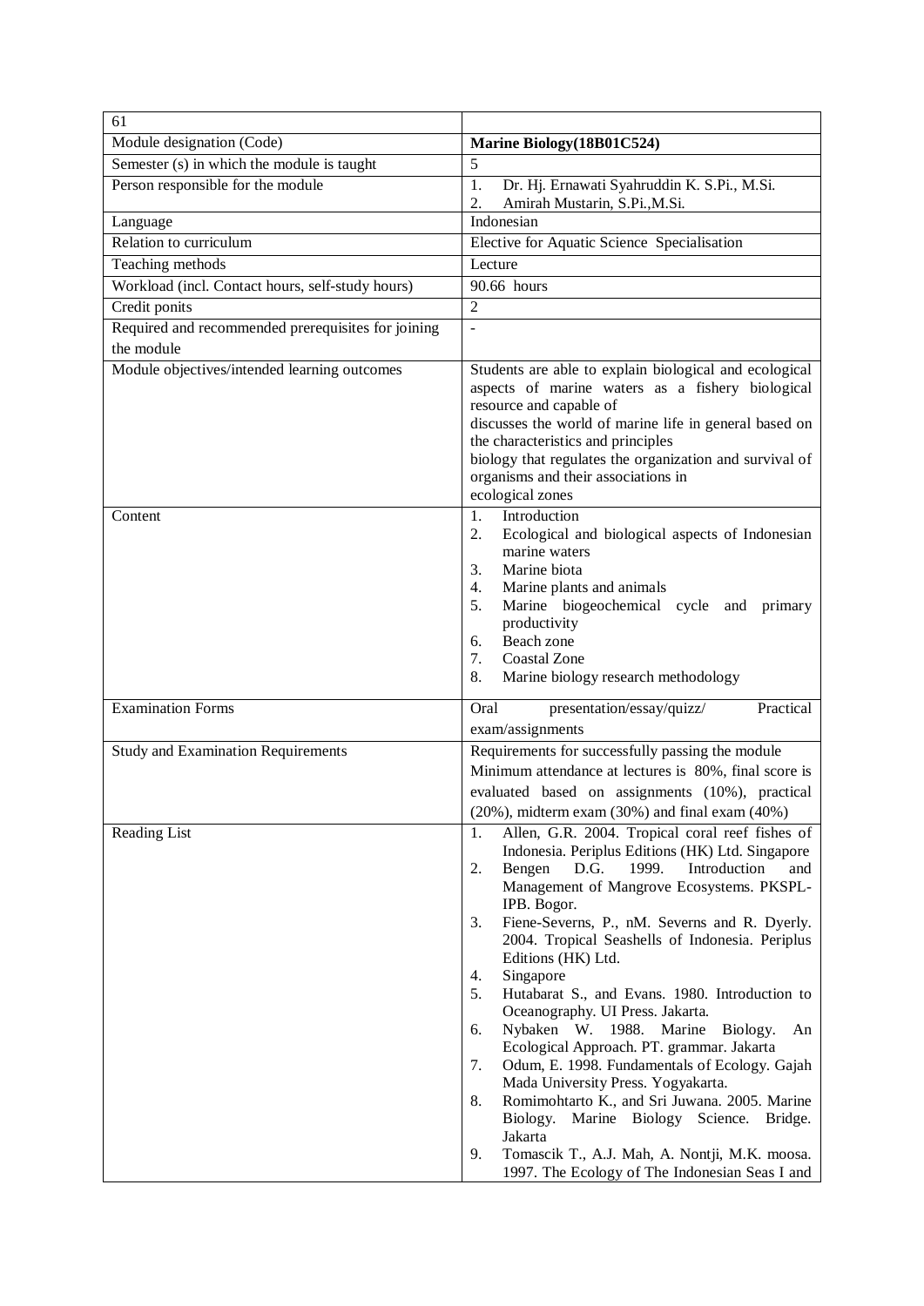| 61 | |
|---|---|
| Module designation (Code) | **Marine Biology(18B01C524)** |
| Semester (s) in which the module is taught | 5 |
| Person responsible for the module | 1. Dr. Hj. Ernawati Syahruddin K. S.Pi., M.Si.<br>2. Amirah Mustarin, S.Pi.,M.Si. |
| Language | Indonesian |
| Relation to curriculum | Elective for Aquatic Science Specialisation |
| Teaching methods | Lecture |
| Workload (incl. Contact hours, self-study hours) | 90.66 hours |
| Credit ponits | 2 |
| Required and recommended prerequisites for joining the module | - |
| Module objectives/intended learning outcomes | Students are able to explain biological and ecological aspects of marine waters as a fishery biological resource and capable of discusses the world of marine life in general based on the characteristics and principles biology that regulates the organization and survival of organisms and their associations in ecological zones |
| Content | 1. Introduction<br>2. Ecological and biological aspects of Indonesian marine waters<br>3. Marine biota<br>4. Marine plants and animals<br>5. Marine biogeochemical cycle and primary productivity<br>6. Beach zone<br>7. Coastal Zone<br>8. Marine biology research methodology |
| Examination Forms | Oral presentation/essay/quizz/ Practical exam/assignments |
| Study and Examination Requirements | Requirements for successfully passing the module Minimum attendance at lectures is 80%, final score is evaluated based on assignments (10%), practical (20%), midterm exam (30%) and final exam (40%) |
| Reading List | 1. Allen, G.R. 2004. Tropical coral reef fishes of Indonesia. Periplus Editions (HK) Ltd. Singapore<br>2. Bengen D.G. 1999. Introduction and Management of Mangrove Ecosystems. PKSPL-IPB. Bogor.<br>3. Fiene-Severns, P., nM. Severns and R. Dyerly. 2004. Tropical Seashells of Indonesia. Periplus Editions (HK) Ltd.<br>4. Singapore<br>5. Hutabarat S., and Evans. 1980. Introduction to Oceanography. UI Press. Jakarta.<br>6. Nybaken W. 1988. Marine Biology. An Ecological Approach. PT. grammar. Jakarta<br>7. Odum, E. 1998. Fundamentals of Ecology. Gajah Mada University Press. Yogyakarta.<br>8. Romimohtarto K., and Sri Juwana. 2005. Marine Biology. Marine Biology Science. Bridge. Jakarta<br>9. Tomascik T., A.J. Mah, A. Nontji, M.K. moosa. 1997. The Ecology of The Indonesian Seas I and |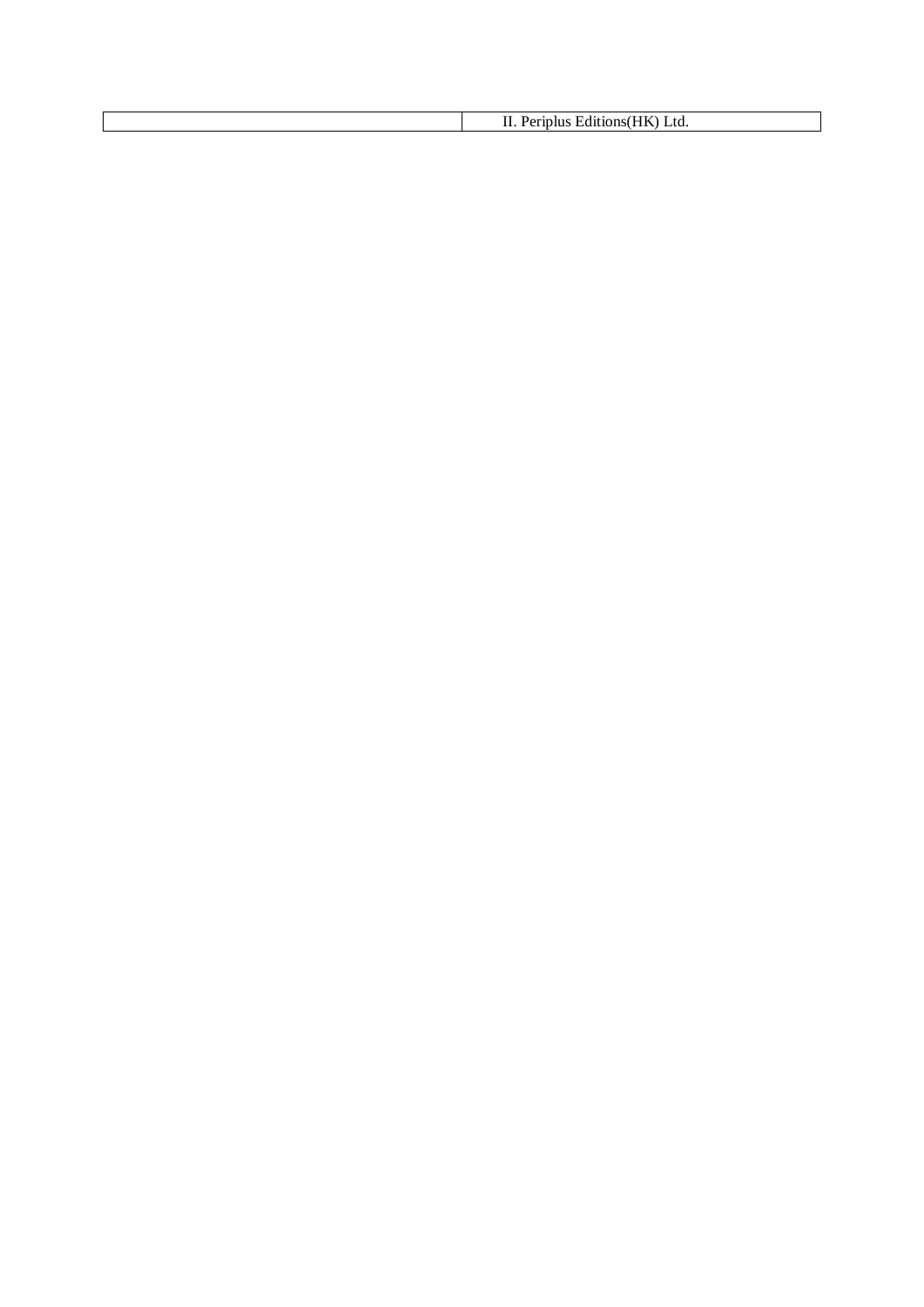| | II. Periplus Editions(HK) Ltd. |
| --- | --- |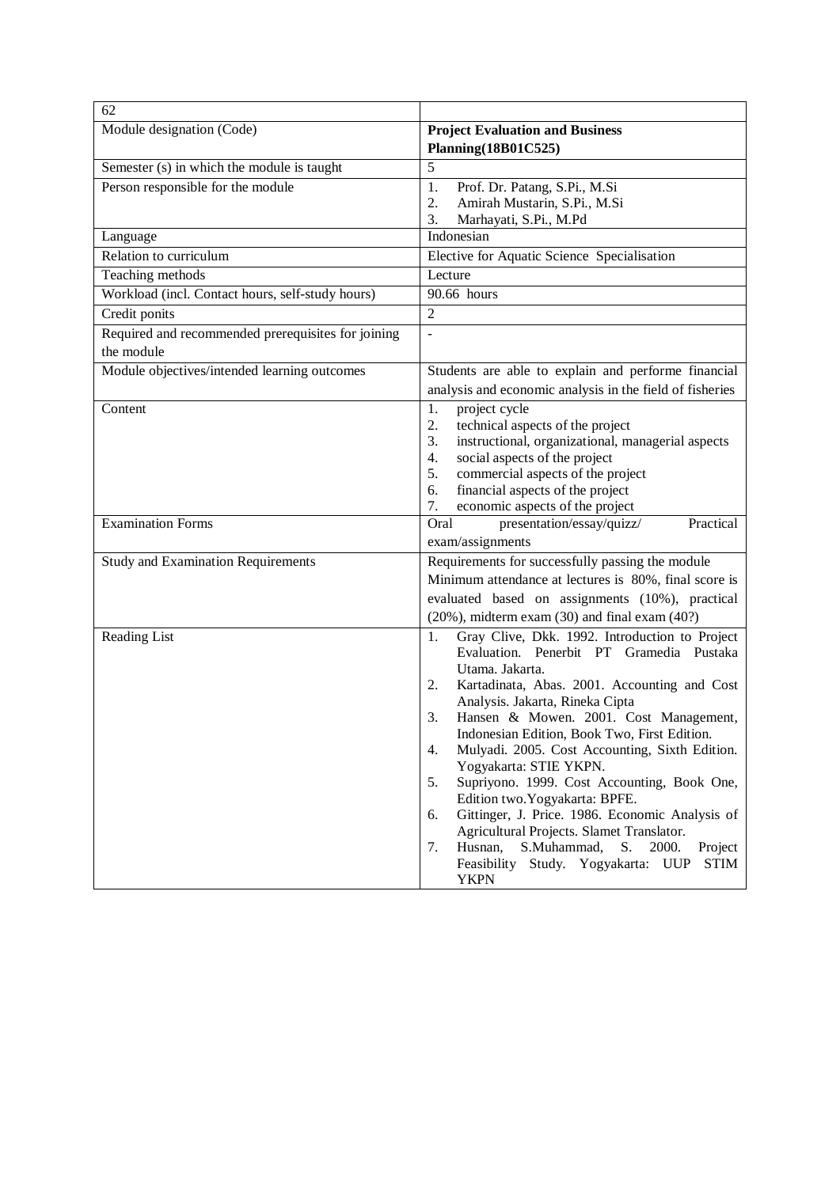| 62 | |
|---|---|
| Module designation (Code) | **Project Evaluation and Business Planning(18B01C525)** |
| Semester (s) in which the module is taught | 5 |
| Person responsible for the module | 1. Prof. Dr. Patang, S.Pi., M.Si<br>2. Amirah Mustarin, S.Pi., M.Si<br>3. Marhayati, S.Pi., M.Pd |
| Language | Indonesian |
| Relation to curriculum | Elective for Aquatic Science Specialisation |
| Teaching methods | Lecture |
| Workload (incl. Contact hours, self-study hours) | 90.66 hours |
| Credit ponits | 2 |
| Required and recommended prerequisites for joining the module | - |
| Module objectives/intended learning outcomes | Students are able to explain and performe financial analysis and economic analysis in the field of fisheries |
| Content | 1. project cycle<br>2. technical aspects of the project<br>3. instructional, organizational, managerial aspects<br>4. social aspects of the project<br>5. commercial aspects of the project<br>6. financial aspects of the project<br>7. economic aspects of the project |
| Examination Forms | Oral presentation/essay/quizz/ Practical exam/assignments |
| Study and Examination Requirements | Requirements for successfully passing the module<br>Minimum attendance at lectures is 80%, final score is evaluated based on assignments (10%), practical (20%), midterm exam (30) and final exam (40?) |
| Reading List | 1. Gray Clive, Dkk. 1992. Introduction to Project Evaluation. Penerbit PT Gramedia Pustaka Utama. Jakarta.<br>2. Kartadinata, Abas. 2001. Accounting and Cost Analysis. Jakarta, Rineka Cipta<br>3. Hansen & Mowen. 2001. Cost Management, Indonesian Edition, Book Two, First Edition.<br>4. Mulyadi. 2005. Cost Accounting, Sixth Edition. Yogyakarta: STIE YKPN.<br>5. Supriyono. 1999. Cost Accounting, Book One, Edition two.Yogyakarta: BPFE.<br>6. Gittinger, J. Price. 1986. Economic Analysis of Agricultural Projects. Slamet Translator.<br>7. Husnan, S.Muhammad, S. 2000. Project Feasibility Study. Yogyakarta: UUP STIM YKPN |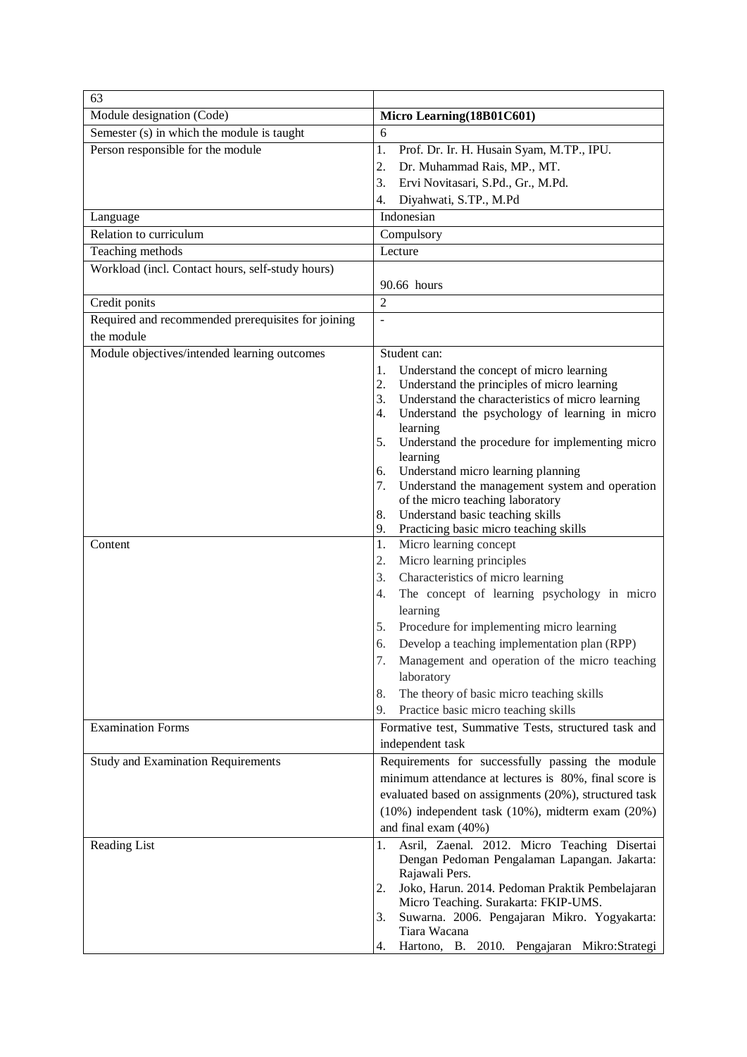| 63 | |
|---|---|
| Module designation (Code) | **Micro Learning(18B01C601)** |
| Semester (s) in which the module is taught | 6 |
| Person responsible for the module | 1. Prof. Dr. Ir. H. Husain Syam, M.TP., IPU.<br>2. Dr. Muhammad Rais, MP., MT.<br>3. Ervi Novitasari, S.Pd., Gr., M.Pd.<br>4. Diyahwati, S.TP., M.Pd |
| Language | Indonesian |
| Relation to curriculum | Compulsory |
| Teaching methods | Lecture |
| Workload (incl. Contact hours, self-study hours) | 90.66 hours |
| Credit ponits | 2 |
| Required and recommended prerequisites for joining the module | - |
| Module objectives/intended learning outcomes | Student can:<br>1. Understand the concept of micro learning<br>2. Understand the principles of micro learning<br>3. Understand the characteristics of micro learning<br>4. Understand the psychology of learning in micro learning<br>5. Understand the procedure for implementing micro learning<br>6. Understand micro learning planning<br>7. Understand the management system and operation of the micro teaching laboratory<br>8. Understand basic teaching skills<br>9. Practicing basic micro teaching skills |
| Content | 1. Micro learning concept<br>2. Micro learning principles<br>3. Characteristics of micro learning<br>4. The concept of learning psychology in micro learning<br>5. Procedure for implementing micro learning<br>6. Develop a teaching implementation plan (RPP)<br>7. Management and operation of the micro teaching laboratory<br>8. The theory of basic micro teaching skills<br>9. Practice basic micro teaching skills |
| Examination Forms | Formative test, Summative Tests, structured task and independent task |
| Study and Examination Requirements | Requirements for successfully passing the module minimum attendance at lectures is 80%, final score is evaluated based on assignments (20%), structured task (10%) independent task (10%), midterm exam (20%) and final exam (40%) |
| Reading List | 1. Asril, Zaenal. 2012. Micro Teaching Disertai Dengan Pedoman Pengalaman Lapangan. Jakarta: Rajawali Pers.<br>2. Joko, Harun. 2014. Pedoman Praktik Pembelajaran Micro Teaching. Surakarta: FKIP-UMS.<br>3. Suwarna. 2006. Pengajaran Mikro. Yogyakarta: Tiara Wacana<br>4. Hartono, B. 2010. Pengajaran Mikro:Strategi |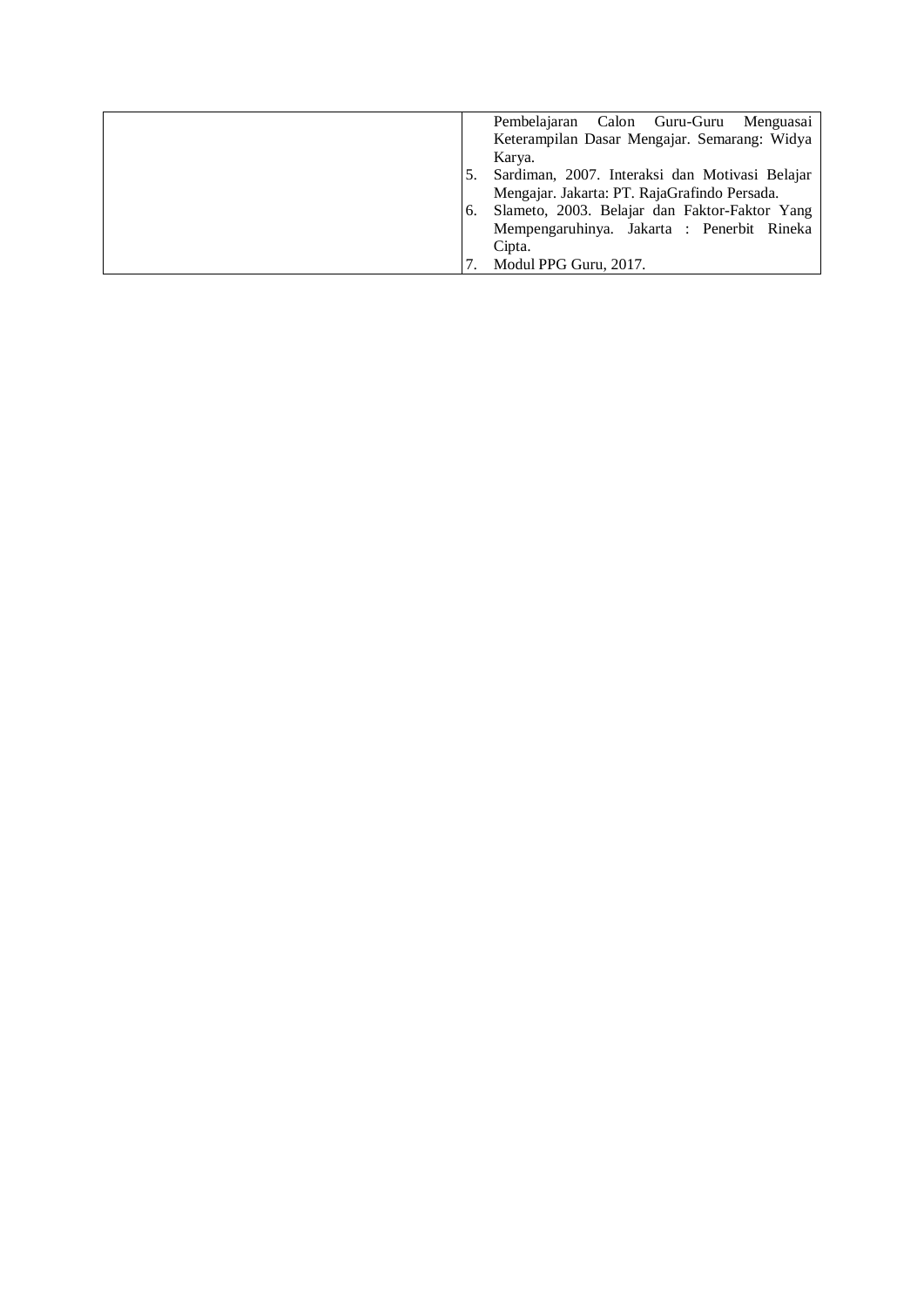| | |
|---|---|
| | Pembelajaran Calon Guru-Guru Menguasai Keterampilan Dasar Mengajar. Semarang: Widya Karya.<br>5. Sardiman, 2007. Interaksi dan Motivasi Belajar Mengajar. Jakarta: PT. RajaGrafindo Persada.<br>6. Slameto, 2003. Belajar dan Faktor-Faktor Yang Mempengaruhinya. Jakarta : Penerbit Rineka Cipta.<br>7. Modul PPG Guru, 2017. |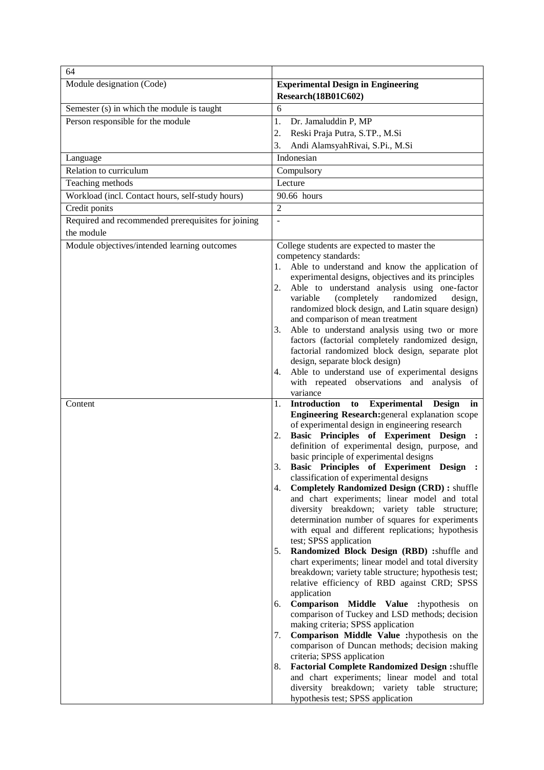| 64 | |
|---|---|
| Module designation (Code) | **Experimental Design in Engineering Research(18B01C602)** |
| Semester (s) in which the module is taught | 6 |
| Person responsible for the module | 1. Dr. Jamaluddin P, MP<br>2. Reski Praja Putra, S.TP., M.Si<br>3. Andi AlamsyahRivai, S.Pi., M.Si |
| Language | Indonesian |
| Relation to curriculum | Compulsory |
| Teaching methods | Lecture |
| Workload (incl. Contact hours, self-study hours) | 90.66 hours |
| Credit ponits | 2 |
| Required and recommended prerequisites for joining the module | - |
| Module objectives/intended learning outcomes | College students are expected to master the competency standards:<br>1. Able to understand and know the application of experimental designs, objectives and its principles<br>2. Able to understand analysis using one-factor variable (completely randomized design, randomized block design, and Latin square design) and comparison of mean treatment<br>3. Able to understand analysis using two or more factors (factorial completely randomized design, factorial randomized block design, separate plot design, separate block design)<br>4. Able to understand use of experimental designs with repeated observations and analysis of variance |
| Content | 1. **Introduction to Experimental Design in Engineering Research:**general explanation scope of experimental design in engineering research<br>2. **Basic Principles of Experiment Design :** definition of experimental design, purpose, and basic principle of experimental designs<br>3. **Basic Principles of Experiment Design :** classification of experimental designs<br>4. **Completely Randomized Design (CRD) :** shuffle and chart experiments; linear model and total diversity breakdown; variety table structure; determination number of squares for experiments with equal and different replications; hypothesis test; SPSS application<br>5. **Randomized Block Design (RBD) :**shuffle and chart experiments; linear model and total diversity breakdown; variety table structure; hypothesis test; relative efficiency of RBD against CRD; SPSS application<br>6. **Comparison Middle Value :**hypothesis on comparison of Tuckey and LSD methods; decision making criteria; SPSS application<br>7. **Comparison Middle Value :**hypothesis on the comparison of Duncan methods; decision making criteria; SPSS application<br>8. **Factorial Complete Randomized Design :**shuffle and chart experiments; linear model and total diversity breakdown; variety table structure; hypothesis test; SPSS application |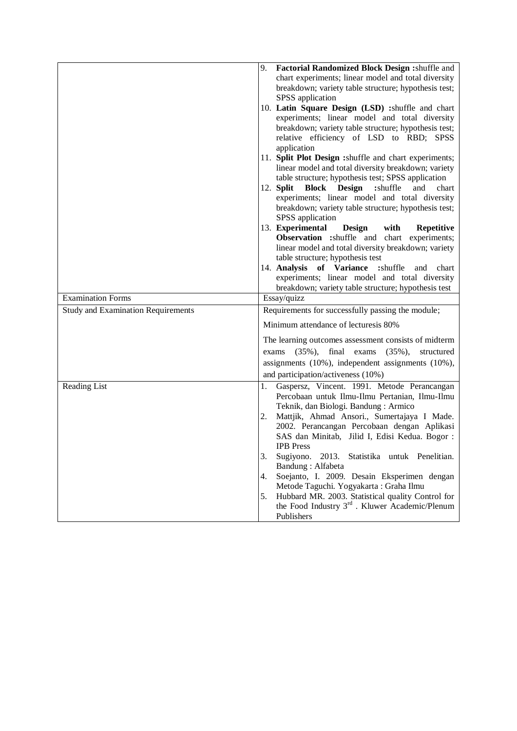| | |
|---|---|
| | 9. **Factorial Randomized Block Design :**shuffle and chart experiments; linear model and total diversity breakdown; variety table structure; hypothesis test; SPSS application<br>10. **Latin Square Design (LSD) :**shuffle and chart experiments; linear model and total diversity breakdown; variety table structure; hypothesis test; relative efficiency of LSD to RBD; SPSS application<br>11. **Split Plot Design :**shuffle and chart experiments; linear model and total diversity breakdown; variety table structure; hypothesis test; SPSS application<br>12. **Split Block Design :**shuffle and chart experiments; linear model and total diversity breakdown; variety table structure; hypothesis test; SPSS application<br>13. **Experimental Design with Repetitive Observation :**shuffle and chart experiments; linear model and total diversity breakdown; variety table structure; hypothesis test<br>14. **Analysis of Variance :**shuffle and chart experiments; linear model and total diversity breakdown; variety table structure; hypothesis test |
| Examination Forms | Essay/quizz |
| Study and Examination Requirements | Requirements for successfully passing the module;<br>Minimum attendance of lecturesis 80%<br>The learning outcomes assessment consists of midterm exams (35%), final exams (35%), structured assignments (10%), independent assignments (10%), and participation/activeness (10%) |
| Reading List | 1. Gaspersz, Vincent. 1991. Metode Perancangan Percobaan untuk Ilmu-Ilmu Pertanian, Ilmu-Ilmu Teknik, dan Biologi. Bandung : Armico<br>2. Mattjik, Ahmad Ansori., Sumertajaya I Made. 2002. Perancangan Percobaan dengan Aplikasi SAS dan Minitab, Jilid I, Edisi Kedua. Bogor : IPB Press<br>3. Sugiyono. 2013. Statistika untuk Penelitian. Bandung : Alfabeta<br>4. Soejanto, I. 2009. Desain Eksperimen dengan Metode Taguchi. Yogyakarta : Graha Ilmu<br>5. Hubbard MR. 2003. Statistical quality Control for the Food Industry 3rd . Kluwer Academic/Plenum Publishers |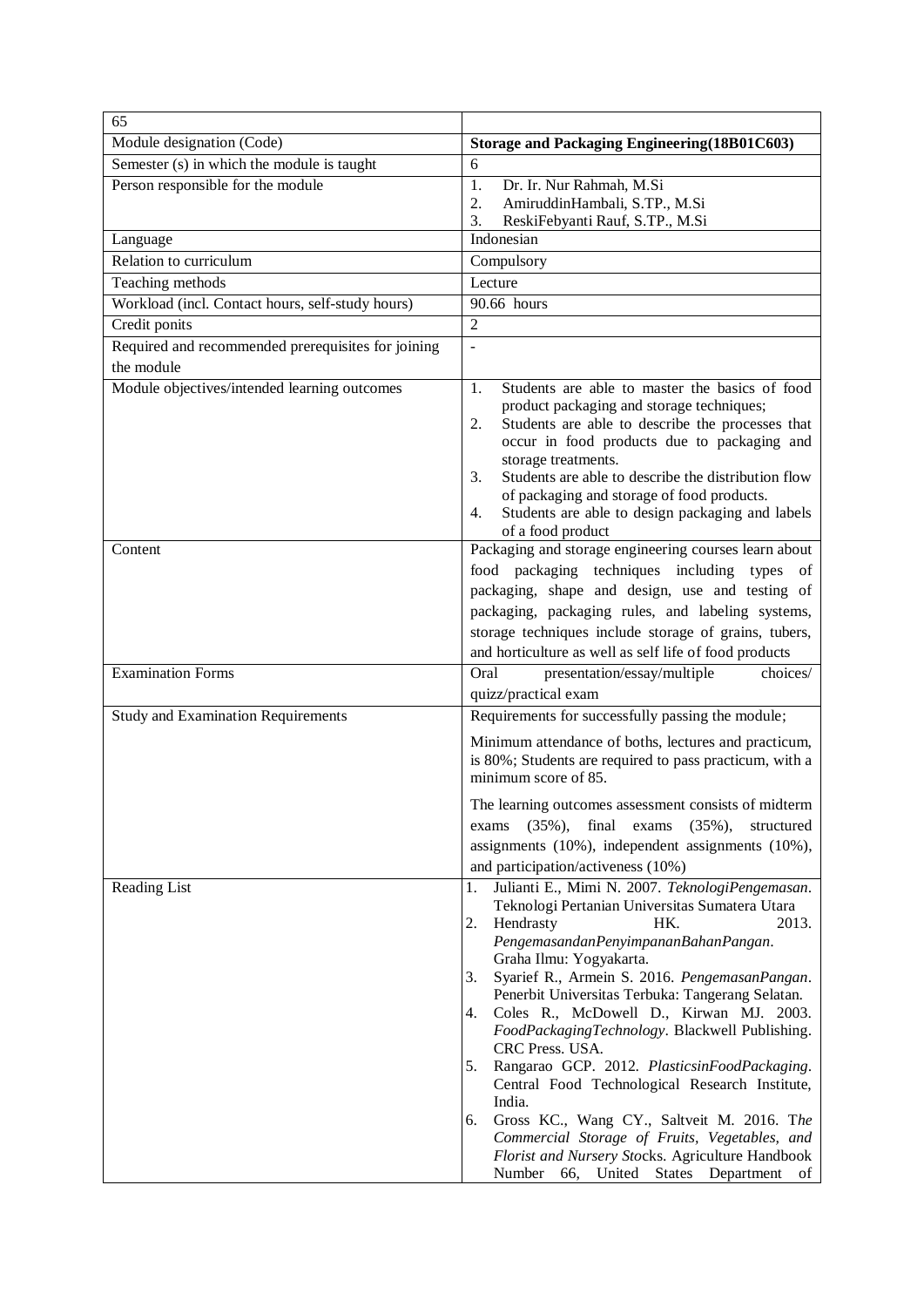| 65 | |
|---|---|
| Module designation (Code) | **Storage and Packaging Engineering(18B01C603)** |
| Semester (s) in which the module is taught | 6 |
| Person responsible for the module | 1. Dr. Ir. Nur Rahmah, M.Si<br>2. AmiruddinHambali, S.TP., M.Si<br>3. ReskiFebyanti Rauf, S.TP., M.Si |
| Language | Indonesian |
| Relation to curriculum | Compulsory |
| Teaching methods | Lecture |
| Workload (incl. Contact hours, self-study hours) | 90.66 hours |
| Credit ponits | 2 |
| Required and recommended prerequisites for joining the module | - |
| Module objectives/intended learning outcomes | 1. Students are able to master the basics of food product packaging and storage techniques;<br>2. Students are able to describe the processes that occur in food products due to packaging and storage treatments.<br>3. Students are able to describe the distribution flow of packaging and storage of food products.<br>4. Students are able to design packaging and labels of a food product |
| Content | Packaging and storage engineering courses learn about food packaging techniques including types of packaging, shape and design, use and testing of packaging, packaging rules, and labeling systems, storage techniques include storage of grains, tubers, and horticulture as well as self life of food products |
| Examination Forms | Oral presentation/essay/multiple choices/ quizz/practical exam |
| Study and Examination Requirements | Requirements for successfully passing the module;<br><br>Minimum attendance of boths, lectures and practicum, is 80%; Students are required to pass practicum, with a minimum score of 85.<br><br>The learning outcomes assessment consists of midterm exams (35%), final exams (35%), structured assignments (10%), independent assignments (10%), and participation/activeness (10%) |
| Reading List | 1. Julianti E., Mimi N. 2007. *TeknologiPengemasan*. Teknologi Pertanian Universitas Sumatera Utara<br>2. Hendrasty HK. 2013. *PengemasandanPenyimpananBahanPangan*. Graha Ilmu: Yogyakarta.<br>3. Syarief R., Armein S. 2016. *PengemasanPangan*. Penerbit Universitas Terbuka: Tangerang Selatan.<br>4. Coles R., McDowell D., Kirwan MJ. 2003. *FoodPackagingTechnology*. Blackwell Publishing. CRC Press. USA.<br>5. Rangarao GCP. 2012. *PlasticsinFoodPackaging*. Central Food Technological Research Institute, India.<br>6. Gross KC., Wang CY., Saltveit M. 2016. T*he Commercial Storage of Fruits, Vegetables, and Florist and Nursery Sto*cks. Agriculture Handbook Number 66, United States Department of |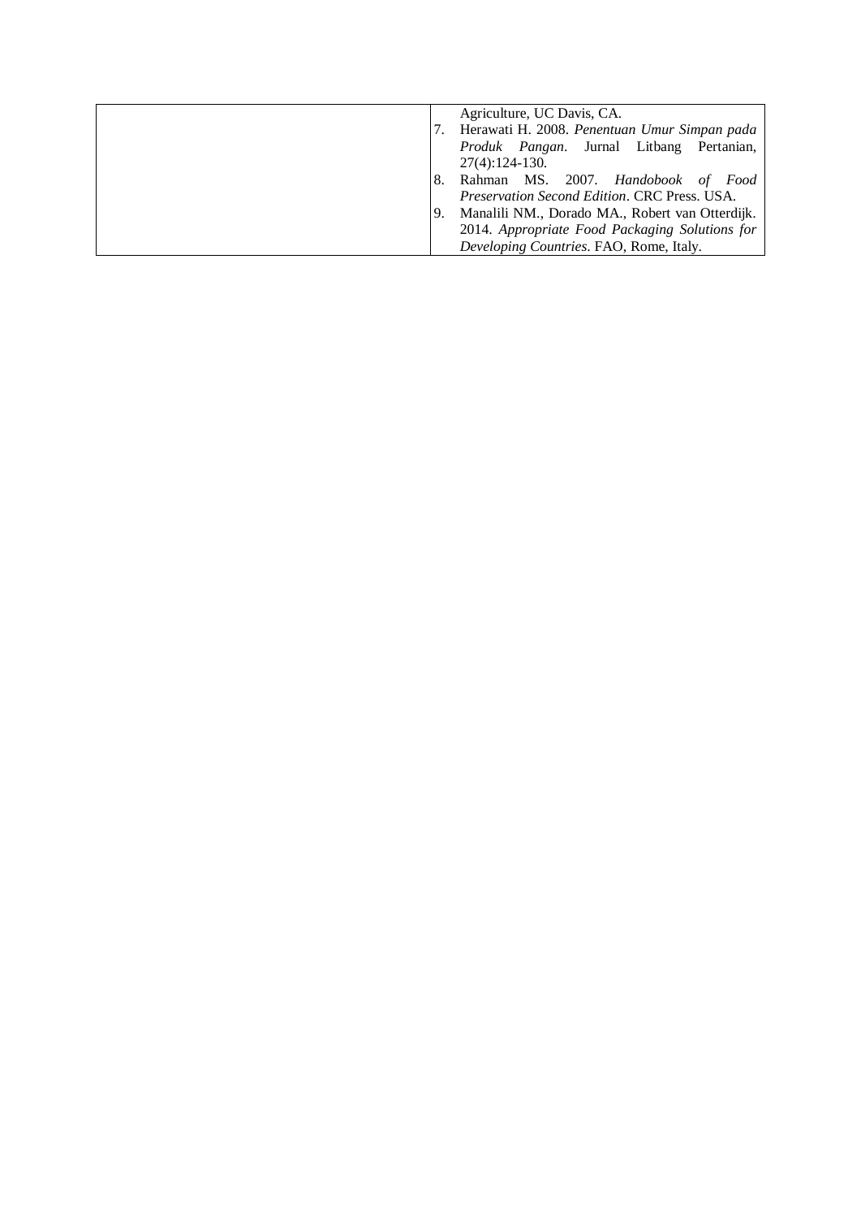| | |
|---|---|
| | Agriculture, UC Davis, CA.<br>7. Herawati H. 2008. *Penentuan Umur Simpan pada Produk Pangan*. Jurnal Litbang Pertanian, 27(4):124-130.<br>8. Rahman MS. 2007. *Handobook of Food Preservation Second Edition*. CRC Press. USA.<br>9. Manalili NM., Dorado MA., Robert van Otterdijk. 2014. *Appropriate Food Packaging Solutions for Developing Countries*. FAO, Rome, Italy. |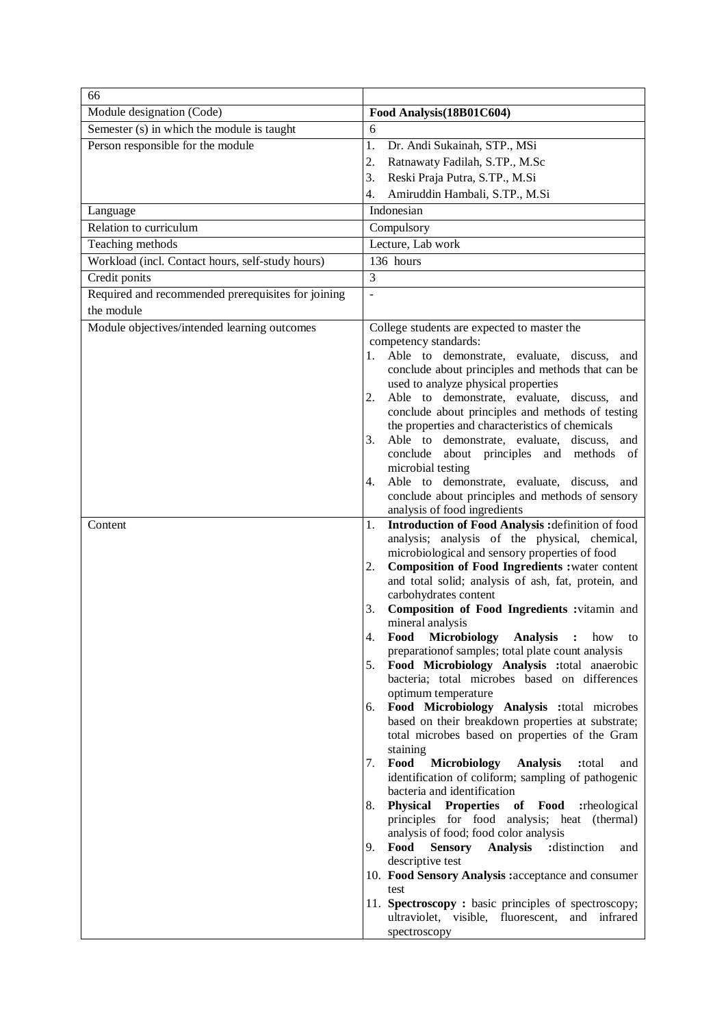| 66 | |
|---|---|
| Module designation (Code) | **Food Analysis(18B01C604)** |
| Semester (s) in which the module is taught | 6 |
| Person responsible for the module | 1. Dr. Andi Sukainah, STP., MSi<br>2. Ratnawaty Fadilah, S.TP., M.Sc<br>3. Reski Praja Putra, S.TP., M.Si<br>4. Amiruddin Hambali, S.TP., M.Si |
| Language | Indonesian |
| Relation to curriculum | Compulsory |
| Teaching methods | Lecture, Lab work |
| Workload (incl. Contact hours, self-study hours) | 136 hours |
| Credit ponits | 3 |
| Required and recommended prerequisites for joining the module | - |
| Module objectives/intended learning outcomes | College students are expected to master the competency standards:<br>1. Able to demonstrate, evaluate, discuss, and conclude about principles and methods that can be used to analyze physical properties<br>2. Able to demonstrate, evaluate, discuss, and conclude about principles and methods of testing the properties and characteristics of chemicals<br>3. Able to demonstrate, evaluate, discuss, and conclude about principles and methods of microbial testing<br>4. Able to demonstrate, evaluate, discuss, and conclude about principles and methods of sensory analysis of food ingredients |
| Content | 1. **Introduction of Food Analysis :**definition of food analysis; analysis of the physical, chemical, microbiological and sensory properties of food<br>2. **Composition of Food Ingredients :**water content and total solid; analysis of ash, fat, protein, and carbohydrates content<br>3. **Composition of Food Ingredients :**vitamin and mineral analysis<br>4. **Food Microbiology Analysis :** how to preparationof samples; total plate count analysis<br>5. **Food Microbiology Analysis :**total anaerobic bacteria; total microbes based on differences optimum temperature<br>6. **Food Microbiology Analysis :**total microbes based on their breakdown properties at substrate; total microbes based on properties of the Gram staining<br>7. **Food Microbiology Analysis :**total and identification of coliform; sampling of pathogenic bacteria and identification<br>8. **Physical Properties of Food :**rheological principles for food analysis; heat (thermal) analysis of food; food color analysis<br>9. **Food Sensory Analysis :**distinction and descriptive test<br>10. **Food Sensory Analysis :**acceptance and consumer test<br>11. **Spectroscopy :** basic principles of spectroscopy; ultraviolet, visible, fluorescent, and infrared spectroscopy |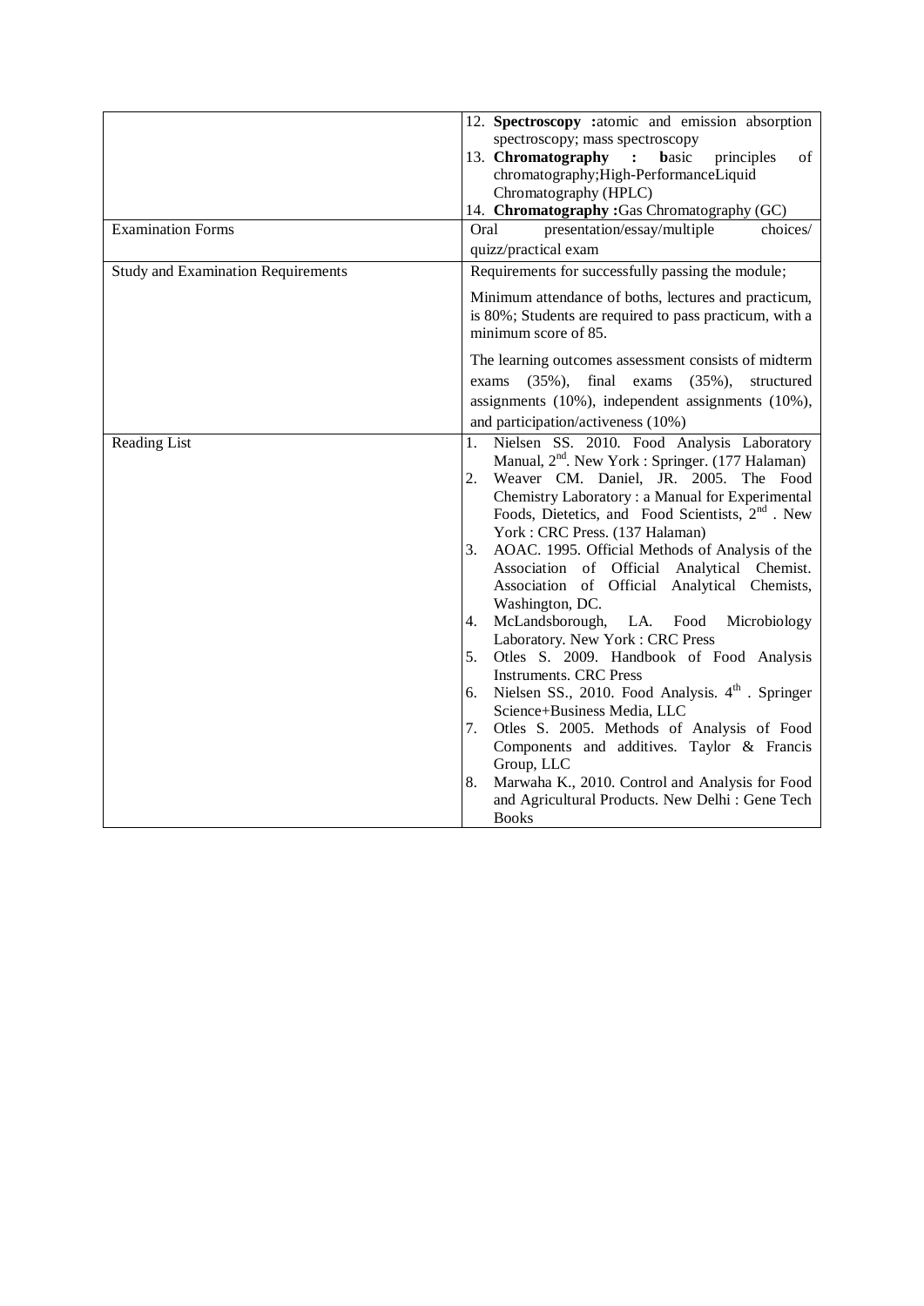| | |
|---|---|
| | 12. **Spectroscopy :**atomic and emission absorption spectroscopy; mass spectroscopy<br>13. **Chromatography : b**asic principles of chromatography;High-PerformanceLiquid Chromatography (HPLC)<br>14. **Chromatography :**Gas Chromatography (GC) |
| Examination Forms | Oral presentation/essay/multiple choices/ quizz/practical exam |
| Study and Examination Requirements | Requirements for successfully passing the module;<br><br>Minimum attendance of boths, lectures and practicum, is 80%; Students are required to pass practicum, with a minimum score of 85.<br><br>The learning outcomes assessment consists of midterm exams (35%), final exams (35%), structured assignments (10%), independent assignments (10%), and participation/activeness (10%) |
| Reading List | 1. Nielsen SS. 2010. Food Analysis Laboratory Manual, 2nd. New York : Springer. (177 Halaman)<br>2. Weaver CM. Daniel, JR. 2005. The Food Chemistry Laboratory : a Manual for Experimental Foods, Dietetics, and Food Scientists, 2nd . New York : CRC Press. (137 Halaman)<br>3. AOAC. 1995. Official Methods of Analysis of the Association of Official Analytical Chemist. Association of Official Analytical Chemists, Washington, DC.<br>4. McLandsborough, LA. Food Microbiology Laboratory. New York : CRC Press<br>5. Otles S. 2009. Handbook of Food Analysis Instruments. CRC Press<br>6. Nielsen SS., 2010. Food Analysis. 4th . Springer Science+Business Media, LLC<br>7. Otles S. 2005. Methods of Analysis of Food Components and additives. Taylor & Francis Group, LLC<br>8. Marwaha K., 2010. Control and Analysis for Food and Agricultural Products. New Delhi : Gene Tech Books |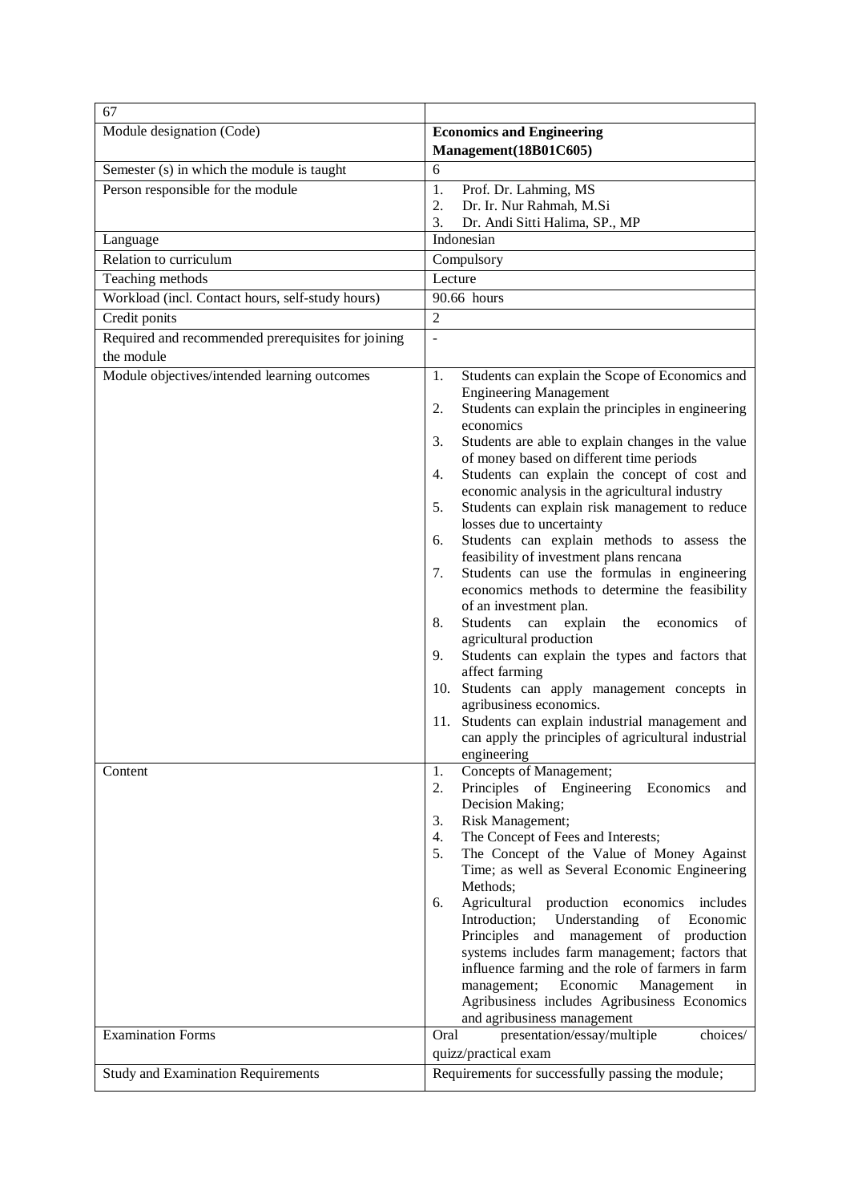| 67 | |
|---|---|
| Module designation (Code) | **Economics and Engineering Management(18B01C605)** |
| Semester (s) in which the module is taught | 6 |
| Person responsible for the module | 1. Prof. Dr. Lahming, MS<br>2. Dr. Ir. Nur Rahmah, M.Si<br>3. Dr. Andi Sitti Halima, SP., MP |
| Language | Indonesian |
| Relation to curriculum | Compulsory |
| Teaching methods | Lecture |
| Workload (incl. Contact hours, self-study hours) | 90.66 hours |
| Credit ponits | 2 |
| Required and recommended prerequisites for joining the module | - |
| Module objectives/intended learning outcomes | 1. Students can explain the Scope of Economics and Engineering Management<br>2. Students can explain the principles in engineering economics<br>3. Students are able to explain changes in the value of money based on different time periods<br>4. Students can explain the concept of cost and economic analysis in the agricultural industry<br>5. Students can explain risk management to reduce losses due to uncertainty<br>6. Students can explain methods to assess the feasibility of investment plans rencana<br>7. Students can use the formulas in engineering economics methods to determine the feasibility of an investment plan.<br>8. Students can explain the economics of agricultural production<br>9. Students can explain the types and factors that affect farming<br>10. Students can apply management concepts in agribusiness economics.<br>11. Students can explain industrial management and can apply the principles of agricultural industrial engineering |
| Content | 1. Concepts of Management;<br>2. Principles of Engineering Economics and Decision Making;<br>3. Risk Management;<br>4. The Concept of Fees and Interests;<br>5. The Concept of the Value of Money Against Time; as well as Several Economic Engineering Methods;<br>6. Agricultural production economics includes Introduction; Understanding of Economic Principles and management of production systems includes farm management; factors that influence farming and the role of farmers in farm management; Economic Management in Agribusiness includes Agribusiness Economics and agribusiness management |
| Examination Forms | Oral presentation/essay/multiple choices/ quizz/practical exam |
| Study and Examination Requirements | Requirements for successfully passing the module; |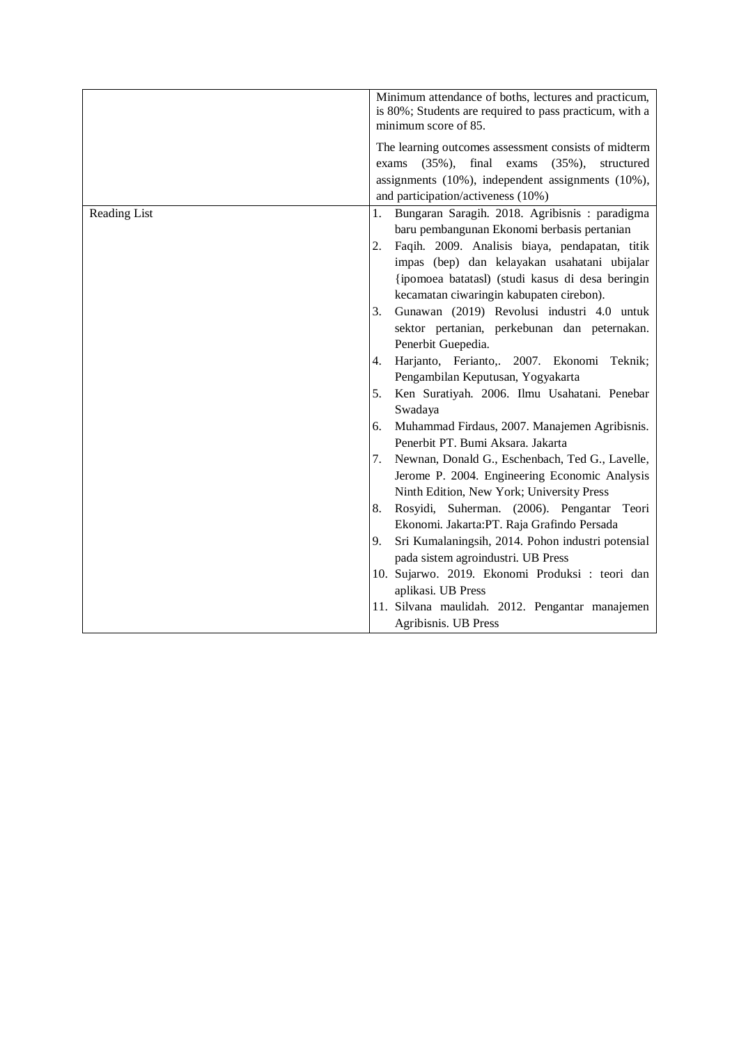| | |
|---|---|
| | Minimum attendance of boths, lectures and practicum, is 80%; Students are required to pass practicum, with a minimum score of 85.<br><br>The learning outcomes assessment consists of midterm exams (35%), final exams (35%), structured assignments (10%), independent assignments (10%), and participation/activeness (10%) |
| Reading List | 1. Bungaran Saragih. 2018. Agribisnis : paradigma baru pembangunan Ekonomi berbasis pertanian<br>2. Faqih. 2009. Analisis biaya, pendapatan, titik impas (bep) dan kelayakan usahatani ubijalar {ipomoea batatasl) (studi kasus di desa beringin kecamatan ciwaringin kabupaten cirebon).<br>3. Gunawan (2019) Revolusi industri 4.0 untuk sektor pertanian, perkebunan dan peternakan. Penerbit Guepedia.<br>4. Harjanto, Ferianto,. 2007. Ekonomi Teknik; Pengambilan Keputusan, Yogyakarta<br>5. Ken Suratiyah. 2006. Ilmu Usahatani. Penebar Swadaya<br>6. Muhammad Firdaus, 2007. Manajemen Agribisnis. Penerbit PT. Bumi Aksara. Jakarta<br>7. Newnan, Donald G., Eschenbach, Ted G., Lavelle, Jerome P. 2004. Engineering Economic Analysis Ninth Edition, New York; University Press<br>8. Rosyidi, Suherman. (2006). Pengantar Teori Ekonomi. Jakarta:PT. Raja Grafindo Persada<br>9. Sri Kumalaningsih, 2014. Pohon industri potensial pada sistem agroindustri. UB Press<br>10. Sujarwo. 2019. Ekonomi Produksi : teori dan aplikasi. UB Press<br>11. Silvana maulidah. 2012. Pengantar manajemen Agribisnis. UB Press |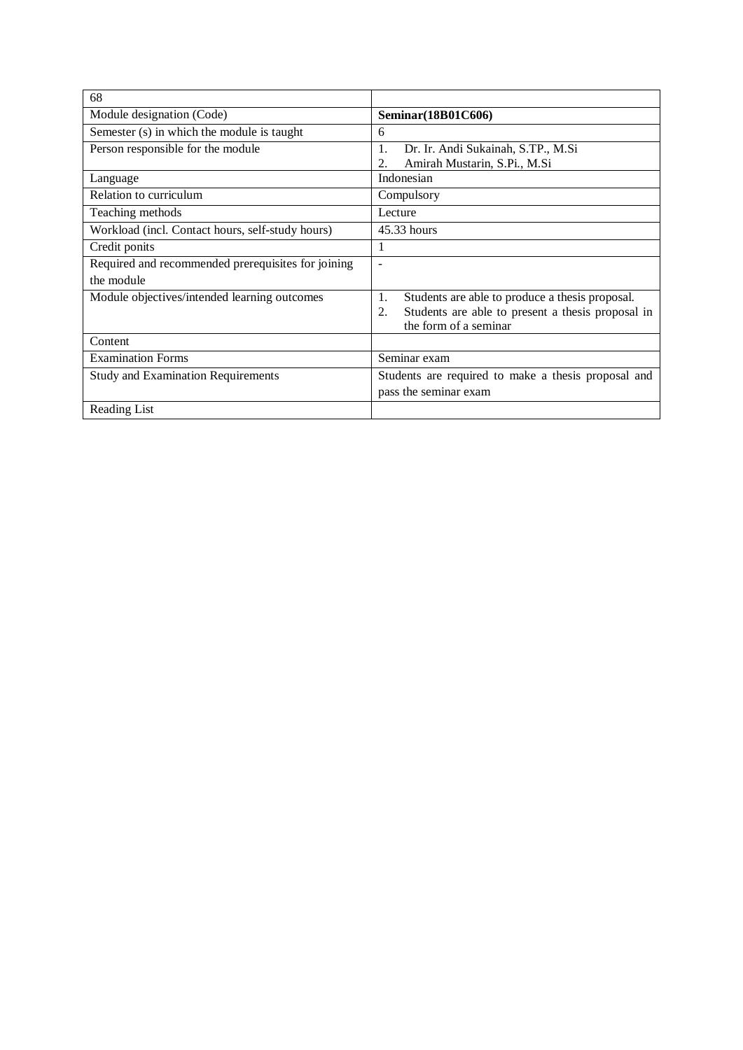| 68 | |
|---|---|
| Module designation (Code) | **Seminar(18B01C606)** |
| Semester (s) in which the module is taught | 6 |
| Person responsible for the module | 1. Dr. Ir. Andi Sukainah, S.TP., M.Si<br>2. Amirah Mustarin, S.Pi., M.Si |
| Language | Indonesian |
| Relation to curriculum | Compulsory |
| Teaching methods | Lecture |
| Workload (incl. Contact hours, self-study hours) | 45.33 hours |
| Credit ponits | 1 |
| Required and recommended prerequisites for joining the module | - |
| Module objectives/intended learning outcomes | 1. Students are able to produce a thesis proposal.<br>2. Students are able to present a thesis proposal in the form of a seminar |
| Content | |
| Examination Forms | Seminar exam |
| Study and Examination Requirements | Students are required to make a thesis proposal and pass the seminar exam |
| Reading List | |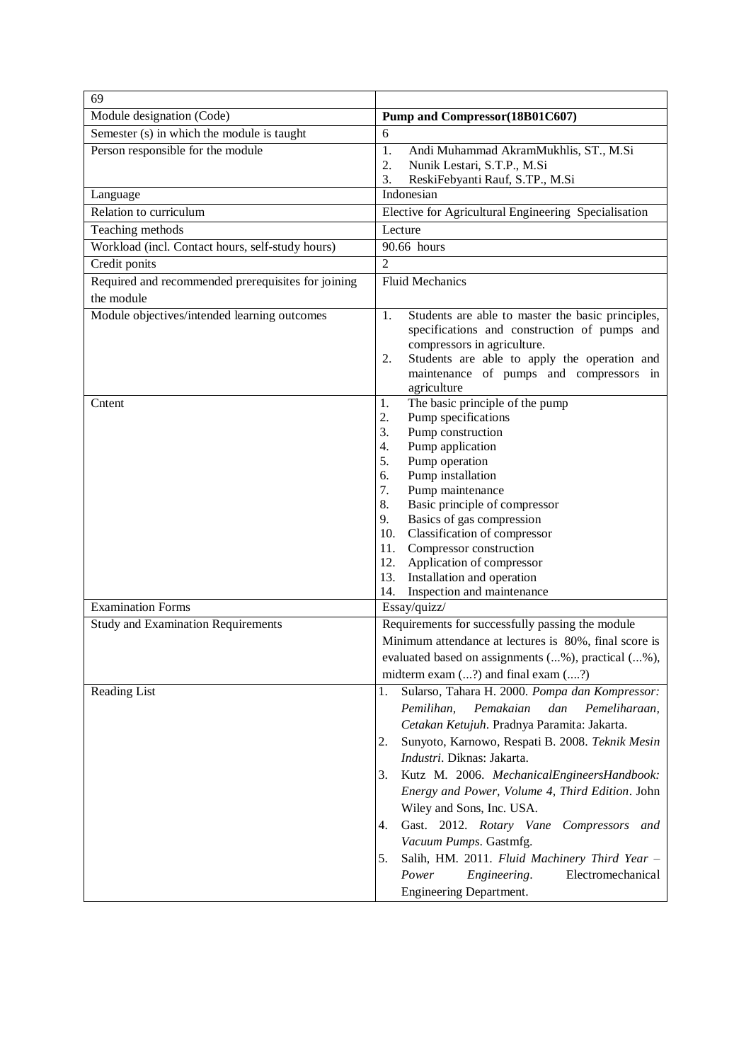| 69 | |
|---|---|
| Module designation (Code) | **Pump and Compressor(18B01C607)** |
| Semester (s) in which the module is taught | 6 |
| Person responsible for the module | 1. Andi Muhammad AkramMukhlis, ST., M.Si<br>2. Nunik Lestari, S.T.P., M.Si<br>3. ReskiFebyanti Rauf, S.TP., M.Si |
| Language | Indonesian |
| Relation to curriculum | Elective for Agricultural Engineering Specialisation |
| Teaching methods | Lecture |
| Workload (incl. Contact hours, self-study hours) | 90.66 hours |
| Credit ponits | 2 |
| Required and recommended prerequisites for joining the module | Fluid Mechanics |
| Module objectives/intended learning outcomes | 1. Students are able to master the basic principles, specifications and construction of pumps and compressors in agriculture.<br>2. Students are able to apply the operation and maintenance of pumps and compressors in agriculture |
| Cntent | 1. The basic principle of the pump<br>2. Pump specifications<br>3. Pump construction<br>4. Pump application<br>5. Pump operation<br>6. Pump installation<br>7. Pump maintenance<br>8. Basic principle of compressor<br>9. Basics of gas compression<br>10. Classification of compressor<br>11. Compressor construction<br>12. Application of compressor<br>13. Installation and operation<br>14. Inspection and maintenance |
| Examination Forms | Essay/quizz/ |
| Study and Examination Requirements | Requirements for successfully passing the module<br>Minimum attendance at lectures is 80%, final score is evaluated based on assignments (...%), practical (...%), midterm exam (...?) and final exam (....?) |
| Reading List | 1. Sularso, Tahara H. 2000. *Pompa dan Kompressor: Pemilihan, Pemakaian dan Pemeliharaan, Cetakan Ketujuh*. Pradnya Paramita: Jakarta.<br>2. Sunyoto, Karnowo, Respati B. 2008. *Teknik Mesin Industri*. Diknas: Jakarta.<br>3. Kutz M. 2006. *MechanicalEngineersHandbook: Energy and Power, Volume 4, Third Edition*. John Wiley and Sons, Inc. USA.<br>4. Gast. 2012. *Rotary Vane Compressors and Vacuum Pumps*. Gastmfg.<br>5. Salih, HM. 2011. *Fluid Machinery Third Year – Power Engineering*. Electromechanical Engineering Department. |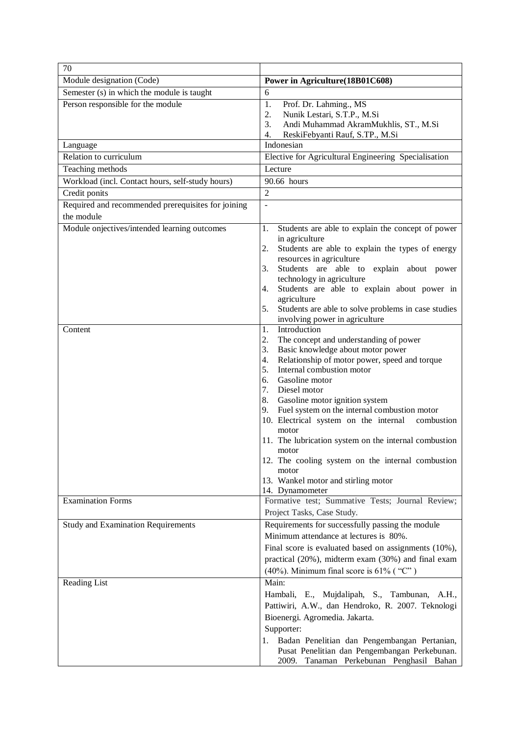| 70 | |
|---|---|
| Module designation (Code) | **Power in Agriculture(18B01C608)** |
| Semester (s) in which the module is taught | 6 |
| Person responsible for the module | 1. Prof. Dr. Lahming., MS<br>2. Nunik Lestari, S.T.P., M.Si<br>3. Andi Muhammad AkramMukhlis, ST., M.Si<br>4. ReskiFebyanti Rauf, S.TP., M.Si |
| Language | Indonesian |
| Relation to curriculum | Elective for Agricultural Engineering Specialisation |
| Teaching methods | Lecture |
| Workload (incl. Contact hours, self-study hours) | 90.66 hours |
| Credit ponits | 2 |
| Required and recommended prerequisites for joining the module | - |
| Module onjectives/intended learning outcomes | 1. Students are able to explain the concept of power in agriculture<br>2. Students are able to explain the types of energy resources in agriculture<br>3. Students are able to explain about power technology in agriculture<br>4. Students are able to explain about power in agriculture<br>5. Students are able to solve problems in case studies involving power in agriculture |
| Content | 1. Introduction<br>2. The concept and understanding of power<br>3. Basic knowledge about motor power<br>4. Relationship of motor power, speed and torque<br>5. Internal combustion motor<br>6. Gasoline motor<br>7. Diesel motor<br>8. Gasoline motor ignition system<br>9. Fuel system on the internal combustion motor<br>10. Electrical system on the internal combustion motor<br>11. The lubrication system on the internal combustion motor<br>12. The cooling system on the internal combustion motor<br>13. Wankel motor and stirling motor<br>14. Dynamometer |
| Examination Forms | Formative test; Summative Tests; Journal Review; Project Tasks, Case Study. |
| Study and Examination Requirements | Requirements for successfully passing the module<br>Minimum attendance at lectures is 80%.<br>Final score is evaluated based on assignments (10%), practical (20%), midterm exam (30%) and final exam (40%). Minimum final score is 61% ( "C" ) |
| Reading List | Main:<br>Hambali, E., Mujdalipah, S., Tambunan, A.H., Pattiwiri, A.W., dan Hendroko, R. 2007. Teknologi Bioenergi. Agromedia. Jakarta.<br>Supporter:<br>1. Badan Penelitian dan Pengembangan Pertanian, Pusat Penelitian dan Pengembangan Perkebunan. 2009. Tanaman Perkebunan Penghasil Bahan |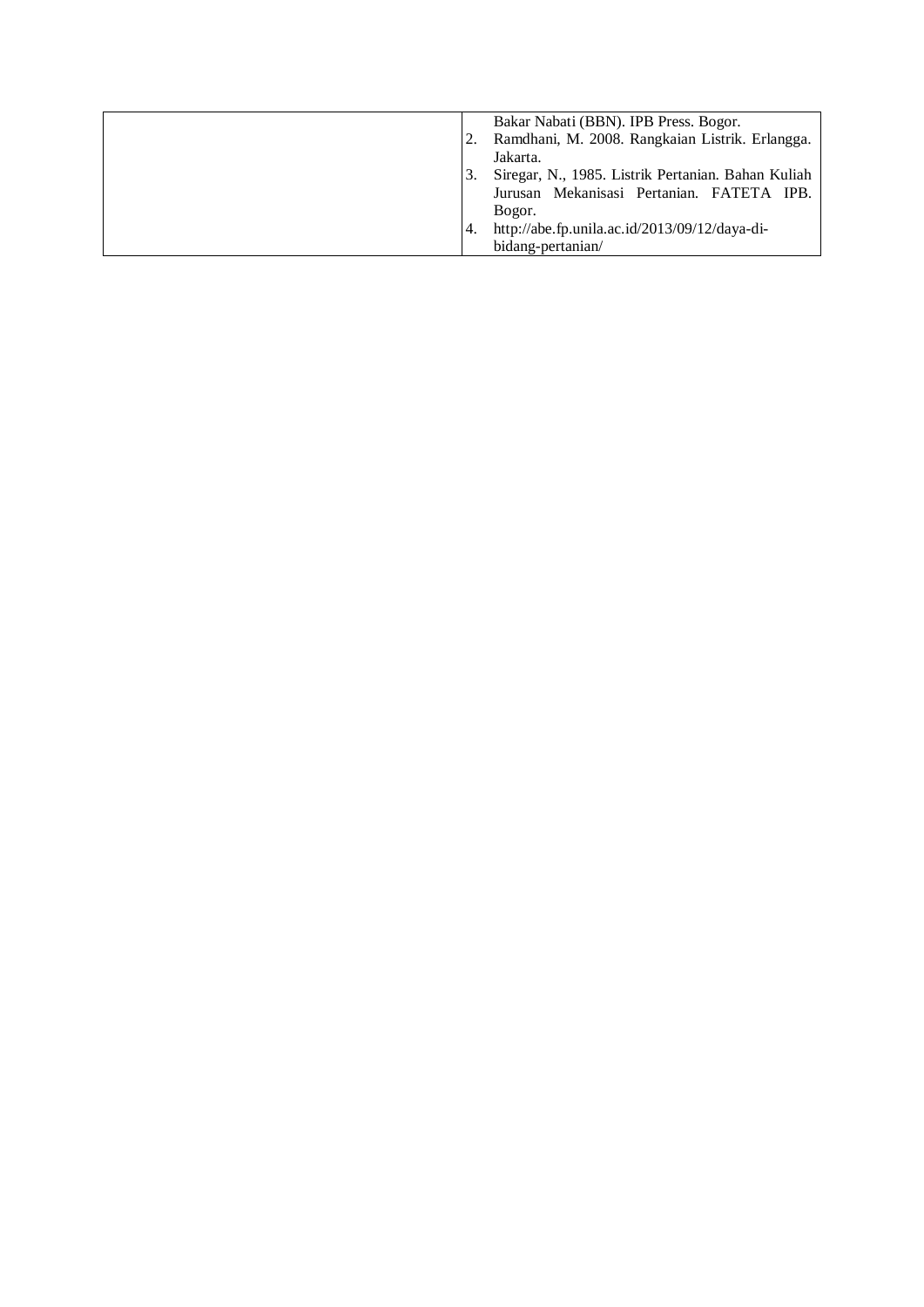| | |
|---|---|
| | Bakar Nabati (BBN). IPB Press. Bogor.<br>2. Ramdhani, M. 2008. Rangkaian Listrik. Erlangga. Jakarta.<br>3. Siregar, N., 1985. Listrik Pertanian. Bahan Kuliah Jurusan Mekanisasi Pertanian. FATETA IPB. Bogor.<br>4. http://abe.fp.unila.ac.id/2013/09/12/daya-di-bidang-pertanian/ |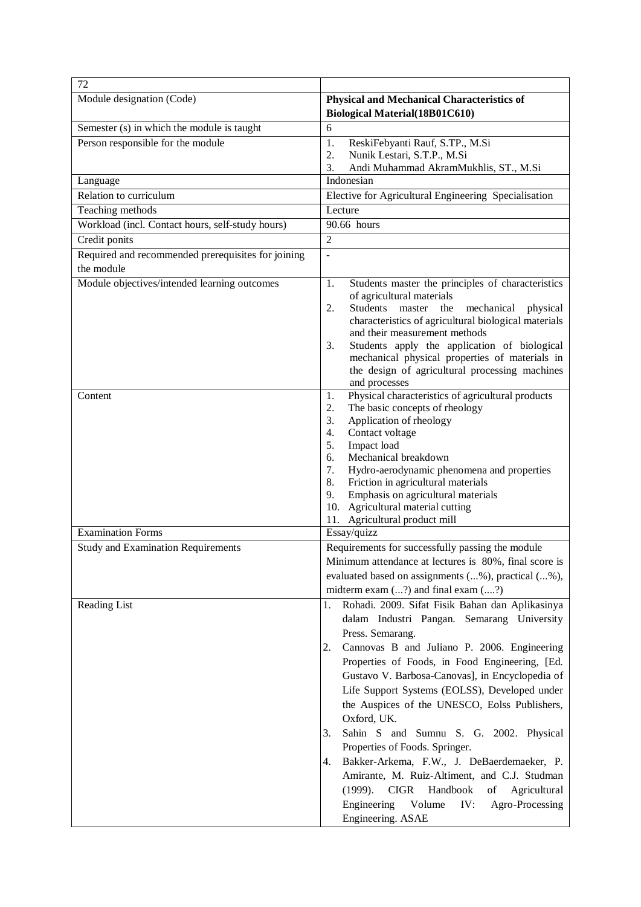| 72 | |
|---|---|
| Module designation (Code) | **Physical and Mechanical Characteristics of Biological Material(18B01C610)** |
| Semester (s) in which the module is taught | 6 |
| Person responsible for the module | 1. ReskiFebyanti Rauf, S.TP., M.Si<br>2. Nunik Lestari, S.T.P., M.Si<br>3. Andi Muhammad AkramMukhlis, ST., M.Si |
| Language | Indonesian |
| Relation to curriculum | Elective for Agricultural Engineering Specialisation |
| Teaching methods | Lecture |
| Workload (incl. Contact hours, self-study hours) | 90.66 hours |
| Credit ponits | 2 |
| Required and recommended prerequisites for joining the module | - |
| Module objectives/intended learning outcomes | 1. Students master the principles of characteristics of agricultural materials<br>2. Students master the mechanical physical characteristics of agricultural biological materials and their measurement methods<br>3. Students apply the application of biological mechanical physical properties of materials in the design of agricultural processing machines and processes |
| Content | 1. Physical characteristics of agricultural products<br>2. The basic concepts of rheology<br>3. Application of rheology<br>4. Contact voltage<br>5. Impact load<br>6. Mechanical breakdown<br>7. Hydro-aerodynamic phenomena and properties<br>8. Friction in agricultural materials<br>9. Emphasis on agricultural materials<br>10. Agricultural material cutting<br>11. Agricultural product mill |
| Examination Forms | Essay/quizz |
| Study and Examination Requirements | Requirements for successfully passing the module Minimum attendance at lectures is 80%, final score is evaluated based on assignments (...%), practical (...%), midterm exam (...?) and final exam (....?) |
| Reading List | 1. Rohadi. 2009. Sifat Fisik Bahan dan Aplikasinya dalam Industri Pangan. Semarang University Press. Semarang.<br>2. Cannovas B and Juliano P. 2006. Engineering Properties of Foods, in Food Engineering, [Ed. Gustavo V. Barbosa-Canovas], in Encyclopedia of Life Support Systems (EOLSS), Developed under the Auspices of the UNESCO, Eolss Publishers, Oxford, UK.<br>3. Sahin S and Sumnu S. G. 2002. Physical Properties of Foods. Springer.<br>4. Bakker-Arkema, F.W., J. DeBaerdemaeker, P. Amirante, M. Ruiz-Altiment, and C.J. Studman (1999). CIGR Handbook of Agricultural Engineering Volume IV: Agro-Processing Engineering. ASAE |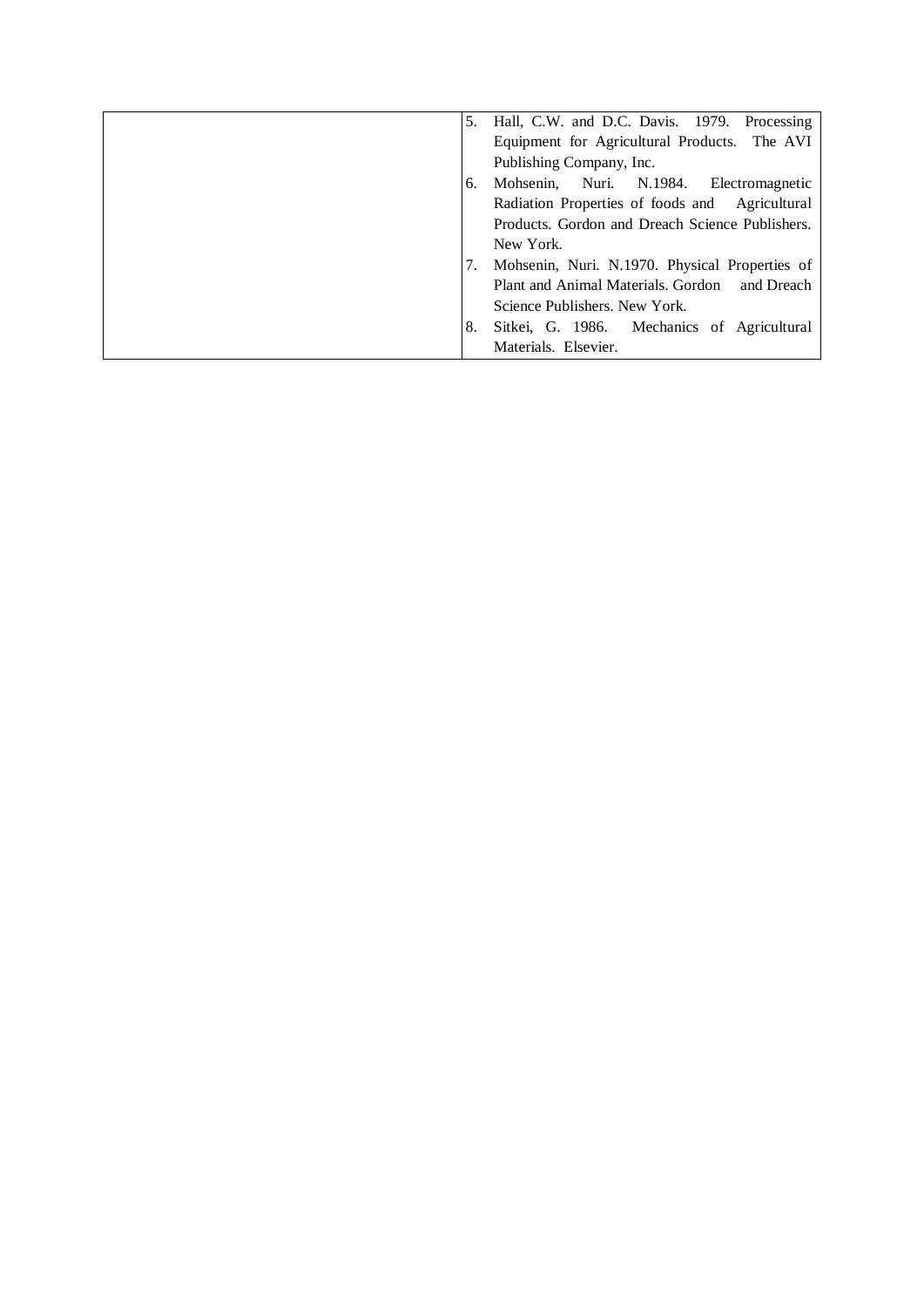| | |
|---|---|
| | 5. Hall, C.W. and D.C. Davis. 1979. Processing Equipment for Agricultural Products. The AVI Publishing Company, Inc.<br>6. Mohsenin, Nuri. N.1984. Electromagnetic Radiation Properties of foods and Agricultural Products. Gordon and Dreach Science Publishers. New York.<br>7. Mohsenin, Nuri. N.1970. Physical Properties of Plant and Animal Materials. Gordon and Dreach Science Publishers. New York.<br>8. Sitkei, G. 1986. Mechanics of Agricultural Materials. Elsevier. |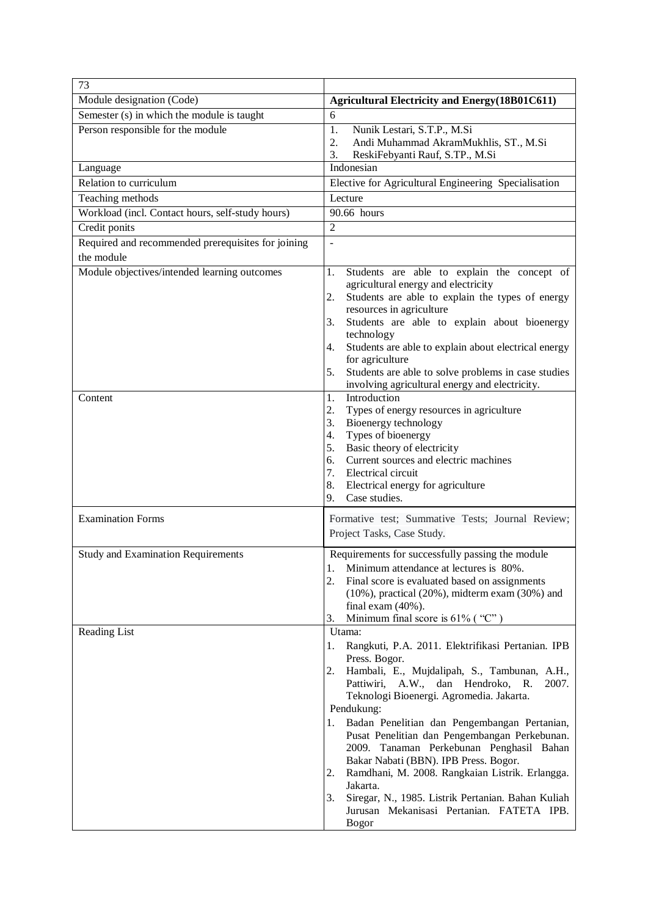| 73 | |
|---|---|
| Module designation (Code) | **Agricultural Electricity and Energy(18B01C611)** |
| Semester (s) in which the module is taught | 6 |
| Person responsible for the module | 1. Nunik Lestari, S.T.P., M.Si<br>2. Andi Muhammad AkramMukhlis, ST., M.Si<br>3. ReskiFebyanti Rauf, S.TP., M.Si |
| Language | Indonesian |
| Relation to curriculum | Elective for Agricultural Engineering Specialisation |
| Teaching methods | Lecture |
| Workload (incl. Contact hours, self-study hours) | 90.66 hours |
| Credit ponits | 2 |
| Required and recommended prerequisites for joining the module | - |
| Module objectives/intended learning outcomes | 1. Students are able to explain the concept of agricultural energy and electricity<br>2. Students are able to explain the types of energy resources in agriculture<br>3. Students are able to explain about bioenergy technology<br>4. Students are able to explain about electrical energy for agriculture<br>5. Students are able to solve problems in case studies involving agricultural energy and electricity. |
| Content | 1. Introduction<br>2. Types of energy resources in agriculture<br>3. Bioenergy technology<br>4. Types of bioenergy<br>5. Basic theory of electricity<br>6. Current sources and electric machines<br>7. Electrical circuit<br>8. Electrical energy for agriculture<br>9. Case studies. |
| Examination Forms | Formative test; Summative Tests; Journal Review; Project Tasks, Case Study. |
| Study and Examination Requirements | Requirements for successfully passing the module<br>1. Minimum attendance at lectures is 80%.<br>2. Final score is evaluated based on assignments (10%), practical (20%), midterm exam (30%) and final exam (40%).<br>3. Minimum final score is 61% ( "C" ) |
| Reading List | Utama:<br>1. Rangkuti, P.A. 2011. Elektrifikasi Pertanian. IPB Press. Bogor.<br>2. Hambali, E., Mujdalipah, S., Tambunan, A.H., Pattiwiri, A.W., dan Hendroko, R. 2007. Teknologi Bioenergi. Agromedia. Jakarta.<br>Pendukung:<br>1. Badan Penelitian dan Pengembangan Pertanian, Pusat Penelitian dan Pengembangan Perkebunan. 2009. Tanaman Perkebunan Penghasil Bahan Bakar Nabati (BBN). IPB Press. Bogor.<br>2. Ramdhani, M. 2008. Rangkaian Listrik. Erlangga. Jakarta.<br>3. Siregar, N., 1985. Listrik Pertanian. Bahan Kuliah Jurusan Mekanisasi Pertanian. FATETA IPB. Bogor |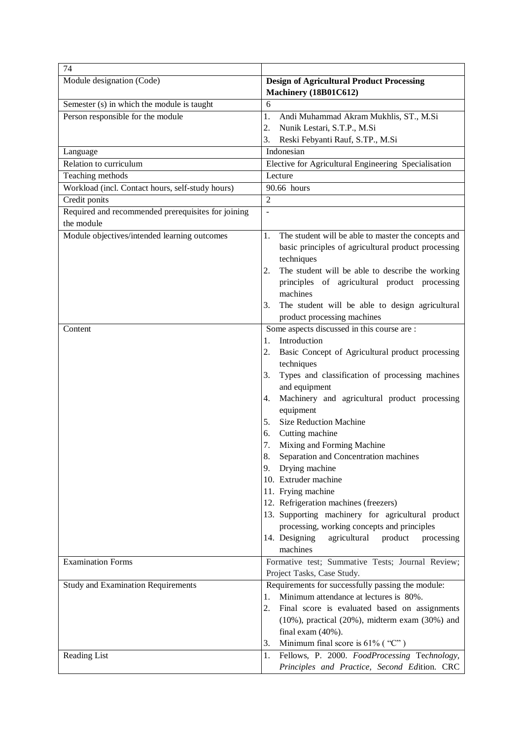| 74 | |
|---|---|
| Module designation (Code) | **Design of Agricultural Product Processing Machinery (18B01C612)** |
| Semester (s) in which the module is taught | 6 |
| Person responsible for the module | 1. Andi Muhammad Akram Mukhlis, ST., M.Si<br>2. Nunik Lestari, S.T.P., M.Si<br>3. Reski Febyanti Rauf, S.TP., M.Si |
| Language | Indonesian |
| Relation to curriculum | Elective for Agricultural Engineering Specialisation |
| Teaching methods | Lecture |
| Workload (incl. Contact hours, self-study hours) | 90.66 hours |
| Credit ponits | 2 |
| Required and recommended prerequisites for joining the module | - |
| Module objectives/intended learning outcomes | 1. The student will be able to master the concepts and basic principles of agricultural product processing techniques<br>2. The student will be able to describe the working principles of agricultural product processing machines<br>3. The student will be able to design agricultural product processing machines |
| Content | Some aspects discussed in this course are :<br>1. Introduction<br>2. Basic Concept of Agricultural product processing techniques<br>3. Types and classification of processing machines and equipment<br>4. Machinery and agricultural product processing equipment<br>5. Size Reduction Machine<br>6. Cutting machine<br>7. Mixing and Forming Machine<br>8. Separation and Concentration machines<br>9. Drying machine<br>10. Extruder machine<br>11. Frying machine<br>12. Refrigeration machines (freezers)<br>13. Supporting machinery for agricultural product processing, working concepts and principles<br>14. Designing agricultural product processing machines |
| Examination Forms | Formative test; Summative Tests; Journal Review; Project Tasks, Case Study. |
| Study and Examination Requirements | Requirements for successfully passing the module:<br>1. Minimum attendance at lectures is 80%.<br>2. Final score is evaluated based on assignments (10%), practical (20%), midterm exam (30%) and final exam (40%).<br>3. Minimum final score is 61% ( "C" ) |
| Reading List | 1. Fellows, P. 2000. *FoodProcessing Technology, Principles and Practice, Second Edition.* CRC |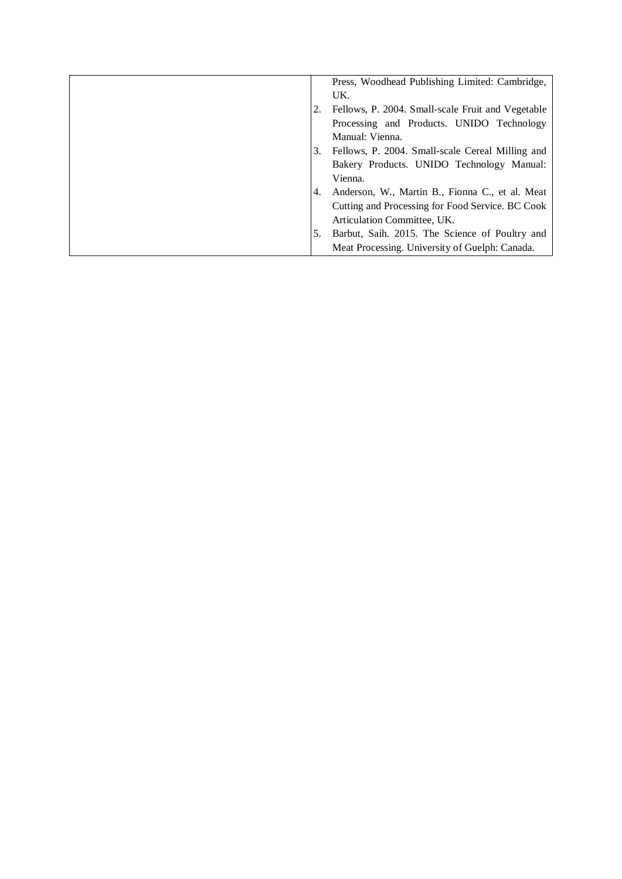| | Press, Woodhead Publishing Limited: Cambridge, UK.<br>2. Fellows, P. 2004. Small-scale Fruit and Vegetable Processing and Products. UNIDO Technology Manual: Vienna.<br>3. Fellows, P. 2004. Small-scale Cereal Milling and Bakery Products. UNIDO Technology Manual: Vienna.<br>4. Anderson, W., Martin B., Fionna C., et al. Meat Cutting and Processing for Food Service. BC Cook Articulation Committee, UK.<br>5. Barbut, Saih. 2015. The Science of Poultry and Meat Processing. University of Guelph: Canada. |
|---|---|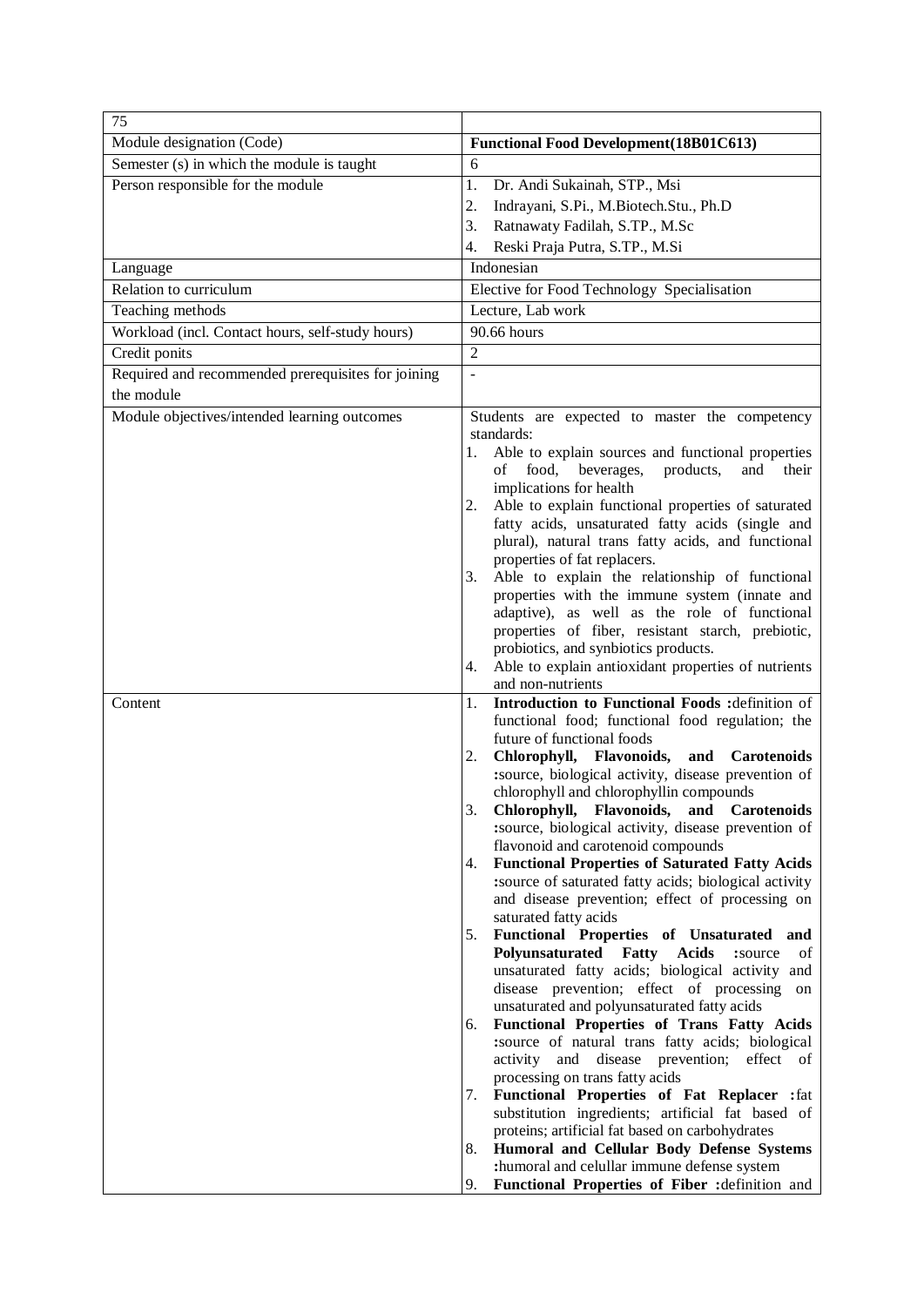| 75 | |
|---|---|
| Module designation (Code) | **Functional Food Development(18B01C613)** |
| Semester (s) in which the module is taught | 6 |
| Person responsible for the module | 1. Dr. Andi Sukainah, STP., Msi<br>2. Indrayani, S.Pi., M.Biotech.Stu., Ph.D<br>3. Ratnawaty Fadilah, S.TP., M.Sc<br>4. Reski Praja Putra, S.TP., M.Si |
| Language | Indonesian |
| Relation to curriculum | Elective for Food Technology Specialisation |
| Teaching methods | Lecture, Lab work |
| Workload (incl. Contact hours, self-study hours) | 90.66 hours |
| Credit ponits | 2 |
| Required and recommended prerequisites for joining the module | - |
| Module objectives/intended learning outcomes | Students are expected to master the competency standards:<br>1. Able to explain sources and functional properties of food, beverages, products, and their implications for health<br>2. Able to explain functional properties of saturated fatty acids, unsaturated fatty acids (single and plural), natural trans fatty acids, and functional properties of fat replacers.<br>3. Able to explain the relationship of functional properties with the immune system (innate and adaptive), as well as the role of functional properties of fiber, resistant starch, prebiotic, probiotics, and synbiotics products.<br>4. Able to explain antioxidant properties of nutrients and non-nutrients |
| Content | 1. **Introduction to Functional Foods :**definition of functional food; functional food regulation; the future of functional foods<br>2. **Chlorophyll, Flavonoids, and Carotenoids :**source, biological activity, disease prevention of chlorophyll and chlorophyllin compounds<br>3. **Chlorophyll, Flavonoids, and Carotenoids :**source, biological activity, disease prevention of flavonoid and carotenoid compounds<br>4. **Functional Properties of Saturated Fatty Acids :**source of saturated fatty acids; biological activity and disease prevention; effect of processing on saturated fatty acids<br>5. **Functional Properties of Unsaturated and Polyunsaturated Fatty Acids :**source of unsaturated fatty acids; biological activity and disease prevention; effect of processing on unsaturated and polyunsaturated fatty acids<br>6. **Functional Properties of Trans Fatty Acids :**source of natural trans fatty acids; biological activity and disease prevention; effect of processing on trans fatty acids<br>7. **Functional Properties of Fat Replacer :**fat substitution ingredients; artificial fat based of proteins; artificial fat based on carbohydrates<br>8. **Humoral and Cellular Body Defense Systems :**humoral and celullar immune defense system<br>9. **Functional Properties of Fiber :**definition and |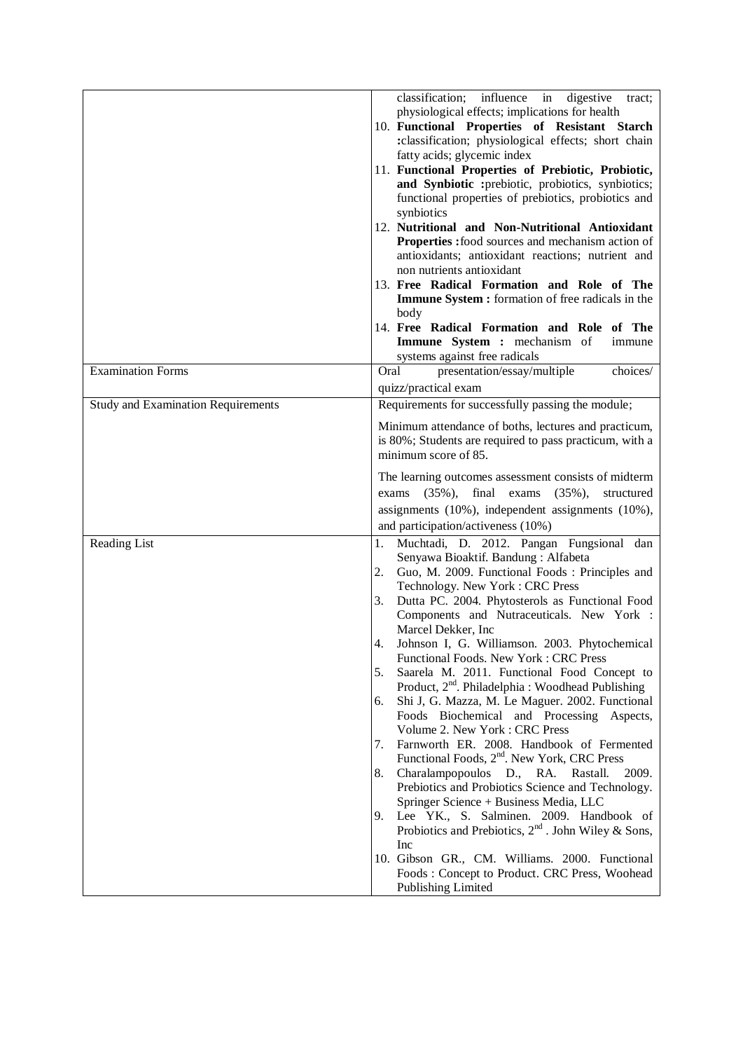| | |
|---|---|
| | classification; influence in digestive tract; physiological effects; implications for health<br>10. **Functional Properties of Resistant Starch :**classification; physiological effects; short chain fatty acids; glycemic index<br>11. **Functional Properties of Prebiotic, Probiotic, and Synbiotic :**prebiotic, probiotics, synbiotics; functional properties of prebiotics, probiotics and synbiotics<br>12. **Nutritional and Non-Nutritional Antioxidant Properties :**food sources and mechanism action of antioxidants; antioxidant reactions; nutrient and non nutrients antioxidant<br>13. **Free Radical Formation and Role of The Immune System :** formation of free radicals in the body<br>14. **Free Radical Formation and Role of The Immune System :** mechanism of immune systems against free radicals |
| Examination Forms | Oral presentation/essay/multiple choices/ quizz/practical exam |
| Study and Examination Requirements | Requirements for successfully passing the module;<br><br>Minimum attendance of boths, lectures and practicum, is 80%; Students are required to pass practicum, with a minimum score of 85.<br><br>The learning outcomes assessment consists of midterm exams (35%), final exams (35%), structured assignments (10%), independent assignments (10%), and participation/activeness (10%) |
| Reading List | 1. Muchtadi, D. 2012. Pangan Fungsional dan Senyawa Bioaktif. Bandung : Alfabeta<br>2. Guo, M. 2009. Functional Foods : Principles and Technology. New York : CRC Press<br>3. Dutta PC. 2004. Phytosterols as Functional Food Components and Nutraceuticals. New York : Marcel Dekker, Inc<br>4. Johnson I, G. Williamson. 2003. Phytochemical Functional Foods. New York : CRC Press<br>5. Saarela M. 2011. Functional Food Concept to Product, 2nd. Philadelphia : Woodhead Publishing<br>6. Shi J, G. Mazza, M. Le Maguer. 2002. Functional Foods Biochemical and Processing Aspects, Volume 2. New York : CRC Press<br>7. Farnworth ER. 2008. Handbook of Fermented Functional Foods, 2nd. New York, CRC Press<br>8. Charalampopoulos D., RA. Rastall. 2009. Prebiotics and Probiotics Science and Technology. Springer Science + Business Media, LLC<br>9. Lee YK., S. Salminen. 2009. Handbook of Probiotics and Prebiotics, 2nd . John Wiley & Sons, Inc<br>10. Gibson GR., CM. Williams. 2000. Functional Foods : Concept to Product. CRC Press, Woohead Publishing Limited |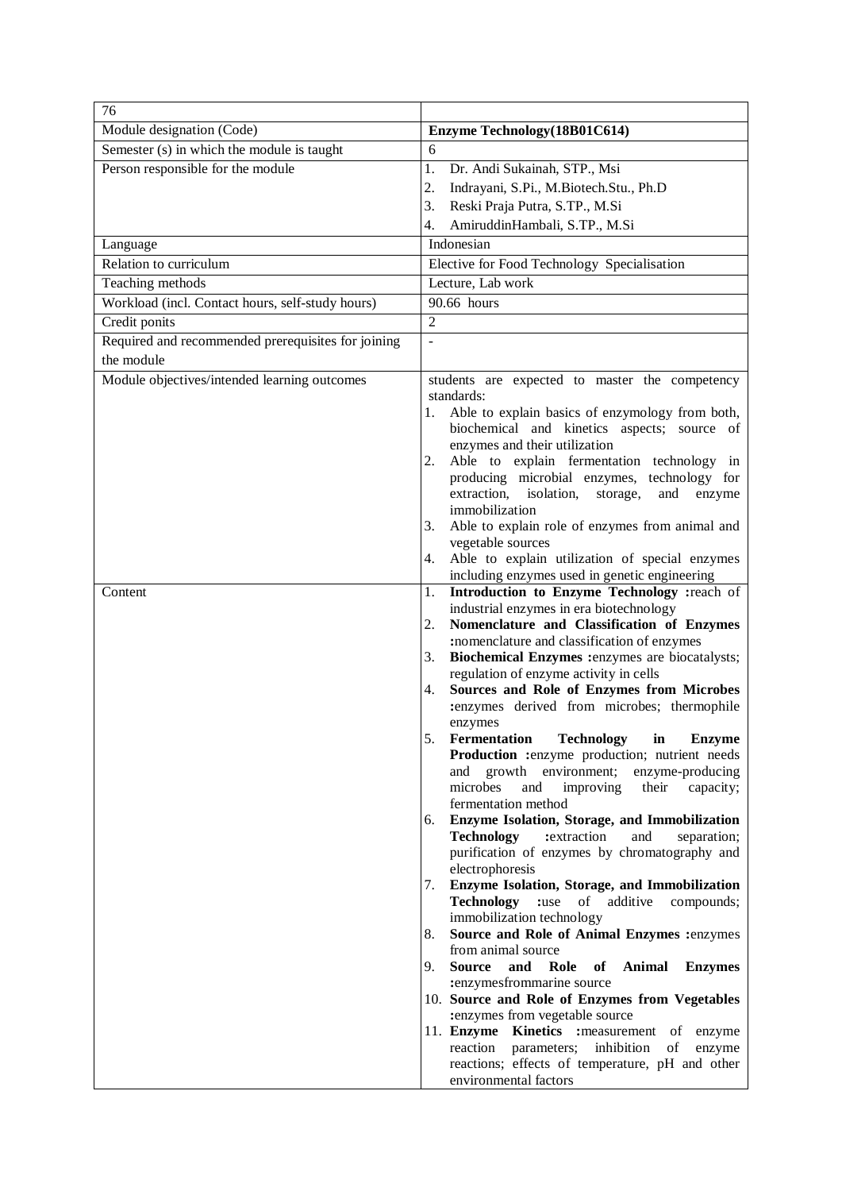| 76 | |
|---|---|
| Module designation (Code) | **Enzyme Technology(18B01C614)** |
| Semester (s) in which the module is taught | 6 |
| Person responsible for the module | 1. Dr. Andi Sukainah, STP., Msi<br>2. Indrayani, S.Pi., M.Biotech.Stu., Ph.D<br>3. Reski Praja Putra, S.TP., M.Si<br>4. AmiruddinHambali, S.TP., M.Si |
| Language | Indonesian |
| Relation to curriculum | Elective for Food Technology Specialisation |
| Teaching methods | Lecture, Lab work |
| Workload (incl. Contact hours, self-study hours) | 90.66 hours |
| Credit ponits | 2 |
| Required and recommended prerequisites for joining the module | - |
| Module objectives/intended learning outcomes | students are expected to master the competency standards:<br>1. Able to explain basics of enzymology from both, biochemical and kinetics aspects; source of enzymes and their utilization<br>2. Able to explain fermentation technology in producing microbial enzymes, technology for extraction, isolation, storage, and enzyme immobilization<br>3. Able to explain role of enzymes from animal and vegetable sources<br>4. Able to explain utilization of special enzymes including enzymes used in genetic engineering |
| Content | 1. **Introduction to Enzyme Technology :**reach of industrial enzymes in era biotechnology<br>2. **Nomenclature and Classification of Enzymes :**nomenclature and classification of enzymes<br>3. **Biochemical Enzymes :**enzymes are biocatalysts; regulation of enzyme activity in cells<br>4. **Sources and Role of Enzymes from Microbes :**enzymes derived from microbes; thermophile enzymes<br>5. **Fermentation Technology in Enzyme Production :**enzyme production; nutrient needs and growth environment; enzyme-producing microbes and improving their capacity; fermentation method<br>6. **Enzyme Isolation, Storage, and Immobilization Technology :**extraction and separation; purification of enzymes by chromatography and electrophoresis<br>7. **Enzyme Isolation, Storage, and Immobilization Technology :**use of additive compounds; immobilization technology<br>8. **Source and Role of Animal Enzymes :**enzymes from animal source<br>9. **Source and Role of Animal Enzymes :**enzymesfrommarine source<br>10. **Source and Role of Enzymes from Vegetables :**enzymes from vegetable source<br>11. **Enzyme Kinetics :**measurement of enzyme reaction parameters; inhibition of enzyme reactions; effects of temperature, pH and other environmental factors |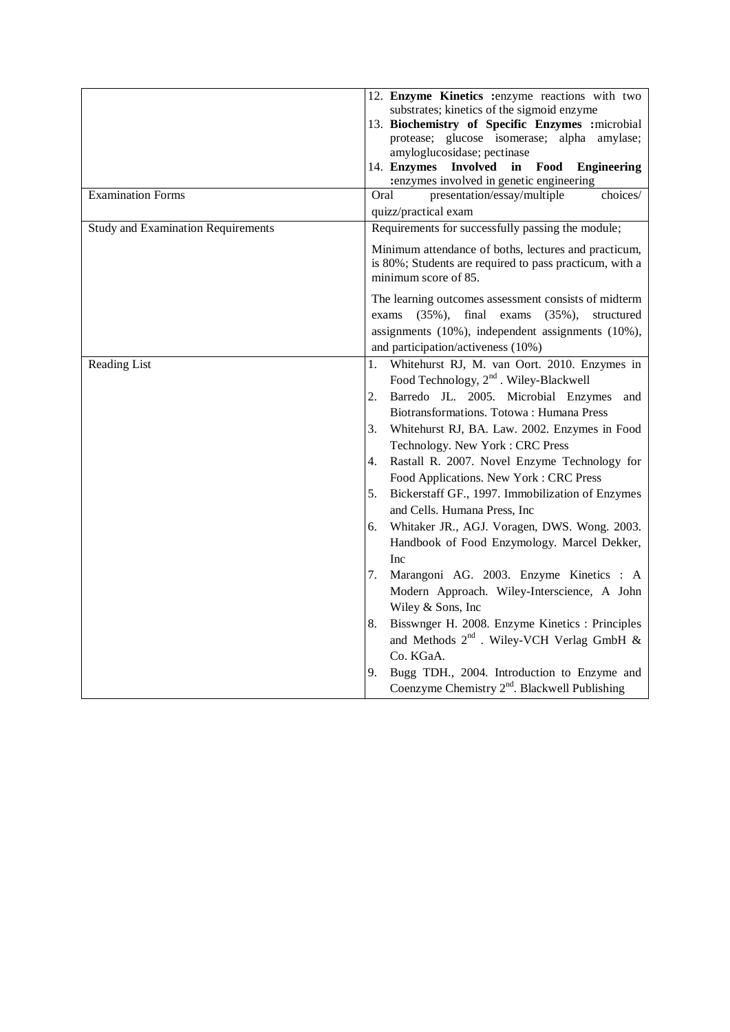|  |  |
|---|---|
|  | 12. **Enzyme Kinetics :**enzyme reactions with two substrates; kinetics of the sigmoid enzyme<br>13. **Biochemistry of Specific Enzymes :**microbial protease; glucose isomerase; alpha amylase; amyloglucosidase; pectinase<br>14. **Enzymes Involved in Food Engineering :**enzymes involved in genetic engineering |
| Examination Forms | Oral presentation/essay/multiple choices/ quizz/practical exam |
| Study and Examination Requirements | Requirements for successfully passing the module;<br><br>Minimum attendance of boths, lectures and practicum, is 80%; Students are required to pass practicum, with a minimum score of 85.<br><br>The learning outcomes assessment consists of midterm exams (35%), final exams (35%), structured assignments (10%), independent assignments (10%), and participation/activeness (10%) |
| Reading List | 1. Whitehurst RJ, M. van Oort. 2010. Enzymes in Food Technology, 2nd . Wiley-Blackwell<br>2. Barredo JL. 2005. Microbial Enzymes and Biotransformations. Totowa : Humana Press<br>3. Whitehurst RJ, BA. Law. 2002. Enzymes in Food Technology. New York : CRC Press<br>4. Rastall R. 2007. Novel Enzyme Technology for Food Applications. New York : CRC Press<br>5. Bickerstaff GF., 1997. Immobilization of Enzymes and Cells. Humana Press, Inc<br>6. Whitaker JR., AGJ. Voragen, DWS. Wong. 2003. Handbook of Food Enzymology. Marcel Dekker, Inc<br>7. Marangoni AG. 2003. Enzyme Kinetics : A Modern Approach. Wiley-Interscience, A John Wiley & Sons, Inc<br>8. Bisswnger H. 2008. Enzyme Kinetics : Principles and Methods 2nd . Wiley-VCH Verlag GmbH & Co. KGaA.<br>9. Bugg TDH., 2004. Introduction to Enzyme and Coenzyme Chemistry 2nd. Blackwell Publishing |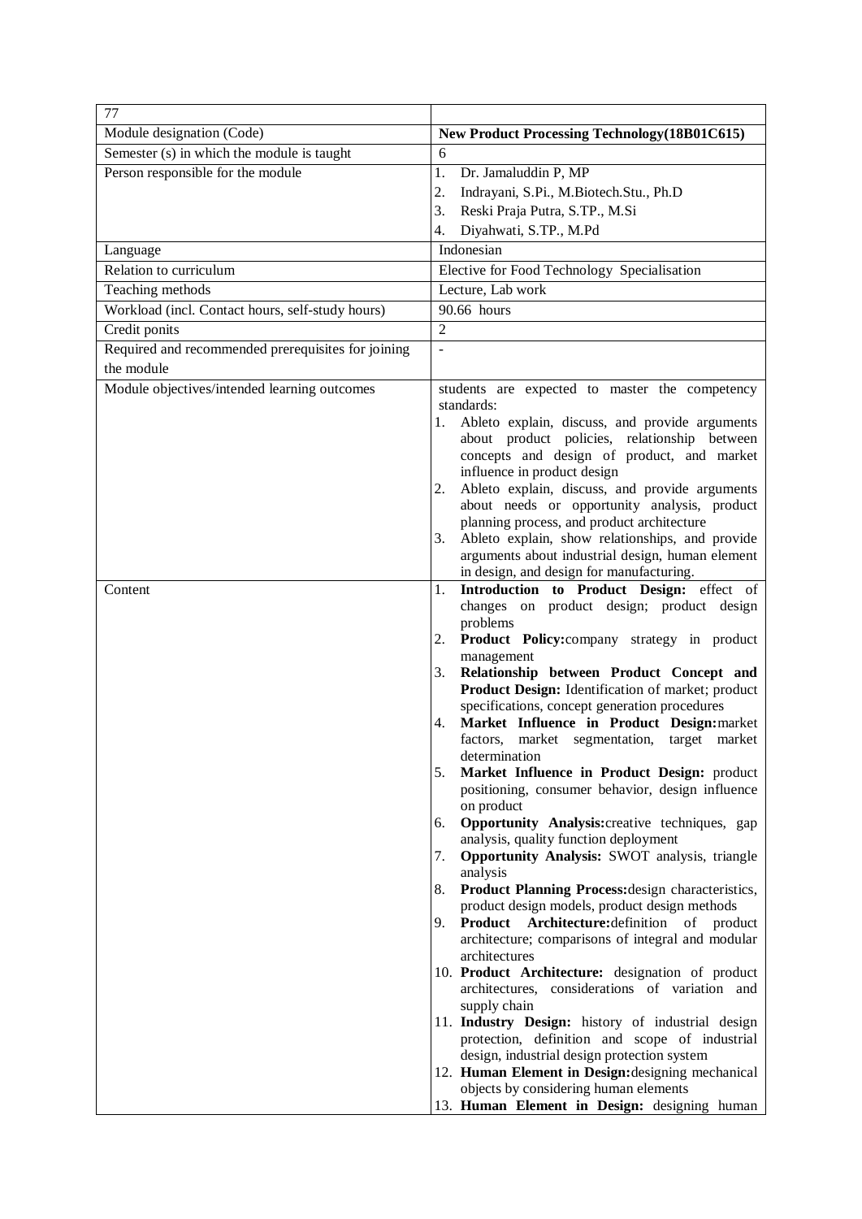| 77 | |
|---|---|
| Module designation (Code) | **New Product Processing Technology(18B01C615)** |
| Semester (s) in which the module is taught | 6 |
| Person responsible for the module | 1. Dr. Jamaluddin P, MP<br>2. Indrayani, S.Pi., M.Biotech.Stu., Ph.D<br>3. Reski Praja Putra, S.TP., M.Si<br>4. Diyahwati, S.TP., M.Pd |
| Language | Indonesian |
| Relation to curriculum | Elective for Food Technology Specialisation |
| Teaching methods | Lecture, Lab work |
| Workload (incl. Contact hours, self-study hours) | 90.66 hours |
| Credit ponits | 2 |
| Required and recommended prerequisites for joining the module | - |
| Module objectives/intended learning outcomes | students are expected to master the competency standards:<br>1. Ableto explain, discuss, and provide arguments about product policies, relationship between concepts and design of product, and market influence in product design<br>2. Ableto explain, discuss, and provide arguments about needs or opportunity analysis, product planning process, and product architecture<br>3. Ableto explain, show relationships, and provide arguments about industrial design, human element in design, and design for manufacturing. |
| Content | 1. **Introduction to Product Design:** effect of changes on product design; product design problems<br>2. **Product Policy:**company strategy in product management<br>3. **Relationship between Product Concept and Product Design:** Identification of market; product specifications, concept generation procedures<br>4. **Market Influence in Product Design:**market factors, market segmentation, target market determination<br>5. **Market Influence in Product Design:** product positioning, consumer behavior, design influence on product<br>6. **Opportunity Analysis:**creative techniques, gap analysis, quality function deployment<br>7. **Opportunity Analysis:** SWOT analysis, triangle analysis<br>8. **Product Planning Process:**design characteristics, product design models, product design methods<br>9. **Product Architecture:**definition of product architecture; comparisons of integral and modular architectures<br>10. **Product Architecture:** designation of product architectures, considerations of variation and supply chain<br>11. **Industry Design:** history of industrial design protection, definition and scope of industrial design, industrial design protection system<br>12. **Human Element in Design:**designing mechanical objects by considering human elements<br>13. **Human Element in Design:** designing human |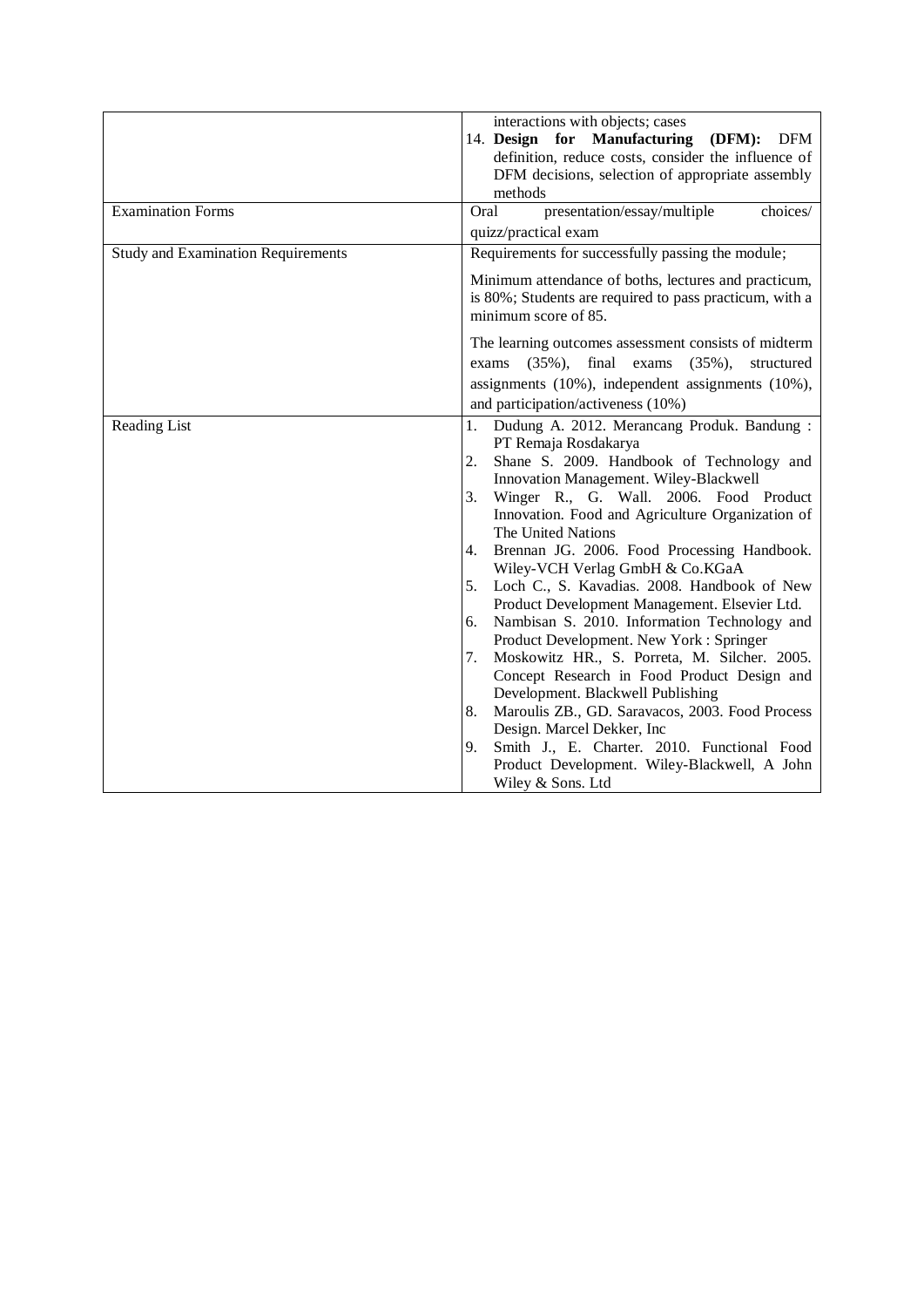| | |
|---|---|
| | interactions with objects; cases<br>14. **Design for Manufacturing (DFM):** DFM definition, reduce costs, consider the influence of DFM decisions, selection of appropriate assembly methods |
| Examination Forms | Oral presentation/essay/multiple choices/ quizz/practical exam |
| Study and Examination Requirements | Requirements for successfully passing the module;<br><br>Minimum attendance of boths, lectures and practicum, is 80%; Students are required to pass practicum, with a minimum score of 85.<br><br>The learning outcomes assessment consists of midterm exams (35%), final exams (35%), structured assignments (10%), independent assignments (10%), and participation/activeness (10%) |
| Reading List | 1. Dudung A. 2012. Merancang Produk. Bandung : PT Remaja Rosdakarya<br>2. Shane S. 2009. Handbook of Technology and Innovation Management. Wiley-Blackwell<br>3. Winger R., G. Wall. 2006. Food Product Innovation. Food and Agriculture Organization of The United Nations<br>4. Brennan JG. 2006. Food Processing Handbook. Wiley-VCH Verlag GmbH & Co.KGaA<br>5. Loch C., S. Kavadias. 2008. Handbook of New Product Development Management. Elsevier Ltd.<br>6. Nambisan S. 2010. Information Technology and Product Development. New York : Springer<br>7. Moskowitz HR., S. Porreta, M. Silcher. 2005. Concept Research in Food Product Design and Development. Blackwell Publishing<br>8. Maroulis ZB., GD. Saravacos, 2003. Food Process Design. Marcel Dekker, Inc<br>9. Smith J., E. Charter. 2010. Functional Food Product Development. Wiley-Blackwell, A John Wiley & Sons. Ltd |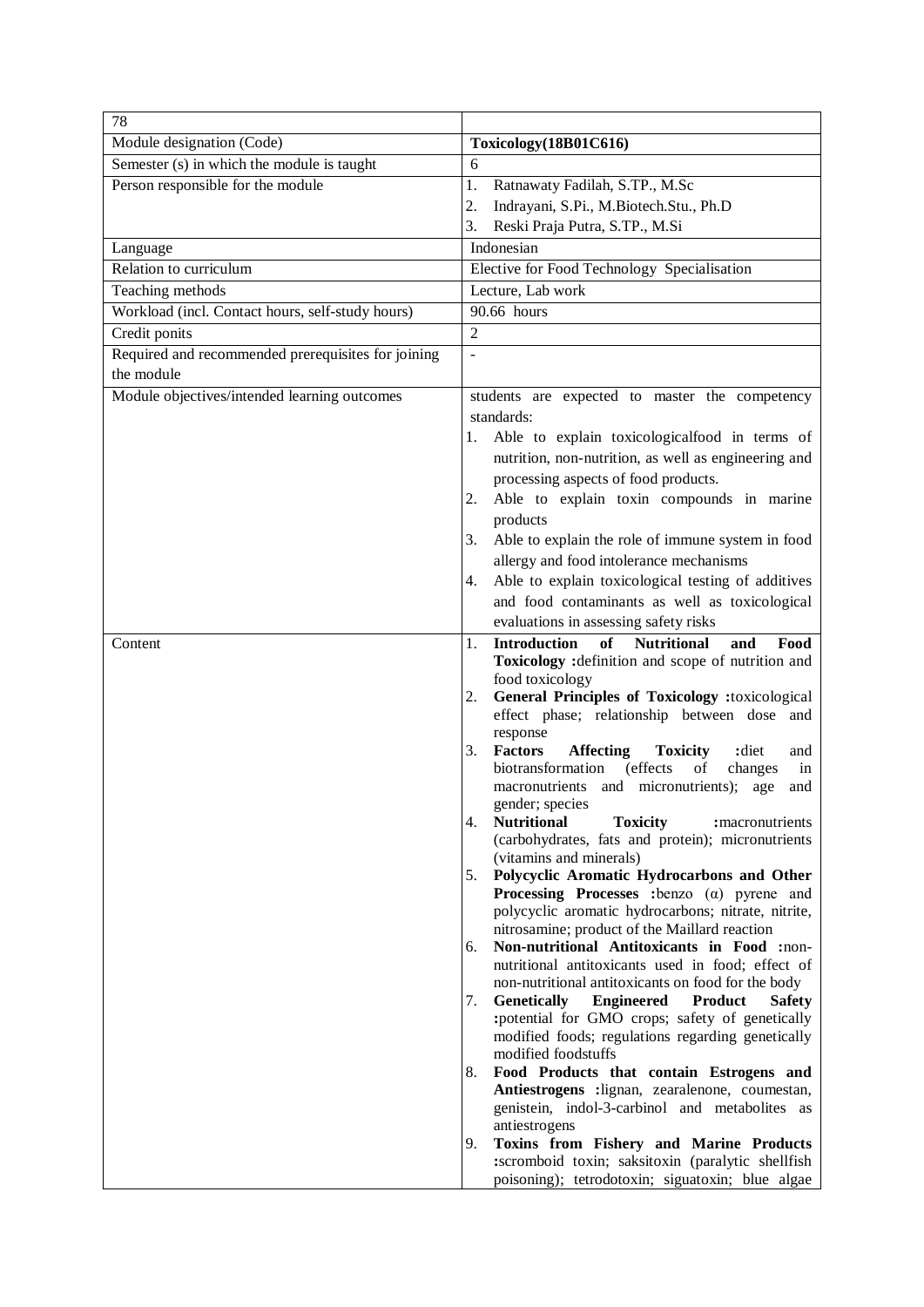| 78 | |
|---|---|
| Module designation (Code) | **Toxicology(18B01C616)** |
| Semester (s) in which the module is taught | 6 |
| Person responsible for the module | 1. Ratnawaty Fadilah, S.TP., M.Sc<br>2. Indrayani, S.Pi., M.Biotech.Stu., Ph.D<br>3. Reski Praja Putra, S.TP., M.Si |
| Language | Indonesian |
| Relation to curriculum | Elective for Food Technology Specialisation |
| Teaching methods | Lecture, Lab work |
| Workload (incl. Contact hours, self-study hours) | 90.66 hours |
| Credit ponits | 2 |
| Required and recommended prerequisites for joining the module | - |
| Module objectives/intended learning outcomes | students are expected to master the competency standards:<br>1. Able to explain toxicologicalfood in terms of nutrition, non-nutrition, as well as engineering and processing aspects of food products.<br>2. Able to explain toxin compounds in marine products<br>3. Able to explain the role of immune system in food allergy and food intolerance mechanisms<br>4. Able to explain toxicological testing of additives and food contaminants as well as toxicological evaluations in assessing safety risks |
| Content | 1. **Introduction of Nutritional and Food Toxicology :**definition and scope of nutrition and food toxicology<br>2. **General Principles of Toxicology :**toxicological effect phase; relationship between dose and response<br>3. **Factors Affecting Toxicity :**diet and biotransformation (effects of changes in macronutrients and micronutrients); age and gender; species<br>4. **Nutritional Toxicity :**macronutrients (carbohydrates, fats and protein); micronutrients (vitamins and minerals)<br>5. **Polycyclic Aromatic Hydrocarbons and Other Processing Processes :**benzo (α) pyrene and polycyclic aromatic hydrocarbons; nitrate, nitrite, nitrosamine; product of the Maillard reaction<br>6. **Non-nutritional Antitoxicants in Food :**non-nutritional antitoxicants used in food; effect of non-nutritional antitoxicants on food for the body<br>7. **Genetically Engineered Product Safety :**potential for GMO crops; safety of genetically modified foods; regulations regarding genetically modified foodstuffs<br>8. **Food Products that contain Estrogens and Antiestrogens :**lignan, zearalenone, coumestan, genistein, indol-3-carbinol and metabolites as antiestrogens<br>9. **Toxins from Fishery and Marine Products :**scromboid toxin; saksitoxin (paralytic shellfish poisoning); tetrodotoxin; siguatoxin; blue algae |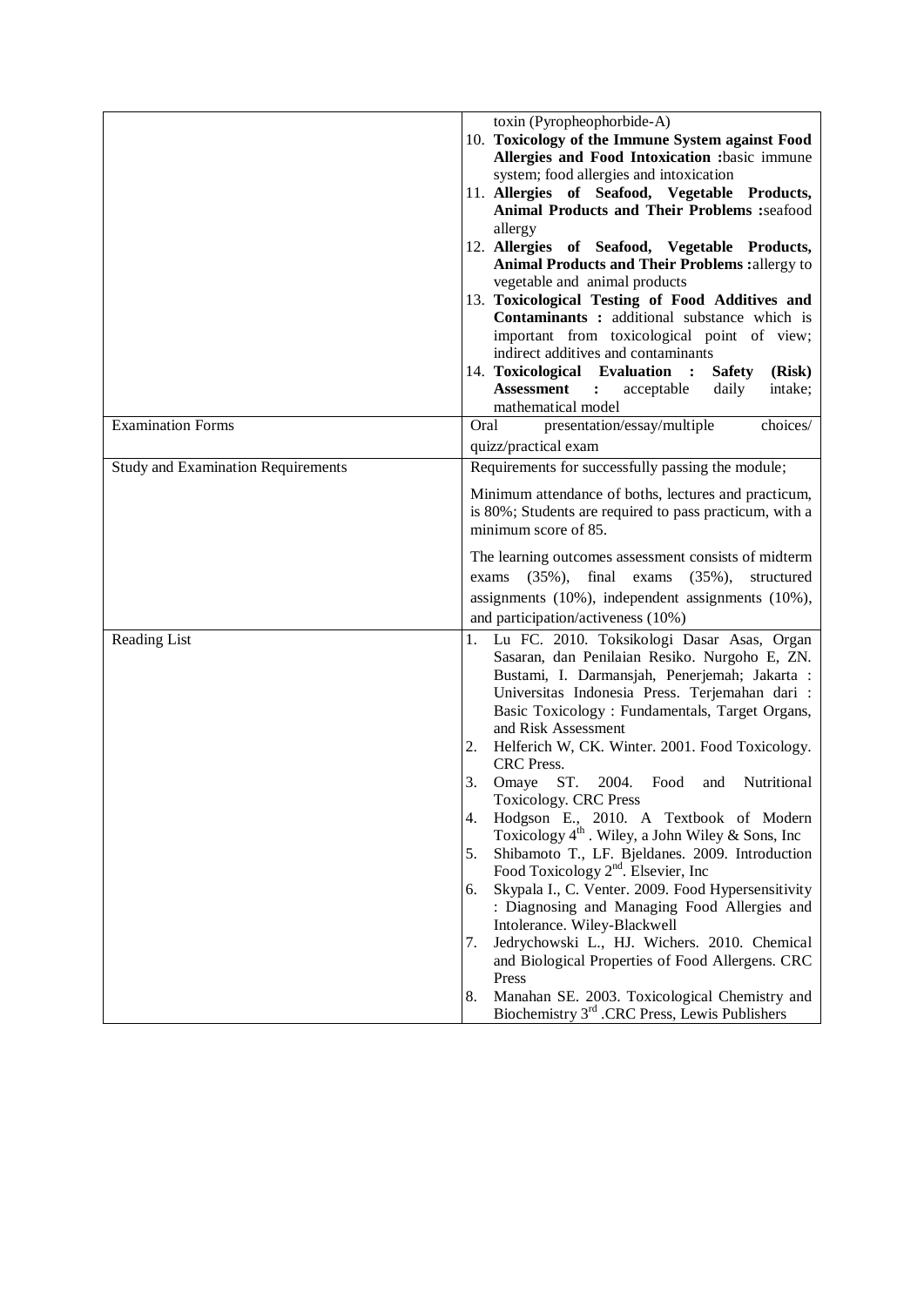| | |
|---|---|
| | toxin (Pyropheophorbide-A)<br>10. **Toxicology of the Immune System against Food Allergies and Food Intoxication :** basic immune system; food allergies and intoxication<br>11. **Allergies of Seafood, Vegetable Products, Animal Products and Their Problems :** seafood allergy<br>12. **Allergies of Seafood, Vegetable Products, Animal Products and Their Problems :** allergy to vegetable and animal products<br>13. **Toxicological Testing of Food Additives and Contaminants :** additional substance which is important from toxicological point of view; indirect additives and contaminants<br>14. **Toxicological Evaluation : Safety (Risk) Assessment :** acceptable daily intake; mathematical model |
| Examination Forms | Oral presentation/essay/multiple choices/ quizz/practical exam |
| Study and Examination Requirements | Requirements for successfully passing the module;<br><br>Minimum attendance of boths, lectures and practicum, is 80%; Students are required to pass practicum, with a minimum score of 85.<br><br>The learning outcomes assessment consists of midterm exams (35%), final exams (35%), structured assignments (10%), independent assignments (10%), and participation/activeness (10%) |
| Reading List | 1. Lu FC. 2010. Toksikologi Dasar Asas, Organ Sasaran, dan Penilaian Resiko. Nurgoho E, ZN. Bustami, I. Darmansjah, Penerjemah; Jakarta : Universitas Indonesia Press. Terjemahan dari : Basic Toxicology : Fundamentals, Target Organs, and Risk Assessment<br>2. Helferich W, CK. Winter. 2001. Food Toxicology. CRC Press.<br>3. Omaye ST. 2004. Food and Nutritional Toxicology. CRC Press<br>4. Hodgson E., 2010. A Textbook of Modern Toxicology 4th . Wiley, a John Wiley & Sons, Inc<br>5. Shibamoto T., LF. Bjeldanes. 2009. Introduction Food Toxicology 2nd. Elsevier, Inc<br>6. Skypala I., C. Venter. 2009. Food Hypersensitivity : Diagnosing and Managing Food Allergies and Intolerance. Wiley-Blackwell<br>7. Jedrychowski L., HJ. Wichers. 2010. Chemical and Biological Properties of Food Allergens. CRC Press<br>8. Manahan SE. 2003. Toxicological Chemistry and Biochemistry 3rd .CRC Press, Lewis Publishers |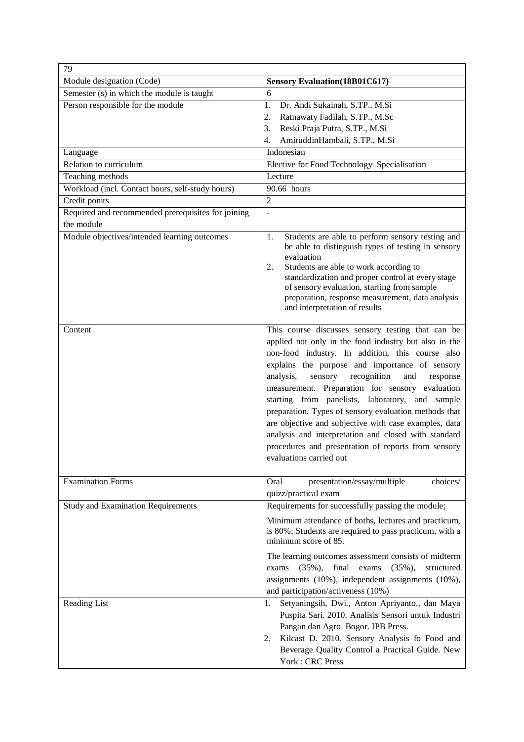| 79 | |
|---|---|
| Module designation (Code) | **Sensory Evaluation(18B01C617)** |
| Semester (s) in which the module is taught | 6 |
| Person responsible for the module | 1. Dr. Andi Sukainah, S.TP., M.Si<br>2. Ratnawaty Fadilah, S.TP., M.Sc<br>3. Reski Praja Putra, S.TP., M.Si<br>4. AmiruddinHambali, S.TP., M.Si |
| Language | Indonesian |
| Relation to curriculum | Elective for Food Technology Specialisation |
| Teaching methods | Lecture |
| Workload (incl. Contact hours, self-study hours) | 90.66 hours |
| Credit ponits | 2 |
| Required and recommended prerequisites for joining the module | - |
| Module objectives/intended learning outcomes | 1. Students are able to perform sensory testing and be able to distinguish types of testing in sensory evaluation<br>2. Students are able to work according to standardization and proper control at every stage of sensory evaluation, starting from sample preparation, response measurement, data analysis and interpretation of results |
| Content | This course discusses sensory testing that can be applied not only in the food industry but also in the non-food industry. In addition, this course also explains the purpose and importance of sensory analysis, sensory recognition and response measurement. Preparation for sensory evaluation starting from panelists, laboratory, and sample preparation. Types of sensory evaluation methods that are objective and subjective with case examples, data analysis and interpretation and closed with standard procedures and presentation of reports from sensory evaluations carried out |
| Examination Forms | Oral presentation/essay/multiple choices/ quizz/practical exam |
| Study and Examination Requirements | Requirements for successfully passing the module;<br><br>Minimum attendance of boths, lectures and practicum, is 80%; Students are required to pass practicum, with a minimum score of 85.<br><br>The learning outcomes assessment consists of midterm exams (35%), final exams (35%), structured assignments (10%), independent assignments (10%), and participation/activeness (10%) |
| Reading List | 1. Setyaningsih, Dwi., Anton Apriyanto., dan Maya Puspita Sari. 2010. Analisis Sensori untuk Industri Pangan dan Agro. Bogor. IPB Press.<br>2. Kilcast D. 2010. Sensory Analysis fo Food and Beverage Quality Control a Practical Guide. New York : CRC Press |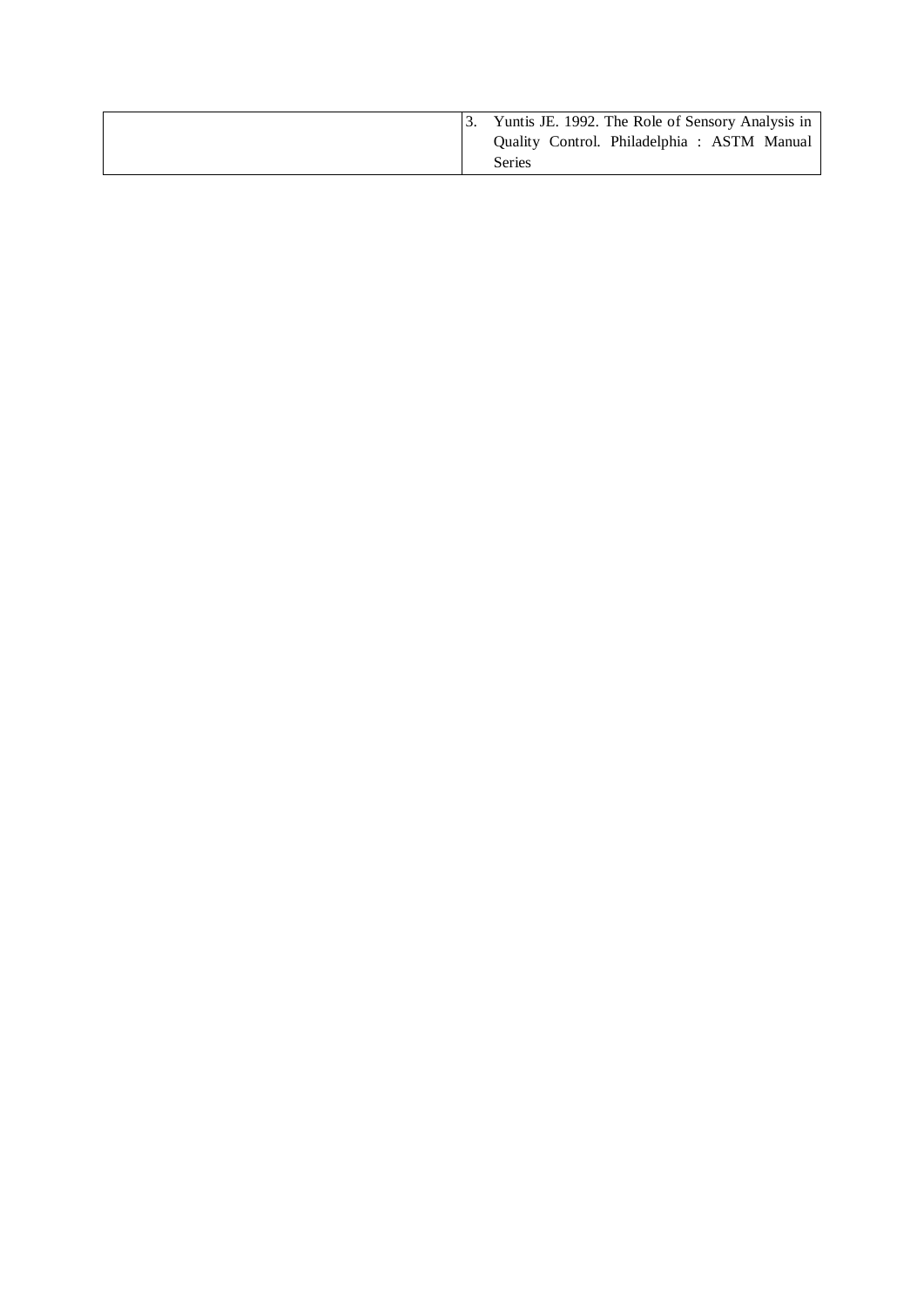|  |  |
|---|---|
|  | 3. Yuntis JE. 1992. The Role of Sensory Analysis in Quality Control. Philadelphia : ASTM Manual Series |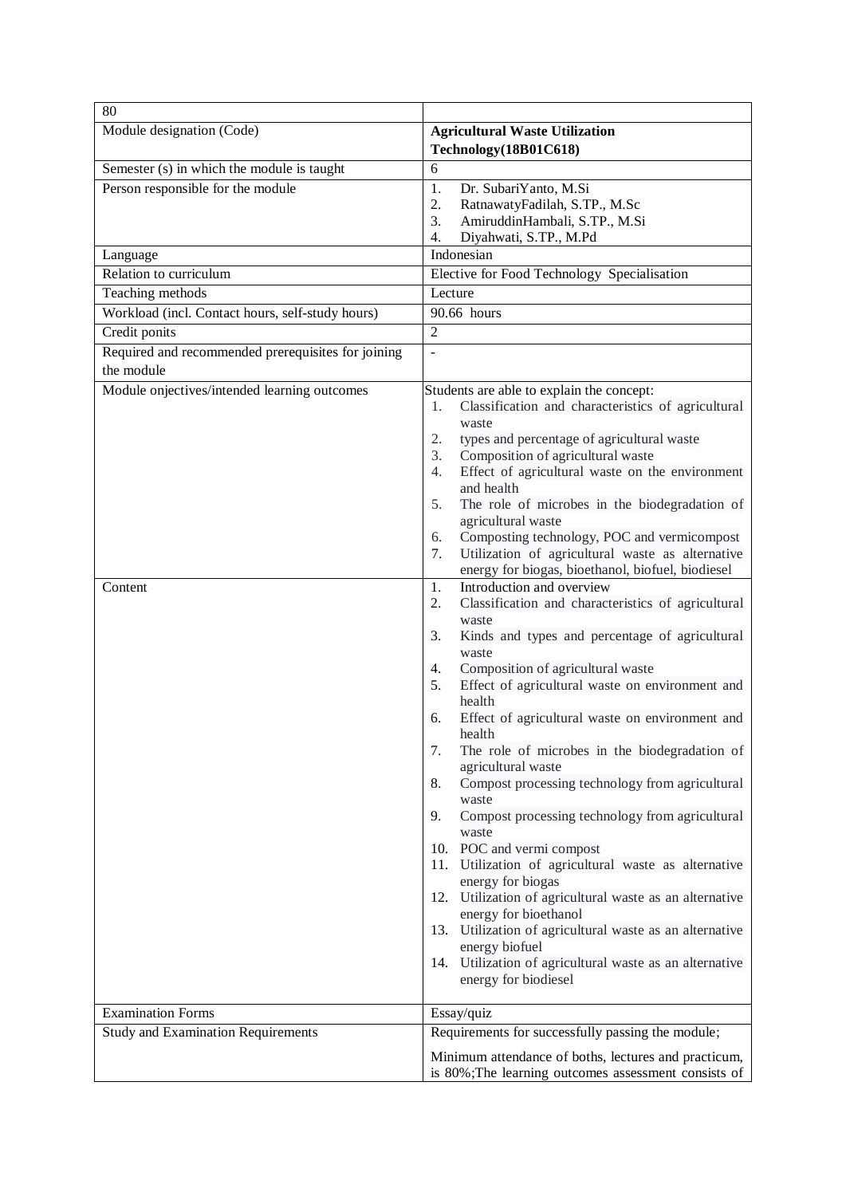| 80 | |
|---|---|
| Module designation (Code) | **Agricultural Waste Utilization Technology(18B01C618)** |
| Semester (s) in which the module is taught | 6 |
| Person responsible for the module | 1. Dr. SubariYanto, M.Si<br>2. RatnawatyFadilah, S.TP., M.Sc<br>3. AmiruddinHambali, S.TP., M.Si<br>4. Diyahwati, S.TP., M.Pd |
| Language | Indonesian |
| Relation to curriculum | Elective for Food Technology Specialisation |
| Teaching methods | Lecture |
| Workload (incl. Contact hours, self-study hours) | 90.66 hours |
| Credit ponits | 2 |
| Required and recommended prerequisites for joining the module | - |
| Module onjectives/intended learning outcomes | Students are able to explain the concept:<br>1. Classification and characteristics of agricultural waste<br>2. types and percentage of agricultural waste<br>3. Composition of agricultural waste<br>4. Effect of agricultural waste on the environment and health<br>5. The role of microbes in the biodegradation of agricultural waste<br>6. Composting technology, POC and vermicompost<br>7. Utilization of agricultural waste as alternative energy for biogas, bioethanol, biofuel, biodiesel |
| Content | 1. Introduction and overview<br>2. Classification and characteristics of agricultural waste<br>3. Kinds and types and percentage of agricultural waste<br>4. Composition of agricultural waste<br>5. Effect of agricultural waste on environment and health<br>6. Effect of agricultural waste on environment and health<br>7. The role of microbes in the biodegradation of agricultural waste<br>8. Compost processing technology from agricultural waste<br>9. Compost processing technology from agricultural waste<br>10. POC and vermi compost<br>11. Utilization of agricultural waste as alternative energy for biogas<br>12. Utilization of agricultural waste as an alternative energy for bioethanol<br>13. Utilization of agricultural waste as an alternative energy biofuel<br>14. Utilization of agricultural waste as an alternative energy for biodiesel |
| Examination Forms | Essay/quiz |
| Study and Examination Requirements | Requirements for successfully passing the module;<br><br>Minimum attendance of boths, lectures and practicum, is 80%;The learning outcomes assessment consists of |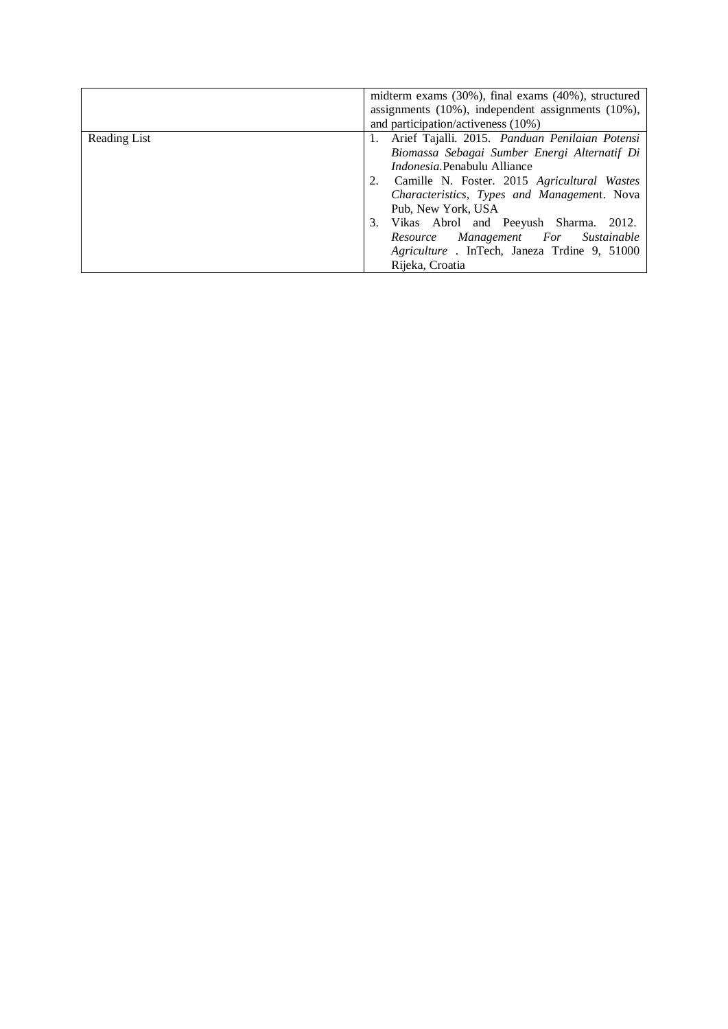|  |  |
|---|---|
|  | midterm exams (30%), final exams (40%), structured assignments (10%), independent assignments (10%), and participation/activeness (10%) |
| Reading List | 1. Arief Tajalli. 2015. *Panduan Penilaian Potensi Biomassa Sebagai Sumber Energi Alternatif Di Indonesia*.Penabulu Alliance<br>2. Camille N. Foster. 2015 *Agricultural Wastes Characteristics, Types and Management*. Nova Pub, New York, USA<br>3. Vikas Abrol and Peeyush Sharma. 2012. *Resource Management For Sustainable Agriculture* . InTech, Janeza Trdine 9, 51000 Rijeka, Croatia |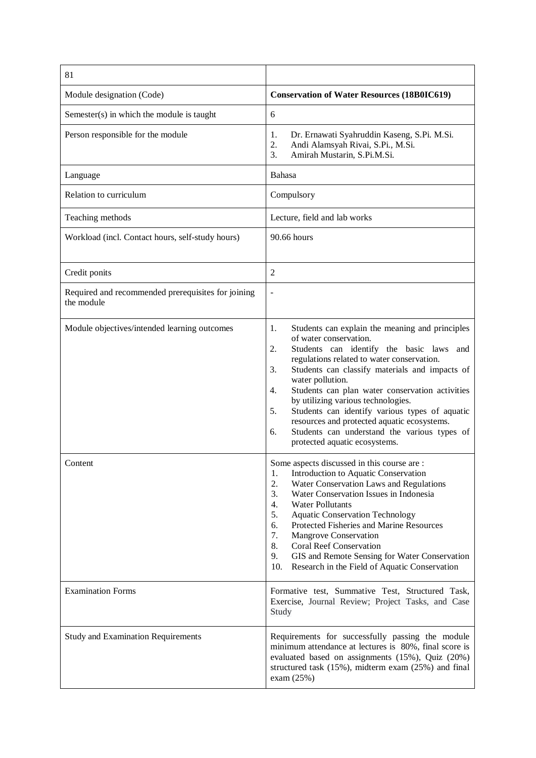| 81 | |
|---|---|
| Module designation (Code) | **Conservation of Water Resources (18B0IC619)** |
| Semester(s) in which the module is taught | 6 |
| Person responsible for the module | 1. Dr. Ernawati Syahruddin Kaseng, S.Pi. M.Si.<br>2. Andi Alamsyah Rivai, S.Pi., M.Si.<br>3. Amirah Mustarin, S.Pi.M.Si. |
| Language | Bahasa |
| Relation to curriculum | Compulsory |
| Teaching methods | Lecture, field and lab works |
| Workload (incl. Contact hours, self-study hours) | 90.66 hours |
| Credit ponits | 2 |
| Required and recommended prerequisites for joining the module | - |
| Module objectives/intended learning outcomes | 1. Students can explain the meaning and principles of water conservation.<br>2. Students can identify the basic laws and regulations related to water conservation.<br>3. Students can classify materials and impacts of water pollution.<br>4. Students can plan water conservation activities by utilizing various technologies.<br>5. Students can identify various types of aquatic resources and protected aquatic ecosystems.<br>6. Students can understand the various types of protected aquatic ecosystems. |
| Content | Some aspects discussed in this course are :<br>1. Introduction to Aquatic Conservation<br>2. Water Conservation Laws and Regulations<br>3. Water Conservation Issues in Indonesia<br>4. Water Pollutants<br>5. Aquatic Conservation Technology<br>6. Protected Fisheries and Marine Resources<br>7. Mangrove Conservation<br>8. Coral Reef Conservation<br>9. GIS and Remote Sensing for Water Conservation<br>10. Research in the Field of Aquatic Conservation |
| Examination Forms | Formative test, Summative Test, Structured Task, Exercise, Journal Review; Project Tasks, and Case Study |
| Study and Examination Requirements | Requirements for successfully passing the module minimum attendance at lectures is 80%, final score is evaluated based on assignments (15%), Quiz (20%) structured task (15%), midterm exam (25%) and final exam (25%) |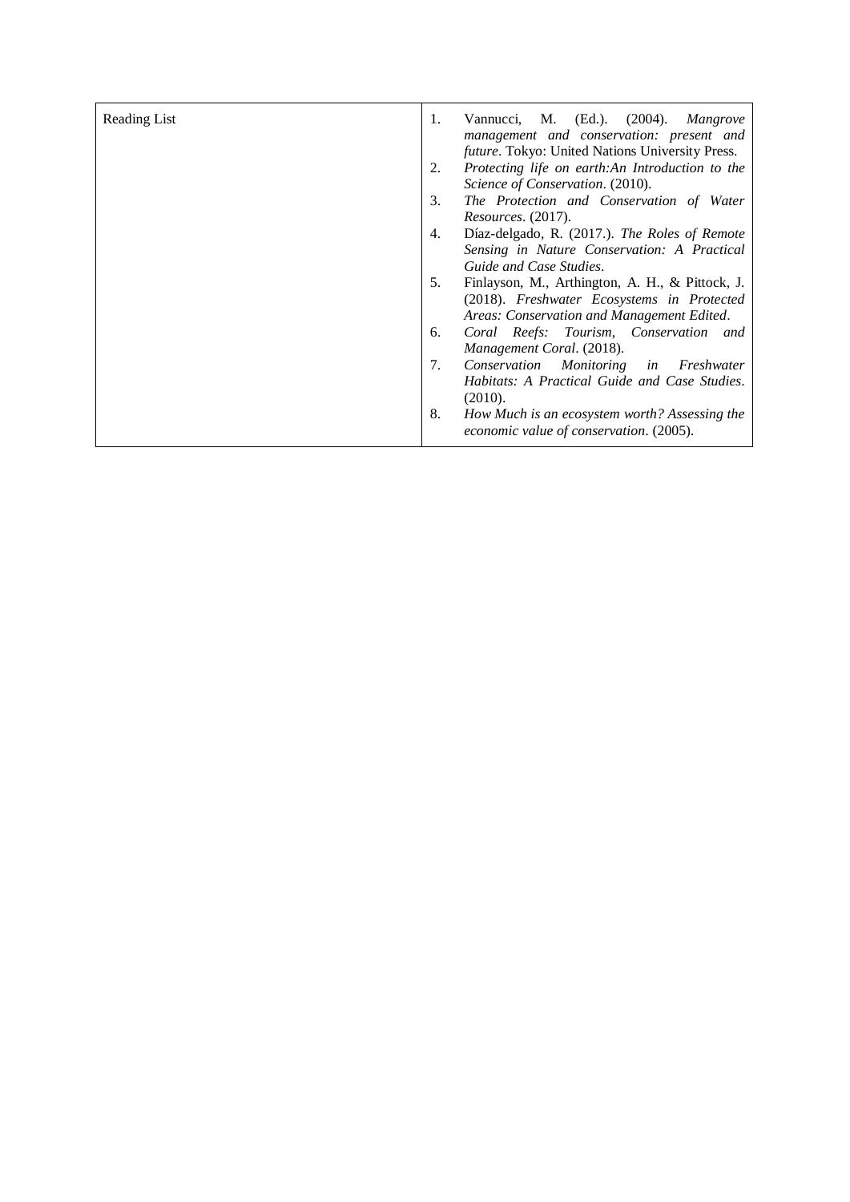| Reading List | 1. Vannucci, M. (Ed.). (2004). *Mangrove management and conservation: present and future*. Tokyo: United Nations University Press.<br>2. *Protecting life on earth:An Introduction to the Science of Conservation*. (2010).<br>3. *The Protection and Conservation of Water Resources*. (2017).<br>4. Díaz-delgado, R. (2017.). *The Roles of Remote Sensing in Nature Conservation: A Practical Guide and Case Studies*.<br>5. Finlayson, M., Arthington, A. H., & Pittock, J. (2018). *Freshwater Ecosystems in Protected Areas: Conservation and Management Edited*.<br>6. *Coral Reefs: Tourism, Conservation and Management Coral*. (2018).<br>7. *Conservation Monitoring in Freshwater Habitats: A Practical Guide and Case Studies*. (2010).<br>8. *How Much is an ecosystem worth? Assessing the economic value of conservation*. (2005). |
|---|---|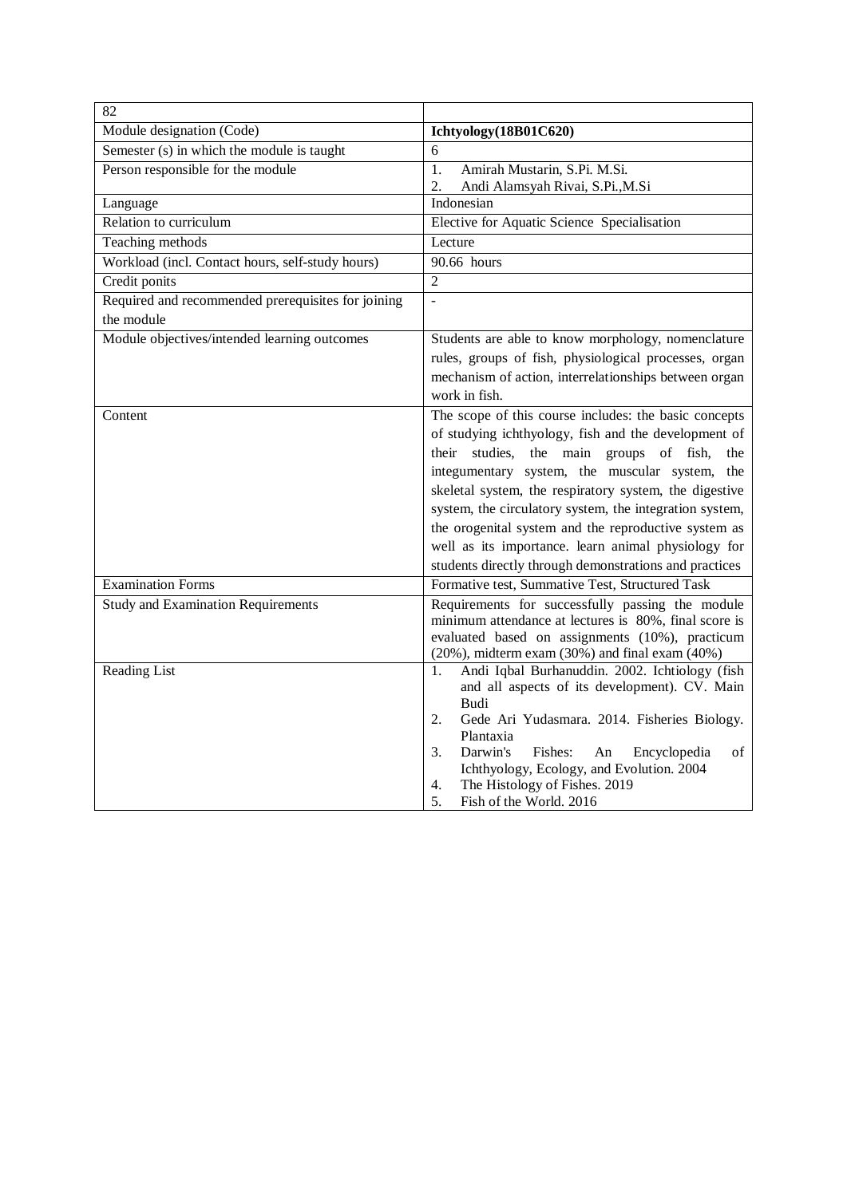| 82 | |
|---|---|
| Module designation (Code) | **Ichtyology(18B01C620)** |
| Semester (s) in which the module is taught | 6 |
| Person responsible for the module | 1. Amirah Mustarin, S.Pi. M.Si.<br>2. Andi Alamsyah Rivai, S.Pi.,M.Si |
| Language | Indonesian |
| Relation to curriculum | Elective for Aquatic Science Specialisation |
| Teaching methods | Lecture |
| Workload (incl. Contact hours, self-study hours) | 90.66 hours |
| Credit ponits | 2 |
| Required and recommended prerequisites for joining the module | - |
| Module objectives/intended learning outcomes | Students are able to know morphology, nomenclature rules, groups of fish, physiological processes, organ mechanism of action, interrelationships between organ work in fish. |
| Content | The scope of this course includes: the basic concepts of studying ichthyology, fish and the development of their studies, the main groups of fish, the integumentary system, the muscular system, the skeletal system, the respiratory system, the digestive system, the circulatory system, the integration system, the orogenital system and the reproductive system as well as its importance. learn animal physiology for students directly through demonstrations and practices |
| Examination Forms | Formative test, Summative Test, Structured Task |
| Study and Examination Requirements | Requirements for successfully passing the module minimum attendance at lectures is 80%, final score is evaluated based on assignments (10%), practicum (20%), midterm exam (30%) and final exam (40%) |
| Reading List | 1. Andi Iqbal Burhanuddin. 2002. Ichtiology (fish and all aspects of its development). CV. Main Budi<br>2. Gede Ari Yudasmara. 2014. Fisheries Biology. Plantaxia<br>3. Darwin's Fishes: An Encyclopedia of Ichthyology, Ecology, and Evolution. 2004<br>4. The Histology of Fishes. 2019<br>5. Fish of the World. 2016 |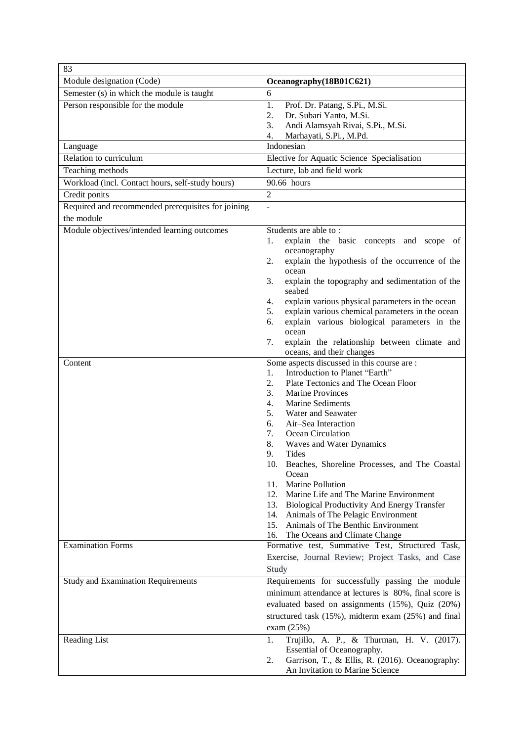| 83 | |
|---|---|
| Module designation (Code) | **Oceanography(18B01C621)** |
| Semester (s) in which the module is taught | 6 |
| Person responsible for the module | 1. Prof. Dr. Patang, S.Pi., M.Si.<br>2. Dr. Subari Yanto, M.Si.<br>3. Andi Alamsyah Rivai, S.Pi., M.Si.<br>4. Marhayati, S.Pi., M.Pd. |
| Language | Indonesian |
| Relation to curriculum | Elective for Aquatic Science Specialisation |
| Teaching methods | Lecture, lab and field work |
| Workload (incl. Contact hours, self-study hours) | 90.66 hours |
| Credit ponits | 2 |
| Required and recommended prerequisites for joining the module | - |
| Module objectives/intended learning outcomes | Students are able to :<br>1. explain the basic concepts and scope of oceanography<br>2. explain the hypothesis of the occurrence of the ocean<br>3. explain the topography and sedimentation of the seabed<br>4. explain various physical parameters in the ocean<br>5. explain various chemical parameters in the ocean<br>6. explain various biological parameters in the ocean<br>7. explain the relationship between climate and oceans, and their changes |
| Content | Some aspects discussed in this course are :<br>1. Introduction to Planet "Earth"<br>2. Plate Tectonics and The Ocean Floor<br>3. Marine Provinces<br>4. Marine Sediments<br>5. Water and Seawater<br>6. Air–Sea Interaction<br>7. Ocean Circulation<br>8. Waves and Water Dynamics<br>9. Tides<br>10. Beaches, Shoreline Processes, and The Coastal Ocean<br>11. Marine Pollution<br>12. Marine Life and The Marine Environment<br>13. Biological Productivity And Energy Transfer<br>14. Animals of The Pelagic Environment<br>15. Animals of The Benthic Environment<br>16. The Oceans and Climate Change |
| Examination Forms | Formative test, Summative Test, Structured Task, Exercise, Journal Review; Project Tasks, and Case Study |
| Study and Examination Requirements | Requirements for successfully passing the module minimum attendance at lectures is 80%, final score is evaluated based on assignments (15%), Quiz (20%) structured task (15%), midterm exam (25%) and final exam (25%) |
| Reading List | 1. Trujillo, A. P., & Thurman, H. V. (2017). Essential of Oceanography.<br>2. Garrison, T., & Ellis, R. (2016). Oceanography: An Invitation to Marine Science |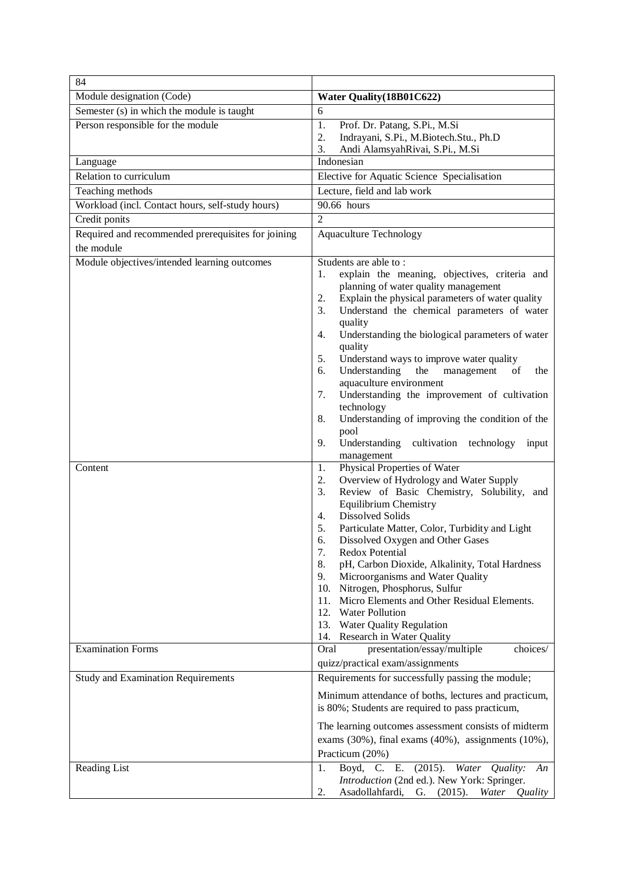| 84 | |
|---|---|
| Module designation (Code) | **Water Quality(18B01C622)** |
| Semester (s) in which the module is taught | 6 |
| Person responsible for the module | 1. Prof. Dr. Patang, S.Pi., M.Si<br>2. Indrayani, S.Pi., M.Biotech.Stu., Ph.D<br>3. Andi AlamsyahRivai, S.Pi., M.Si |
| Language | Indonesian |
| Relation to curriculum | Elective for Aquatic Science Specialisation |
| Teaching methods | Lecture, field and lab work |
| Workload (incl. Contact hours, self-study hours) | 90.66 hours |
| Credit ponits | 2 |
| Required and recommended prerequisites for joining the module | Aquaculture Technology |
| Module objectives/intended learning outcomes | Students are able to :<br>1. explain the meaning, objectives, criteria and planning of water quality management<br>2. Explain the physical parameters of water quality<br>3. Understand the chemical parameters of water quality<br>4. Understanding the biological parameters of water quality<br>5. Understand ways to improve water quality<br>6. Understanding the management of the aquaculture environment<br>7. Understanding the improvement of cultivation technology<br>8. Understanding of improving the condition of the pool<br>9. Understanding cultivation technology input management |
| Content | 1. Physical Properties of Water<br>2. Overview of Hydrology and Water Supply<br>3. Review of Basic Chemistry, Solubility, and Equilibrium Chemistry<br>4. Dissolved Solids<br>5. Particulate Matter, Color, Turbidity and Light<br>6. Dissolved Oxygen and Other Gases<br>7. Redox Potential<br>8. pH, Carbon Dioxide, Alkalinity, Total Hardness<br>9. Microorganisms and Water Quality<br>10. Nitrogen, Phosphorus, Sulfur<br>11. Micro Elements and Other Residual Elements.<br>12. Water Pollution<br>13. Water Quality Regulation<br>14. Research in Water Quality |
| Examination Forms | Oral presentation/essay/multiple choices/ quizz/practical exam/assignments |
| Study and Examination Requirements | Requirements for successfully passing the module;<br><br>Minimum attendance of boths, lectures and practicum, is 80%; Students are required to pass practicum,<br><br>The learning outcomes assessment consists of midterm exams (30%), final exams (40%), assignments (10%), Practicum (20%) |
| Reading List | 1. Boyd, C. E. (2015). *Water Quality: An Introduction* (2nd ed.). New York: Springer.<br>2. Asadollahfardi, G. (2015). *Water Quality* |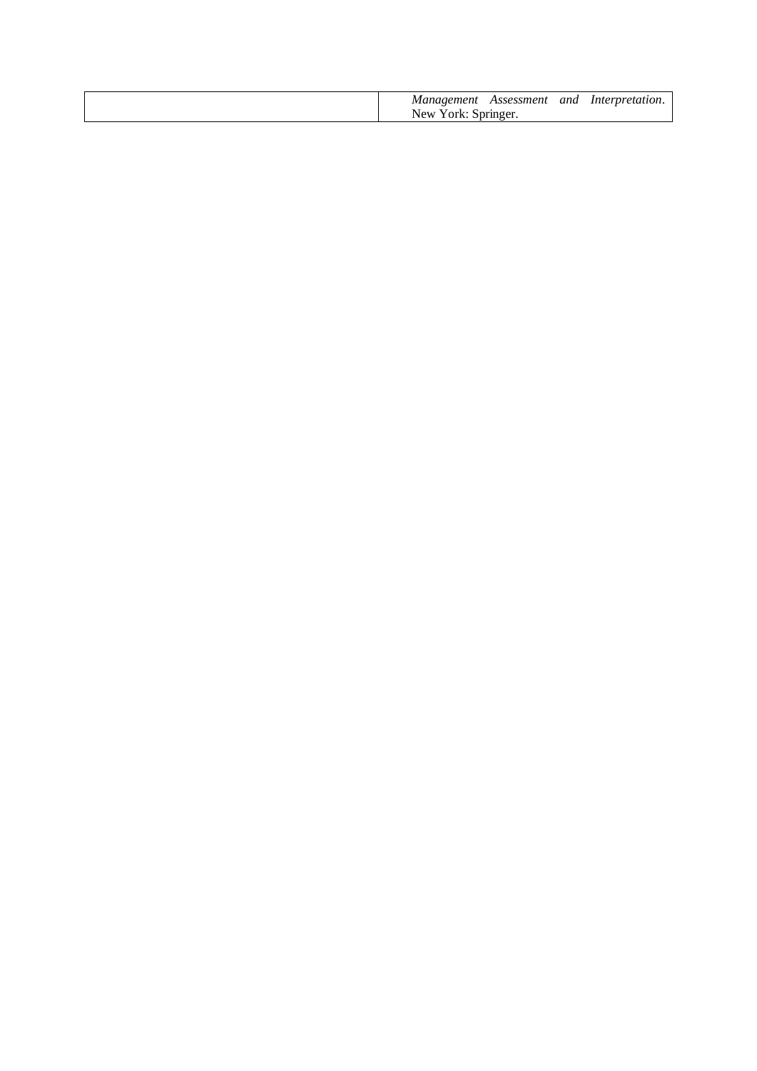| | |
|---|---|
| | *Management Assessment and Interpretation*. New York: Springer. |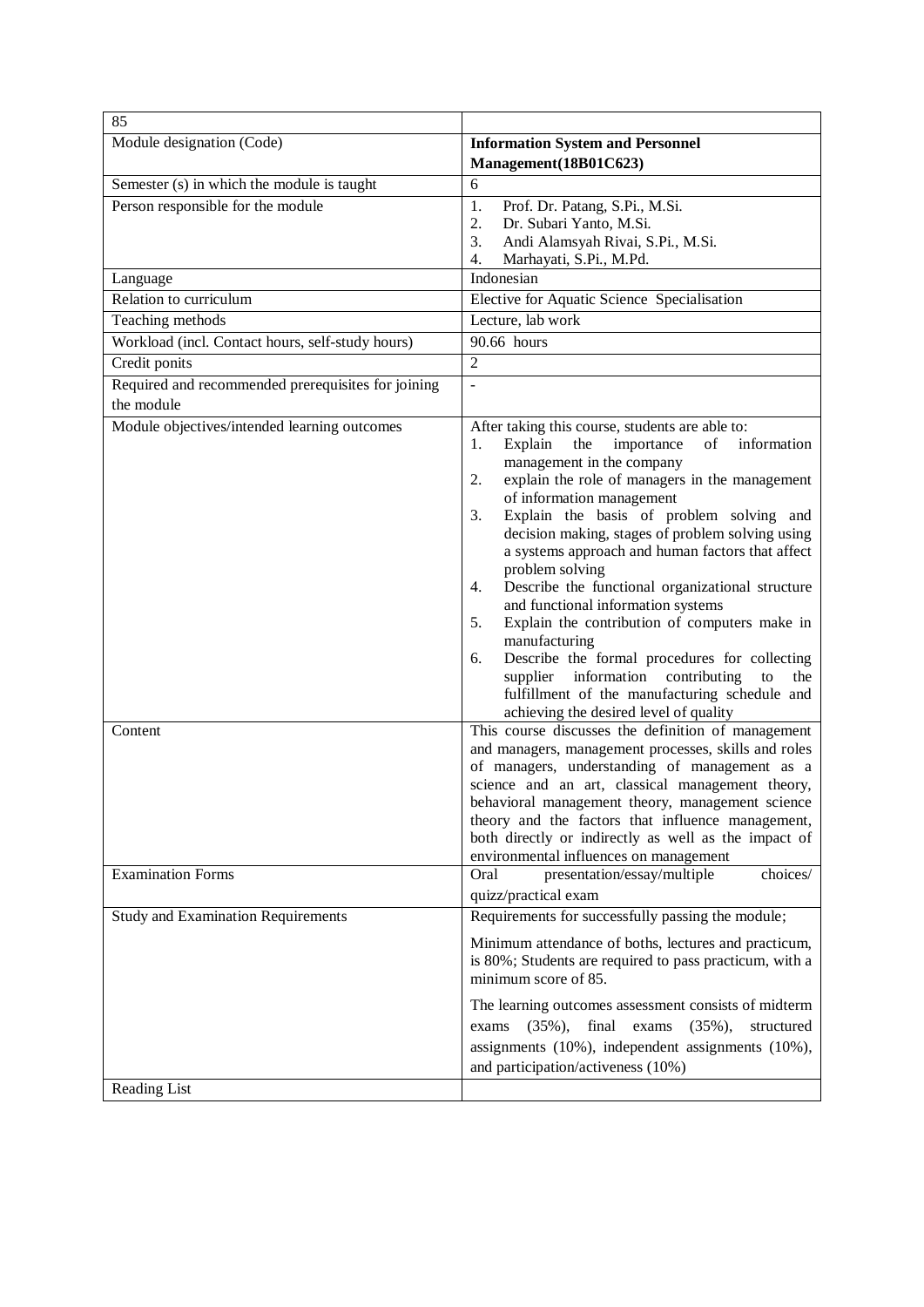| 85 | |
|---|---|
| Module designation (Code) | **Information System and Personnel Management(18B01C623)** |
| Semester (s) in which the module is taught | 6 |
| Person responsible for the module | 1. Prof. Dr. Patang, S.Pi., M.Si.<br>2. Dr. Subari Yanto, M.Si.<br>3. Andi Alamsyah Rivai, S.Pi., M.Si.<br>4. Marhayati, S.Pi., M.Pd. |
| Language | Indonesian |
| Relation to curriculum | Elective for Aquatic Science Specialisation |
| Teaching methods | Lecture, lab work |
| Workload (incl. Contact hours, self-study hours) | 90.66 hours |
| Credit ponits | 2 |
| Required and recommended prerequisites for joining the module | - |
| Module objectives/intended learning outcomes | After taking this course, students are able to:<br>1. Explain the importance of information management in the company<br>2. explain the role of managers in the management of information management<br>3. Explain the basis of problem solving and decision making, stages of problem solving using a systems approach and human factors that affect problem solving<br>4. Describe the functional organizational structure and functional information systems<br>5. Explain the contribution of computers make in manufacturing<br>6. Describe the formal procedures for collecting supplier information contributing to the fulfillment of the manufacturing schedule and achieving the desired level of quality |
| Content | This course discusses the definition of management and managers, management processes, skills and roles of managers, understanding of management as a science and an art, classical management theory, behavioral management theory, management science theory and the factors that influence management, both directly or indirectly as well as the impact of environmental influences on management |
| Examination Forms | Oral presentation/essay/multiple choices/ quizz/practical exam |
| Study and Examination Requirements | Requirements for successfully passing the module;<br><br>Minimum attendance of boths, lectures and practicum, is 80%; Students are required to pass practicum, with a minimum score of 85.<br><br>The learning outcomes assessment consists of midterm exams (35%), final exams (35%), structured assignments (10%), independent assignments (10%), and participation/activeness (10%) |
| Reading List | |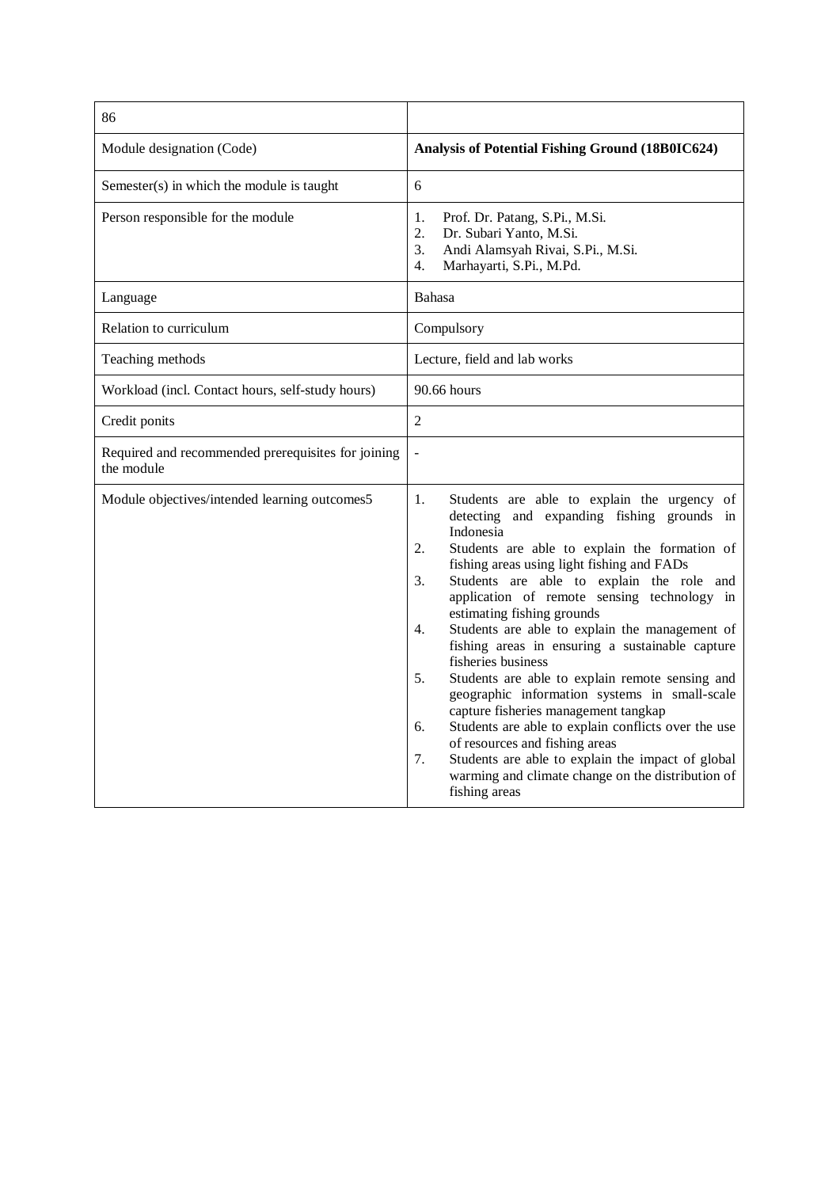| 86 | |
|---|---|
| Module designation (Code) | **Analysis of Potential Fishing Ground (18B0IC624)** |
| Semester(s) in which the module is taught | 6 |
| Person responsible for the module | 1. Prof. Dr. Patang, S.Pi., M.Si.<br>2. Dr. Subari Yanto, M.Si.<br>3. Andi Alamsyah Rivai, S.Pi., M.Si.<br>4. Marhayarti, S.Pi., M.Pd. |
| Language | Bahasa |
| Relation to curriculum | Compulsory |
| Teaching methods | Lecture, field and lab works |
| Workload (incl. Contact hours, self-study hours) | 90.66 hours |
| Credit ponits | 2 |
| Required and recommended prerequisites for joining the module | - |
| Module objectives/intended learning outcomes5 | 1. Students are able to explain the urgency of detecting and expanding fishing grounds in Indonesia<br>2. Students are able to explain the formation of fishing areas using light fishing and FADs<br>3. Students are able to explain the role and application of remote sensing technology in estimating fishing grounds<br>4. Students are able to explain the management of fishing areas in ensuring a sustainable capture fisheries business<br>5. Students are able to explain remote sensing and geographic information systems in small-scale capture fisheries management tangkap<br>6. Students are able to explain conflicts over the use of resources and fishing areas<br>7. Students are able to explain the impact of global warming and climate change on the distribution of fishing areas |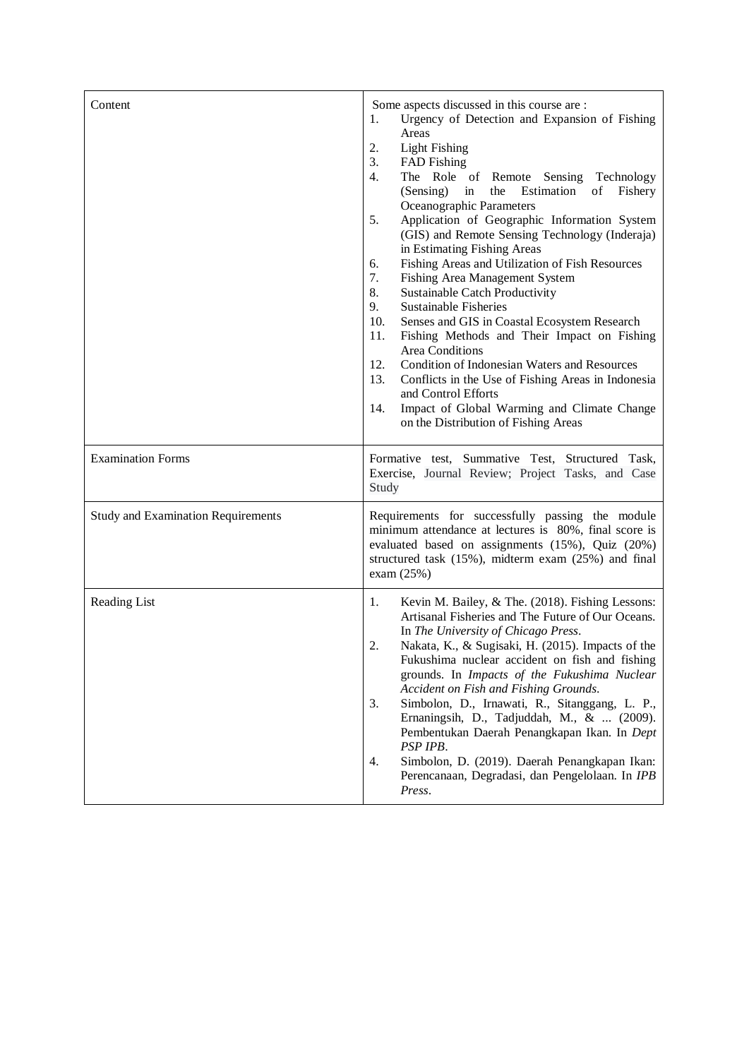| Content | Some aspects discussed in this course are :<br>1. Urgency of Detection and Expansion of Fishing Areas<br>2. Light Fishing<br>3. FAD Fishing<br>4. The Role of Remote Sensing Technology (Sensing) in the Estimation of Fishery Oceanographic Parameters<br>5. Application of Geographic Information System (GIS) and Remote Sensing Technology (Inderaja) in Estimating Fishing Areas<br>6. Fishing Areas and Utilization of Fish Resources<br>7. Fishing Area Management System<br>8. Sustainable Catch Productivity<br>9. Sustainable Fisheries<br>10. Senses and GIS in Coastal Ecosystem Research<br>11. Fishing Methods and Their Impact on Fishing Area Conditions<br>12. Condition of Indonesian Waters and Resources<br>13. Conflicts in the Use of Fishing Areas in Indonesia and Control Efforts<br>14. Impact of Global Warming and Climate Change on the Distribution of Fishing Areas |
|---|---|
| Examination Forms | Formative test, Summative Test, Structured Task, Exercise, Journal Review; Project Tasks, and Case Study |
| Study and Examination Requirements | Requirements for successfully passing the module minimum attendance at lectures is 80%, final score is evaluated based on assignments (15%), Quiz (20%) structured task (15%), midterm exam (25%) and final exam (25%) |
| Reading List | 1. Kevin M. Bailey, & The. (2018). Fishing Lessons: Artisanal Fisheries and The Future of Our Oceans. In *The University of Chicago Press*.<br>2. Nakata, K., & Sugisaki, H. (2015). Impacts of the Fukushima nuclear accident on fish and fishing grounds. In *Impacts of the Fukushima Nuclear Accident on Fish and Fishing Grounds.*<br>3. Simbolon, D., Irnawati, R., Sitanggang, L. P., Ernaningsih, D., Tadjuddah, M., & ... (2009). Pembentukan Daerah Penangkapan Ikan. In *Dept PSP IPB*.<br>4. Simbolon, D. (2019). Daerah Penangkapan Ikan: Perencanaan, Degradasi, dan Pengelolaan. In *IPB Press*. |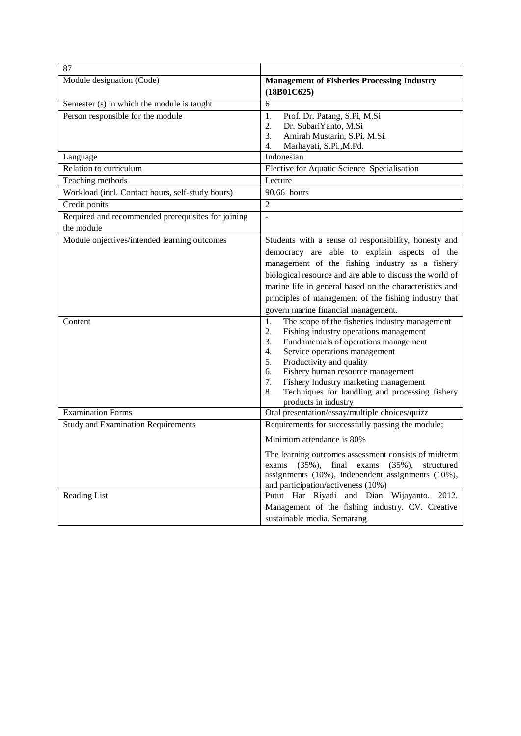| 87 | |
|---|---|
| Module designation (Code) | **Management of Fisheries Processing Industry (18B01C625)** |
| Semester (s) in which the module is taught | 6 |
| Person responsible for the module | 1. Prof. Dr. Patang, S.Pi, M.Si<br>2. Dr. SubariYanto, M.Si<br>3. Amirah Mustarin, S.Pi. M.Si.<br>4. Marhayati, S.Pi.,M.Pd. |
| Language | Indonesian |
| Relation to curriculum | Elective for Aquatic Science Specialisation |
| Teaching methods | Lecture |
| Workload (incl. Contact hours, self-study hours) | 90.66 hours |
| Credit ponits | 2 |
| Required and recommended prerequisites for joining the module | - |
| Module onjectives/intended learning outcomes | Students with a sense of responsibility, honesty and democracy are able to explain aspects of the management of the fishing industry as a fishery biological resource and are able to discuss the world of marine life in general based on the characteristics and principles of management of the fishing industry that govern marine financial management. |
| Content | 1. The scope of the fisheries industry management<br>2. Fishing industry operations management<br>3. Fundamentals of operations management<br>4. Service operations management<br>5. Productivity and quality<br>6. Fishery human resource management<br>7. Fishery Industry marketing management<br>8. Techniques for handling and processing fishery products in industry |
| Examination Forms | Oral presentation/essay/multiple choices/quizz |
| Study and Examination Requirements | Requirements for successfully passing the module;<br>Minimum attendance is 80%<br>The learning outcomes assessment consists of midterm exams (35%), final exams (35%), structured assignments (10%), independent assignments (10%), and participation/activeness (10%) |
| Reading List | Putut Har Riyadi and Dian Wijayanto. 2012. Management of the fishing industry. CV. Creative sustainable media. Semarang |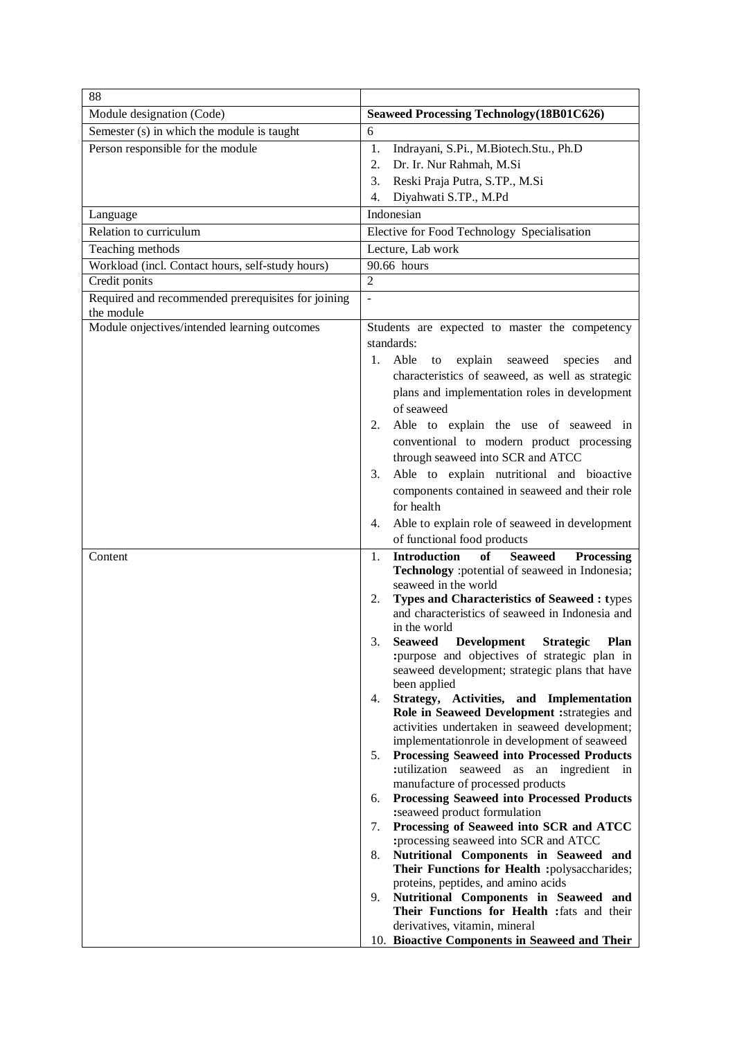| 88 | |
|---|---|
| Module designation (Code) | **Seaweed Processing Technology(18B01C626)** |
| Semester (s) in which the module is taught | 6 |
| Person responsible for the module | 1. Indrayani, S.Pi., M.Biotech.Stu., Ph.D<br>2. Dr. Ir. Nur Rahmah, M.Si<br>3. Reski Praja Putra, S.TP., M.Si<br>4. Diyahwati S.TP., M.Pd |
| Language | Indonesian |
| Relation to curriculum | Elective for Food Technology Specialisation |
| Teaching methods | Lecture, Lab work |
| Workload (incl. Contact hours, self-study hours) | 90.66 hours |
| Credit ponits | 2 |
| Required and recommended prerequisites for joining the module | - |
| Module onjectives/intended learning outcomes | Students are expected to master the competency standards:<br>1. Able to explain seaweed species and characteristics of seaweed, as well as strategic plans and implementation roles in development of seaweed<br>2. Able to explain the use of seaweed in conventional to modern product processing through seaweed into SCR and ATCC<br>3. Able to explain nutritional and bioactive components contained in seaweed and their role for health<br>4. Able to explain role of seaweed in development of functional food products |
| Content | 1. **Introduction of Seaweed Processing Technology** :potential of seaweed in Indonesia; seaweed in the world<br>2. **Types and Characteristics of Seaweed : t**ypes and characteristics of seaweed in Indonesia and in the world<br>3. **Seaweed Development Strategic Plan :**purpose and objectives of strategic plan in seaweed development; strategic plans that have been applied<br>4. **Strategy, Activities, and Implementation Role in Seaweed Development :**strategies and activities undertaken in seaweed development; implementationrole in development of seaweed<br>5. **Processing Seaweed into Processed Products :**utilization seaweed as an ingredient in manufacture of processed products<br>6. **Processing Seaweed into Processed Products :**seaweed product formulation<br>7. **Processing of Seaweed into SCR and ATCC :**processing seaweed into SCR and ATCC<br>8. **Nutritional Components in Seaweed and Their Functions for Health :**polysaccharides; proteins, peptides, and amino acids<br>9. **Nutritional Components in Seaweed and Their Functions for Health :**fats and their derivatives, vitamin, mineral<br>10. **Bioactive Components in Seaweed and Their** |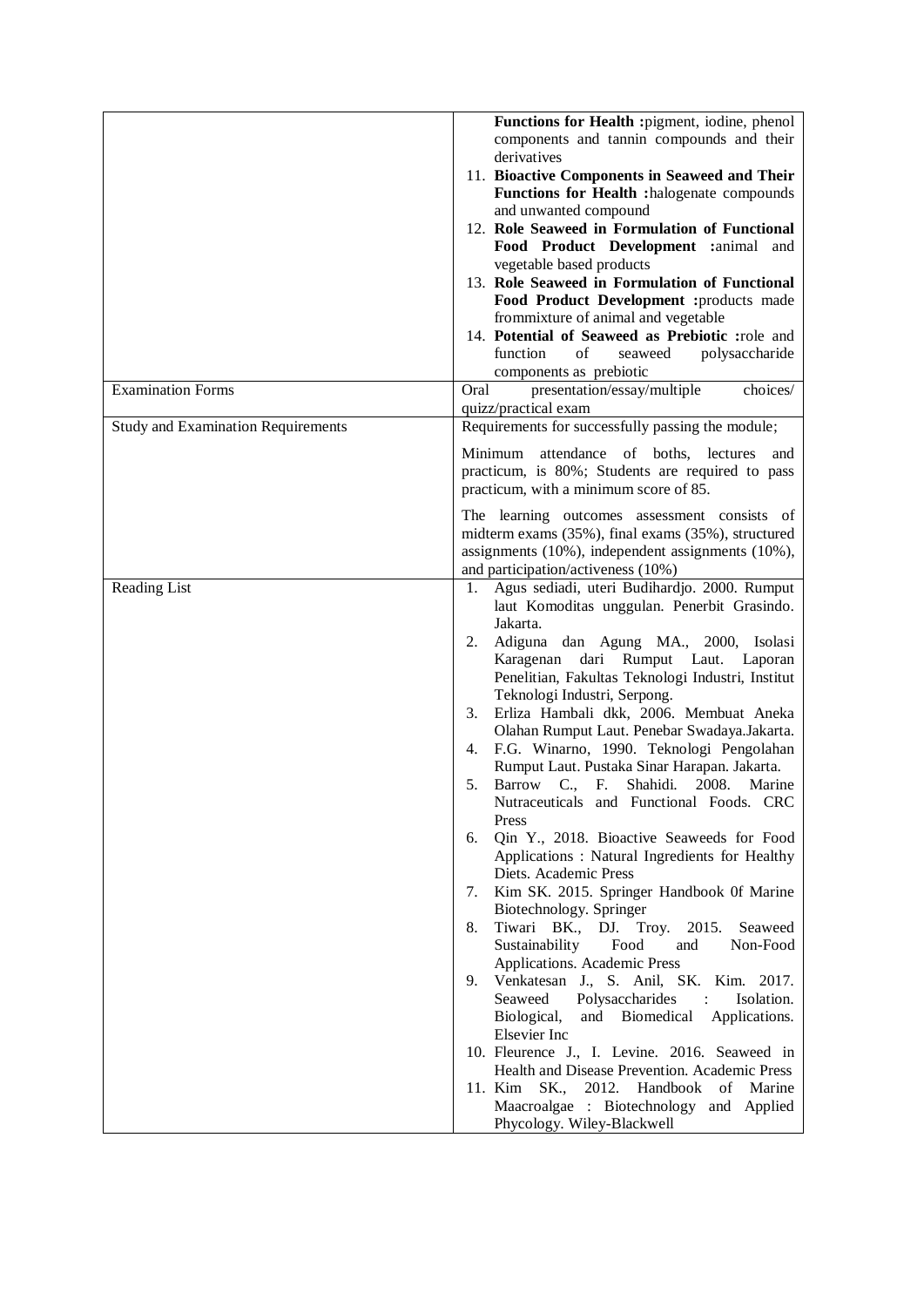| | |
|---|---|
| | **Functions for Health :**pigment, iodine, phenol components and tannin compounds and their derivatives<br>11. **Bioactive Components in Seaweed and Their Functions for Health :**halogenate compounds and unwanted compound<br>12. **Role Seaweed in Formulation of Functional Food Product Development :**animal and vegetable based products<br>13. **Role Seaweed in Formulation of Functional Food Product Development :**products made frommixture of animal and vegetable<br>14. **Potential of Seaweed as Prebiotic :**role and function of seaweed polysaccharide components as prebiotic |
| Examination Forms | Oral presentation/essay/multiple choices/ quizz/practical exam |
| Study and Examination Requirements | Requirements for successfully passing the module;<br><br>Minimum attendance of boths, lectures and practicum, is 80%; Students are required to pass practicum, with a minimum score of 85.<br><br>The learning outcomes assessment consists of midterm exams (35%), final exams (35%), structured assignments (10%), independent assignments (10%), and participation/activeness (10%) |
| Reading List | 1. Agus sediadi, uteri Budihardjo. 2000. Rumput laut Komoditas unggulan. Penerbit Grasindo. Jakarta.<br>2. Adiguna dan Agung MA., 2000, Isolasi Karagenan dari Rumput Laut. Laporan Penelitian, Fakultas Teknologi Industri, Institut Teknologi Industri, Serpong.<br>3. Erliza Hambali dkk, 2006. Membuat Aneka Olahan Rumput Laut. Penebar Swadaya.Jakarta.<br>4. F.G. Winarno, 1990. Teknologi Pengolahan Rumput Laut. Pustaka Sinar Harapan. Jakarta.<br>5. Barrow C., F. Shahidi. 2008. Marine Nutraceuticals and Functional Foods. CRC Press<br>6. Qin Y., 2018. Bioactive Seaweeds for Food Applications : Natural Ingredients for Healthy Diets. Academic Press<br>7. Kim SK. 2015. Springer Handbook 0f Marine Biotechnology. Springer<br>8. Tiwari BK., DJ. Troy. 2015. Seaweed Sustainability Food and Non-Food Applications. Academic Press<br>9. Venkatesan J., S. Anil, SK. Kim. 2017. Seaweed Polysaccharides : Isolation. Biological, and Biomedical Applications. Elsevier Inc<br>10. Fleurence J., I. Levine. 2016. Seaweed in Health and Disease Prevention. Academic Press<br>11. Kim SK., 2012. Handbook of Marine Maacroalgae : Biotechnology and Applied Phycology. Wiley-Blackwell |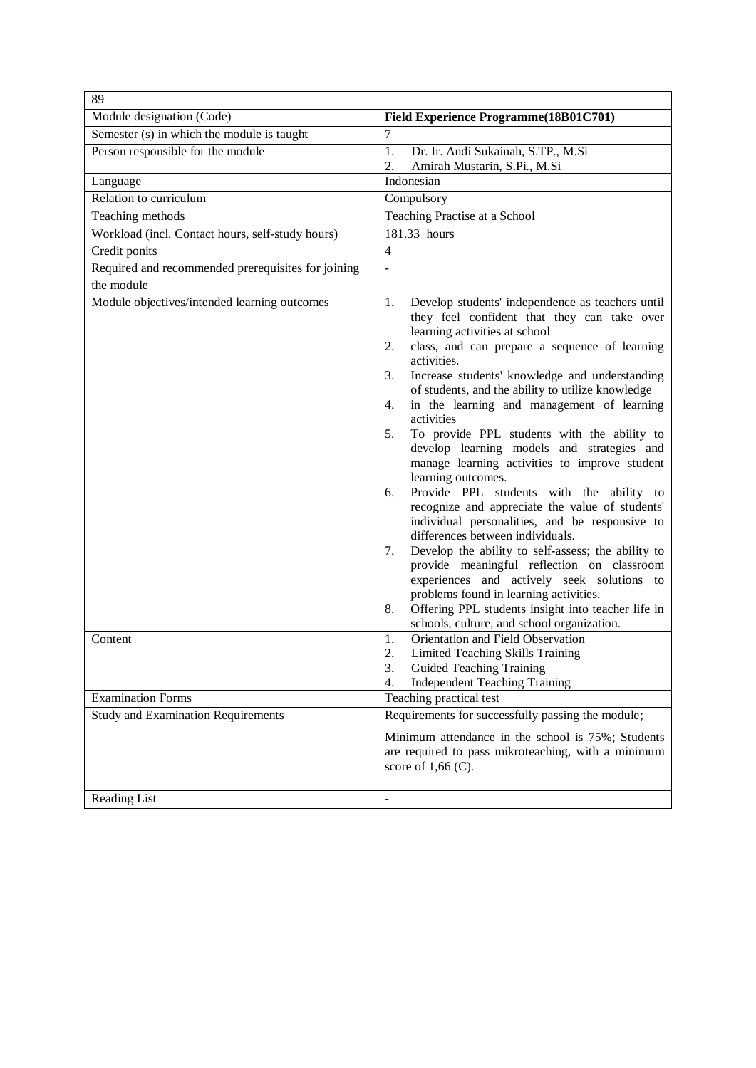| 89 | |
|---|---|
| Module designation (Code) | **Field Experience Programme(18B01C701)** |
| Semester (s) in which the module is taught | 7 |
| Person responsible for the module | 1. Dr. Ir. Andi Sukainah, S.TP., M.Si<br>2. Amirah Mustarin, S.Pi., M.Si |
| Language | Indonesian |
| Relation to curriculum | Compulsory |
| Teaching methods | Teaching Practise at a School |
| Workload (incl. Contact hours, self-study hours) | 181.33 hours |
| Credit ponits | 4 |
| Required and recommended prerequisites for joining the module | - |
| Module objectives/intended learning outcomes | 1. Develop students' independence as teachers until they feel confident that they can take over learning activities at school<br>2. class, and can prepare a sequence of learning activities.<br>3. Increase students' knowledge and understanding of students, and the ability to utilize knowledge<br>4. in the learning and management of learning activities<br>5. To provide PPL students with the ability to develop learning models and strategies and manage learning activities to improve student learning outcomes.<br>6. Provide PPL students with the ability to recognize and appreciate the value of students' individual personalities, and be responsive to differences between individuals.<br>7. Develop the ability to self-assess; the ability to provide meaningful reflection on classroom experiences and actively seek solutions to problems found in learning activities.<br>8. Offering PPL students insight into teacher life in schools, culture, and school organization. |
| Content | 1. Orientation and Field Observation<br>2. Limited Teaching Skills Training<br>3. Guided Teaching Training<br>4. Independent Teaching Training |
| Examination Forms | Teaching practical test |
| Study and Examination Requirements | Requirements for successfully passing the module;<br><br>Minimum attendance in the school is 75%; Students are required to pass mikroteaching, with a minimum score of 1,66 (C). |
| Reading List | - |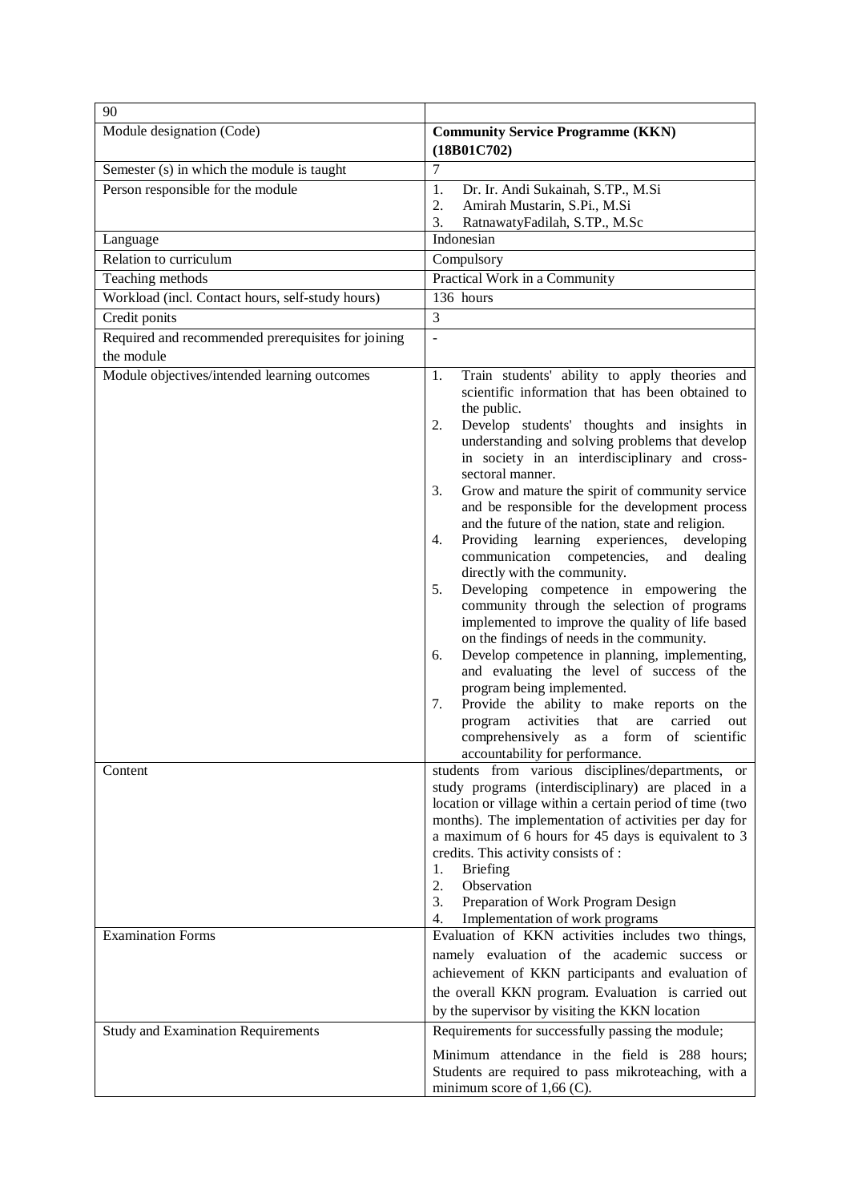| 90 | |
|---|---|
| Module designation (Code) | **Community Service Programme (KKN) (18B01C702)** |
| Semester (s) in which the module is taught | 7 |
| Person responsible for the module | 1. Dr. Ir. Andi Sukainah, S.TP., M.Si<br>2. Amirah Mustarin, S.Pi., M.Si<br>3. RatnawatyFadilah, S.TP., M.Sc |
| Language | Indonesian |
| Relation to curriculum | Compulsory |
| Teaching methods | Practical Work in a Community |
| Workload (incl. Contact hours, self-study hours) | 136 hours |
| Credit ponits | 3 |
| Required and recommended prerequisites for joining the module | - |
| Module objectives/intended learning outcomes | 1. Train students' ability to apply theories and scientific information that has been obtained to the public.<br>2. Develop students' thoughts and insights in understanding and solving problems that develop in society in an interdisciplinary and cross-sectoral manner.<br>3. Grow and mature the spirit of community service and be responsible for the development process and the future of the nation, state and religion.<br>4. Providing learning experiences, developing communication competencies, and dealing directly with the community.<br>5. Developing competence in empowering the community through the selection of programs implemented to improve the quality of life based on the findings of needs in the community.<br>6. Develop competence in planning, implementing, and evaluating the level of success of the program being implemented.<br>7. Provide the ability to make reports on the program activities that are carried out comprehensively as a form of scientific accountability for performance. |
| Content | students from various disciplines/departments, or study programs (interdisciplinary) are placed in a location or village within a certain period of time (two months). The implementation of activities per day for a maximum of 6 hours for 45 days is equivalent to 3 credits. This activity consists of :<br>1. Briefing<br>2. Observation<br>3. Preparation of Work Program Design<br>4. Implementation of work programs |
| Examination Forms | Evaluation of KKN activities includes two things, namely evaluation of the academic success or achievement of KKN participants and evaluation of the overall KKN program. Evaluation is carried out by the supervisor by visiting the KKN location |
| Study and Examination Requirements | Requirements for successfully passing the module;<br><br>Minimum attendance in the field is 288 hours; Students are required to pass mikroteaching, with a minimum score of 1,66 (C). |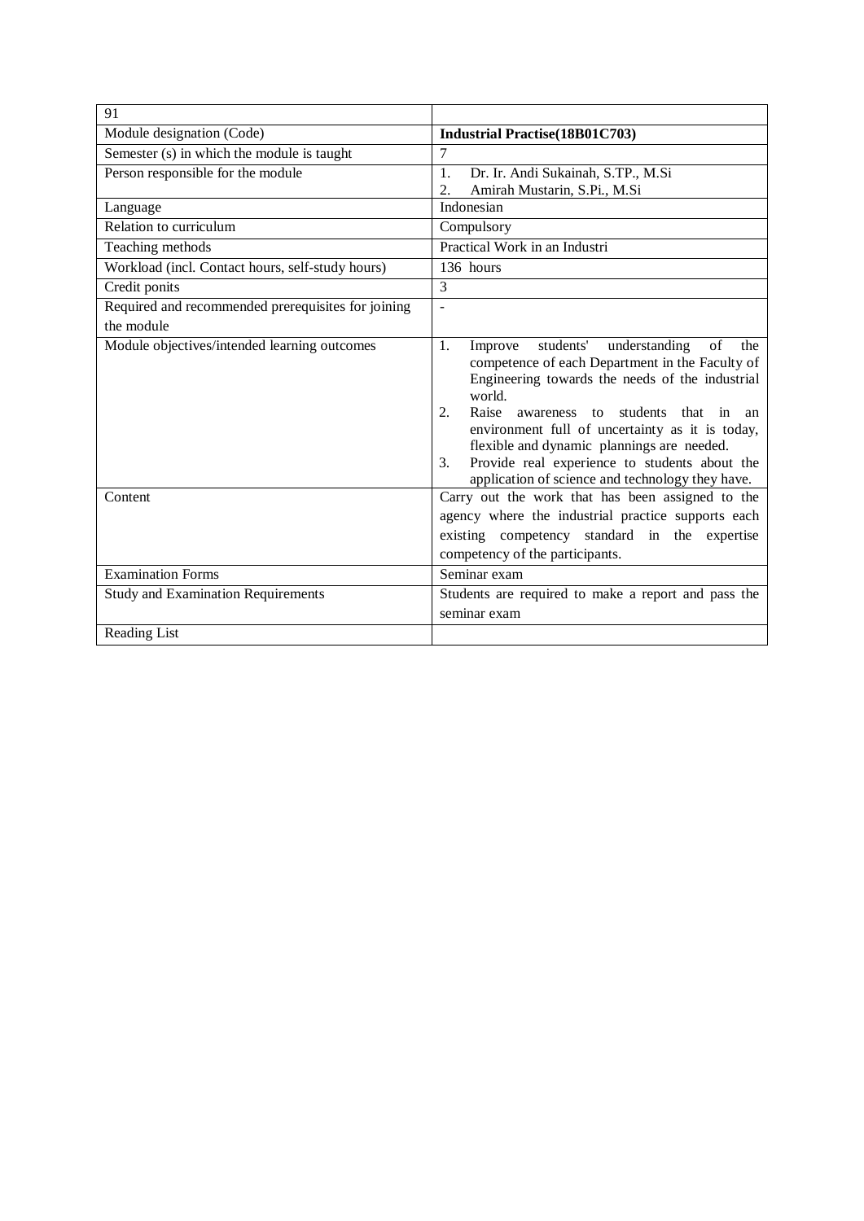| 91 | |
|---|---|
| Module designation (Code) | **Industrial Practise(18B01C703)** |
| Semester (s) in which the module is taught | 7 |
| Person responsible for the module | 1. Dr. Ir. Andi Sukainah, S.TP., M.Si<br>2. Amirah Mustarin, S.Pi., M.Si |
| Language | Indonesian |
| Relation to curriculum | Compulsory |
| Teaching methods | Practical Work in an Industri |
| Workload (incl. Contact hours, self-study hours) | 136 hours |
| Credit ponits | 3 |
| Required and recommended prerequisites for joining the module | - |
| Module objectives/intended learning outcomes | 1. Improve students' understanding of the competence of each Department in the Faculty of Engineering towards the needs of the industrial world.<br>2. Raise awareness to students that in an environment full of uncertainty as it is today, flexible and dynamic plannings are needed.<br>3. Provide real experience to students about the application of science and technology they have. |
| Content | Carry out the work that has been assigned to the agency where the industrial practice supports each existing competency standard in the expertise competency of the participants. |
| Examination Forms | Seminar exam |
| Study and Examination Requirements | Students are required to make a report and pass the seminar exam |
| Reading List | |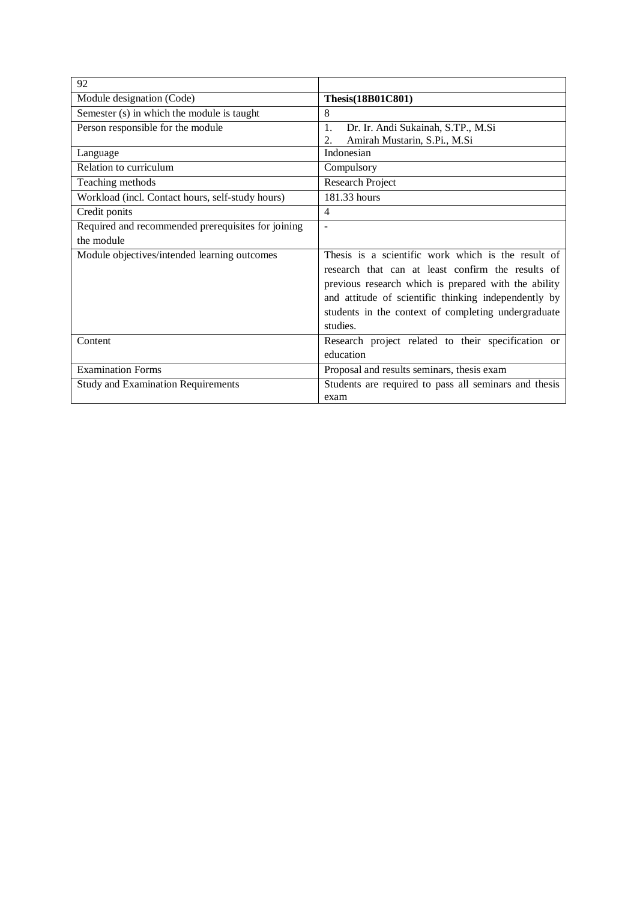| 92 | |
|---|---|
| Module designation (Code) | **Thesis(18B01C801)** |
| Semester (s) in which the module is taught | 8 |
| Person responsible for the module | 1. Dr. Ir. Andi Sukainah, S.TP., M.Si<br>2. Amirah Mustarin, S.Pi., M.Si |
| Language | Indonesian |
| Relation to curriculum | Compulsory |
| Teaching methods | Research Project |
| Workload (incl. Contact hours, self-study hours) | 181.33 hours |
| Credit ponits | 4 |
| Required and recommended prerequisites for joining the module | - |
| Module objectives/intended learning outcomes | Thesis is a scientific work which is the result of research that can at least confirm the results of previous research which is prepared with the ability and attitude of scientific thinking independently by students in the context of completing undergraduate studies. |
| Content | Research project related to their specification or education |
| Examination Forms | Proposal and results seminars, thesis exam |
| Study and Examination Requirements | Students are required to pass all seminars and thesis exam |